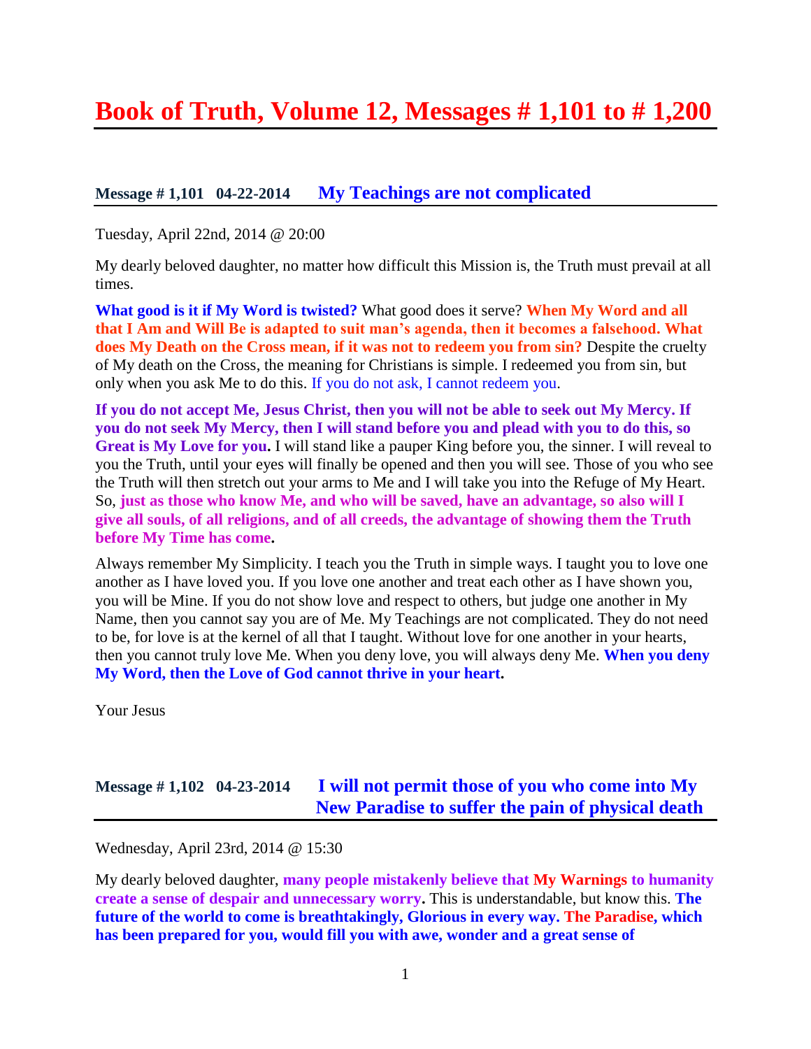# Book of Truth, Volume 12, Messages # 1,101 to # 1,200

## Message # 1,101 04-22-2014 My Teachings are not complicated

Tuesday, April 22nd, 2014 @ 20:00

My dearly beloved daughter, no matter how difficult this Mission is, the Truth must prevail at all times.

**What good is it if My Word is twisted?** What good does it serve? **When My Word and all that I Am and Will Be is adapted to suit man's agenda, then it becomes a falsehood. What does My Death on the Cross mean, if it was not to redeem you from sin?** Despite the cruelty of My death on the Cross, the meaning for Christians is simple. I redeemed you from sin, but only when you ask Me to do this. If you do not ask, I cannot redeem you.

**If you do not accept Me, Jesus Christ, then you will not be able to seek out My Mercy. If you do not seek My Mercy, then I will stand before you and plead with you to do this, so Great is My Love for you.** I will stand like a pauper King before you, the sinner. I will reveal to you the Truth, until your eyes will finally be opened and then you will see. Those of you who see the Truth will then stretch out your arms to Me and I will take you into the Refuge of My Heart. So, **just as those who know Me, and who will be saved, have an advantage, so also will I give all souls, of all religions, and of all creeds, the advantage of showing them the Truth before My Time has come.**

Always remember My Simplicity. I teach you the Truth in simple ways. I taught you to love one another as I have loved you. If you love one another and treat each other as I have shown you, you will be Mine. If you do not show love and respect to others, but judge one another in My Name, then you cannot say you are of Me. My Teachings are not complicated. They do not need to be, for love is at the kernel of all that I taught. Without love for one another in your hearts, then you cannot truly love Me. When you deny love, you will always deny Me. **When you deny My Word, then the Love of God cannot thrive in your heart.**

Your Jesus

## Message # 1,102 04-23-2014 I will not permit those of you who come into My New Paradise to suffer the pain of physical death

Wednesday, April 23rd, 2014 @ 15:30

My dearly beloved daughter, **many people mistakenly believe that My Warnings to humanity create a sense of despair and unnecessary worry.** This is understandable, but know this. **The future of the world to come is breathtakingly, Glorious in every way. The Paradise, which has been prepared for you, would fill you with awe, wonder and a great sense of**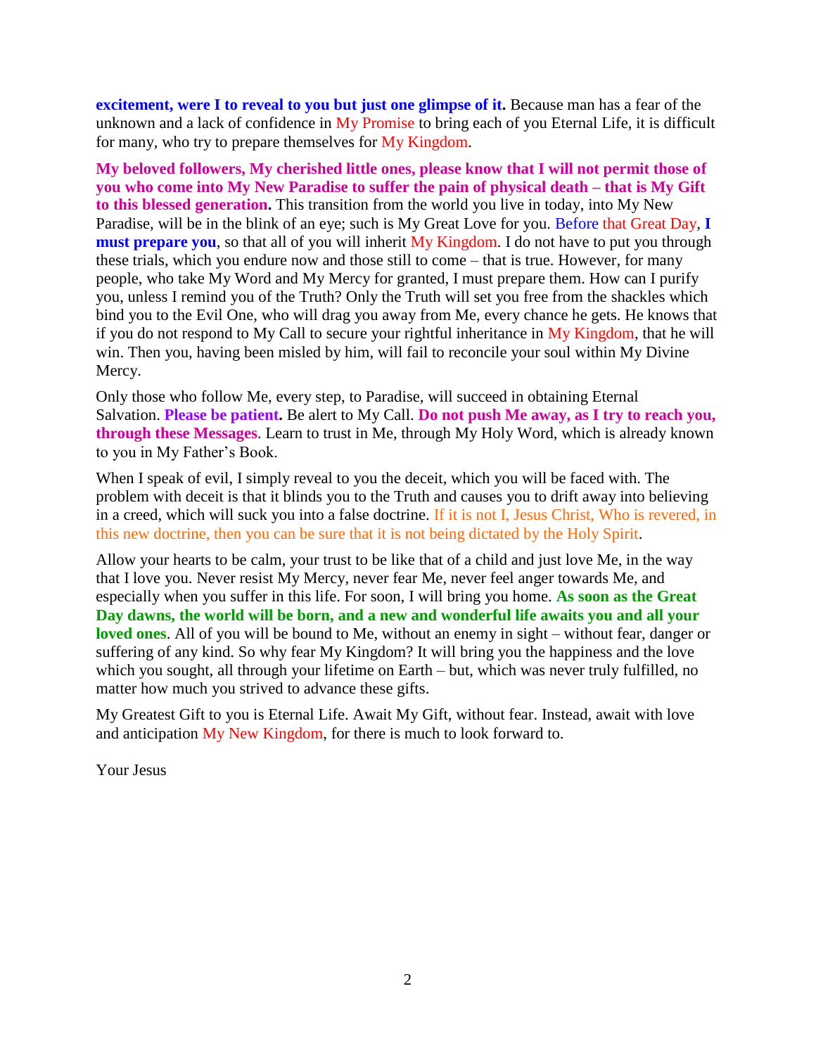**excitement, were I to reveal to you but just one glimpse of it.** Because man has a fear of the unknown and a lack of confidence in My Promise to bring each of you Eternal Life, it is difficult for many, who try to prepare themselves for My Kingdom.

**My beloved followers, My cherished little ones, please know that I will not permit those of you who come into My New Paradise to suffer the pain of physical death – that is My Gift to this blessed generation.** This transition from the world you live in today, into My New Paradise, will be in the blink of an eye; such is My Great Love for you. Before that Great Day, **I must prepare you**, so that all of you will inherit My Kingdom. I do not have to put you through these trials, which you endure now and those still to come – that is true. However, for many people, who take My Word and My Mercy for granted, I must prepare them. How can I purify you, unless I remind you of the Truth? Only the Truth will set you free from the shackles which bind you to the Evil One, who will drag you away from Me, every chance he gets. He knows that if you do not respond to My Call to secure your rightful inheritance in My Kingdom, that he will win. Then you, having been misled by him, will fail to reconcile your soul within My Divine Mercy.

Only those who follow Me, every step, to Paradise, will succeed in obtaining Eternal Salvation. **Please be patient.** Be alert to My Call. **Do not push Me away, as I try to reach you, through these Messages**. Learn to trust in Me, through My Holy Word, which is already known to you in My Father's Book.

When I speak of evil, I simply reveal to you the deceit, which you will be faced with. The problem with deceit is that it blinds you to the Truth and causes you to drift away into believing in a creed, which will suck you into a false doctrine. If it is not I, Jesus Christ, Who is revered, in this new doctrine, then you can be sure that it is not being dictated by the Holy Spirit.

Allow your hearts to be calm, your trust to be like that of a child and just love Me, in the way that I love you. Never resist My Mercy, never fear Me, never feel anger towards Me, and especially when you suffer in this life. For soon, I will bring you home. **As soon as the Great Day dawns, the world will be born, and a new and wonderful life awaits you and all your loved ones**. All of you will be bound to Me, without an enemy in sight – without fear, danger or suffering of any kind. So why fear My Kingdom? It will bring you the happiness and the love which you sought, all through your lifetime on Earth – but, which was never truly fulfilled, no matter how much you strived to advance these gifts.

My Greatest Gift to you is Eternal Life. Await My Gift, without fear. Instead, await with love and anticipation My New Kingdom, for there is much to look forward to.

Your Jesus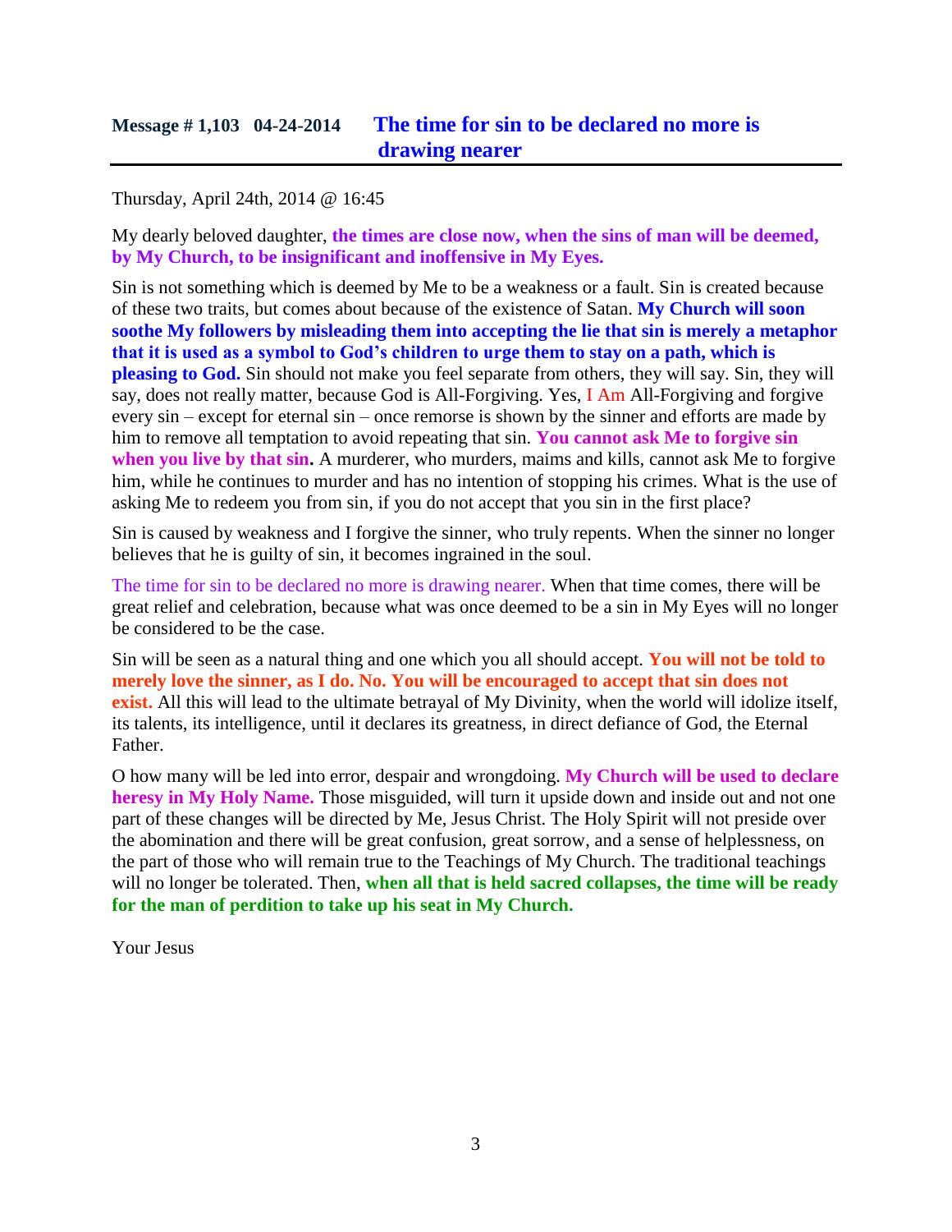## Message # 1,103 04-24-2014 The time for sin to be declared no more is drawing nearer

Thursday, April 24th, 2014 @ 16:45

My dearly beloved daughter, **the times are close now, when the sins of man will be deemed, by My Church, to be insignificant and inoffensive in My Eyes.**

Sin is not something which is deemed by Me to be a weakness or a fault. Sin is created because of these two traits, but comes about because of the existence of Satan. **My Church will soon soothe My followers by misleading them into accepting the lie that sin is merely a metaphor that it is used as a symbol to God's children to urge them to stay on a path, which is pleasing to God.** Sin should not make you feel separate from others, they will say. Sin, they will say, does not really matter, because God is All-Forgiving. Yes, I Am All-Forgiving and forgive every sin – except for eternal sin – once remorse is shown by the sinner and efforts are made by him to remove all temptation to avoid repeating that sin. **You cannot ask Me to forgive sin when you live by that sin.** A murderer, who murders, maims and kills, cannot ask Me to forgive him, while he continues to murder and has no intention of stopping his crimes. What is the use of asking Me to redeem you from sin, if you do not accept that you sin in the first place?

Sin is caused by weakness and I forgive the sinner, who truly repents. When the sinner no longer believes that he is guilty of sin, it becomes ingrained in the soul.

The time for sin to be declared no more is drawing nearer. When that time comes, there will be great relief and celebration, because what was once deemed to be a sin in My Eyes will no longer be considered to be the case.

Sin will be seen as a natural thing and one which you all should accept. **You will not be told to merely love the sinner, as I do. No. You will be encouraged to accept that sin does not exist.** All this will lead to the ultimate betrayal of My Divinity, when the world will idolize itself, its talents, its intelligence, until it declares its greatness, in direct defiance of God, the Eternal Father.

O how many will be led into error, despair and wrongdoing. **My Church will be used to declare heresy in My Holy Name.** Those misguided, will turn it upside down and inside out and not one part of these changes will be directed by Me, Jesus Christ. The Holy Spirit will not preside over the abomination and there will be great confusion, great sorrow, and a sense of helplessness, on the part of those who will remain true to the Teachings of My Church. The traditional teachings will no longer be tolerated. Then, **when all that is held sacred collapses, the time will be ready for the man of perdition to take up his seat in My Church.**

Your Jesus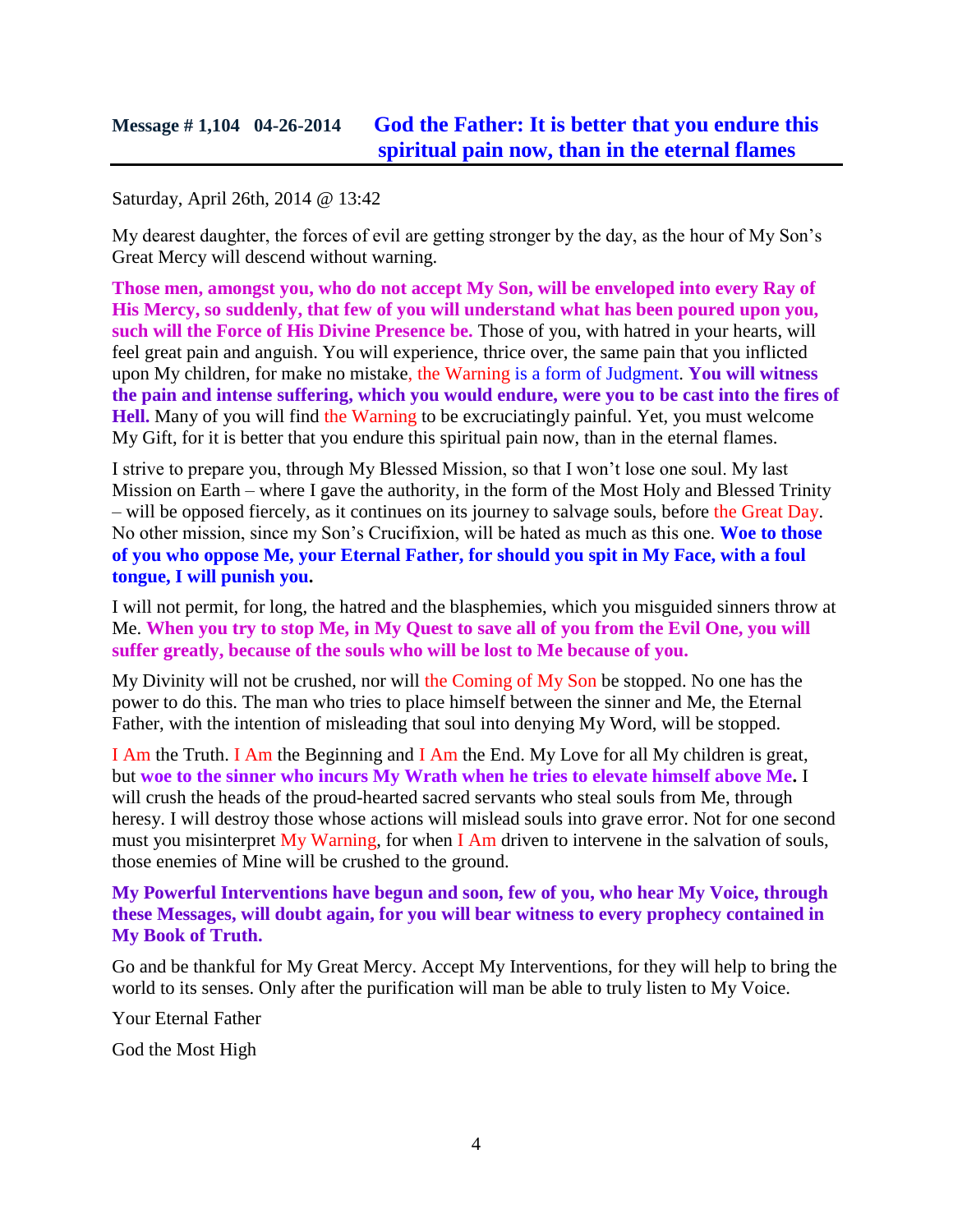## Message # 1,104 04-26-2014 God the Father: It is better that you endure this spiritual pain now, than in the eternal flames

Saturday, April 26th, 2014 @ 13:42

My dearest daughter, the forces of evil are getting stronger by the day, as the hour of My Son's Great Mercy will descend without warning.

**Those men, amongst you, who do not accept My Son, will be enveloped into every Ray of His Mercy, so suddenly, that few of you will understand what has been poured upon you, such will the Force of His Divine Presence be.** Those of you, with hatred in your hearts, will feel great pain and anguish. You will experience, thrice over, the same pain that you inflicted upon My children, for make no mistake, the Warning is a form of Judgment. **You will witness the pain and intense suffering, which you would endure, were you to be cast into the fires of Hell.** Many of you will find the Warning to be excruciatingly painful. Yet, you must welcome My Gift, for it is better that you endure this spiritual pain now, than in the eternal flames.

I strive to prepare you, through My Blessed Mission, so that I won't lose one soul. My last Mission on Earth – where I gave the authority, in the form of the Most Holy and Blessed Trinity – will be opposed fiercely, as it continues on its journey to salvage souls, before the Great Day. No other mission, since my Son's Crucifixion, will be hated as much as this one. **Woe to those of you who oppose Me, your Eternal Father, for should you spit in My Face, with a foul tongue, I will punish you.**

I will not permit, for long, the hatred and the blasphemies, which you misguided sinners throw at Me. **When you try to stop Me, in My Quest to save all of you from the Evil One, you will suffer greatly, because of the souls who will be lost to Me because of you.**

My Divinity will not be crushed, nor will the Coming of My Son be stopped. No one has the power to do this. The man who tries to place himself between the sinner and Me, the Eternal Father, with the intention of misleading that soul into denying My Word, will be stopped.

I Am the Truth. I Am the Beginning and I Am the End. My Love for all My children is great, but **woe to the sinner who incurs My Wrath when he tries to elevate himself above Me.** I will crush the heads of the proud-hearted sacred servants who steal souls from Me, through heresy. I will destroy those whose actions will mislead souls into grave error. Not for one second must you misinterpret My Warning, for when I Am driven to intervene in the salvation of souls, those enemies of Mine will be crushed to the ground.

**My Powerful Interventions have begun and soon, few of you, who hear My Voice, through these Messages, will doubt again, for you will bear witness to every prophecy contained in My Book of Truth.**

Go and be thankful for My Great Mercy. Accept My Interventions, for they will help to bring the world to its senses. Only after the purification will man be able to truly listen to My Voice.

Your Eternal Father

God the Most High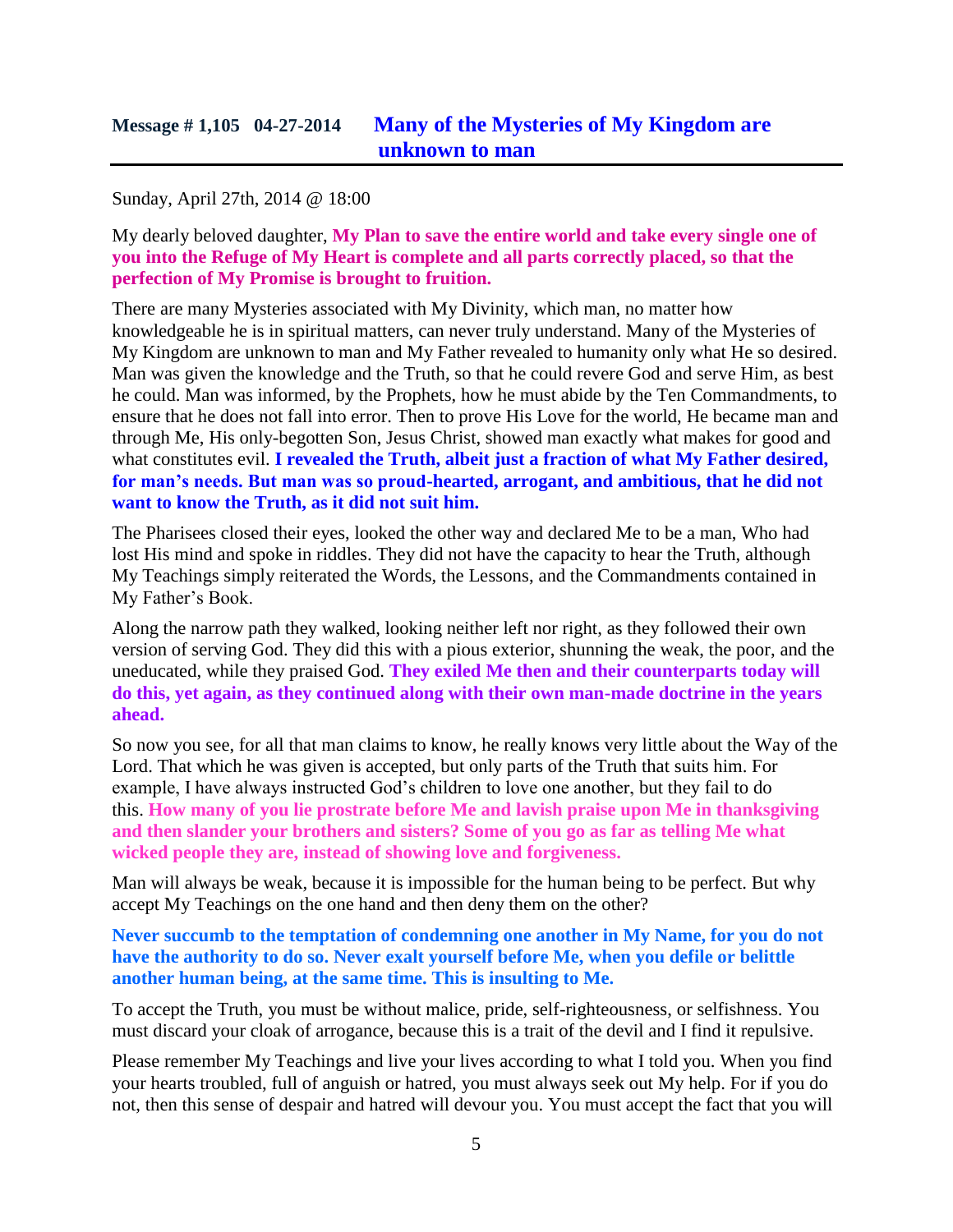## Message # 1,105 04-27-2014 **Many of the Mysteries of My Kingdom are unknown to man**

Sunday, April 27th, 2014 @ 18:00

My dearly beloved daughter, **My Plan to save the entire world and take every single one of you into the Refuge of My Heart is complete and all parts correctly placed, so that the perfection of My Promise is brought to fruition.**

There are many Mysteries associated with My Divinity, which man, no matter how knowledgeable he is in spiritual matters, can never truly understand. Many of the Mysteries of My Kingdom are unknown to man and My Father revealed to humanity only what He so desired. Man was given the knowledge and the Truth, so that he could revere God and serve Him, as best he could. Man was informed, by the Prophets, how he must abide by the Ten Commandments, to ensure that he does not fall into error. Then to prove His Love for the world, He became man and through Me, His only-begotten Son, Jesus Christ, showed man exactly what makes for good and what constitutes evil. **I revealed the Truth, albeit just a fraction of what My Father desired, for man's needs. But man was so proud-hearted, arrogant, and ambitious, that he did not want to know the Truth, as it did not suit him.**

The Pharisees closed their eyes, looked the other way and declared Me to be a man, Who had lost His mind and spoke in riddles. They did not have the capacity to hear the Truth, although My Teachings simply reiterated the Words, the Lessons, and the Commandments contained in My Father's Book.

Along the narrow path they walked, looking neither left nor right, as they followed their own version of serving God. They did this with a pious exterior, shunning the weak, the poor, and the uneducated, while they praised God. **They exiled Me then and their counterparts today will do this, yet again, as they continued along with their own man-made doctrine in the years ahead.**

So now you see, for all that man claims to know, he really knows very little about the Way of the Lord. That which he was given is accepted, but only parts of the Truth that suits him. For example, I have always instructed God's children to love one another, but they fail to do this. **How many of you lie prostrate before Me and lavish praise upon Me in thanksgiving and then slander your brothers and sisters? Some of you go as far as telling Me what wicked people they are, instead of showing love and forgiveness.**

Man will always be weak, because it is impossible for the human being to be perfect. But why accept My Teachings on the one hand and then deny them on the other?

**Never succumb to the temptation of condemning one another in My Name, for you do not have the authority to do so. Never exalt yourself before Me, when you defile or belittle another human being, at the same time. This is insulting to Me.**

To accept the Truth, you must be without malice, pride, self-righteousness, or selfishness. You must discard your cloak of arrogance, because this is a trait of the devil and I find it repulsive.

Please remember My Teachings and live your lives according to what I told you. When you find your hearts troubled, full of anguish or hatred, you must always seek out My help. For if you do not, then this sense of despair and hatred will devour you. You must accept the fact that you will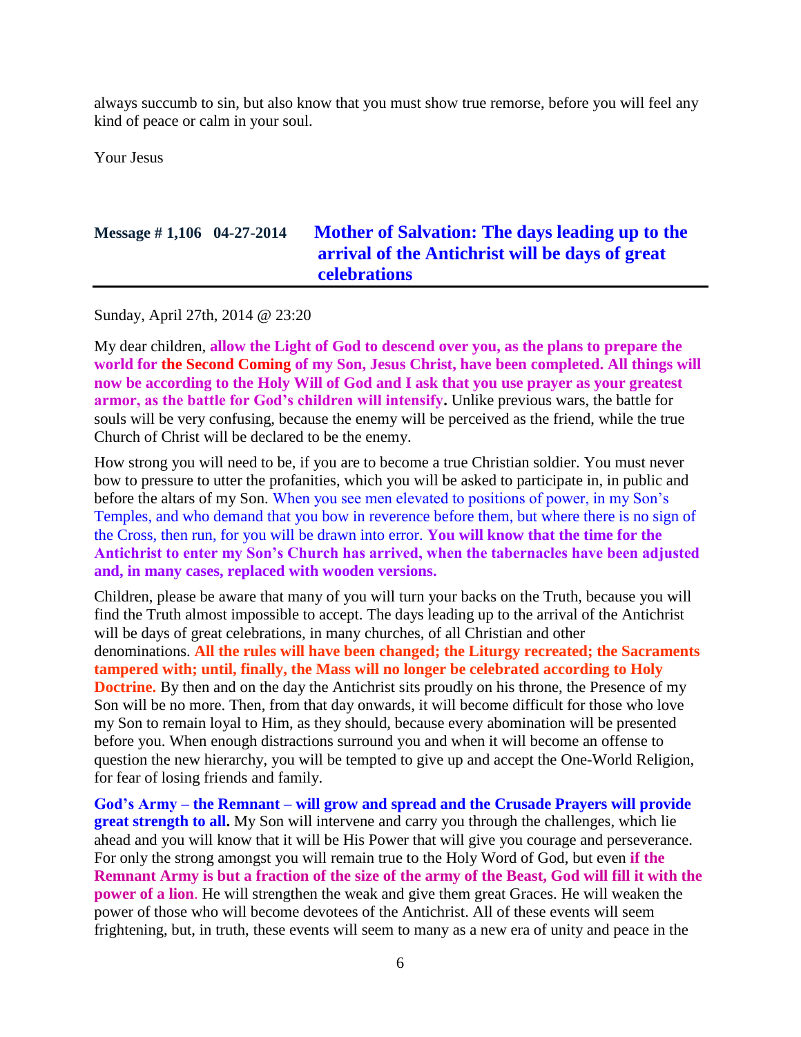always succumb to sin, but also know that you must show true remorse, before you will feel any kind of peace or calm in your soul.

Your Jesus

## Message # 1,106 04-27-2014 Mother of Salvation: The days leading up to the arrival of the Antichrist will be days of great celebrations

Sunday, April 27th, 2014 @ 23:20

My dear children, **allow the Light of God to descend over you, as the plans to prepare the world for the Second Coming of my Son, Jesus Christ, have been completed. All things will now be according to the Holy Will of God and I ask that you use prayer as your greatest armor, as the battle for God's children will intensify.** Unlike previous wars, the battle for souls will be very confusing, because the enemy will be perceived as the friend, while the true Church of Christ will be declared to be the enemy.

How strong you will need to be, if you are to become a true Christian soldier. You must never bow to pressure to utter the profanities, which you will be asked to participate in, in public and before the altars of my Son. When you see men elevated to positions of power, in my Son's Temples, and who demand that you bow in reverence before them, but where there is no sign of the Cross, then run, for you will be drawn into error. **You will know that the time for the Antichrist to enter my Son's Church has arrived, when the tabernacles have been adjusted and, in many cases, replaced with wooden versions.**

Children, please be aware that many of you will turn your backs on the Truth, because you will find the Truth almost impossible to accept. The days leading up to the arrival of the Antichrist will be days of great celebrations, in many churches, of all Christian and other denominations. **All the rules will have been changed; the Liturgy recreated; the Sacraments tampered with; until, finally, the Mass will no longer be celebrated according to Holy Doctrine.** By then and on the day the Antichrist sits proudly on his throne, the Presence of my Son will be no more. Then, from that day onwards, it will become difficult for those who love my Son to remain loyal to Him, as they should, because every abomination will be presented before you. When enough distractions surround you and when it will become an offense to question the new hierarchy, you will be tempted to give up and accept the One-World Religion, for fear of losing friends and family.

**God's Army – the Remnant – will grow and spread and the Crusade Prayers will provide great strength to all.** My Son will intervene and carry you through the challenges, which lie ahead and you will know that it will be His Power that will give you courage and perseverance. For only the strong amongst you will remain true to the Holy Word of God, but even **if the Remnant Army is but a fraction of the size of the army of the Beast, God will fill it with the power of a lion**. He will strengthen the weak and give them great Graces. He will weaken the power of those who will become devotees of the Antichrist. All of these events will seem frightening, but, in truth, these events will seem to many as a new era of unity and peace in the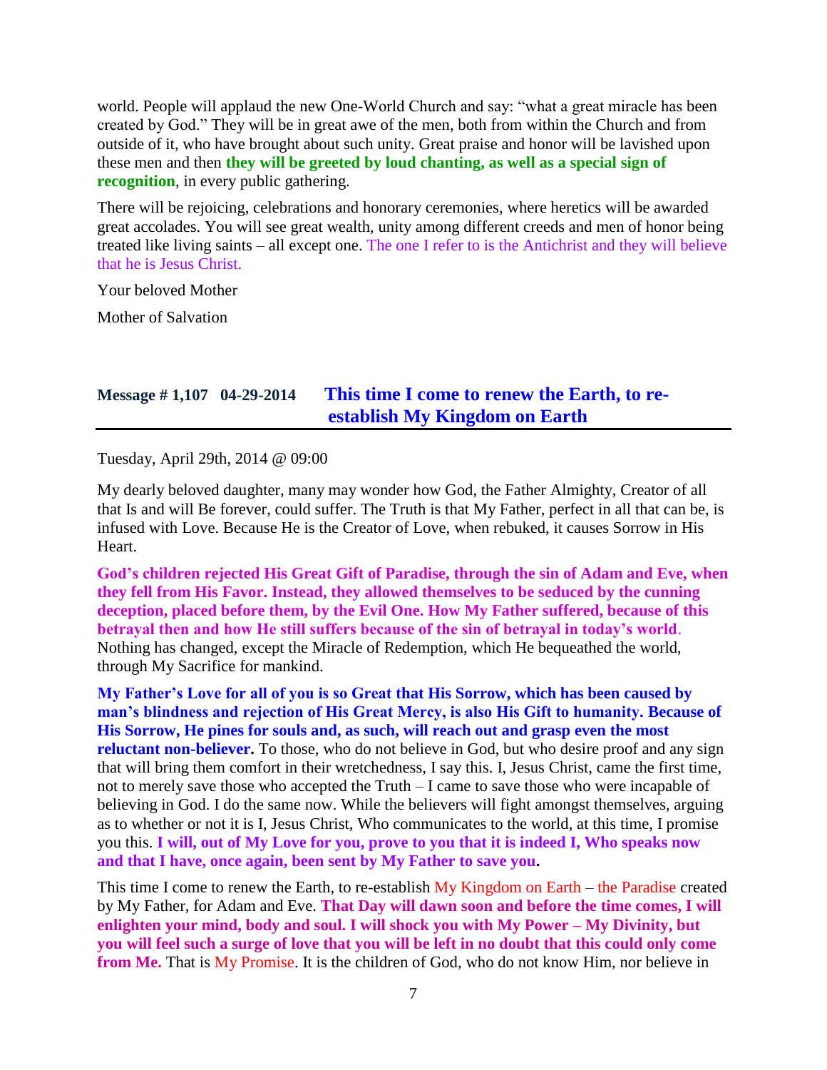world. People will applaud the new One-World Church and say: "what a great miracle has been created by God." They will be in great awe of the men, both from within the Church and from outside of it, who have brought about such unity. Great praise and honor will be lavished upon these men and then **they will be greeted by loud chanting, as well as a special sign of recognition**, in every public gathering.

There will be rejoicing, celebrations and honorary ceremonies, where heretics will be awarded great accolades. You will see great wealth, unity among different creeds and men of honor being treated like living saints – all except one. The one I refer to is the Antichrist and they will believe that he is Jesus Christ.

Your beloved Mother

Mother of Salvation

## Message # 1,107 04-29-2014 This time I come to renew the Earth, to re-establish My Kingdom on Earth

Tuesday, April 29th, 2014 @ 09:00

My dearly beloved daughter, many may wonder how God, the Father Almighty, Creator of all that Is and will Be forever, could suffer. The Truth is that My Father, perfect in all that can be, is infused with Love. Because He is the Creator of Love, when rebuked, it causes Sorrow in His Heart.

**God's children rejected His Great Gift of Paradise, through the sin of Adam and Eve, when they fell from His Favor. Instead, they allowed themselves to be seduced by the cunning deception, placed before them, by the Evil One. How My Father suffered, because of this betrayal then and how He still suffers because of the sin of betrayal in today's world**. Nothing has changed, except the Miracle of Redemption, which He bequeathed the world, through My Sacrifice for mankind.

**My Father's Love for all of you is so Great that His Sorrow, which has been caused by man's blindness and rejection of His Great Mercy, is also His Gift to humanity. Because of His Sorrow, He pines for souls and, as such, will reach out and grasp even the most reluctant non-believer.** To those, who do not believe in God, but who desire proof and any sign that will bring them comfort in their wretchedness, I say this. I, Jesus Christ, came the first time, not to merely save those who accepted the Truth – I came to save those who were incapable of believing in God. I do the same now. While the believers will fight amongst themselves, arguing as to whether or not it is I, Jesus Christ, Who communicates to the world, at this time, I promise you this. **I will, out of My Love for you, prove to you that it is indeed I, Who speaks now and that I have, once again, been sent by My Father to save you.**

This time I come to renew the Earth, to re-establish My Kingdom on Earth – the Paradise created by My Father, for Adam and Eve. **That Day will dawn soon and before the time comes, I will enlighten your mind, body and soul. I will shock you with My Power – My Divinity, but you will feel such a surge of love that you will be left in no doubt that this could only come from Me.** That is My Promise. It is the children of God, who do not know Him, nor believe in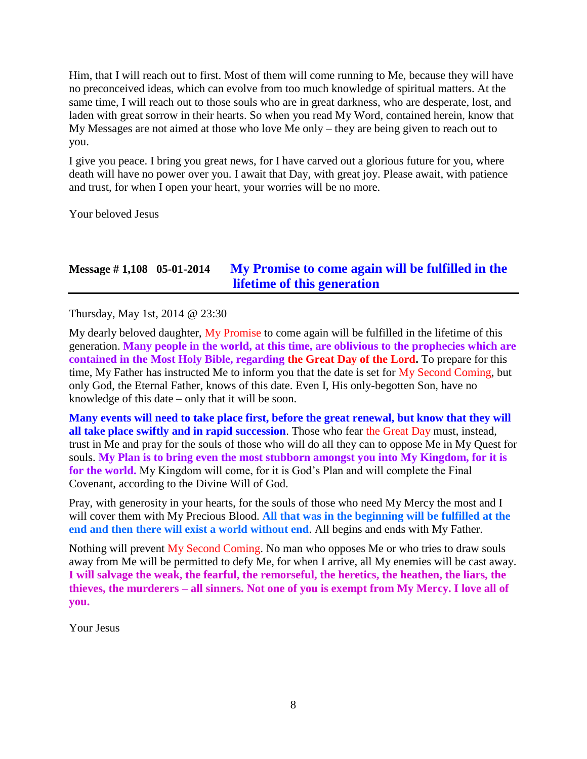Him, that I will reach out to first. Most of them will come running to Me, because they will have no preconceived ideas, which can evolve from too much knowledge of spiritual matters. At the same time, I will reach out to those souls who are in great darkness, who are desperate, lost, and laden with great sorrow in their hearts. So when you read My Word, contained herein, know that My Messages are not aimed at those who love Me only – they are being given to reach out to you.

I give you peace. I bring you great news, for I have carved out a glorious future for you, where death will have no power over you. I await that Day, with great joy. Please await, with patience and trust, for when I open your heart, your worries will be no more.

Your beloved Jesus

## Message # 1,108   05-01-2014   My Promise to come again will be fulfilled in the lifetime of this generation

Thursday, May 1st, 2014 @ 23:30

My dearly beloved daughter, My Promise to come again will be fulfilled in the lifetime of this generation. **Many people in the world, at this time, are oblivious to the prophecies which are contained in the Most Holy Bible, regarding the Great Day of the Lord.** To prepare for this time, My Father has instructed Me to inform you that the date is set for My Second Coming, but only God, the Eternal Father, knows of this date. Even I, His only-begotten Son, have no knowledge of this date – only that it will be soon.

**Many events will need to take place first, before the great renewal, but know that they will all take place swiftly and in rapid succession**. Those who fear the Great Day must, instead, trust in Me and pray for the souls of those who will do all they can to oppose Me in My Quest for souls. **My Plan is to bring even the most stubborn amongst you into My Kingdom, for it is for the world.** My Kingdom will come, for it is God's Plan and will complete the Final Covenant, according to the Divine Will of God.

Pray, with generosity in your hearts, for the souls of those who need My Mercy the most and I will cover them with My Precious Blood. **All that was in the beginning will be fulfilled at the end and then there will exist a world without end**. All begins and ends with My Father.

Nothing will prevent My Second Coming. No man who opposes Me or who tries to draw souls away from Me will be permitted to defy Me, for when I arrive, all My enemies will be cast away. **I will salvage the weak, the fearful, the remorseful, the heretics, the heathen, the liars, the thieves, the murderers – all sinners. Not one of you is exempt from My Mercy. I love all of you.**

Your Jesus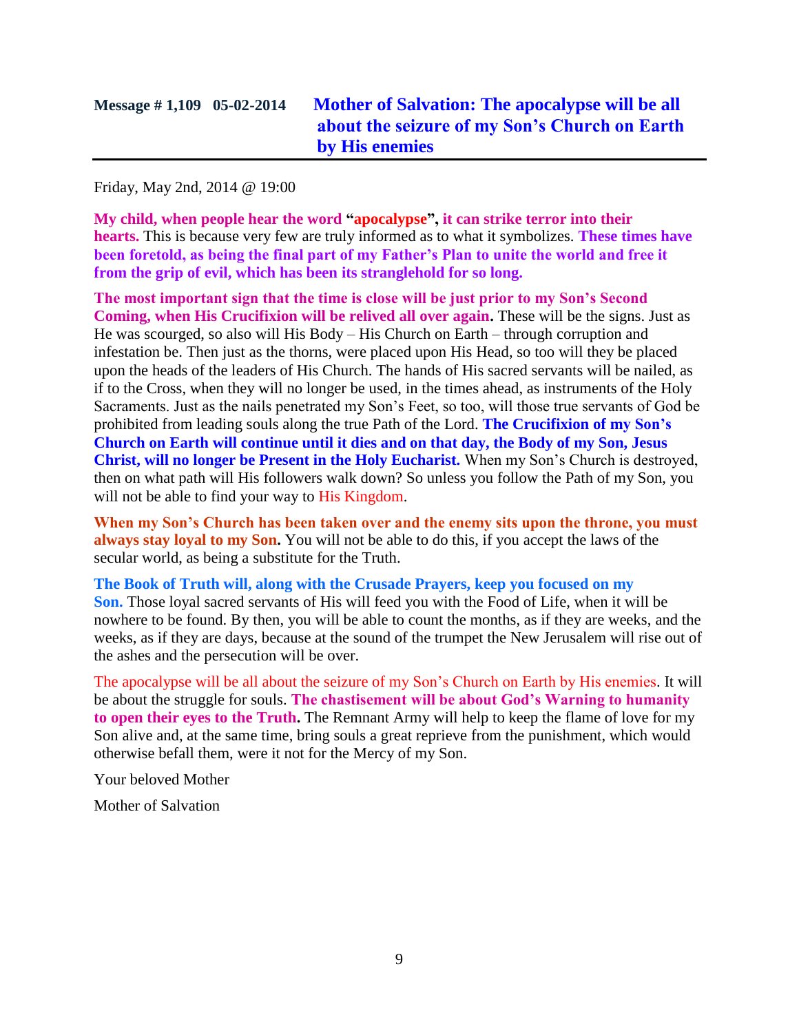## Message # 1,109 05-02-2014 Mother of Salvation: The apocalypse will be all about the seizure of my Son's Church on Earth by His enemies

Friday, May 2nd, 2014 @ 19:00

**My child, when people hear the word "apocalypse", it can strike terror into their hearts.** This is because very few are truly informed as to what it symbolizes. **These times have been foretold, as being the final part of my Father's Plan to unite the world and free it from the grip of evil, which has been its stranglehold for so long.**

**The most important sign that the time is close will be just prior to my Son's Second Coming, when His Crucifixion will be relived all over again.** These will be the signs. Just as He was scourged, so also will His Body – His Church on Earth – through corruption and infestation be. Then just as the thorns, were placed upon His Head, so too will they be placed upon the heads of the leaders of His Church. The hands of His sacred servants will be nailed, as if to the Cross, when they will no longer be used, in the times ahead, as instruments of the Holy Sacraments. Just as the nails penetrated my Son's Feet, so too, will those true servants of God be prohibited from leading souls along the true Path of the Lord. **The Crucifixion of my Son's Church on Earth will continue until it dies and on that day, the Body of my Son, Jesus Christ, will no longer be Present in the Holy Eucharist.** When my Son's Church is destroyed, then on what path will His followers walk down? So unless you follow the Path of my Son, you will not be able to find your way to His Kingdom.

**When my Son's Church has been taken over and the enemy sits upon the throne, you must always stay loyal to my Son.** You will not be able to do this, if you accept the laws of the secular world, as being a substitute for the Truth.

**The Book of Truth will, along with the Crusade Prayers, keep you focused on my Son.** Those loyal sacred servants of His will feed you with the Food of Life, when it will be nowhere to be found. By then, you will be able to count the months, as if they are weeks, and the weeks, as if they are days, because at the sound of the trumpet the New Jerusalem will rise out of the ashes and the persecution will be over.

The apocalypse will be all about the seizure of my Son's Church on Earth by His enemies. It will be about the struggle for souls. **The chastisement will be about God's Warning to humanity to open their eyes to the Truth.** The Remnant Army will help to keep the flame of love for my Son alive and, at the same time, bring souls a great reprieve from the punishment, which would otherwise befall them, were it not for the Mercy of my Son.

Your beloved Mother

Mother of Salvation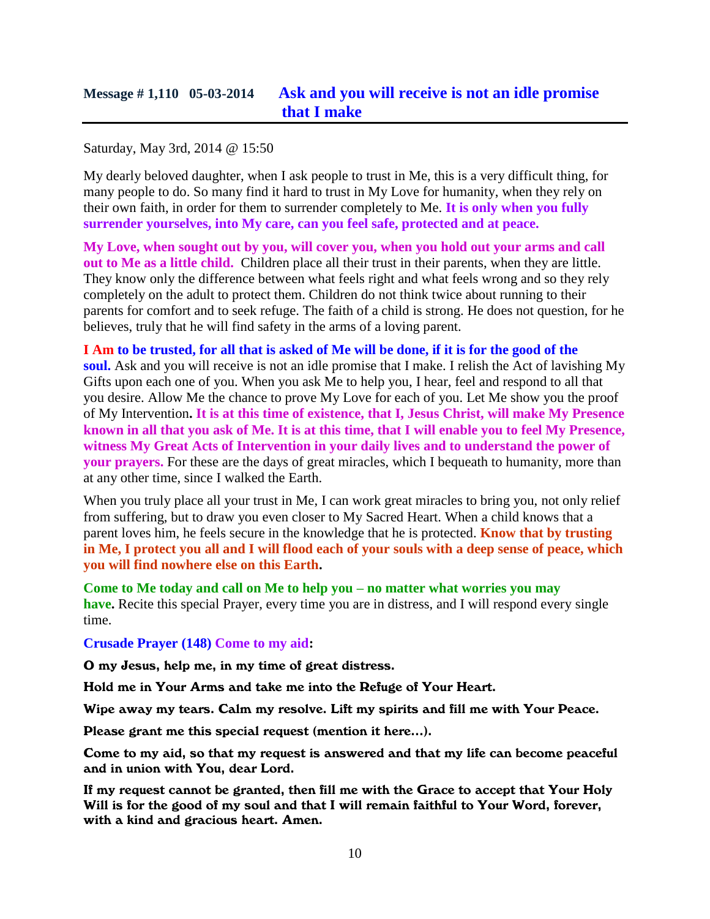## Message # 1,110 05-03-2014 Ask and you will receive is not an idle promise that I make

Saturday, May 3rd, 2014 @ 15:50

My dearly beloved daughter, when I ask people to trust in Me, this is a very difficult thing, for many people to do. So many find it hard to trust in My Love for humanity, when they rely on their own faith, in order for them to surrender completely to Me. **It is only when you fully surrender yourselves, into My care, can you feel safe, protected and at peace.**

**My Love, when sought out by you, will cover you, when you hold out your arms and call out to Me as a little child.** Children place all their trust in their parents, when they are little. They know only the difference between what feels right and what feels wrong and so they rely completely on the adult to protect them. Children do not think twice about running to their parents for comfort and to seek refuge. The faith of a child is strong. He does not question, for he believes, truly that he will find safety in the arms of a loving parent.

**I Am to be trusted, for all that is asked of Me will be done, if it is for the good of the soul.** Ask and you will receive is not an idle promise that I make. I relish the Act of lavishing My Gifts upon each one of you. When you ask Me to help you, I hear, feel and respond to all that you desire. Allow Me the chance to prove My Love for each of you. Let Me show you the proof of My Intervention**. It is at this time of existence, that I, Jesus Christ, will make My Presence known in all that you ask of Me. It is at this time, that I will enable you to feel My Presence, witness My Great Acts of Intervention in your daily lives and to understand the power of your prayers.** For these are the days of great miracles, which I bequeath to humanity, more than at any other time, since I walked the Earth.

When you truly place all your trust in Me, I can work great miracles to bring you, not only relief from suffering, but to draw you even closer to My Sacred Heart. When a child knows that a parent loves him, he feels secure in the knowledge that he is protected. **Know that by trusting in Me, I protect you all and I will flood each of your souls with a deep sense of peace, which you will find nowhere else on this Earth.**

**Come to Me today and call on Me to help you – no matter what worries you may have.** Recite this special Prayer, every time you are in distress, and I will respond every single time.

**Crusade Prayer (148) Come to my aid:**

**O my Jesus, help me, in my time of great distress.**

**Hold me in Your Arms and take me into the Refuge of Your Heart.**

**Wipe away my tears. Calm my resolve. Lift my spirits and fill me with Your Peace.**

**Please grant me this special request (mention it here…).**

**Come to my aid, so that my request is answered and that my life can become peaceful and in union with You, dear Lord.**

**If my request cannot be granted, then fill me with the Grace to accept that Your Holy Will is for the good of my soul and that I will remain faithful to Your Word, forever, with a kind and gracious heart. Amen.**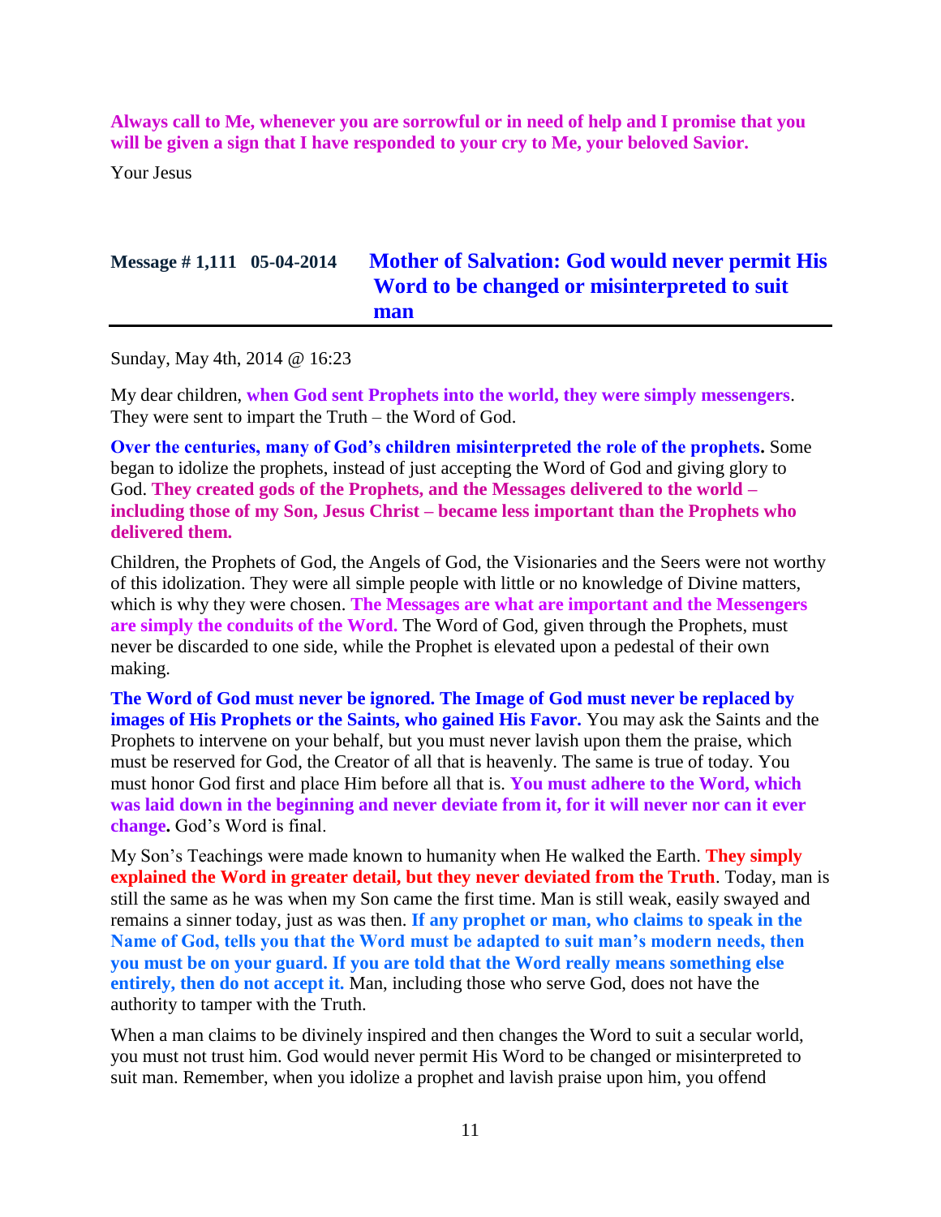**Always call to Me, whenever you are sorrowful or in need of help and I promise that you will be given a sign that I have responded to your cry to Me, your beloved Savior.**

Your Jesus

## Message # 1,111 05-04-2014 Mother of Salvation: God would never permit His Word to be changed or misinterpreted to suit man

Sunday, May 4th, 2014 @ 16:23

My dear children, **when God sent Prophets into the world, they were simply messengers**. They were sent to impart the Truth – the Word of God.

**Over the centuries, many of God's children misinterpreted the role of the prophets.** Some began to idolize the prophets, instead of just accepting the Word of God and giving glory to God. **They created gods of the Prophets, and the Messages delivered to the world – including those of my Son, Jesus Christ – became less important than the Prophets who delivered them.**

Children, the Prophets of God, the Angels of God, the Visionaries and the Seers were not worthy of this idolization. They were all simple people with little or no knowledge of Divine matters, which is why they were chosen. **The Messages are what are important and the Messengers are simply the conduits of the Word.** The Word of God, given through the Prophets, must never be discarded to one side, while the Prophet is elevated upon a pedestal of their own making.

**The Word of God must never be ignored. The Image of God must never be replaced by images of His Prophets or the Saints, who gained His Favor.** You may ask the Saints and the Prophets to intervene on your behalf, but you must never lavish upon them the praise, which must be reserved for God, the Creator of all that is heavenly. The same is true of today. You must honor God first and place Him before all that is. **You must adhere to the Word, which was laid down in the beginning and never deviate from it, for it will never nor can it ever change.** God's Word is final.

My Son's Teachings were made known to humanity when He walked the Earth. **They simply explained the Word in greater detail, but they never deviated from the Truth**. Today, man is still the same as he was when my Son came the first time. Man is still weak, easily swayed and remains a sinner today, just as was then. **If any prophet or man, who claims to speak in the Name of God, tells you that the Word must be adapted to suit man's modern needs, then you must be on your guard. If you are told that the Word really means something else entirely, then do not accept it.** Man, including those who serve God, does not have the authority to tamper with the Truth.

When a man claims to be divinely inspired and then changes the Word to suit a secular world, you must not trust him. God would never permit His Word to be changed or misinterpreted to suit man. Remember, when you idolize a prophet and lavish praise upon him, you offend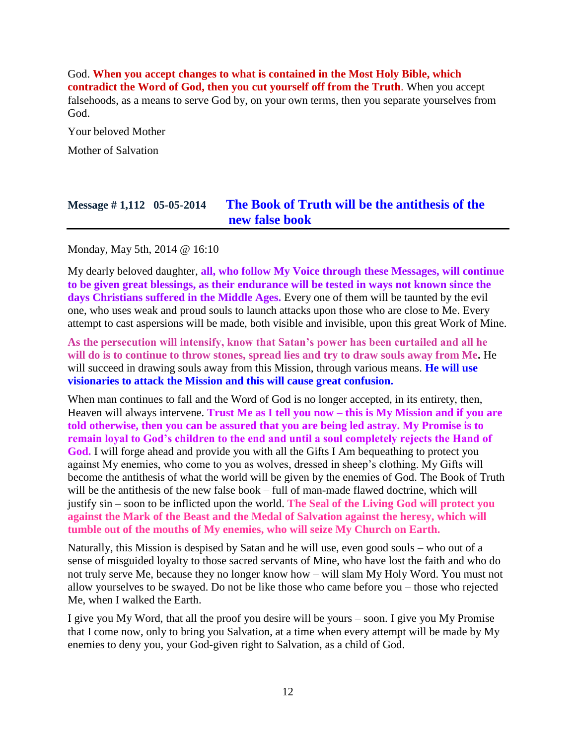God. **When you accept changes to what is contained in the Most Holy Bible, which contradict the Word of God, then you cut yourself off from the Truth**. When you accept falsehoods, as a means to serve God by, on your own terms, then you separate yourselves from God.

Your beloved Mother

Mother of Salvation

## Message # 1,112 05-05-2014 The Book of Truth will be the antithesis of the new false book

Monday, May 5th, 2014 @ 16:10

My dearly beloved daughter, **all, who follow My Voice through these Messages, will continue to be given great blessings, as their endurance will be tested in ways not known since the days Christians suffered in the Middle Ages.** Every one of them will be taunted by the evil one, who uses weak and proud souls to launch attacks upon those who are close to Me. Every attempt to cast aspersions will be made, both visible and invisible, upon this great Work of Mine.

**As the persecution will intensify, know that Satan's power has been curtailed and all he will do is to continue to throw stones, spread lies and try to draw souls away from Me.** He will succeed in drawing souls away from this Mission, through various means. **He will use visionaries to attack the Mission and this will cause great confusion.**

When man continues to fall and the Word of God is no longer accepted, in its entirety, then, Heaven will always intervene. **Trust Me as I tell you now – this is My Mission and if you are told otherwise, then you can be assured that you are being led astray. My Promise is to remain loyal to God's children to the end and until a soul completely rejects the Hand of God.** I will forge ahead and provide you with all the Gifts I Am bequeathing to protect you against My enemies, who come to you as wolves, dressed in sheep's clothing. My Gifts will become the antithesis of what the world will be given by the enemies of God. The Book of Truth will be the antithesis of the new false book – full of man-made flawed doctrine, which will justify sin – soon to be inflicted upon the world. **The Seal of the Living God will protect you against the Mark of the Beast and the Medal of Salvation against the heresy, which will tumble out of the mouths of My enemies, who will seize My Church on Earth.**

Naturally, this Mission is despised by Satan and he will use, even good souls – who out of a sense of misguided loyalty to those sacred servants of Mine, who have lost the faith and who do not truly serve Me, because they no longer know how – will slam My Holy Word. You must not allow yourselves to be swayed. Do not be like those who came before you – those who rejected Me, when I walked the Earth.

I give you My Word, that all the proof you desire will be yours – soon. I give you My Promise that I come now, only to bring you Salvation, at a time when every attempt will be made by My enemies to deny you, your God-given right to Salvation, as a child of God.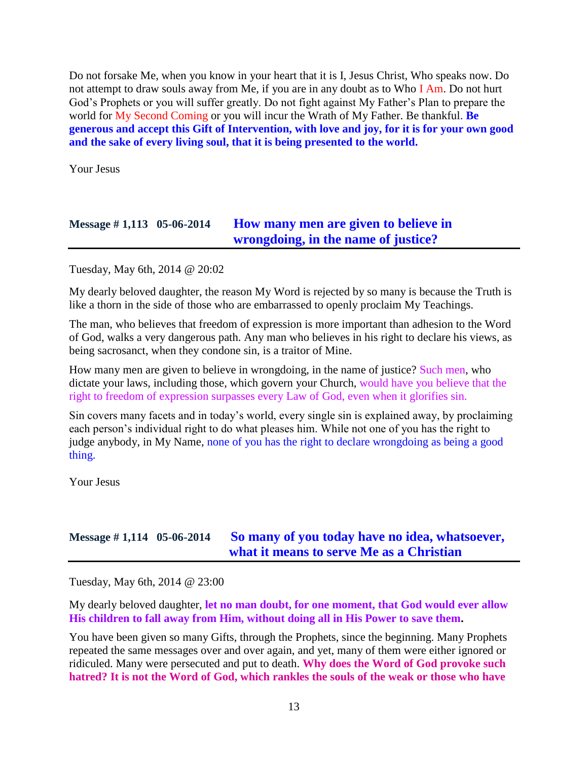Do not forsake Me, when you know in your heart that it is I, Jesus Christ, Who speaks now. Do not attempt to draw souls away from Me, if you are in any doubt as to Who I Am. Do not hurt God's Prophets or you will suffer greatly. Do not fight against My Father's Plan to prepare the world for My Second Coming or you will incur the Wrath of My Father. Be thankful. **Be generous and accept this Gift of Intervention, with love and joy, for it is for your own good and the sake of every living soul, that it is being presented to the world.**

Your Jesus

## Message # 1,113 05-06-2014 How many men are given to believe in wrongdoing, in the name of justice?

Tuesday, May 6th, 2014 @ 20:02

My dearly beloved daughter, the reason My Word is rejected by so many is because the Truth is like a thorn in the side of those who are embarrassed to openly proclaim My Teachings.

The man, who believes that freedom of expression is more important than adhesion to the Word of God, walks a very dangerous path. Any man who believes in his right to declare his views, as being sacrosanct, when they condone sin, is a traitor of Mine.

How many men are given to believe in wrongdoing, in the name of justice? Such men, who dictate your laws, including those, which govern your Church, would have you believe that the right to freedom of expression surpasses every Law of God, even when it glorifies sin.

Sin covers many facets and in today's world, every single sin is explained away, by proclaiming each person's individual right to do what pleases him. While not one of you has the right to judge anybody, in My Name, none of you has the right to declare wrongdoing as being a good thing.

Your Jesus

## Message # 1,114 05-06-2014 So many of you today have no idea, whatsoever, what it means to serve Me as a Christian

Tuesday, May 6th, 2014 @ 23:00

My dearly beloved daughter, **let no man doubt, for one moment, that God would ever allow His children to fall away from Him, without doing all in His Power to save them.**

You have been given so many Gifts, through the Prophets, since the beginning. Many Prophets repeated the same messages over and over again, and yet, many of them were either ignored or ridiculed. Many were persecuted and put to death. **Why does the Word of God provoke such hatred? It is not the Word of God, which rankles the souls of the weak or those who have**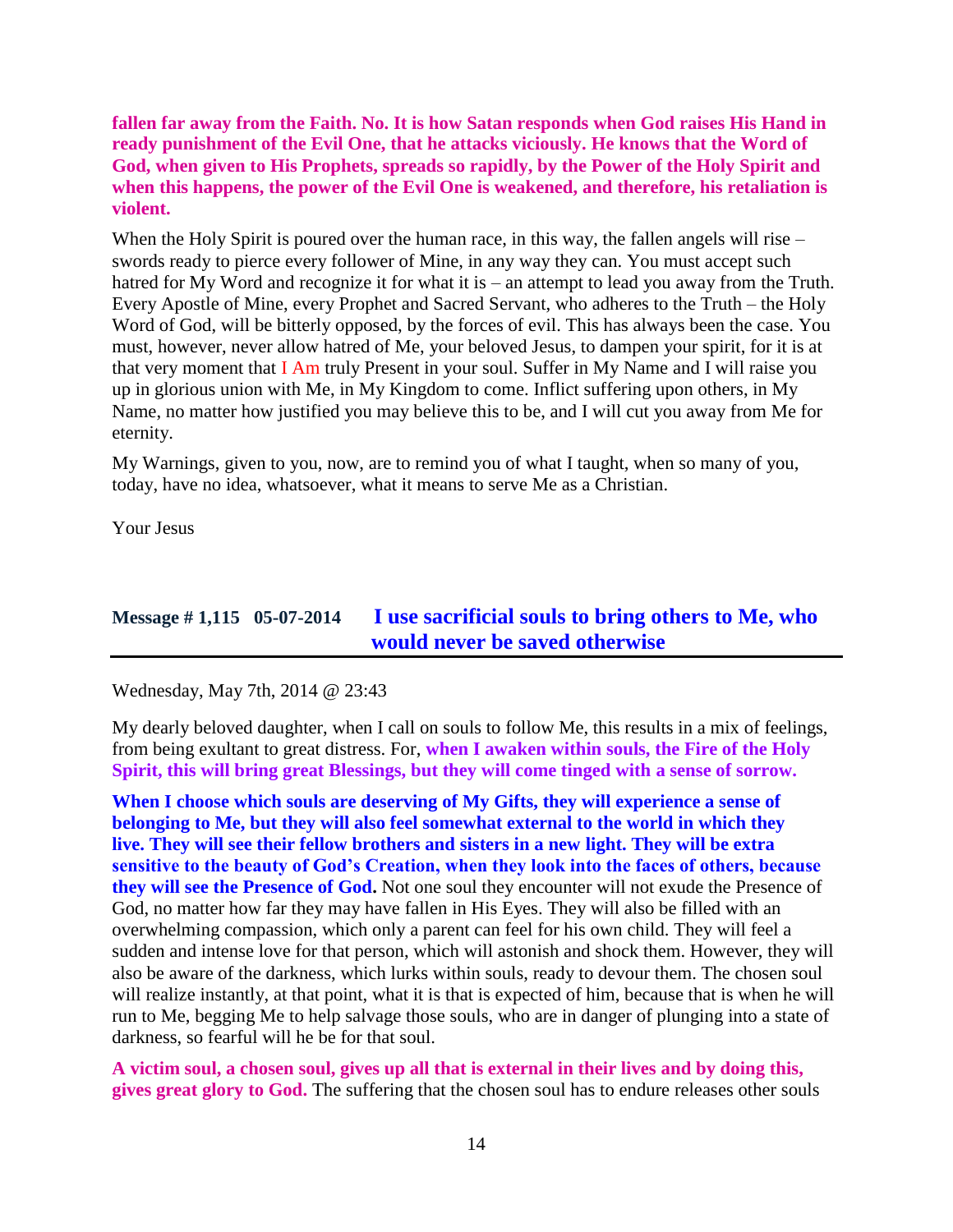**fallen far away from the Faith. No. It is how Satan responds when God raises His Hand in ready punishment of the Evil One, that he attacks viciously. He knows that the Word of God, when given to His Prophets, spreads so rapidly, by the Power of the Holy Spirit and when this happens, the power of the Evil One is weakened, and therefore, his retaliation is violent.**

When the Holy Spirit is poured over the human race, in this way, the fallen angels will rise – swords ready to pierce every follower of Mine, in any way they can. You must accept such hatred for My Word and recognize it for what it is – an attempt to lead you away from the Truth. Every Apostle of Mine, every Prophet and Sacred Servant, who adheres to the Truth – the Holy Word of God, will be bitterly opposed, by the forces of evil. This has always been the case. You must, however, never allow hatred of Me, your beloved Jesus, to dampen your spirit, for it is at that very moment that I Am truly Present in your soul. Suffer in My Name and I will raise you up in glorious union with Me, in My Kingdom to come. Inflict suffering upon others, in My Name, no matter how justified you may believe this to be, and I will cut you away from Me for eternity.

My Warnings, given to you, now, are to remind you of what I taught, when so many of you, today, have no idea, whatsoever, what it means to serve Me as a Christian.

Your Jesus

## Message # 1,115 05-07-2014 I use sacrificial souls to bring others to Me, who would never be saved otherwise

Wednesday, May 7th, 2014 @ 23:43

My dearly beloved daughter, when I call on souls to follow Me, this results in a mix of feelings, from being exultant to great distress. For, **when I awaken within souls, the Fire of the Holy Spirit, this will bring great Blessings, but they will come tinged with a sense of sorrow.**

**When I choose which souls are deserving of My Gifts, they will experience a sense of belonging to Me, but they will also feel somewhat external to the world in which they live. They will see their fellow brothers and sisters in a new light. They will be extra sensitive to the beauty of God's Creation, when they look into the faces of others, because they will see the Presence of God.** Not one soul they encounter will not exude the Presence of God, no matter how far they may have fallen in His Eyes. They will also be filled with an overwhelming compassion, which only a parent can feel for his own child. They will feel a sudden and intense love for that person, which will astonish and shock them. However, they will also be aware of the darkness, which lurks within souls, ready to devour them. The chosen soul will realize instantly, at that point, what it is that is expected of him, because that is when he will run to Me, begging Me to help salvage those souls, who are in danger of plunging into a state of darkness, so fearful will he be for that soul.

**A victim soul, a chosen soul, gives up all that is external in their lives and by doing this, gives great glory to God.** The suffering that the chosen soul has to endure releases other souls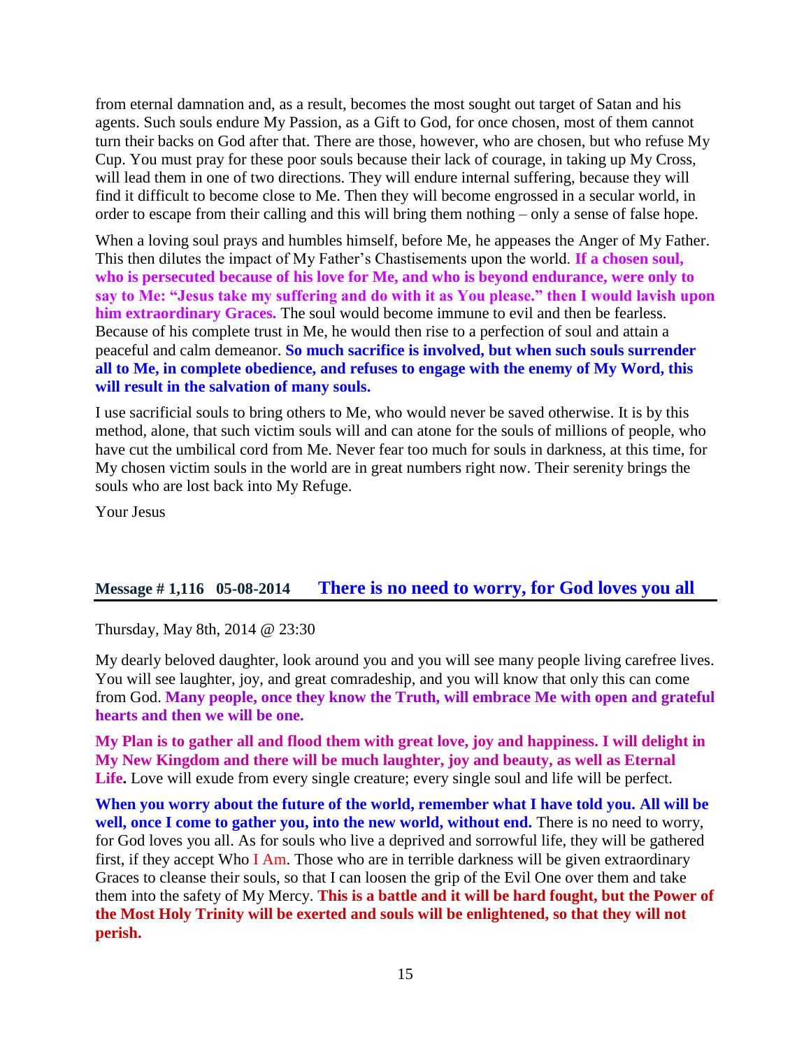from eternal damnation and, as a result, becomes the most sought out target of Satan and his agents. Such souls endure My Passion, as a Gift to God, for once chosen, most of them cannot turn their backs on God after that. There are those, however, who are chosen, but who refuse My Cup. You must pray for these poor souls because their lack of courage, in taking up My Cross, will lead them in one of two directions. They will endure internal suffering, because they will find it difficult to become close to Me. Then they will become engrossed in a secular world, in order to escape from their calling and this will bring them nothing – only a sense of false hope.

When a loving soul prays and humbles himself, before Me, he appeases the Anger of My Father. This then dilutes the impact of My Father's Chastisements upon the world. **If a chosen soul, who is persecuted because of his love for Me, and who is beyond endurance, were only to say to Me: "Jesus take my suffering and do with it as You please." then I would lavish upon him extraordinary Graces.** The soul would become immune to evil and then be fearless. Because of his complete trust in Me, he would then rise to a perfection of soul and attain a peaceful and calm demeanor. **So much sacrifice is involved, but when such souls surrender all to Me, in complete obedience, and refuses to engage with the enemy of My Word, this will result in the salvation of many souls.**

I use sacrificial souls to bring others to Me, who would never be saved otherwise. It is by this method, alone, that such victim souls will and can atone for the souls of millions of people, who have cut the umbilical cord from Me. Never fear too much for souls in darkness, at this time, for My chosen victim souls in the world are in great numbers right now. Their serenity brings the souls who are lost back into My Refuge.

Your Jesus

## Message # 1,116 05-08-2014 There is no need to worry, for God loves you all

Thursday, May 8th, 2014 @ 23:30

My dearly beloved daughter, look around you and you will see many people living carefree lives. You will see laughter, joy, and great comradeship, and you will know that only this can come from God. **Many people, once they know the Truth, will embrace Me with open and grateful hearts and then we will be one.**

**My Plan is to gather all and flood them with great love, joy and happiness. I will delight in My New Kingdom and there will be much laughter, joy and beauty, as well as Eternal Life.** Love will exude from every single creature; every single soul and life will be perfect.

**When you worry about the future of the world, remember what I have told you. All will be well, once I come to gather you, into the new world, without end.** There is no need to worry, for God loves you all. As for souls who live a deprived and sorrowful life, they will be gathered first, if they accept Who I Am. Those who are in terrible darkness will be given extraordinary Graces to cleanse their souls, so that I can loosen the grip of the Evil One over them and take them into the safety of My Mercy. **This is a battle and it will be hard fought, but the Power of the Most Holy Trinity will be exerted and souls will be enlightened, so that they will not perish.**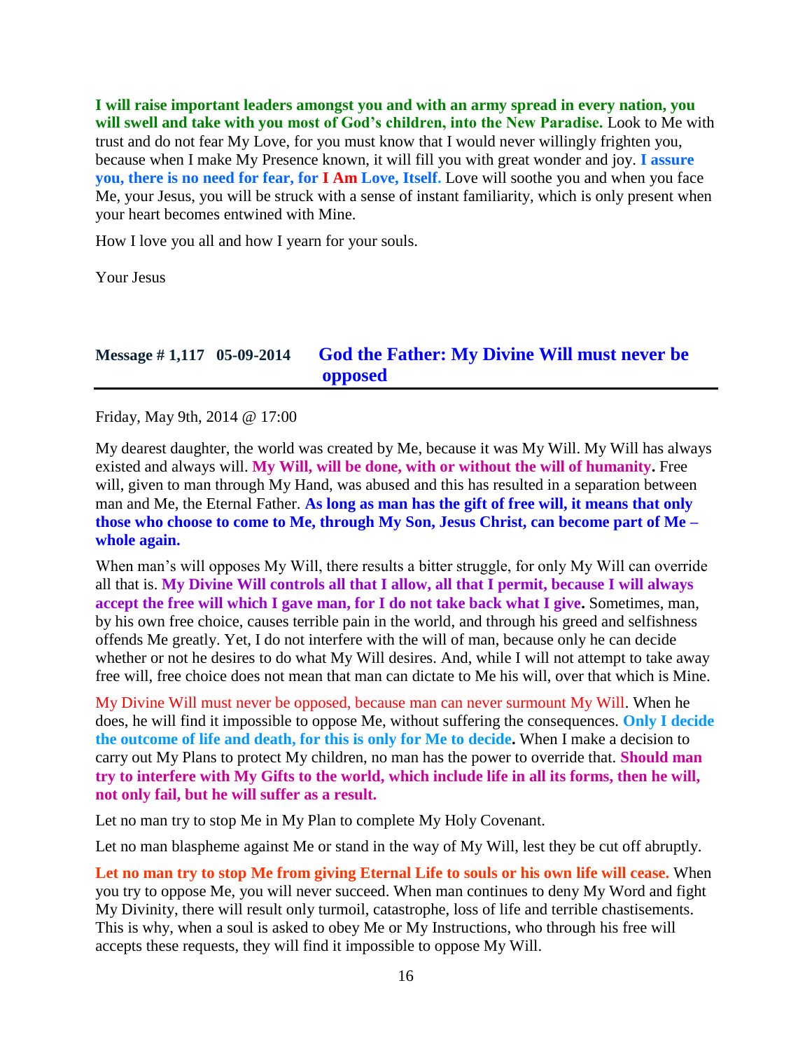**I will raise important leaders amongst you and with an army spread in every nation, you will swell and take with you most of God's children, into the New Paradise.** Look to Me with trust and do not fear My Love, for you must know that I would never willingly frighten you, because when I make My Presence known, it will fill you with great wonder and joy. **I assure you, there is no need for fear, for I Am Love, Itself.** Love will soothe you and when you face Me, your Jesus, you will be struck with a sense of instant familiarity, which is only present when your heart becomes entwined with Mine.

How I love you all and how I yearn for your souls.

Your Jesus

## Message # 1,117 05-09-2014 God the Father: My Divine Will must never be opposed

Friday, May 9th, 2014 @ 17:00

My dearest daughter, the world was created by Me, because it was My Will. My Will has always existed and always will. **My Will, will be done, with or without the will of humanity.** Free will, given to man through My Hand, was abused and this has resulted in a separation between man and Me, the Eternal Father. **As long as man has the gift of free will, it means that only those who choose to come to Me, through My Son, Jesus Christ, can become part of Me – whole again.**

When man's will opposes My Will, there results a bitter struggle, for only My Will can override all that is. **My Divine Will controls all that I allow, all that I permit, because I will always accept the free will which I gave man, for I do not take back what I give.** Sometimes, man, by his own free choice, causes terrible pain in the world, and through his greed and selfishness offends Me greatly. Yet, I do not interfere with the will of man, because only he can decide whether or not he desires to do what My Will desires. And, while I will not attempt to take away free will, free choice does not mean that man can dictate to Me his will, over that which is Mine.

My Divine Will must never be opposed, because man can never surmount My Will. When he does, he will find it impossible to oppose Me, without suffering the consequences. **Only I decide the outcome of life and death, for this is only for Me to decide.** When I make a decision to carry out My Plans to protect My children, no man has the power to override that. **Should man try to interfere with My Gifts to the world, which include life in all its forms, then he will, not only fail, but he will suffer as a result.**

Let no man try to stop Me in My Plan to complete My Holy Covenant.

Let no man blaspheme against Me or stand in the way of My Will, lest they be cut off abruptly.

**Let no man try to stop Me from giving Eternal Life to souls or his own life will cease.** When you try to oppose Me, you will never succeed. When man continues to deny My Word and fight My Divinity, there will result only turmoil, catastrophe, loss of life and terrible chastisements. This is why, when a soul is asked to obey Me or My Instructions, who through his free will accepts these requests, they will find it impossible to oppose My Will.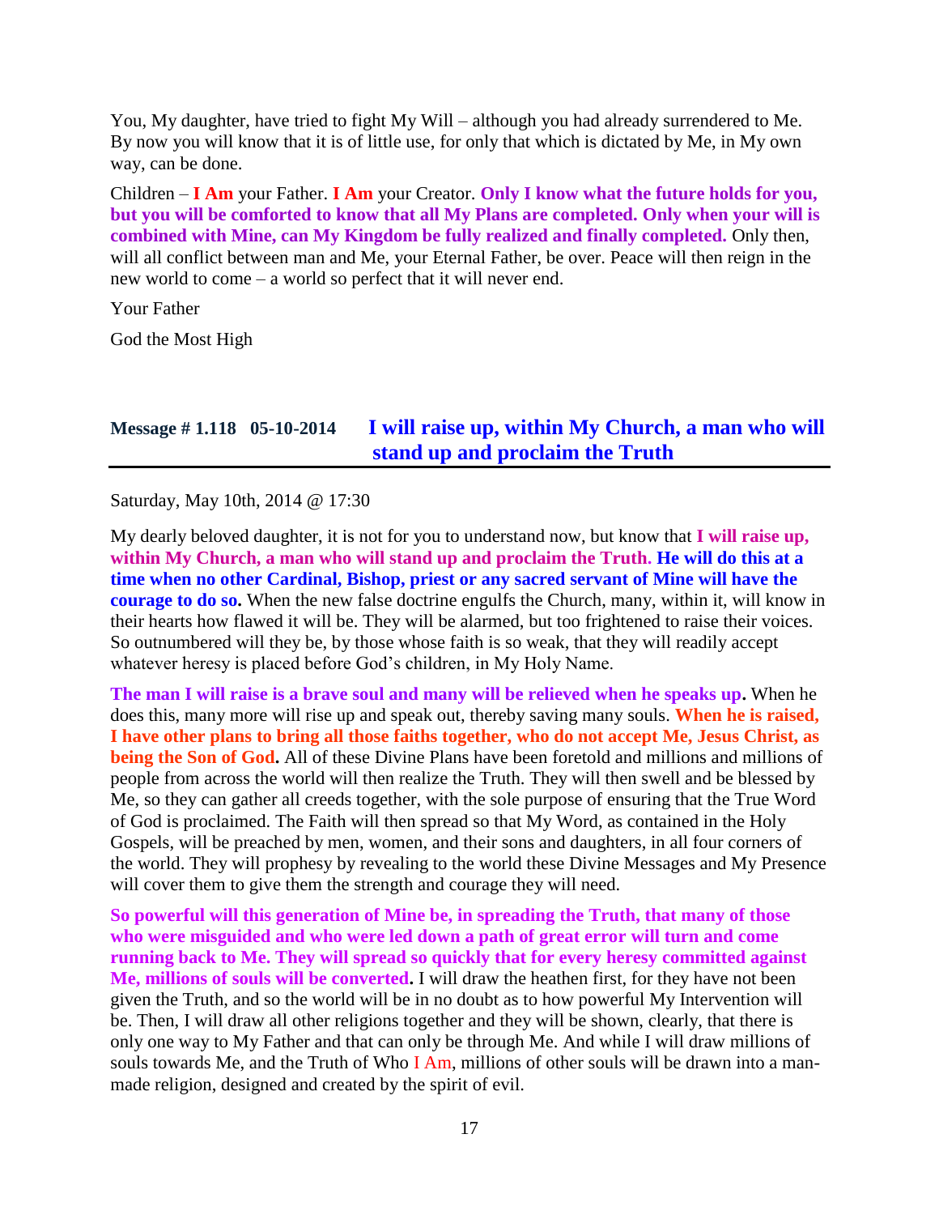You, My daughter, have tried to fight My Will – although you had already surrendered to Me. By now you will know that it is of little use, for only that which is dictated by Me, in My own way, can be done.

Children – **I Am** your Father. **I Am** your Creator. **Only I know what the future holds for you, but you will be comforted to know that all My Plans are completed. Only when your will is combined with Mine, can My Kingdom be fully realized and finally completed.** Only then, will all conflict between man and Me, your Eternal Father, be over. Peace will then reign in the new world to come – a world so perfect that it will never end.

Your Father

God the Most High

## Message # 1.118 05-10-2014 I will raise up, within My Church, a man who will stand up and proclaim the Truth

Saturday, May 10th, 2014 @ 17:30

My dearly beloved daughter, it is not for you to understand now, but know that **I will raise up, within My Church, a man who will stand up and proclaim the Truth. He will do this at a time when no other Cardinal, Bishop, priest or any sacred servant of Mine will have the courage to do so.** When the new false doctrine engulfs the Church, many, within it, will know in their hearts how flawed it will be. They will be alarmed, but too frightened to raise their voices. So outnumbered will they be, by those whose faith is so weak, that they will readily accept whatever heresy is placed before God's children, in My Holy Name.

**The man I will raise is a brave soul and many will be relieved when he speaks up.** When he does this, many more will rise up and speak out, thereby saving many souls. **When he is raised, I have other plans to bring all those faiths together, who do not accept Me, Jesus Christ, as being the Son of God.** All of these Divine Plans have been foretold and millions and millions of people from across the world will then realize the Truth. They will then swell and be blessed by Me, so they can gather all creeds together, with the sole purpose of ensuring that the True Word of God is proclaimed. The Faith will then spread so that My Word, as contained in the Holy Gospels, will be preached by men, women, and their sons and daughters, in all four corners of the world. They will prophesy by revealing to the world these Divine Messages and My Presence will cover them to give them the strength and courage they will need.

**So powerful will this generation of Mine be, in spreading the Truth, that many of those who were misguided and who were led down a path of great error will turn and come running back to Me. They will spread so quickly that for every heresy committed against Me, millions of souls will be converted.** I will draw the heathen first, for they have not been given the Truth, and so the world will be in no doubt as to how powerful My Intervention will be. Then, I will draw all other religions together and they will be shown, clearly, that there is only one way to My Father and that can only be through Me. And while I will draw millions of souls towards Me, and the Truth of Who I Am, millions of other souls will be drawn into a man-made religion, designed and created by the spirit of evil.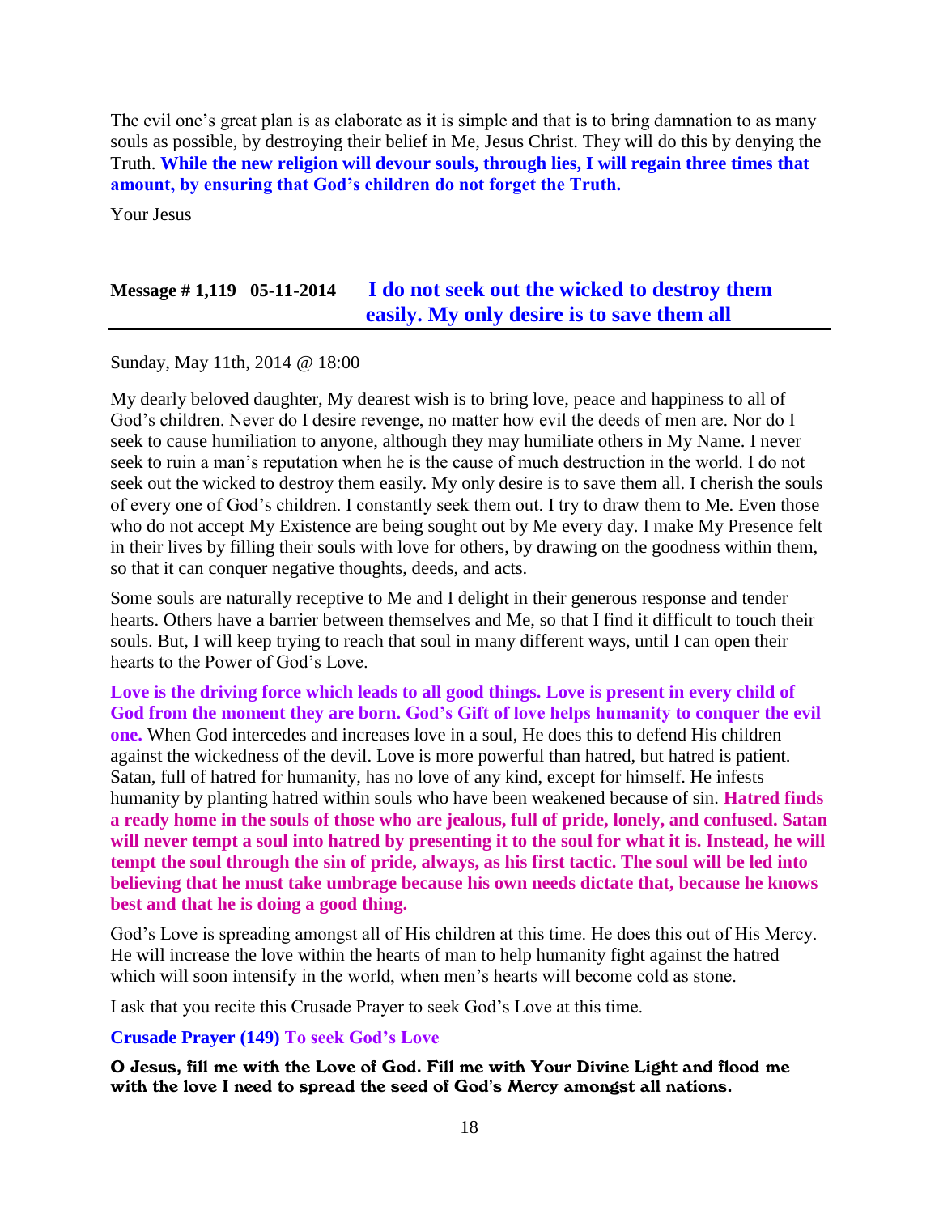The evil one's great plan is as elaborate as it is simple and that is to bring damnation to as many souls as possible, by destroying their belief in Me, Jesus Christ. They will do this by denying the Truth. **While the new religion will devour souls, through lies, I will regain three times that amount, by ensuring that God's children do not forget the Truth.**

Your Jesus

## Message # 1,119 05-11-2014 I do not seek out the wicked to destroy them easily. My only desire is to save them all

Sunday, May 11th, 2014 @ 18:00

My dearly beloved daughter, My dearest wish is to bring love, peace and happiness to all of God's children. Never do I desire revenge, no matter how evil the deeds of men are. Nor do I seek to cause humiliation to anyone, although they may humiliate others in My Name. I never seek to ruin a man's reputation when he is the cause of much destruction in the world. I do not seek out the wicked to destroy them easily. My only desire is to save them all. I cherish the souls of every one of God's children. I constantly seek them out. I try to draw them to Me. Even those who do not accept My Existence are being sought out by Me every day. I make My Presence felt in their lives by filling their souls with love for others, by drawing on the goodness within them, so that it can conquer negative thoughts, deeds, and acts.

Some souls are naturally receptive to Me and I delight in their generous response and tender hearts. Others have a barrier between themselves and Me, so that I find it difficult to touch their souls. But, I will keep trying to reach that soul in many different ways, until I can open their hearts to the Power of God's Love.

**Love is the driving force which leads to all good things. Love is present in every child of God from the moment they are born. God's Gift of love helps humanity to conquer the evil one.** When God intercedes and increases love in a soul, He does this to defend His children against the wickedness of the devil. Love is more powerful than hatred, but hatred is patient. Satan, full of hatred for humanity, has no love of any kind, except for himself. He infests humanity by planting hatred within souls who have been weakened because of sin. **Hatred finds a ready home in the souls of those who are jealous, full of pride, lonely, and confused. Satan will never tempt a soul into hatred by presenting it to the soul for what it is. Instead, he will tempt the soul through the sin of pride, always, as his first tactic. The soul will be led into believing that he must take umbrage because his own needs dictate that, because he knows best and that he is doing a good thing.**

God's Love is spreading amongst all of His children at this time. He does this out of His Mercy. He will increase the love within the hearts of man to help humanity fight against the hatred which will soon intensify in the world, when men's hearts will become cold as stone.

I ask that you recite this Crusade Prayer to seek God's Love at this time.

**Crusade Prayer (149) To seek God's Love**

**O Jesus, fill me with the Love of God. Fill me with Your Divine Light and flood me with the love I need to spread the seed of God's Mercy amongst all nations.**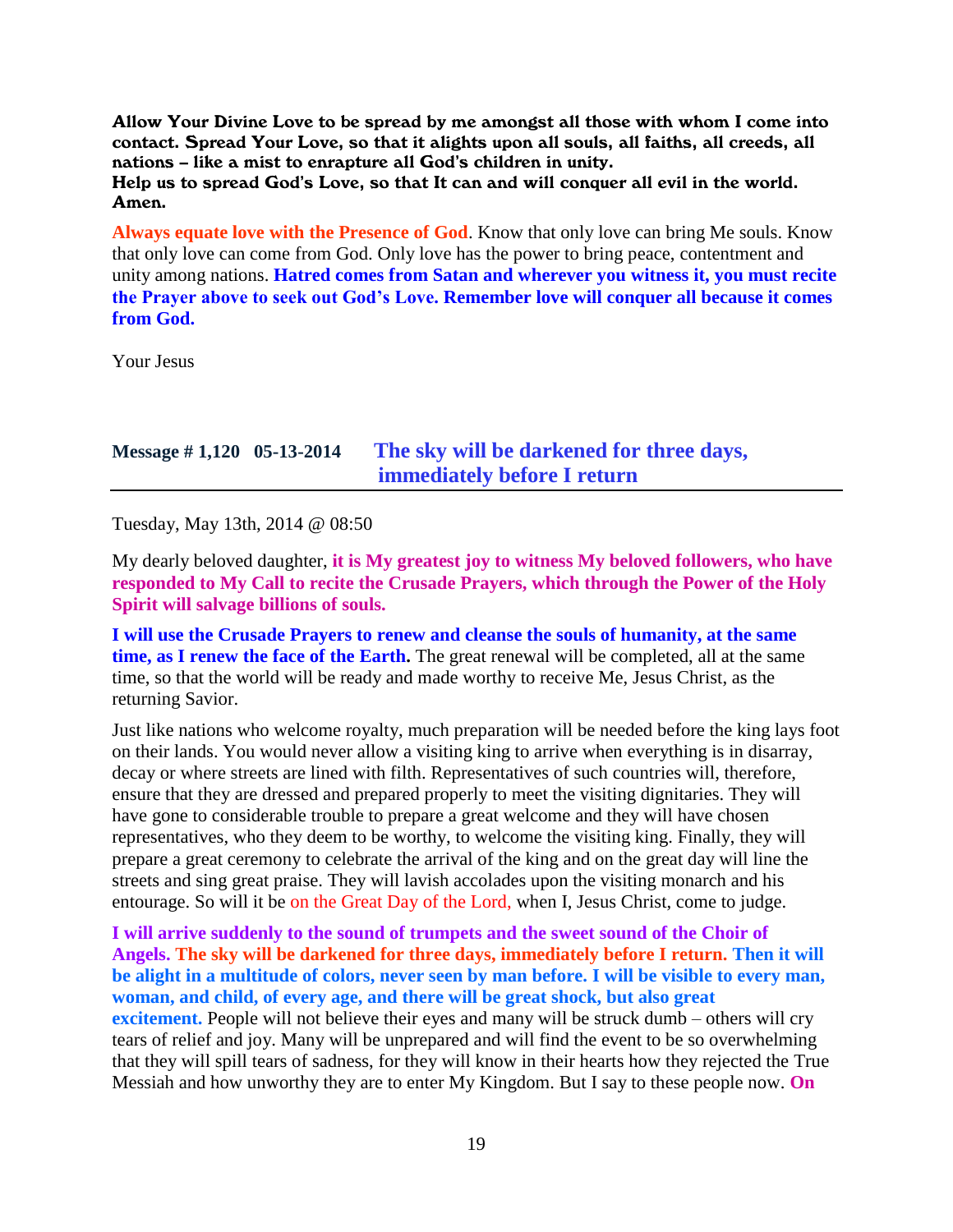**Allow Your Divine Love to be spread by me amongst all those with whom I come into contact. Spread Your Love, so that it alights upon all souls, all faiths, all creeds, all nations – like a mist to enrapture all God's children in unity.**
**Help us to spread God's Love, so that It can and will conquer all evil in the world. Amen.**

**Always equate love with the Presence of God**. Know that only love can bring Me souls. Know that only love can come from God. Only love has the power to bring peace, contentment and unity among nations. **Hatred comes from Satan and wherever you witness it, you must recite the Prayer above to seek out God's Love. Remember love will conquer all because it comes from God.**

Your Jesus

## Message # 1,120 05-13-2014 The sky will be darkened for three days, immediately before I return

Tuesday, May 13th, 2014 @ 08:50

My dearly beloved daughter, **it is My greatest joy to witness My beloved followers, who have responded to My Call to recite the Crusade Prayers, which through the Power of the Holy Spirit will salvage billions of souls.**

**I will use the Crusade Prayers to renew and cleanse the souls of humanity, at the same time, as I renew the face of the Earth.** The great renewal will be completed, all at the same time, so that the world will be ready and made worthy to receive Me, Jesus Christ, as the returning Savior.

Just like nations who welcome royalty, much preparation will be needed before the king lays foot on their lands. You would never allow a visiting king to arrive when everything is in disarray, decay or where streets are lined with filth. Representatives of such countries will, therefore, ensure that they are dressed and prepared properly to meet the visiting dignitaries. They will have gone to considerable trouble to prepare a great welcome and they will have chosen representatives, who they deem to be worthy, to welcome the visiting king. Finally, they will prepare a great ceremony to celebrate the arrival of the king and on the great day will line the streets and sing great praise. They will lavish accolades upon the visiting monarch and his entourage. So will it be on the Great Day of the Lord, when I, Jesus Christ, come to judge.

**I will arrive suddenly to the sound of trumpets and the sweet sound of the Choir of Angels. The sky will be darkened for three days, immediately before I return. Then it will be alight in a multitude of colors, never seen by man before. I will be visible to every man, woman, and child, of every age, and there will be great shock, but also great excitement.** People will not believe their eyes and many will be struck dumb – others will cry tears of relief and joy. Many will be unprepared and will find the event to be so overwhelming that they will spill tears of sadness, for they will know in their hearts how they rejected the True Messiah and how unworthy they are to enter My Kingdom. But I say to these people now. **On**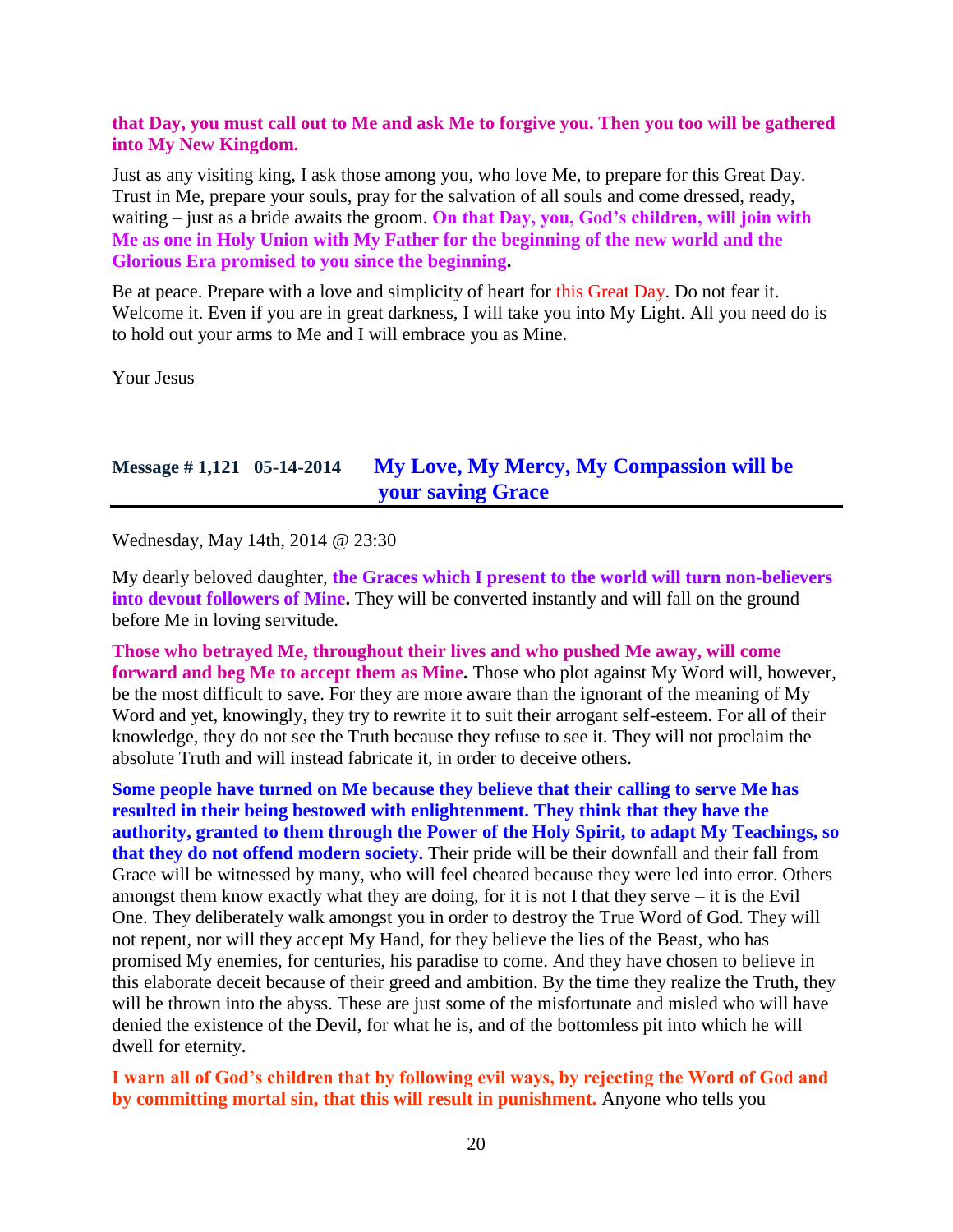**that Day, you must call out to Me and ask Me to forgive you. Then you too will be gathered into My New Kingdom.**

Just as any visiting king, I ask those among you, who love Me, to prepare for this Great Day. Trust in Me, prepare your souls, pray for the salvation of all souls and come dressed, ready, waiting – just as a bride awaits the groom. **On that Day, you, God's children, will join with Me as one in Holy Union with My Father for the beginning of the new world and the Glorious Era promised to you since the beginning.**

Be at peace. Prepare with a love and simplicity of heart for this Great Day. Do not fear it. Welcome it. Even if you are in great darkness, I will take you into My Light. All you need do is to hold out your arms to Me and I will embrace you as Mine.

Your Jesus

## Message # 1,121 05-14-2014 My Love, My Mercy, My Compassion will be your saving Grace

Wednesday, May 14th, 2014 @ 23:30

My dearly beloved daughter, **the Graces which I present to the world will turn non-believers into devout followers of Mine.** They will be converted instantly and will fall on the ground before Me in loving servitude.

**Those who betrayed Me, throughout their lives and who pushed Me away, will come forward and beg Me to accept them as Mine.** Those who plot against My Word will, however, be the most difficult to save. For they are more aware than the ignorant of the meaning of My Word and yet, knowingly, they try to rewrite it to suit their arrogant self-esteem. For all of their knowledge, they do not see the Truth because they refuse to see it. They will not proclaim the absolute Truth and will instead fabricate it, in order to deceive others.

**Some people have turned on Me because they believe that their calling to serve Me has resulted in their being bestowed with enlightenment. They think that they have the authority, granted to them through the Power of the Holy Spirit, to adapt My Teachings, so that they do not offend modern society.** Their pride will be their downfall and their fall from Grace will be witnessed by many, who will feel cheated because they were led into error. Others amongst them know exactly what they are doing, for it is not I that they serve – it is the Evil One. They deliberately walk amongst you in order to destroy the True Word of God. They will not repent, nor will they accept My Hand, for they believe the lies of the Beast, who has promised My enemies, for centuries, his paradise to come. And they have chosen to believe in this elaborate deceit because of their greed and ambition. By the time they realize the Truth, they will be thrown into the abyss. These are just some of the misfortunate and misled who will have denied the existence of the Devil, for what he is, and of the bottomless pit into which he will dwell for eternity.

**I warn all of God's children that by following evil ways, by rejecting the Word of God and by committing mortal sin, that this will result in punishment.** Anyone who tells you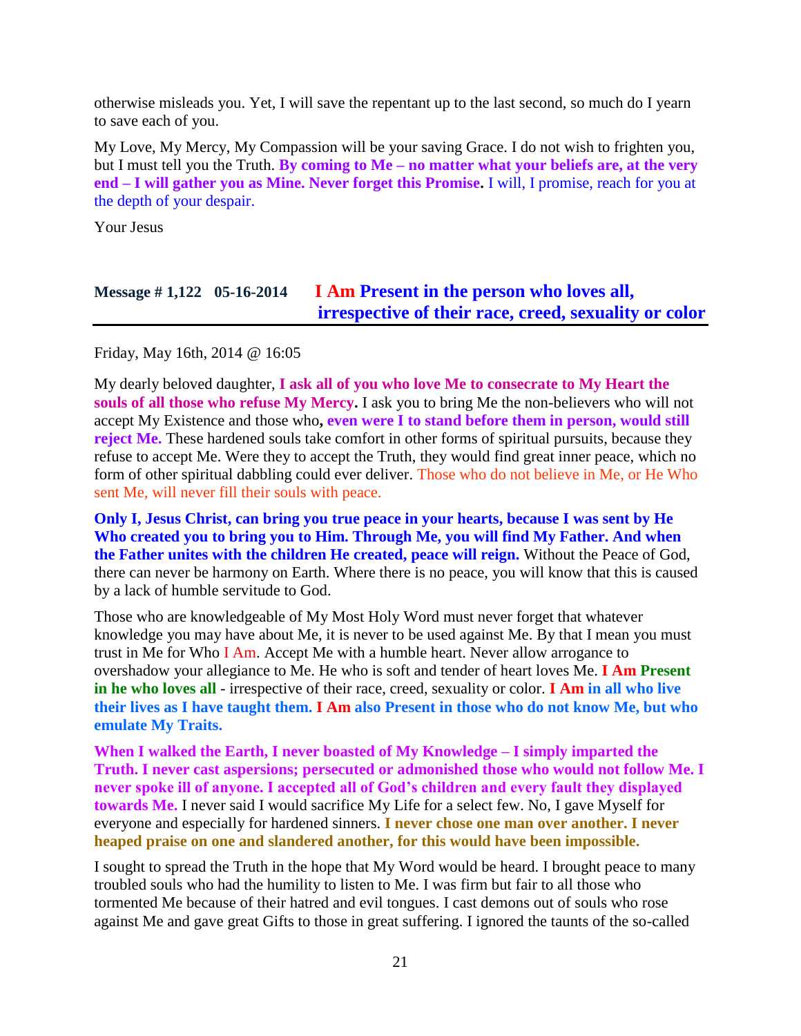otherwise misleads you. Yet, I will save the repentant up to the last second, so much do I yearn to save each of you.

My Love, My Mercy, My Compassion will be your saving Grace. I do not wish to frighten you, but I must tell you the Truth. **By coming to Me – no matter what your beliefs are, at the very end – I will gather you as Mine. Never forget this Promise.** I will, I promise, reach for you at the depth of your despair.

Your Jesus

## Message # 1,122 05-16-2014 I Am Present in the person who loves all, irrespective of their race, creed, sexuality or color

Friday, May 16th, 2014 @ 16:05

My dearly beloved daughter, **I ask all of you who love Me to consecrate to My Heart the souls of all those who refuse My Mercy.** I ask you to bring Me the non-believers who will not accept My Existence and those who**, even were I to stand before them in person, would still reject Me.** These hardened souls take comfort in other forms of spiritual pursuits, because they refuse to accept Me. Were they to accept the Truth, they would find great inner peace, which no form of other spiritual dabbling could ever deliver. Those who do not believe in Me, or He Who sent Me, will never fill their souls with peace.

**Only I, Jesus Christ, can bring you true peace in your hearts, because I was sent by He Who created you to bring you to Him. Through Me, you will find My Father. And when the Father unites with the children He created, peace will reign.** Without the Peace of God, there can never be harmony on Earth. Where there is no peace, you will know that this is caused by a lack of humble servitude to God.

Those who are knowledgeable of My Most Holy Word must never forget that whatever knowledge you may have about Me, it is never to be used against Me. By that I mean you must trust in Me for Who I Am. Accept Me with a humble heart. Never allow arrogance to overshadow your allegiance to Me. He who is soft and tender of heart loves Me. **I Am Present in he who loves all** - irrespective of their race, creed, sexuality or color. **I Am in all who live their lives as I have taught them. I Am also Present in those who do not know Me, but who emulate My Traits.**

**When I walked the Earth, I never boasted of My Knowledge – I simply imparted the Truth. I never cast aspersions; persecuted or admonished those who would not follow Me. I never spoke ill of anyone. I accepted all of God's children and every fault they displayed towards Me.** I never said I would sacrifice My Life for a select few. No, I gave Myself for everyone and especially for hardened sinners. **I never chose one man over another. I never heaped praise on one and slandered another, for this would have been impossible.**

I sought to spread the Truth in the hope that My Word would be heard. I brought peace to many troubled souls who had the humility to listen to Me. I was firm but fair to all those who tormented Me because of their hatred and evil tongues. I cast demons out of souls who rose against Me and gave great Gifts to those in great suffering. I ignored the taunts of the so-called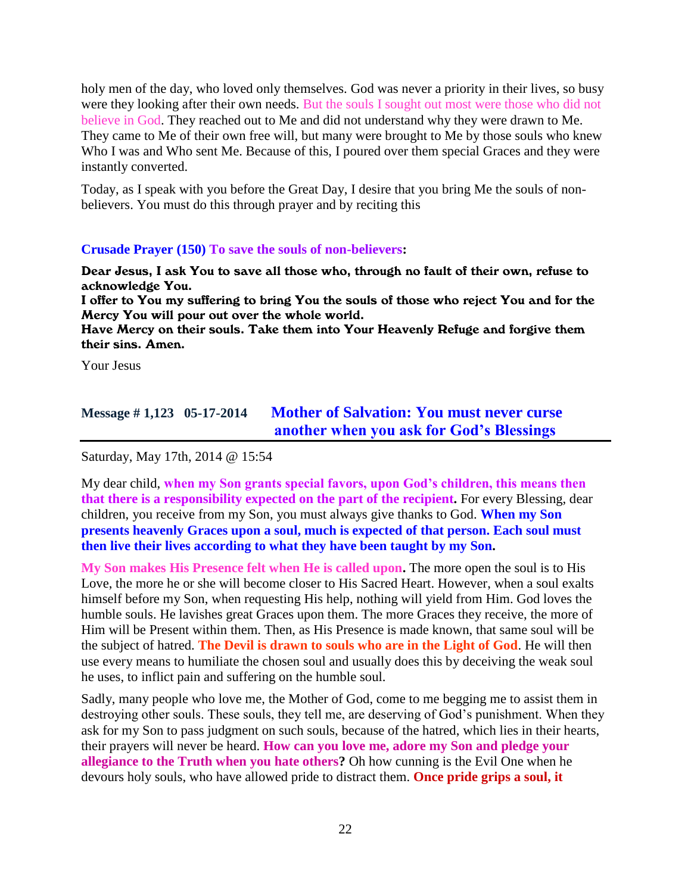holy men of the day, who loved only themselves. God was never a priority in their lives, so busy were they looking after their own needs. But the souls I sought out most were those who did not believe in God. They reached out to Me and did not understand why they were drawn to Me. They came to Me of their own free will, but many were brought to Me by those souls who knew Who I was and Who sent Me. Because of this, I poured over them special Graces and they were instantly converted.

Today, as I speak with you before the Great Day, I desire that you bring Me the souls of non-believers. You must do this through prayer and by reciting this

**Crusade Prayer (150) To save the souls of non-believers:**

**Dear Jesus, I ask You to save all those who, through no fault of their own, refuse to acknowledge You.**
**I offer to You my suffering to bring You the souls of those who reject You and for the Mercy You will pour out over the whole world.**
**Have Mercy on their souls. Take them into Your Heavenly Refuge and forgive them their sins. Amen.**

Your Jesus

## Message # 1,123 05-17-2014 Mother of Salvation: You must never curse another when you ask for God's Blessings

Saturday, May 17th, 2014 @ 15:54

My dear child, **when my Son grants special favors, upon God's children, this means then that there is a responsibility expected on the part of the recipient.** For every Blessing, dear children, you receive from my Son, you must always give thanks to God. **When my Son presents heavenly Graces upon a soul, much is expected of that person. Each soul must then live their lives according to what they have been taught by my Son.**

**My Son makes His Presence felt when He is called upon.** The more open the soul is to His Love, the more he or she will become closer to His Sacred Heart. However, when a soul exalts himself before my Son, when requesting His help, nothing will yield from Him. God loves the humble souls. He lavishes great Graces upon them. The more Graces they receive, the more of Him will be Present within them. Then, as His Presence is made known, that same soul will be the subject of hatred. **The Devil is drawn to souls who are in the Light of God**. He will then use every means to humiliate the chosen soul and usually does this by deceiving the weak soul he uses, to inflict pain and suffering on the humble soul.

Sadly, many people who love me, the Mother of God, come to me begging me to assist them in destroying other souls. These souls, they tell me, are deserving of God's punishment. When they ask for my Son to pass judgment on such souls, because of the hatred, which lies in their hearts, their prayers will never be heard. **How can you love me, adore my Son and pledge your allegiance to the Truth when you hate others?** Oh how cunning is the Evil One when he devours holy souls, who have allowed pride to distract them. **Once pride grips a soul, it**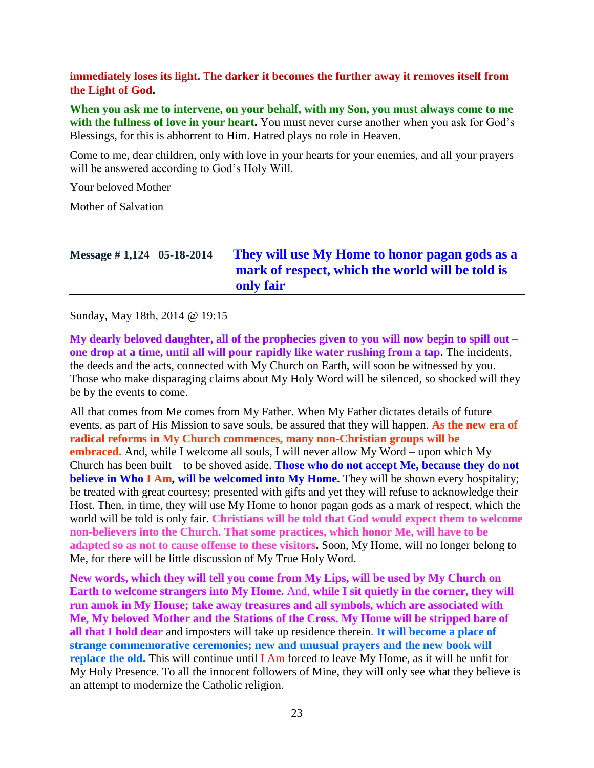**immediately loses its light. The darker it becomes the further away it removes itself from the Light of God.**

**When you ask me to intervene, on your behalf, with my Son, you must always come to me with the fullness of love in your heart.** You must never curse another when you ask for God's Blessings, for this is abhorrent to Him. Hatred plays no role in Heaven.

Come to me, dear children, only with love in your hearts for your enemies, and all your prayers will be answered according to God's Holy Will.

Your beloved Mother

Mother of Salvation

## Message # 1,124 05-18-2014 They will use My Home to honor pagan gods as a mark of respect, which the world will be told is only fair

Sunday, May 18th, 2014 @ 19:15

**My dearly beloved daughter, all of the prophecies given to you will now begin to spill out – one drop at a time, until all will pour rapidly like water rushing from a tap.** The incidents, the deeds and the acts, connected with My Church on Earth, will soon be witnessed by you. Those who make disparaging claims about My Holy Word will be silenced, so shocked will they be by the events to come.

All that comes from Me comes from My Father. When My Father dictates details of future events, as part of His Mission to save souls, be assured that they will happen. **As the new era of radical reforms in My Church commences, many non-Christian groups will be embraced.** And, while I welcome all souls, I will never allow My Word – upon which My Church has been built – to be shoved aside. **Those who do not accept Me, because they do not believe in Who I Am, will be welcomed into My Home.** They will be shown every hospitality; be treated with great courtesy; presented with gifts and yet they will refuse to acknowledge their Host. Then, in time, they will use My Home to honor pagan gods as a mark of respect, which the world will be told is only fair. **Christians will be told that God would expect them to welcome non-believers into the Church. That some practices, which honor Me, will have to be adapted so as not to cause offense to these visitors.** Soon, My Home, will no longer belong to Me, for there will be little discussion of My True Holy Word.

**New words, which they will tell you come from My Lips, will be used by My Church on Earth to welcome strangers into My Home.** And, **while I sit quietly in the corner, they will run amok in My House; take away treasures and all symbols, which are associated with Me, My beloved Mother and the Stations of the Cross. My Home will be stripped bare of all that I hold dear** and imposters will take up residence therein. **It will become a place of strange commemorative ceremonies; new and unusual prayers and the new book will replace the old.** This will continue until I Am forced to leave My Home, as it will be unfit for My Holy Presence. To all the innocent followers of Mine, they will only see what they believe is an attempt to modernize the Catholic religion.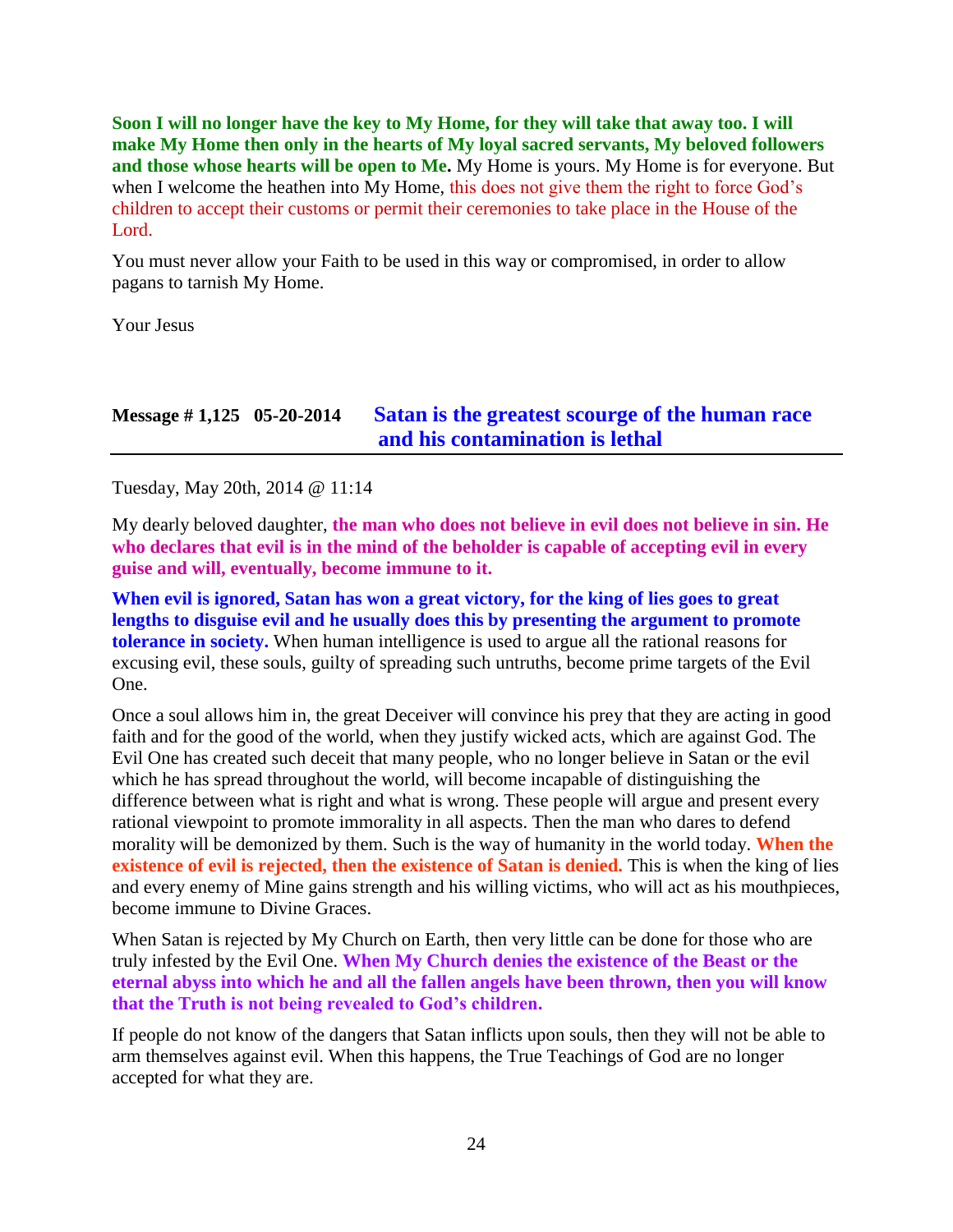**Soon I will no longer have the key to My Home, for they will take that away too. I will make My Home then only in the hearts of My loyal sacred servants, My beloved followers and those whose hearts will be open to Me.** My Home is yours. My Home is for everyone. But when I welcome the heathen into My Home, this does not give them the right to force God's children to accept their customs or permit their ceremonies to take place in the House of the Lord.

You must never allow your Faith to be used in this way or compromised, in order to allow pagans to tarnish My Home.

Your Jesus

## Message # 1,125 05-20-2014 Satan is the greatest scourge of the human race and his contamination is lethal

Tuesday, May 20th, 2014 @ 11:14

My dearly beloved daughter, **the man who does not believe in evil does not believe in sin. He who declares that evil is in the mind of the beholder is capable of accepting evil in every guise and will, eventually, become immune to it.**

**When evil is ignored, Satan has won a great victory, for the king of lies goes to great lengths to disguise evil and he usually does this by presenting the argument to promote tolerance in society.** When human intelligence is used to argue all the rational reasons for excusing evil, these souls, guilty of spreading such untruths, become prime targets of the Evil One.

Once a soul allows him in, the great Deceiver will convince his prey that they are acting in good faith and for the good of the world, when they justify wicked acts, which are against God. The Evil One has created such deceit that many people, who no longer believe in Satan or the evil which he has spread throughout the world, will become incapable of distinguishing the difference between what is right and what is wrong. These people will argue and present every rational viewpoint to promote immorality in all aspects. Then the man who dares to defend morality will be demonized by them. Such is the way of humanity in the world today. **When the existence of evil is rejected, then the existence of Satan is denied.** This is when the king of lies and every enemy of Mine gains strength and his willing victims, who will act as his mouthpieces, become immune to Divine Graces.

When Satan is rejected by My Church on Earth, then very little can be done for those who are truly infested by the Evil One. **When My Church denies the existence of the Beast or the eternal abyss into which he and all the fallen angels have been thrown, then you will know that the Truth is not being revealed to God's children.**

If people do not know of the dangers that Satan inflicts upon souls, then they will not be able to arm themselves against evil. When this happens, the True Teachings of God are no longer accepted for what they are.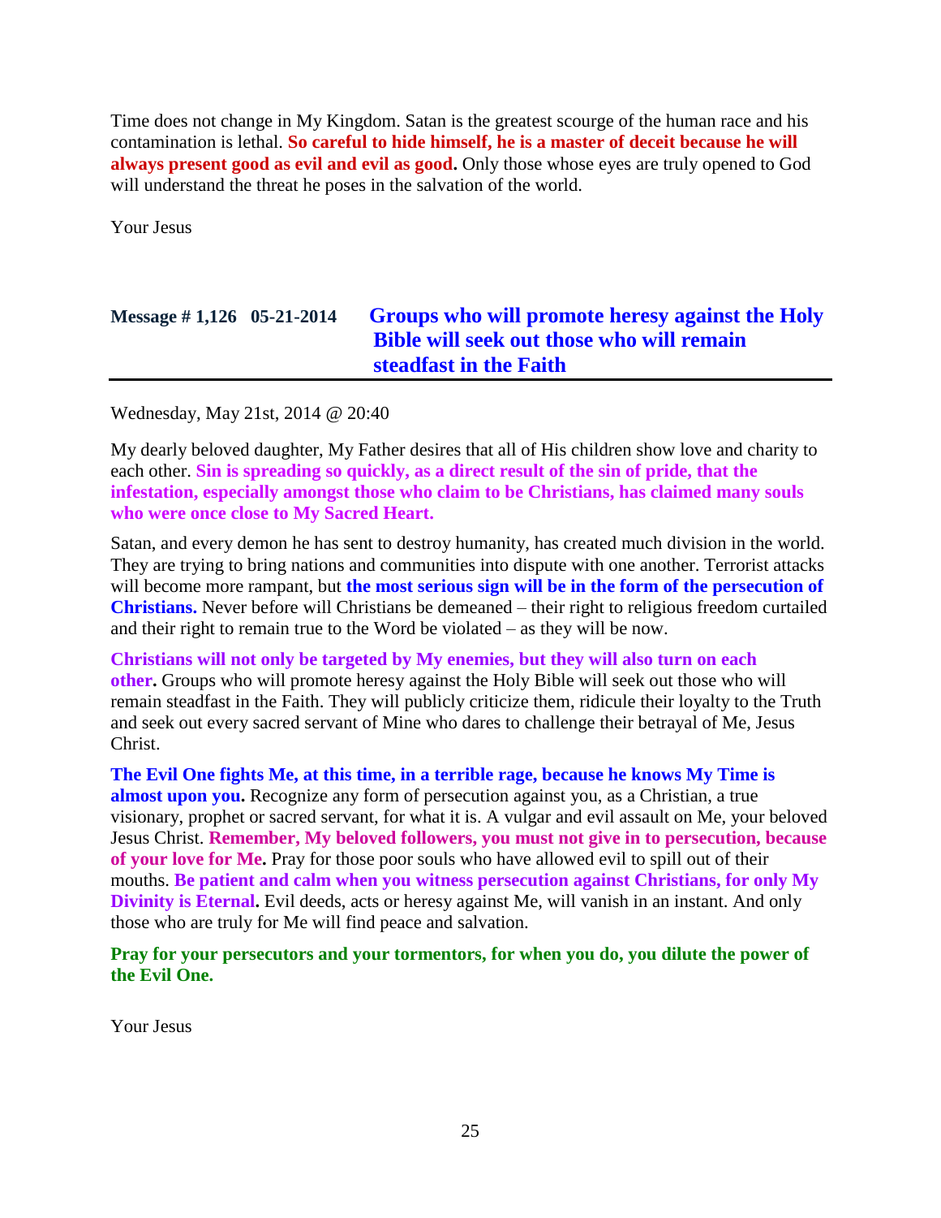Time does not change in My Kingdom. Satan is the greatest scourge of the human race and his contamination is lethal. **So careful to hide himself, he is a master of deceit because he will always present good as evil and evil as good.** Only those whose eyes are truly opened to God will understand the threat he poses in the salvation of the world.

Your Jesus

## Message # 1,126 05-21-2014 Groups who will promote heresy against the Holy Bible will seek out those who will remain steadfast in the Faith

Wednesday, May 21st, 2014 @ 20:40

My dearly beloved daughter, My Father desires that all of His children show love and charity to each other. **Sin is spreading so quickly, as a direct result of the sin of pride, that the infestation, especially amongst those who claim to be Christians, has claimed many souls who were once close to My Sacred Heart.**

Satan, and every demon he has sent to destroy humanity, has created much division in the world. They are trying to bring nations and communities into dispute with one another. Terrorist attacks will become more rampant, but **the most serious sign will be in the form of the persecution of Christians.** Never before will Christians be demeaned – their right to religious freedom curtailed and their right to remain true to the Word be violated – as they will be now.

**Christians will not only be targeted by My enemies, but they will also turn on each other.** Groups who will promote heresy against the Holy Bible will seek out those who will remain steadfast in the Faith. They will publicly criticize them, ridicule their loyalty to the Truth and seek out every sacred servant of Mine who dares to challenge their betrayal of Me, Jesus Christ.

**The Evil One fights Me, at this time, in a terrible rage, because he knows My Time is almost upon you.** Recognize any form of persecution against you, as a Christian, a true visionary, prophet or sacred servant, for what it is. A vulgar and evil assault on Me, your beloved Jesus Christ. **Remember, My beloved followers, you must not give in to persecution, because of your love for Me.** Pray for those poor souls who have allowed evil to spill out of their mouths. **Be patient and calm when you witness persecution against Christians, for only My Divinity is Eternal.** Evil deeds, acts or heresy against Me, will vanish in an instant. And only those who are truly for Me will find peace and salvation.

**Pray for your persecutors and your tormentors, for when you do, you dilute the power of the Evil One.**

Your Jesus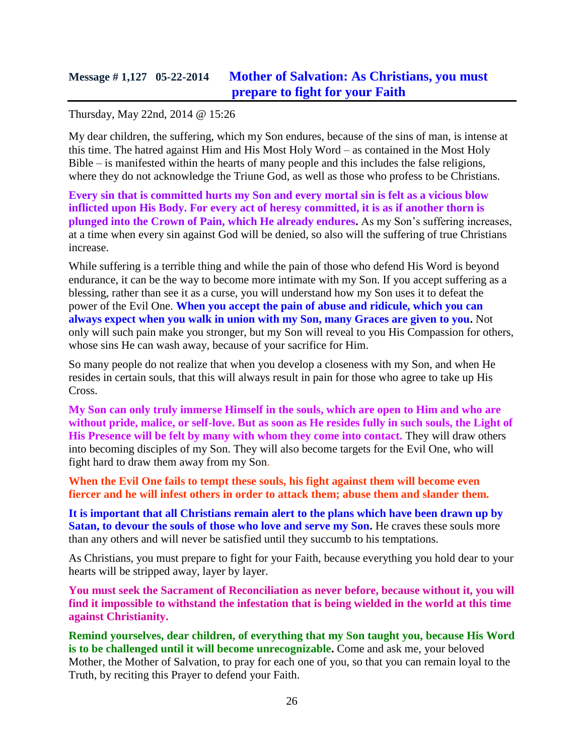## Message # 1,127 05-22-2014 Mother of Salvation: As Christians, you must prepare to fight for your Faith

Thursday, May 22nd, 2014 @ 15:26

My dear children, the suffering, which my Son endures, because of the sins of man, is intense at this time. The hatred against Him and His Most Holy Word – as contained in the Most Holy Bible – is manifested within the hearts of many people and this includes the false religions, where they do not acknowledge the Triune God, as well as those who profess to be Christians.

**Every sin that is committed hurts my Son and every mortal sin is felt as a vicious blow inflicted upon His Body. For every act of heresy committed, it is as if another thorn is plunged into the Crown of Pain, which He already endures.** As my Son's suffering increases, at a time when every sin against God will be denied, so also will the suffering of true Christians increase.

While suffering is a terrible thing and while the pain of those who defend His Word is beyond endurance, it can be the way to become more intimate with my Son. If you accept suffering as a blessing, rather than see it as a curse, you will understand how my Son uses it to defeat the power of the Evil One. **When you accept the pain of abuse and ridicule, which you can always expect when you walk in union with my Son, many Graces are given to you.** Not only will such pain make you stronger, but my Son will reveal to you His Compassion for others, whose sins He can wash away, because of your sacrifice for Him.

So many people do not realize that when you develop a closeness with my Son, and when He resides in certain souls, that this will always result in pain for those who agree to take up His Cross.

**My Son can only truly immerse Himself in the souls, which are open to Him and who are without pride, malice, or self-love. But as soon as He resides fully in such souls, the Light of His Presence will be felt by many with whom they come into contact.** They will draw others into becoming disciples of my Son. They will also become targets for the Evil One, who will fight hard to draw them away from my Son.

**When the Evil One fails to tempt these souls, his fight against them will become even fiercer and he will infest others in order to attack them; abuse them and slander them.**

**It is important that all Christians remain alert to the plans which have been drawn up by Satan, to devour the souls of those who love and serve my Son.** He craves these souls more than any others and will never be satisfied until they succumb to his temptations.

As Christians, you must prepare to fight for your Faith, because everything you hold dear to your hearts will be stripped away, layer by layer.

**You must seek the Sacrament of Reconciliation as never before, because without it, you will find it impossible to withstand the infestation that is being wielded in the world at this time against Christianity.**

**Remind yourselves, dear children, of everything that my Son taught you, because His Word is to be challenged until it will become unrecognizable.** Come and ask me, your beloved Mother, the Mother of Salvation, to pray for each one of you, so that you can remain loyal to the Truth, by reciting this Prayer to defend your Faith.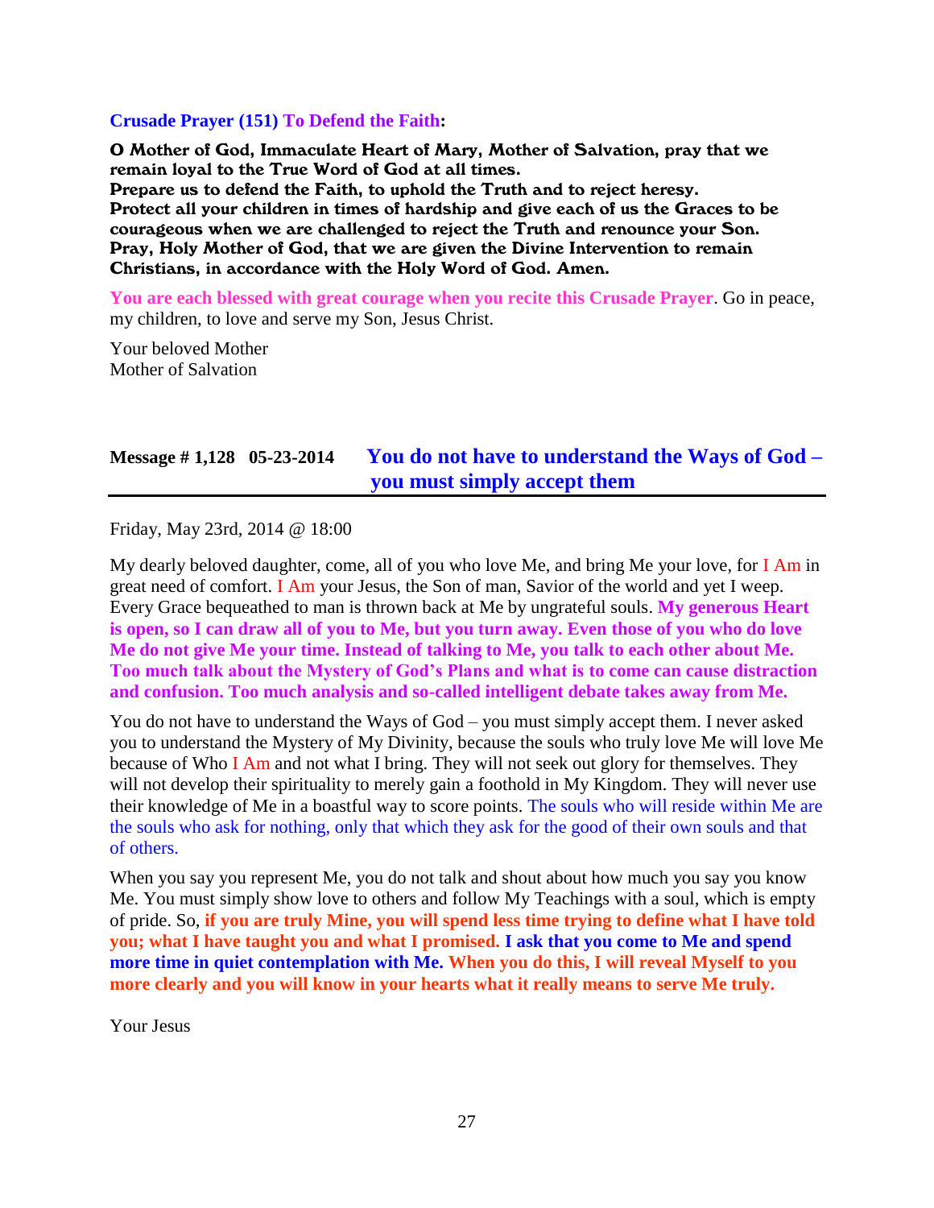**Crusade Prayer (151) To Defend the Faith:**

**O Mother of God, Immaculate Heart of Mary, Mother of Salvation, pray that we remain loyal to the True Word of God at all times.**
**Prepare us to defend the Faith, to uphold the Truth and to reject heresy.**
**Protect all your children in times of hardship and give each of us the Graces to be courageous when we are challenged to reject the Truth and renounce your Son.**
**Pray, Holy Mother of God, that we are given the Divine Intervention to remain Christians, in accordance with the Holy Word of God. Amen.**

**You are each blessed with great courage when you recite this Crusade Prayer**. Go in peace, my children, to love and serve my Son, Jesus Christ.

Your beloved Mother
Mother of Salvation

## Message # 1,128 05-23-2014 You do not have to understand the Ways of God – you must simply accept them

Friday, May 23rd, 2014 @ 18:00

My dearly beloved daughter, come, all of you who love Me, and bring Me your love, for I Am in great need of comfort. I Am your Jesus, the Son of man, Savior of the world and yet I weep. Every Grace bequeathed to man is thrown back at Me by ungrateful souls. **My generous Heart is open, so I can draw all of you to Me, but you turn away. Even those of you who do love Me do not give Me your time. Instead of talking to Me, you talk to each other about Me. Too much talk about the Mystery of God's Plans and what is to come can cause distraction and confusion. Too much analysis and so-called intelligent debate takes away from Me.**

You do not have to understand the Ways of God – you must simply accept them. I never asked you to understand the Mystery of My Divinity, because the souls who truly love Me will love Me because of Who I Am and not what I bring. They will not seek out glory for themselves. They will not develop their spirituality to merely gain a foothold in My Kingdom. They will never use their knowledge of Me in a boastful way to score points. The souls who will reside within Me are the souls who ask for nothing, only that which they ask for the good of their own souls and that of others.

When you say you represent Me, you do not talk and shout about how much you say you know Me. You must simply show love to others and follow My Teachings with a soul, which is empty of pride. So, **if you are truly Mine, you will spend less time trying to define what I have told you; what I have taught you and what I promised. I ask that you come to Me and spend more time in quiet contemplation with Me. When you do this, I will reveal Myself to you more clearly and you will know in your hearts what it really means to serve Me truly.**

Your Jesus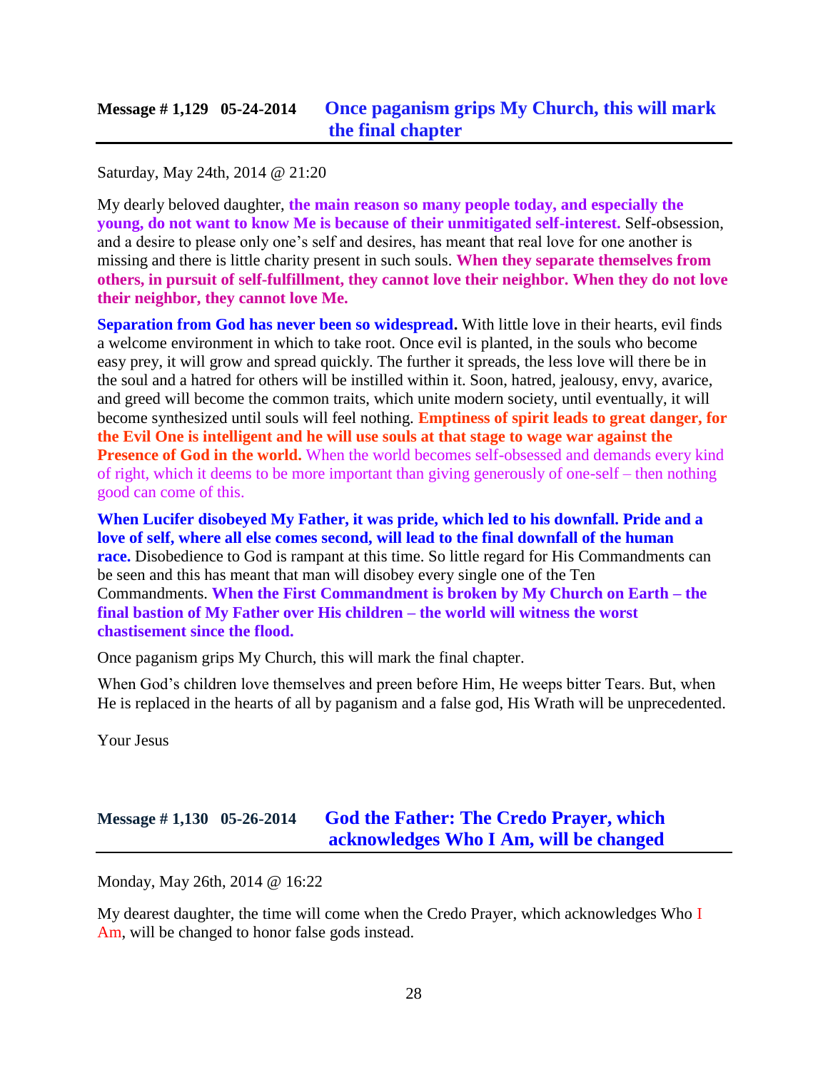## Message # 1,129 05-24-2014 Once paganism grips My Church, this will mark the final chapter

Saturday, May 24th, 2014 @ 21:20

My dearly beloved daughter, **the main reason so many people today, and especially the young, do not want to know Me is because of their unmitigated self-interest.** Self-obsession, and a desire to please only one's self and desires, has meant that real love for one another is missing and there is little charity present in such souls. **When they separate themselves from others, in pursuit of self-fulfillment, they cannot love their neighbor. When they do not love their neighbor, they cannot love Me.**

**Separation from God has never been so widespread.** With little love in their hearts, evil finds a welcome environment in which to take root. Once evil is planted, in the souls who become easy prey, it will grow and spread quickly. The further it spreads, the less love will there be in the soul and a hatred for others will be instilled within it. Soon, hatred, jealousy, envy, avarice, and greed will become the common traits, which unite modern society, until eventually, it will become synthesized until souls will feel nothing. **Emptiness of spirit leads to great danger, for the Evil One is intelligent and he will use souls at that stage to wage war against the Presence of God in the world.** When the world becomes self-obsessed and demands every kind of right, which it deems to be more important than giving generously of one-self – then nothing good can come of this.

**When Lucifer disobeyed My Father, it was pride, which led to his downfall. Pride and a love of self, where all else comes second, will lead to the final downfall of the human race.** Disobedience to God is rampant at this time. So little regard for His Commandments can be seen and this has meant that man will disobey every single one of the Ten Commandments. **When the First Commandment is broken by My Church on Earth – the final bastion of My Father over His children – the world will witness the worst chastisement since the flood.**

Once paganism grips My Church, this will mark the final chapter.

When God's children love themselves and preen before Him, He weeps bitter Tears. But, when He is replaced in the hearts of all by paganism and a false god, His Wrath will be unprecedented.

Your Jesus

## Message # 1,130 05-26-2014 God the Father: The Credo Prayer, which acknowledges Who I Am, will be changed

Monday, May 26th, 2014 @ 16:22

My dearest daughter, the time will come when the Credo Prayer, which acknowledges Who I Am, will be changed to honor false gods instead.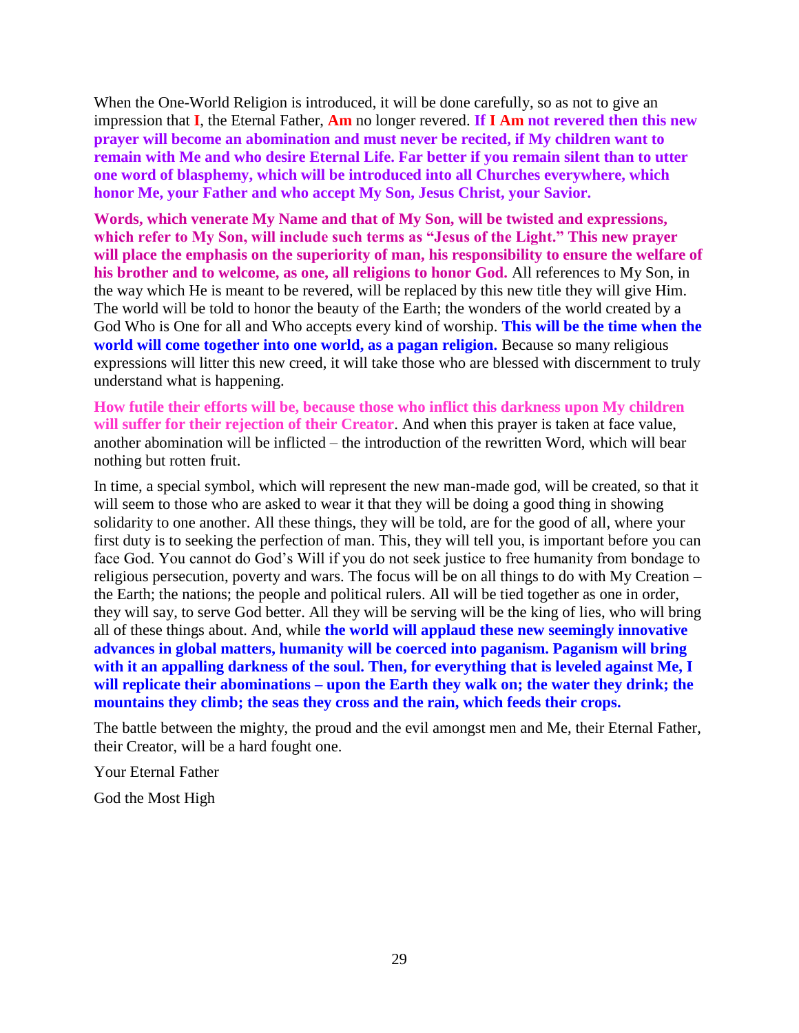When the One-World Religion is introduced, it will be done carefully, so as not to give an impression that **I**, the Eternal Father, **Am** no longer revered. **If I Am not revered then this new prayer will become an abomination and must never be recited, if My children want to remain with Me and who desire Eternal Life. Far better if you remain silent than to utter one word of blasphemy, which will be introduced into all Churches everywhere, which honor Me, your Father and who accept My Son, Jesus Christ, your Savior.**

**Words, which venerate My Name and that of My Son, will be twisted and expressions, which refer to My Son, will include such terms as "Jesus of the Light." This new prayer will place the emphasis on the superiority of man, his responsibility to ensure the welfare of his brother and to welcome, as one, all religions to honor God.** All references to My Son, in the way which He is meant to be revered, will be replaced by this new title they will give Him. The world will be told to honor the beauty of the Earth; the wonders of the world created by a God Who is One for all and Who accepts every kind of worship. **This will be the time when the world will come together into one world, as a pagan religion.** Because so many religious expressions will litter this new creed, it will take those who are blessed with discernment to truly understand what is happening.

**How futile their efforts will be, because those who inflict this darkness upon My children will suffer for their rejection of their Creator**. And when this prayer is taken at face value, another abomination will be inflicted – the introduction of the rewritten Word, which will bear nothing but rotten fruit.

In time, a special symbol, which will represent the new man-made god, will be created, so that it will seem to those who are asked to wear it that they will be doing a good thing in showing solidarity to one another. All these things, they will be told, are for the good of all, where your first duty is to seeking the perfection of man. This, they will tell you, is important before you can face God. You cannot do God's Will if you do not seek justice to free humanity from bondage to religious persecution, poverty and wars. The focus will be on all things to do with My Creation – the Earth; the nations; the people and political rulers. All will be tied together as one in order, they will say, to serve God better. All they will be serving will be the king of lies, who will bring all of these things about. And, while **the world will applaud these new seemingly innovative advances in global matters, humanity will be coerced into paganism. Paganism will bring with it an appalling darkness of the soul. Then, for everything that is leveled against Me, I will replicate their abominations – upon the Earth they walk on; the water they drink; the mountains they climb; the seas they cross and the rain, which feeds their crops.**

The battle between the mighty, the proud and the evil amongst men and Me, their Eternal Father, their Creator, will be a hard fought one.

Your Eternal Father

God the Most High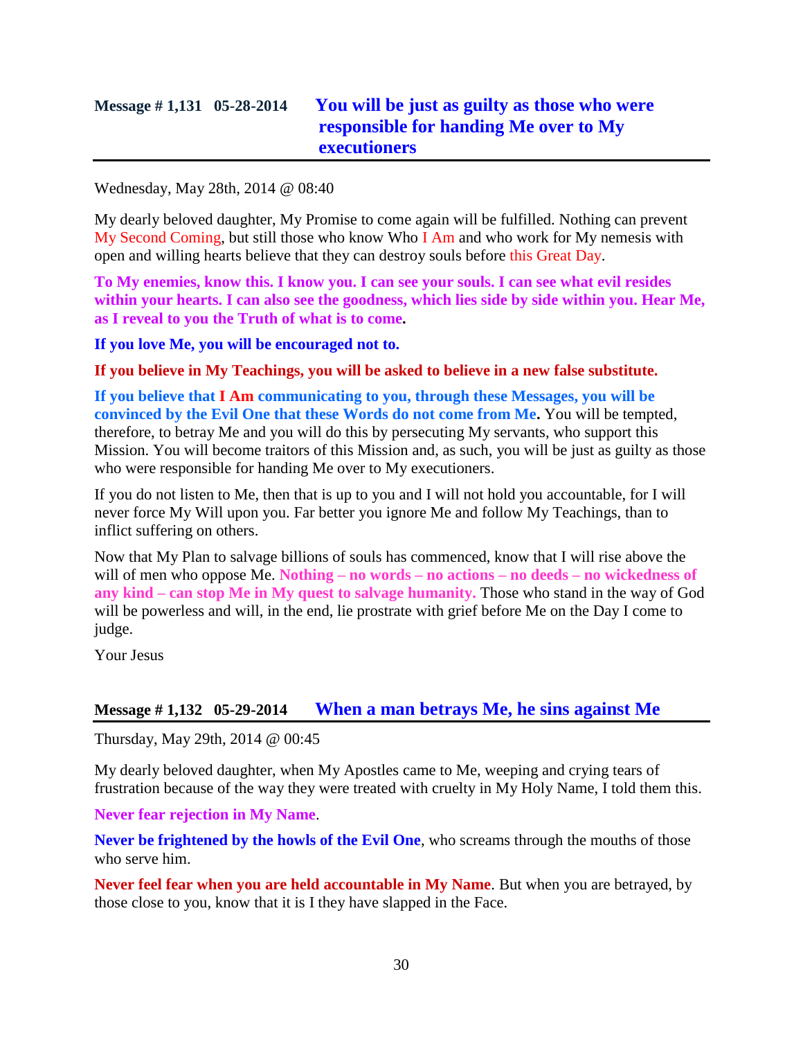## Message # 1,131 05-28-2014 You will be just as guilty as those who were responsible for handing Me over to My executioners

Wednesday, May 28th, 2014 @ 08:40

My dearly beloved daughter, My Promise to come again will be fulfilled. Nothing can prevent My Second Coming, but still those who know Who I Am and who work for My nemesis with open and willing hearts believe that they can destroy souls before this Great Day.

**To My enemies, know this. I know you. I can see your souls. I can see what evil resides within your hearts. I can also see the goodness, which lies side by side within you. Hear Me, as I reveal to you the Truth of what is to come.**

**If you love Me, you will be encouraged not to.**

**If you believe in My Teachings, you will be asked to believe in a new false substitute.**

**If you believe that I Am communicating to you, through these Messages, you will be convinced by the Evil One that these Words do not come from Me.** You will be tempted, therefore, to betray Me and you will do this by persecuting My servants, who support this Mission. You will become traitors of this Mission and, as such, you will be just as guilty as those who were responsible for handing Me over to My executioners.

If you do not listen to Me, then that is up to you and I will not hold you accountable, for I will never force My Will upon you. Far better you ignore Me and follow My Teachings, than to inflict suffering on others.

Now that My Plan to salvage billions of souls has commenced, know that I will rise above the will of men who oppose Me. **Nothing – no words – no actions – no deeds – no wickedness of any kind – can stop Me in My quest to salvage humanity.** Those who stand in the way of God will be powerless and will, in the end, lie prostrate with grief before Me on the Day I come to judge.

Your Jesus

## Message # 1,132 05-29-2014 When a man betrays Me, he sins against Me

Thursday, May 29th, 2014 @ 00:45

My dearly beloved daughter, when My Apostles came to Me, weeping and crying tears of frustration because of the way they were treated with cruelty in My Holy Name, I told them this.

**Never fear rejection in My Name**.

**Never be frightened by the howls of the Evil One**, who screams through the mouths of those who serve him.

**Never feel fear when you are held accountable in My Name**. But when you are betrayed, by those close to you, know that it is I they have slapped in the Face.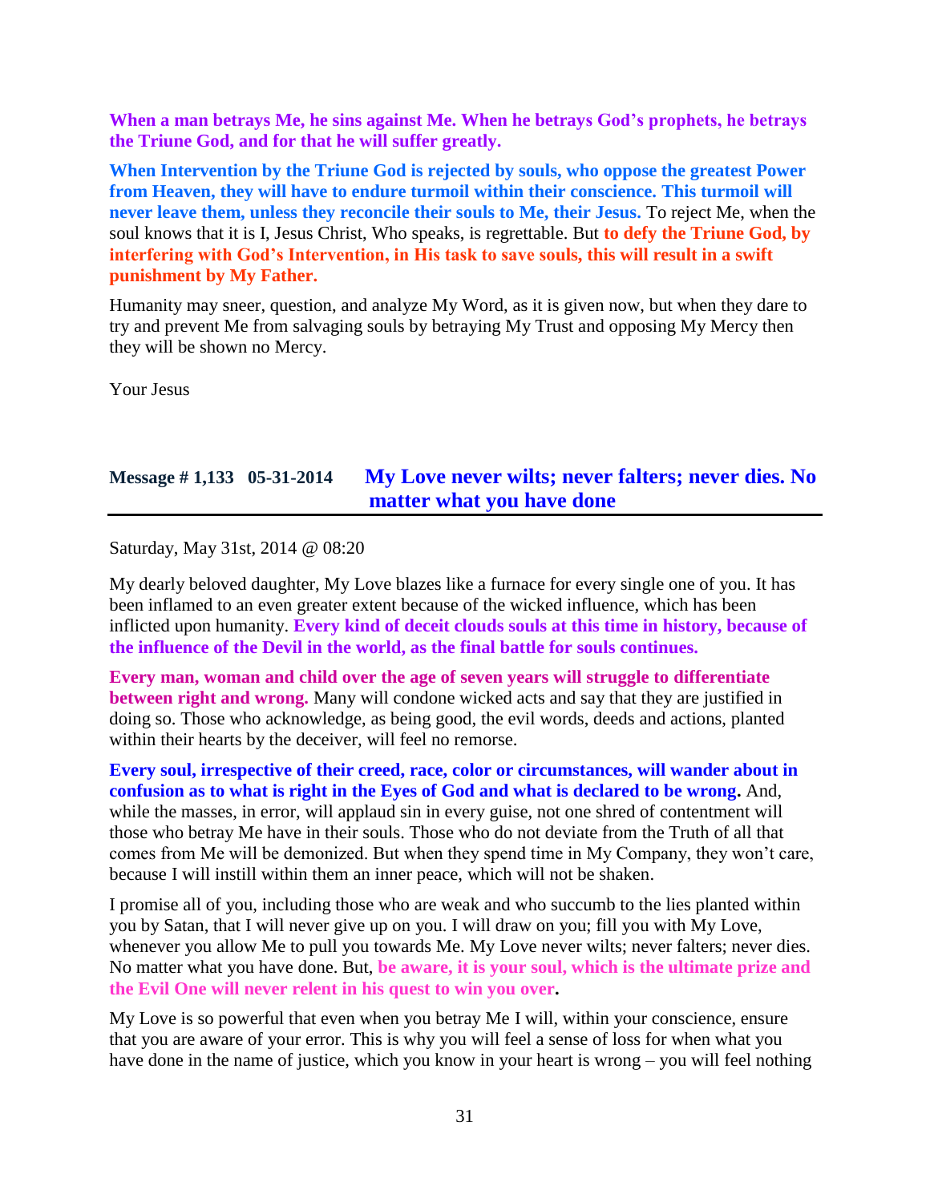**When a man betrays Me, he sins against Me. When he betrays God's prophets, he betrays the Triune God, and for that he will suffer greatly.**

**When Intervention by the Triune God is rejected by souls, who oppose the greatest Power from Heaven, they will have to endure turmoil within their conscience. This turmoil will never leave them, unless they reconcile their souls to Me, their Jesus.** To reject Me, when the soul knows that it is I, Jesus Christ, Who speaks, is regrettable. But **to defy the Triune God, by interfering with God's Intervention, in His task to save souls, this will result in a swift punishment by My Father.**

Humanity may sneer, question, and analyze My Word, as it is given now, but when they dare to try and prevent Me from salvaging souls by betraying My Trust and opposing My Mercy then they will be shown no Mercy.

Your Jesus

## Message # 1,133 05-31-2014 My Love never wilts; never falters; never dies. No matter what you have done

Saturday, May 31st, 2014 @ 08:20

My dearly beloved daughter, My Love blazes like a furnace for every single one of you. It has been inflamed to an even greater extent because of the wicked influence, which has been inflicted upon humanity. **Every kind of deceit clouds souls at this time in history, because of the influence of the Devil in the world, as the final battle for souls continues.**

**Every man, woman and child over the age of seven years will struggle to differentiate between right and wrong.** Many will condone wicked acts and say that they are justified in doing so. Those who acknowledge, as being good, the evil words, deeds and actions, planted within their hearts by the deceiver, will feel no remorse.

**Every soul, irrespective of their creed, race, color or circumstances, will wander about in confusion as to what is right in the Eyes of God and what is declared to be wrong.** And, while the masses, in error, will applaud sin in every guise, not one shred of contentment will those who betray Me have in their souls. Those who do not deviate from the Truth of all that comes from Me will be demonized. But when they spend time in My Company, they won't care, because I will instill within them an inner peace, which will not be shaken.

I promise all of you, including those who are weak and who succumb to the lies planted within you by Satan, that I will never give up on you. I will draw on you; fill you with My Love, whenever you allow Me to pull you towards Me. My Love never wilts; never falters; never dies. No matter what you have done. But, **be aware, it is your soul, which is the ultimate prize and the Evil One will never relent in his quest to win you over.**

My Love is so powerful that even when you betray Me I will, within your conscience, ensure that you are aware of your error. This is why you will feel a sense of loss for when what you have done in the name of justice, which you know in your heart is wrong – you will feel nothing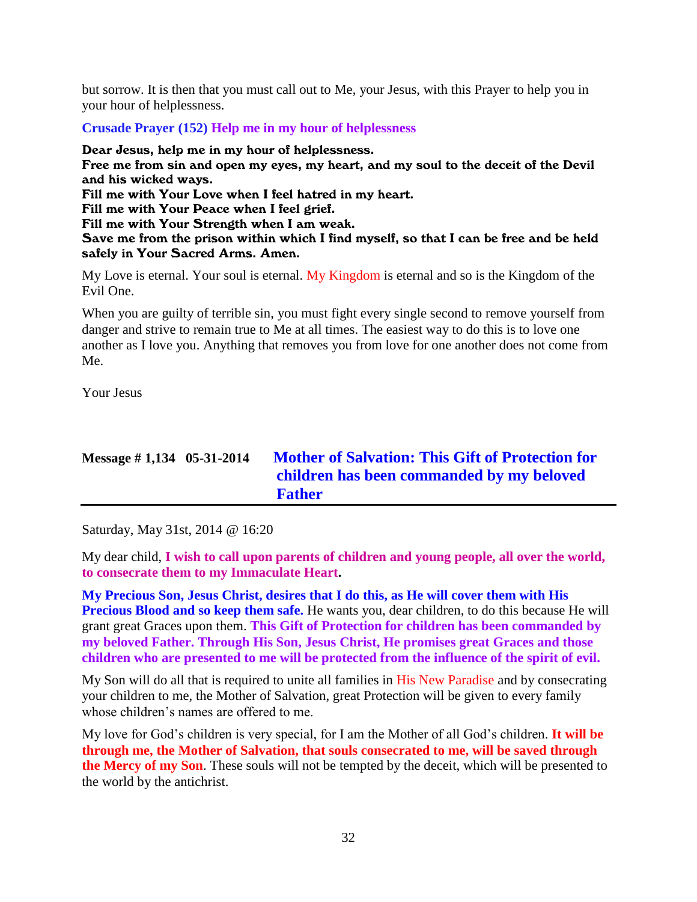but sorrow. It is then that you must call out to Me, your Jesus, with this Prayer to help you in your hour of helplessness.

**Crusade Prayer (152) Help me in my hour of helplessness**

**Dear Jesus, help me in my hour of helplessness.**
**Free me from sin and open my eyes, my heart, and my soul to the deceit of the Devil and his wicked ways.**
**Fill me with Your Love when I feel hatred in my heart.**
**Fill me with Your Peace when I feel grief.**
**Fill me with Your Strength when I am weak.**
**Save me from the prison within which I find myself, so that I can be free and be held safely in Your Sacred Arms. Amen.**

My Love is eternal. Your soul is eternal. My Kingdom is eternal and so is the Kingdom of the Evil One.

When you are guilty of terrible sin, you must fight every single second to remove yourself from danger and strive to remain true to Me at all times. The easiest way to do this is to love one another as I love you. Anything that removes you from love for one another does not come from Me.

Your Jesus

## Message # 1,134 05-31-2014 Mother of Salvation: This Gift of Protection for children has been commanded by my beloved Father

Saturday, May 31st, 2014 @ 16:20

My dear child, **I wish to call upon parents of children and young people, all over the world, to consecrate them to my Immaculate Heart.**

**My Precious Son, Jesus Christ, desires that I do this, as He will cover them with His Precious Blood and so keep them safe.** He wants you, dear children, to do this because He will grant great Graces upon them. **This Gift of Protection for children has been commanded by my beloved Father. Through His Son, Jesus Christ, He promises great Graces and those children who are presented to me will be protected from the influence of the spirit of evil.**

My Son will do all that is required to unite all families in His New Paradise and by consecrating your children to me, the Mother of Salvation, great Protection will be given to every family whose children's names are offered to me.

My love for God's children is very special, for I am the Mother of all God's children. **It will be through me, the Mother of Salvation, that souls consecrated to me, will be saved through the Mercy of my Son**. These souls will not be tempted by the deceit, which will be presented to the world by the antichrist.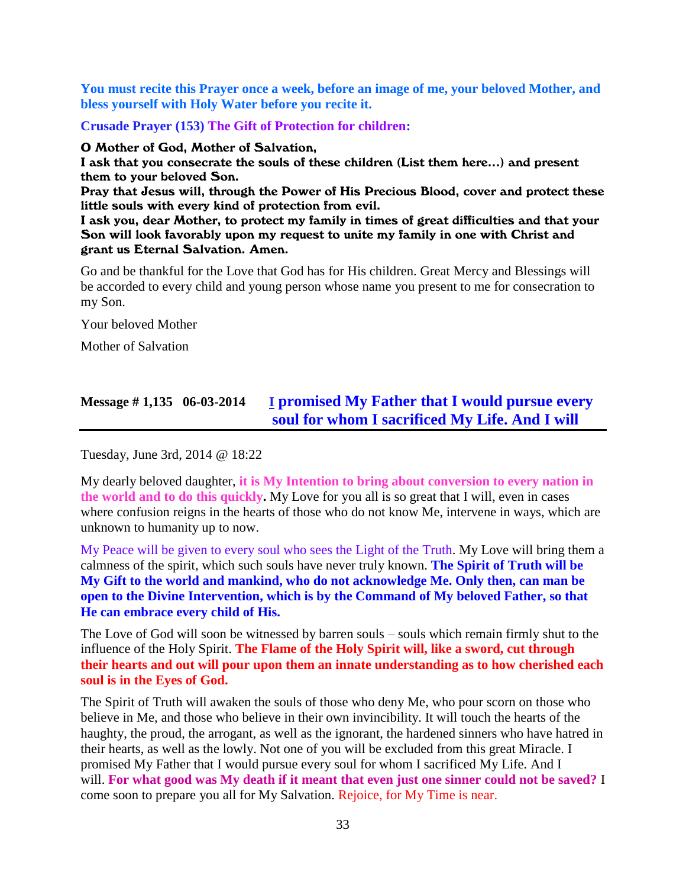**You must recite this Prayer once a week, before an image of me, your beloved Mother, and bless yourself with Holy Water before you recite it.**

**Crusade Prayer (153) The Gift of Protection for children:**

**O Mother of God, Mother of Salvation,**
**I ask that you consecrate the souls of these children (List them here…) and present them to your beloved Son.**
**Pray that Jesus will, through the Power of His Precious Blood, cover and protect these little souls with every kind of protection from evil.**
**I ask you, dear Mother, to protect my family in times of great difficulties and that your Son will look favorably upon my request to unite my family in one with Christ and grant us Eternal Salvation. Amen.**

Go and be thankful for the Love that God has for His children. Great Mercy and Blessings will be accorded to every child and young person whose name you present to me for consecration to my Son.

Your beloved Mother

Mother of Salvation

## Message # 1,135 06-03-2014 I promised My Father that I would pursue every soul for whom I sacrificed My Life. And I will

Tuesday, June 3rd, 2014 @ 18:22

My dearly beloved daughter, **it is My Intention to bring about conversion to every nation in the world and to do this quickly.** My Love for you all is so great that I will, even in cases where confusion reigns in the hearts of those who do not know Me, intervene in ways, which are unknown to humanity up to now.

My Peace will be given to every soul who sees the Light of the Truth. My Love will bring them a calmness of the spirit, which such souls have never truly known. **The Spirit of Truth will be My Gift to the world and mankind, who do not acknowledge Me. Only then, can man be open to the Divine Intervention, which is by the Command of My beloved Father, so that He can embrace every child of His.**

The Love of God will soon be witnessed by barren souls – souls which remain firmly shut to the influence of the Holy Spirit. **The Flame of the Holy Spirit will, like a sword, cut through their hearts and out will pour upon them an innate understanding as to how cherished each soul is in the Eyes of God.**

The Spirit of Truth will awaken the souls of those who deny Me, who pour scorn on those who believe in Me, and those who believe in their own invincibility. It will touch the hearts of the haughty, the proud, the arrogant, as well as the ignorant, the hardened sinners who have hatred in their hearts, as well as the lowly. Not one of you will be excluded from this great Miracle. I promised My Father that I would pursue every soul for whom I sacrificed My Life. And I will. **For what good was My death if it meant that even just one sinner could not be saved?** I come soon to prepare you all for My Salvation. Rejoice, for My Time is near.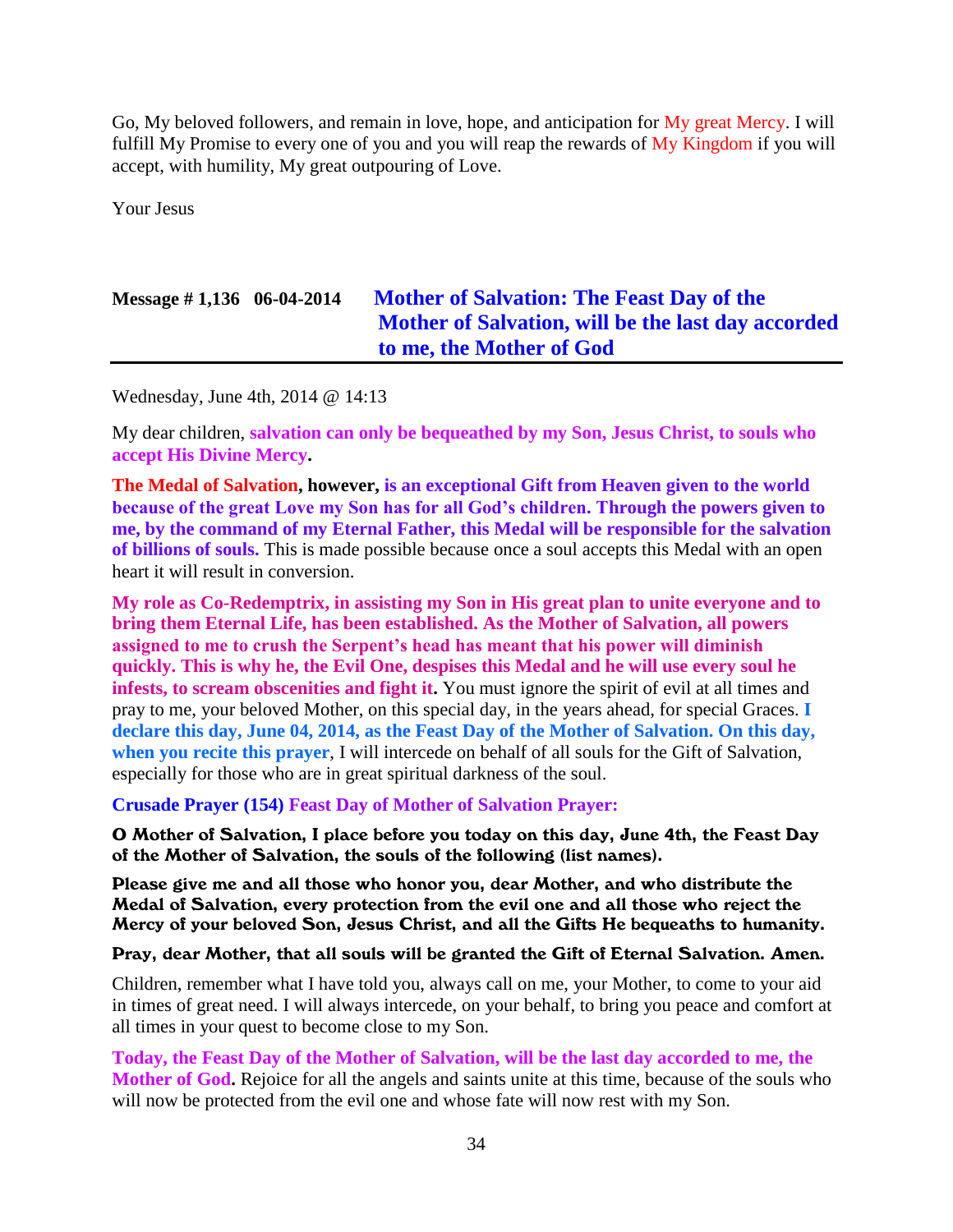Go, My beloved followers, and remain in love, hope, and anticipation for My great Mercy. I will fulfill My Promise to every one of you and you will reap the rewards of My Kingdom if you will accept, with humility, My great outpouring of Love.

Your Jesus

## Message # 1,136 06-04-2014 Mother of Salvation: The Feast Day of the Mother of Salvation, will be the last day accorded to me, the Mother of God

Wednesday, June 4th, 2014 @ 14:13

My dear children, **salvation can only be bequeathed by my Son, Jesus Christ, to souls who accept His Divine Mercy.**

**The Medal of Salvation, however, is an exceptional Gift from Heaven given to the world because of the great Love my Son has for all God's children. Through the powers given to me, by the command of my Eternal Father, this Medal will be responsible for the salvation of billions of souls.** This is made possible because once a soul accepts this Medal with an open heart it will result in conversion.

**My role as Co-Redemptrix, in assisting my Son in His great plan to unite everyone and to bring them Eternal Life, has been established. As the Mother of Salvation, all powers assigned to me to crush the Serpent's head has meant that his power will diminish quickly. This is why he, the Evil One, despises this Medal and he will use every soul he infests, to scream obscenities and fight it.** You must ignore the spirit of evil at all times and pray to me, your beloved Mother, on this special day, in the years ahead, for special Graces. **I declare this day, June 04, 2014, as the Feast Day of the Mother of Salvation. On this day, when you recite this prayer**, I will intercede on behalf of all souls for the Gift of Salvation, especially for those who are in great spiritual darkness of the soul.

**Crusade Prayer (154) Feast Day of Mother of Salvation Prayer:**

**O Mother of Salvation, I place before you today on this day, June 4th, the Feast Day of the Mother of Salvation, the souls of the following (list names).**

**Please give me and all those who honor you, dear Mother, and who distribute the Medal of Salvation, every protection from the evil one and all those who reject the Mercy of your beloved Son, Jesus Christ, and all the Gifts He bequeaths to humanity.**

**Pray, dear Mother, that all souls will be granted the Gift of Eternal Salvation. Amen.**

Children, remember what I have told you, always call on me, your Mother, to come to your aid in times of great need. I will always intercede, on your behalf, to bring you peace and comfort at all times in your quest to become close to my Son.

**Today, the Feast Day of the Mother of Salvation, will be the last day accorded to me, the Mother of God.** Rejoice for all the angels and saints unite at this time, because of the souls who will now be protected from the evil one and whose fate will now rest with my Son.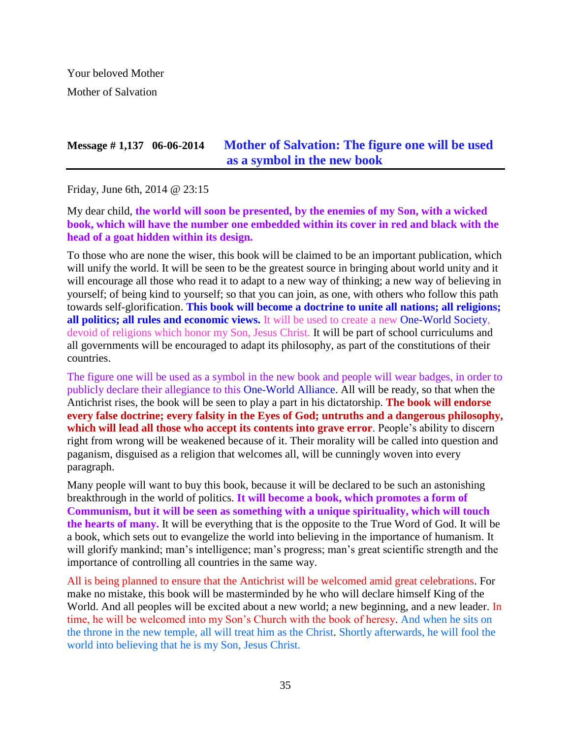Your beloved Mother

Mother of Salvation

## Message # 1,137 06-06-2014 Mother of Salvation: The figure one will be used as a symbol in the new book

Friday, June 6th, 2014 @ 23:15

My dear child, **the world will soon be presented, by the enemies of my Son, with a wicked book, which will have the number one embedded within its cover in red and black with the head of a goat hidden within its design.**

To those who are none the wiser, this book will be claimed to be an important publication, which will unify the world. It will be seen to be the greatest source in bringing about world unity and it will encourage all those who read it to adapt to a new way of thinking; a new way of believing in yourself; of being kind to yourself; so that you can join, as one, with others who follow this path towards self-glorification. **This book will become a doctrine to unite all nations; all religions; all politics; all rules and economic views.** It will be used to create a new One-World Society, devoid of religions which honor my Son, Jesus Christ. It will be part of school curriculums and all governments will be encouraged to adapt its philosophy, as part of the constitutions of their countries.

The figure one will be used as a symbol in the new book and people will wear badges, in order to publicly declare their allegiance to this One-World Alliance. All will be ready, so that when the Antichrist rises, the book will be seen to play a part in his dictatorship. **The book will endorse every false doctrine; every falsity in the Eyes of God; untruths and a dangerous philosophy, which will lead all those who accept its contents into grave error**. People's ability to discern right from wrong will be weakened because of it. Their morality will be called into question and paganism, disguised as a religion that welcomes all, will be cunningly woven into every paragraph.

Many people will want to buy this book, because it will be declared to be such an astonishing breakthrough in the world of politics. **It will become a book, which promotes a form of Communism, but it will be seen as something with a unique spirituality, which will touch the hearts of many.** It will be everything that is the opposite to the True Word of God. It will be a book, which sets out to evangelize the world into believing in the importance of humanism. It will glorify mankind; man's intelligence; man's progress; man's great scientific strength and the importance of controlling all countries in the same way.

All is being planned to ensure that the Antichrist will be welcomed amid great celebrations. For make no mistake, this book will be masterminded by he who will declare himself King of the World. And all peoples will be excited about a new world; a new beginning, and a new leader. In time, he will be welcomed into my Son's Church with the book of heresy. And when he sits on the throne in the new temple, all will treat him as the Christ. Shortly afterwards, he will fool the world into believing that he is my Son, Jesus Christ.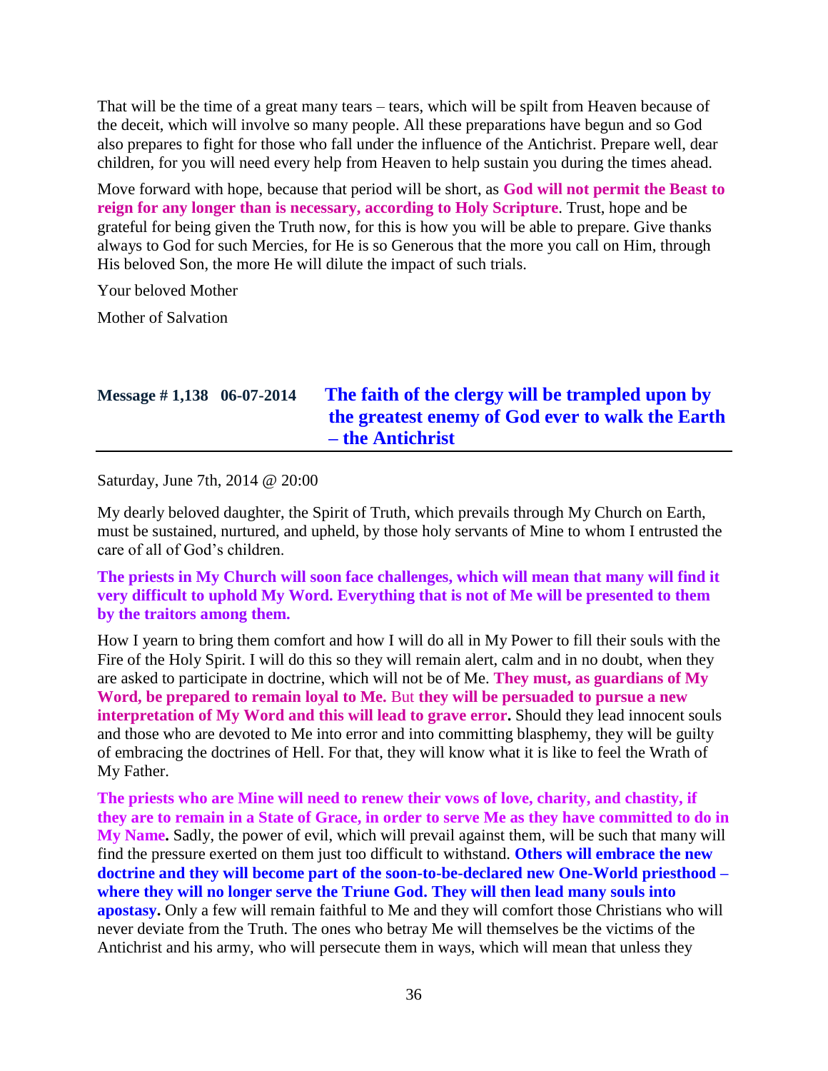That will be the time of a great many tears – tears, which will be spilt from Heaven because of the deceit, which will involve so many people. All these preparations have begun and so God also prepares to fight for those who fall under the influence of the Antichrist. Prepare well, dear children, for you will need every help from Heaven to help sustain you during the times ahead.

Move forward with hope, because that period will be short, as **God will not permit the Beast to reign for any longer than is necessary, according to Holy Scripture**. Trust, hope and be grateful for being given the Truth now, for this is how you will be able to prepare. Give thanks always to God for such Mercies, for He is so Generous that the more you call on Him, through His beloved Son, the more He will dilute the impact of such trials.

Your beloved Mother

Mother of Salvation

## Message # 1,138 06-07-2014 The faith of the clergy will be trampled upon by the greatest enemy of God ever to walk the Earth – the Antichrist

Saturday, June 7th, 2014 @ 20:00

My dearly beloved daughter, the Spirit of Truth, which prevails through My Church on Earth, must be sustained, nurtured, and upheld, by those holy servants of Mine to whom I entrusted the care of all of God's children.

**The priests in My Church will soon face challenges, which will mean that many will find it very difficult to uphold My Word. Everything that is not of Me will be presented to them by the traitors among them.**

How I yearn to bring them comfort and how I will do all in My Power to fill their souls with the Fire of the Holy Spirit. I will do this so they will remain alert, calm and in no doubt, when they are asked to participate in doctrine, which will not be of Me. **They must, as guardians of My Word, be prepared to remain loyal to Me.** But **they will be persuaded to pursue a new interpretation of My Word and this will lead to grave error.** Should they lead innocent souls and those who are devoted to Me into error and into committing blasphemy, they will be guilty of embracing the doctrines of Hell. For that, they will know what it is like to feel the Wrath of My Father.

**The priests who are Mine will need to renew their vows of love, charity, and chastity, if they are to remain in a State of Grace, in order to serve Me as they have committed to do in My Name.** Sadly, the power of evil, which will prevail against them, will be such that many will find the pressure exerted on them just too difficult to withstand. **Others will embrace the new doctrine and they will become part of the soon-to-be-declared new One-World priesthood – where they will no longer serve the Triune God. They will then lead many souls into apostasy.** Only a few will remain faithful to Me and they will comfort those Christians who will never deviate from the Truth. The ones who betray Me will themselves be the victims of the Antichrist and his army, who will persecute them in ways, which will mean that unless they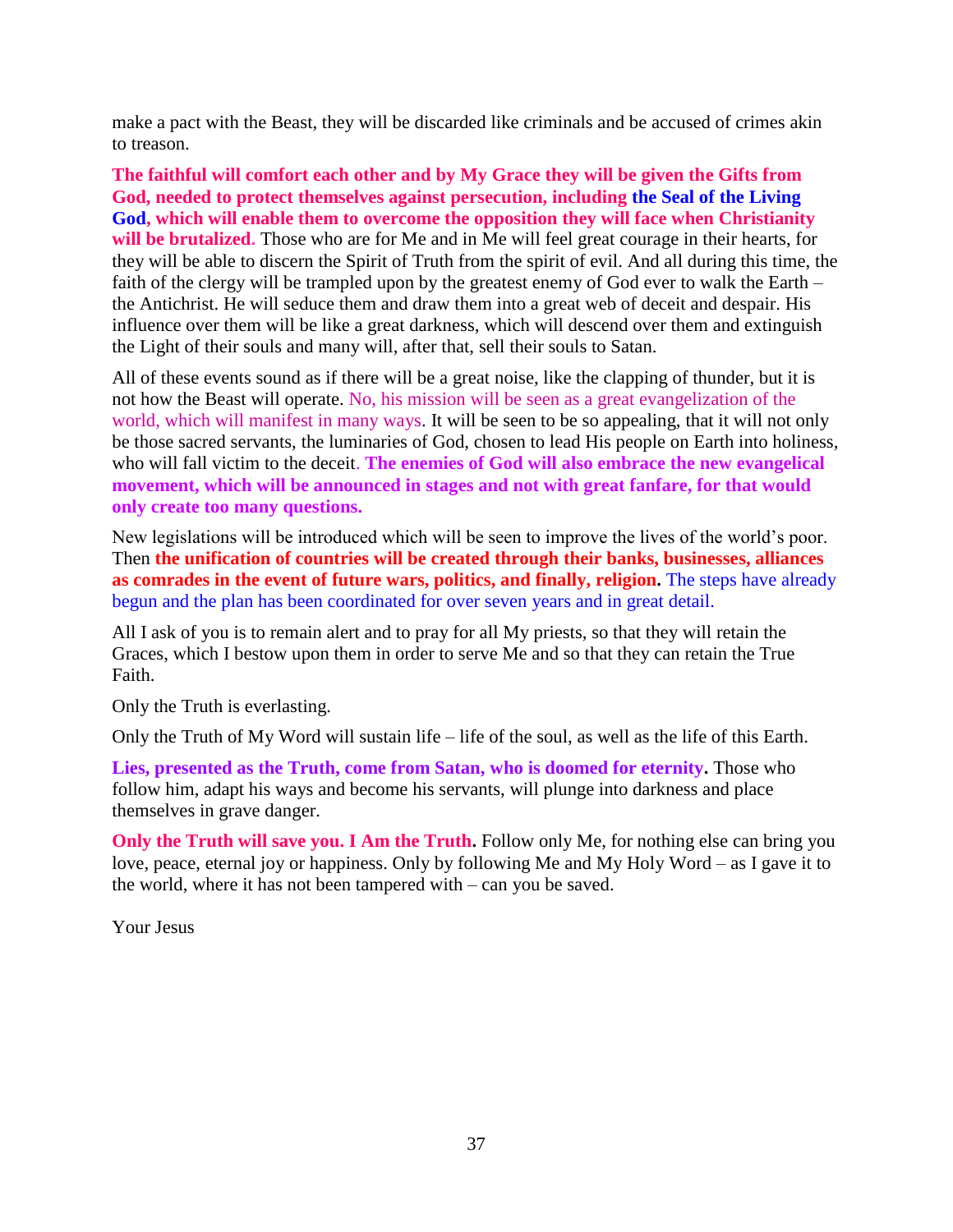make a pact with the Beast, they will be discarded like criminals and be accused of crimes akin to treason.

**The faithful will comfort each other and by My Grace they will be given the Gifts from God, needed to protect themselves against persecution, including the Seal of the Living God, which will enable them to overcome the opposition they will face when Christianity will be brutalized.** Those who are for Me and in Me will feel great courage in their hearts, for they will be able to discern the Spirit of Truth from the spirit of evil. And all during this time, the faith of the clergy will be trampled upon by the greatest enemy of God ever to walk the Earth – the Antichrist. He will seduce them and draw them into a great web of deceit and despair. His influence over them will be like a great darkness, which will descend over them and extinguish the Light of their souls and many will, after that, sell their souls to Satan.

All of these events sound as if there will be a great noise, like the clapping of thunder, but it is not how the Beast will operate. No, his mission will be seen as a great evangelization of the world, which will manifest in many ways. It will be seen to be so appealing, that it will not only be those sacred servants, the luminaries of God, chosen to lead His people on Earth into holiness, who will fall victim to the deceit. **The enemies of God will also embrace the new evangelical movement, which will be announced in stages and not with great fanfare, for that would only create too many questions.**

New legislations will be introduced which will be seen to improve the lives of the world's poor. Then **the unification of countries will be created through their banks, businesses, alliances as comrades in the event of future wars, politics, and finally, religion.** The steps have already begun and the plan has been coordinated for over seven years and in great detail.

All I ask of you is to remain alert and to pray for all My priests, so that they will retain the Graces, which I bestow upon them in order to serve Me and so that they can retain the True Faith.

Only the Truth is everlasting.

Only the Truth of My Word will sustain life – life of the soul, as well as the life of this Earth.

**Lies, presented as the Truth, come from Satan, who is doomed for eternity.** Those who follow him, adapt his ways and become his servants, will plunge into darkness and place themselves in grave danger.

**Only the Truth will save you. I Am the Truth.** Follow only Me, for nothing else can bring you love, peace, eternal joy or happiness. Only by following Me and My Holy Word – as I gave it to the world, where it has not been tampered with – can you be saved.

Your Jesus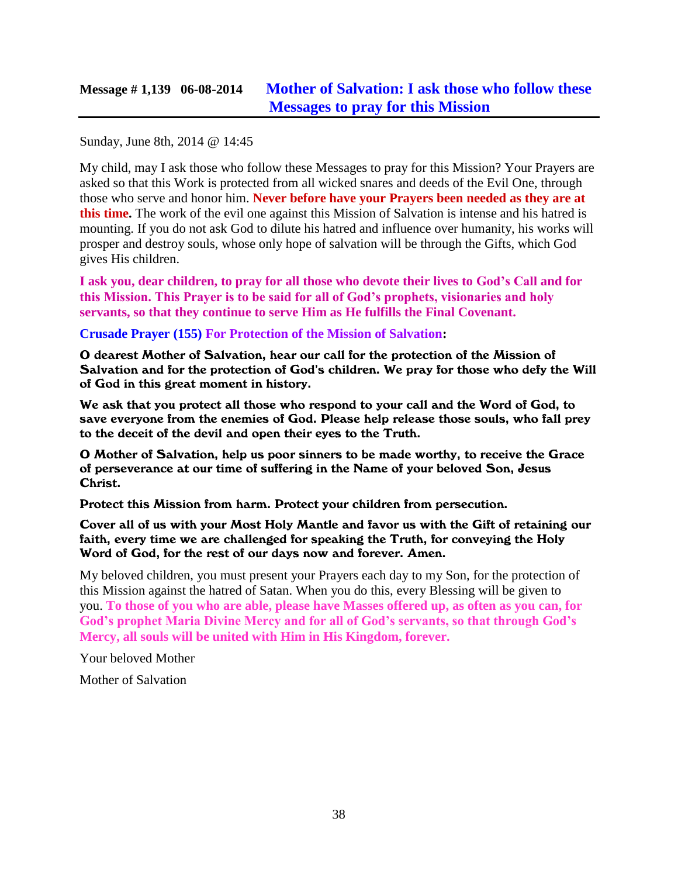## Message # 1,139 06-08-2014 Mother of Salvation: I ask those who follow these Messages to pray for this Mission

Sunday, June 8th, 2014 @ 14:45

My child, may I ask those who follow these Messages to pray for this Mission? Your Prayers are asked so that this Work is protected from all wicked snares and deeds of the Evil One, through those who serve and honor him. **Never before have your Prayers been needed as they are at this time.** The work of the evil one against this Mission of Salvation is intense and his hatred is mounting. If you do not ask God to dilute his hatred and influence over humanity, his works will prosper and destroy souls, whose only hope of salvation will be through the Gifts, which God gives His children.

**I ask you, dear children, to pray for all those who devote their lives to God's Call and for this Mission. This Prayer is to be said for all of God's prophets, visionaries and holy servants, so that they continue to serve Him as He fulfills the Final Covenant.**

**Crusade Prayer (155) For Protection of the Mission of Salvation:**

**O dearest Mother of Salvation, hear our call for the protection of the Mission of Salvation and for the protection of God's children. We pray for those who defy the Will of God in this great moment in history.**

**We ask that you protect all those who respond to your call and the Word of God, to save everyone from the enemies of God. Please help release those souls, who fall prey to the deceit of the devil and open their eyes to the Truth.**

**O Mother of Salvation, help us poor sinners to be made worthy, to receive the Grace of perseverance at our time of suffering in the Name of your beloved Son, Jesus Christ.**

**Protect this Mission from harm. Protect your children from persecution.**

**Cover all of us with your Most Holy Mantle and favor us with the Gift of retaining our faith, every time we are challenged for speaking the Truth, for conveying the Holy Word of God, for the rest of our days now and forever. Amen.**

My beloved children, you must present your Prayers each day to my Son, for the protection of this Mission against the hatred of Satan. When you do this, every Blessing will be given to you. **To those of you who are able, please have Masses offered up, as often as you can, for God's prophet Maria Divine Mercy and for all of God's servants, so that through God's Mercy, all souls will be united with Him in His Kingdom, forever.**

Your beloved Mother

Mother of Salvation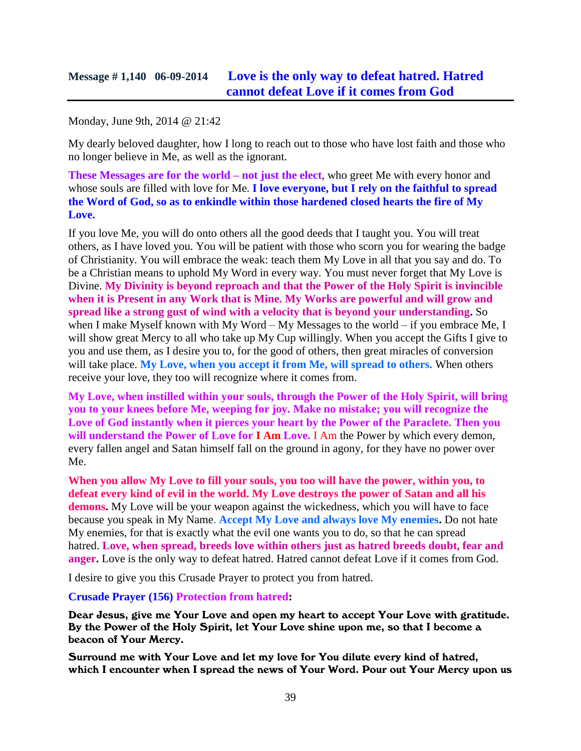## Message # 1,140 06-09-2014 Love is the only way to defeat hatred. Hatred cannot defeat Love if it comes from God

Monday, June 9th, 2014 @ 21:42

My dearly beloved daughter, how I long to reach out to those who have lost faith and those who no longer believe in Me, as well as the ignorant.

**These Messages are for the world – not just the elect**, who greet Me with every honor and whose souls are filled with love for Me. **I love everyone, but I rely on the faithful to spread the Word of God, so as to enkindle within those hardened closed hearts the fire of My Love.**

If you love Me, you will do onto others all the good deeds that I taught you. You will treat others, as I have loved you. You will be patient with those who scorn you for wearing the badge of Christianity. You will embrace the weak: teach them My Love in all that you say and do. To be a Christian means to uphold My Word in every way. You must never forget that My Love is Divine. **My Divinity is beyond reproach and that the Power of the Holy Spirit is invincible when it is Present in any Work that is Mine. My Works are powerful and will grow and spread like a strong gust of wind with a velocity that is beyond your understanding.** So when I make Myself known with My Word – My Messages to the world – if you embrace Me, I will show great Mercy to all who take up My Cup willingly. When you accept the Gifts I give to you and use them, as I desire you to, for the good of others, then great miracles of conversion will take place. **My Love, when you accept it from Me, will spread to others.** When others receive your love, they too will recognize where it comes from.

**My Love, when instilled within your souls, through the Power of the Holy Spirit, will bring you to your knees before Me, weeping for joy. Make no mistake; you will recognize the Love of God instantly when it pierces your heart by the Power of the Paraclete. Then you will understand the Power of Love for I Am Love.** I Am the Power by which every demon, every fallen angel and Satan himself fall on the ground in agony, for they have no power over Me.

**When you allow My Love to fill your souls, you too will have the power, within you, to defeat every kind of evil in the world. My Love destroys the power of Satan and all his demons.** My Love will be your weapon against the wickedness, which you will have to face because you speak in My Name. **Accept My Love and always love My enemies.** Do not hate My enemies, for that is exactly what the evil one wants you to do, so that he can spread hatred. **Love, when spread, breeds love within others just as hatred breeds doubt, fear and anger.** Love is the only way to defeat hatred. Hatred cannot defeat Love if it comes from God.

I desire to give you this Crusade Prayer to protect you from hatred.

**Crusade Prayer (156) Protection from hatred:**

**Dear Jesus, give me Your Love and open my heart to accept Your Love with gratitude. By the Power of the Holy Spirit, let Your Love shine upon me, so that I become a beacon of Your Mercy.**

**Surround me with Your Love and let my love for You dilute every kind of hatred, which I encounter when I spread the news of Your Word. Pour out Your Mercy upon us**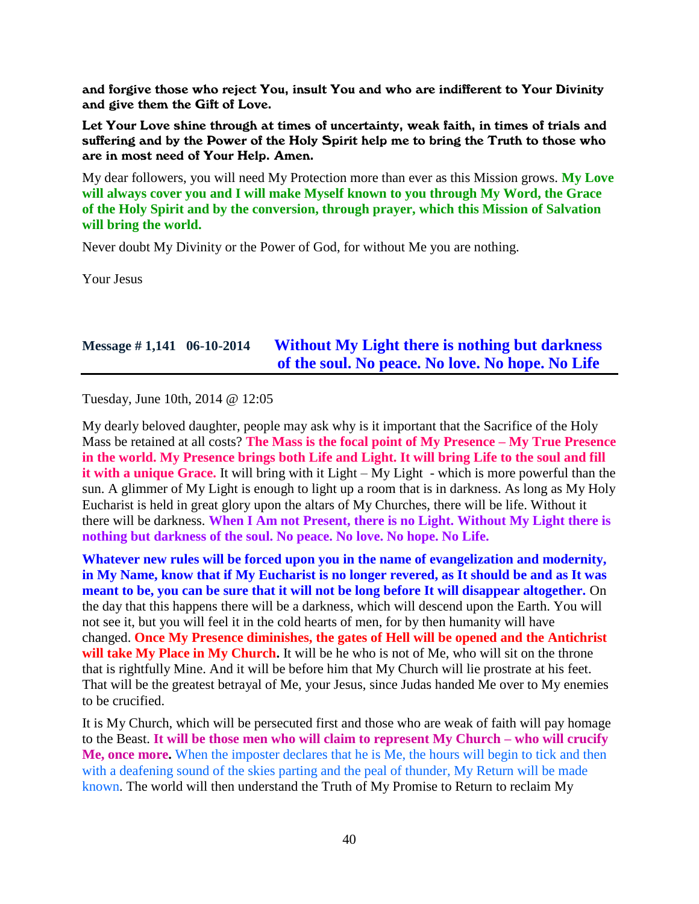**and forgive those who reject You, insult You and who are indifferent to Your Divinity and give them the Gift of Love.**

**Let Your Love shine through at times of uncertainty, weak faith, in times of trials and suffering and by the Power of the Holy Spirit help me to bring the Truth to those who are in most need of Your Help. Amen.**

My dear followers, you will need My Protection more than ever as this Mission grows. **My Love will always cover you and I will make Myself known to you through My Word, the Grace of the Holy Spirit and by the conversion, through prayer, which this Mission of Salvation will bring the world.**

Never doubt My Divinity or the Power of God, for without Me you are nothing.

Your Jesus

## Message # 1,141 06-10-2014 Without My Light there is nothing but darkness of the soul. No peace. No love. No hope. No Life

Tuesday, June 10th, 2014 @ 12:05

My dearly beloved daughter, people may ask why is it important that the Sacrifice of the Holy Mass be retained at all costs? **The Mass is the focal point of My Presence – My True Presence in the world. My Presence brings both Life and Light. It will bring Life to the soul and fill it with a unique Grace.** It will bring with it Light – My Light - which is more powerful than the sun. A glimmer of My Light is enough to light up a room that is in darkness. As long as My Holy Eucharist is held in great glory upon the altars of My Churches, there will be life. Without it there will be darkness. **When I Am not Present, there is no Light. Without My Light there is nothing but darkness of the soul. No peace. No love. No hope. No Life.**

**Whatever new rules will be forced upon you in the name of evangelization and modernity, in My Name, know that if My Eucharist is no longer revered, as It should be and as It was meant to be, you can be sure that it will not be long before It will disappear altogether.** On the day that this happens there will be a darkness, which will descend upon the Earth. You will not see it, but you will feel it in the cold hearts of men, for by then humanity will have changed. **Once My Presence diminishes, the gates of Hell will be opened and the Antichrist will take My Place in My Church.** It will be he who is not of Me, who will sit on the throne that is rightfully Mine. And it will be before him that My Church will lie prostrate at his feet. That will be the greatest betrayal of Me, your Jesus, since Judas handed Me over to My enemies to be crucified.

It is My Church, which will be persecuted first and those who are weak of faith will pay homage to the Beast. **It will be those men who will claim to represent My Church – who will crucify Me, once more.** When the imposter declares that he is Me, the hours will begin to tick and then with a deafening sound of the skies parting and the peal of thunder, My Return will be made known. The world will then understand the Truth of My Promise to Return to reclaim My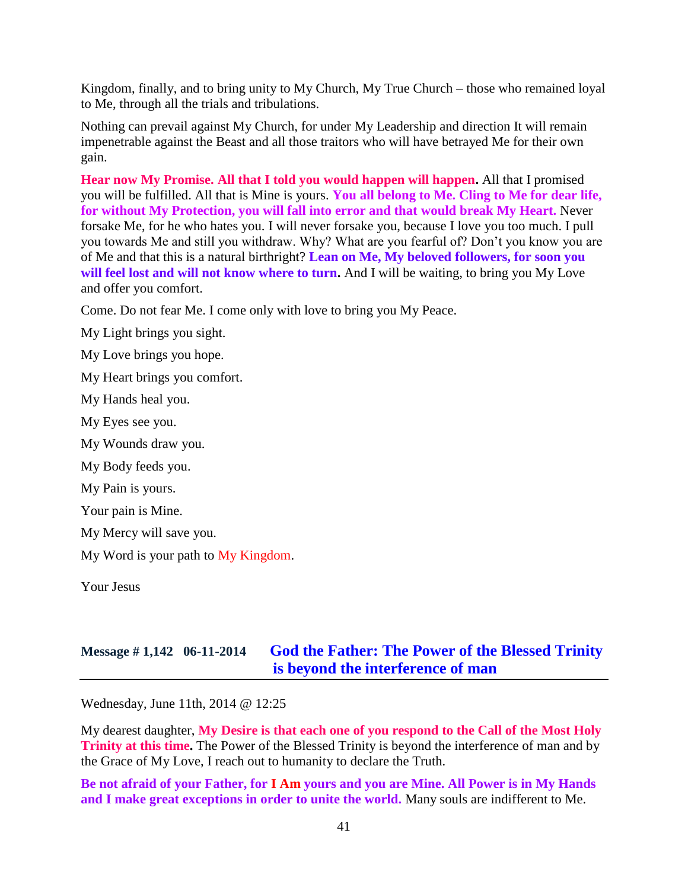Kingdom, finally, and to bring unity to My Church, My True Church – those who remained loyal to Me, through all the trials and tribulations.

Nothing can prevail against My Church, for under My Leadership and direction It will remain impenetrable against the Beast and all those traitors who will have betrayed Me for their own gain.

**Hear now My Promise. All that I told you would happen will happen.** All that I promised you will be fulfilled. All that is Mine is yours. **You all belong to Me. Cling to Me for dear life, for without My Protection, you will fall into error and that would break My Heart.** Never forsake Me, for he who hates you. I will never forsake you, because I love you too much. I pull you towards Me and still you withdraw. Why? What are you fearful of? Don't you know you are of Me and that this is a natural birthright? **Lean on Me, My beloved followers, for soon you will feel lost and will not know where to turn.** And I will be waiting, to bring you My Love and offer you comfort.

Come. Do not fear Me. I come only with love to bring you My Peace.

My Light brings you sight.

My Love brings you hope.

My Heart brings you comfort.

My Hands heal you.

My Eyes see you.

My Wounds draw you.

My Body feeds you.

My Pain is yours.

Your pain is Mine.

My Mercy will save you.

My Word is your path to My Kingdom.

Your Jesus

## Message # 1,142 06-11-2014 God the Father: The Power of the Blessed Trinity is beyond the interference of man

Wednesday, June 11th, 2014 @ 12:25

My dearest daughter, **My Desire is that each one of you respond to the Call of the Most Holy Trinity at this time.** The Power of the Blessed Trinity is beyond the interference of man and by the Grace of My Love, I reach out to humanity to declare the Truth.

**Be not afraid of your Father, for I Am yours and you are Mine. All Power is in My Hands and I make great exceptions in order to unite the world.** Many souls are indifferent to Me.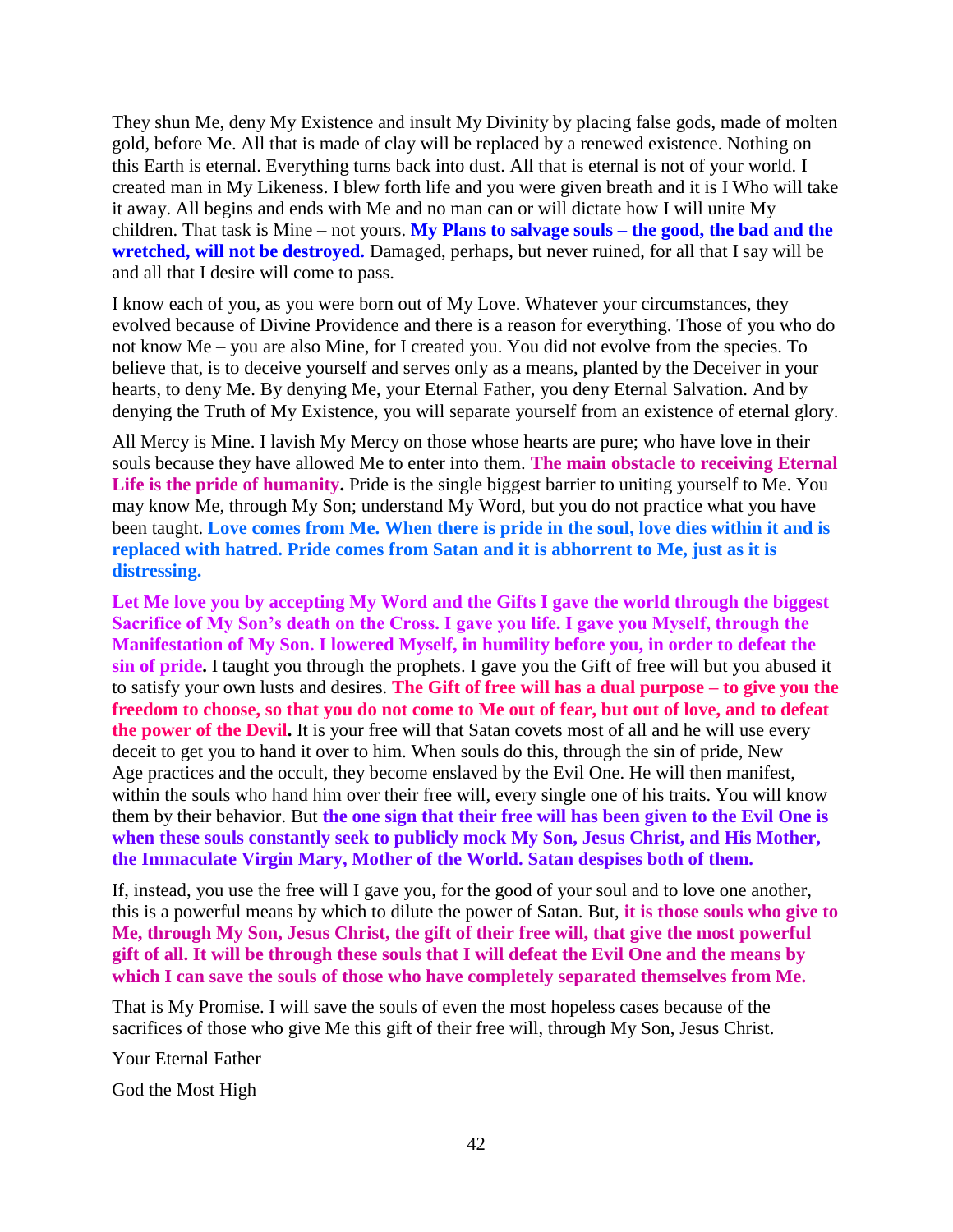They shun Me, deny My Existence and insult My Divinity by placing false gods, made of molten gold, before Me. All that is made of clay will be replaced by a renewed existence. Nothing on this Earth is eternal. Everything turns back into dust. All that is eternal is not of your world. I created man in My Likeness. I blew forth life and you were given breath and it is I Who will take it away. All begins and ends with Me and no man can or will dictate how I will unite My children. That task is Mine – not yours. **My Plans to salvage souls – the good, the bad and the wretched, will not be destroyed.** Damaged, perhaps, but never ruined, for all that I say will be and all that I desire will come to pass.

I know each of you, as you were born out of My Love. Whatever your circumstances, they evolved because of Divine Providence and there is a reason for everything. Those of you who do not know Me – you are also Mine, for I created you. You did not evolve from the species. To believe that, is to deceive yourself and serves only as a means, planted by the Deceiver in your hearts, to deny Me. By denying Me, your Eternal Father, you deny Eternal Salvation. And by denying the Truth of My Existence, you will separate yourself from an existence of eternal glory.

All Mercy is Mine. I lavish My Mercy on those whose hearts are pure; who have love in their souls because they have allowed Me to enter into them. **The main obstacle to receiving Eternal Life is the pride of humanity.** Pride is the single biggest barrier to uniting yourself to Me. You may know Me, through My Son; understand My Word, but you do not practice what you have been taught. **Love comes from Me. When there is pride in the soul, love dies within it and is replaced with hatred. Pride comes from Satan and it is abhorrent to Me, just as it is distressing.**

**Let Me love you by accepting My Word and the Gifts I gave the world through the biggest Sacrifice of My Son's death on the Cross. I gave you life. I gave you Myself, through the Manifestation of My Son. I lowered Myself, in humility before you, in order to defeat the sin of pride.** I taught you through the prophets. I gave you the Gift of free will but you abused it to satisfy your own lusts and desires. **The Gift of free will has a dual purpose – to give you the freedom to choose, so that you do not come to Me out of fear, but out of love, and to defeat the power of the Devil.** It is your free will that Satan covets most of all and he will use every deceit to get you to hand it over to him. When souls do this, through the sin of pride, New Age practices and the occult, they become enslaved by the Evil One. He will then manifest, within the souls who hand him over their free will, every single one of his traits. You will know them by their behavior. But **the one sign that their free will has been given to the Evil One is when these souls constantly seek to publicly mock My Son, Jesus Christ, and His Mother, the Immaculate Virgin Mary, Mother of the World. Satan despises both of them.**

If, instead, you use the free will I gave you, for the good of your soul and to love one another, this is a powerful means by which to dilute the power of Satan. But, **it is those souls who give to Me, through My Son, Jesus Christ, the gift of their free will, that give the most powerful gift of all. It will be through these souls that I will defeat the Evil One and the means by which I can save the souls of those who have completely separated themselves from Me.**

That is My Promise. I will save the souls of even the most hopeless cases because of the sacrifices of those who give Me this gift of their free will, through My Son, Jesus Christ.

Your Eternal Father

God the Most High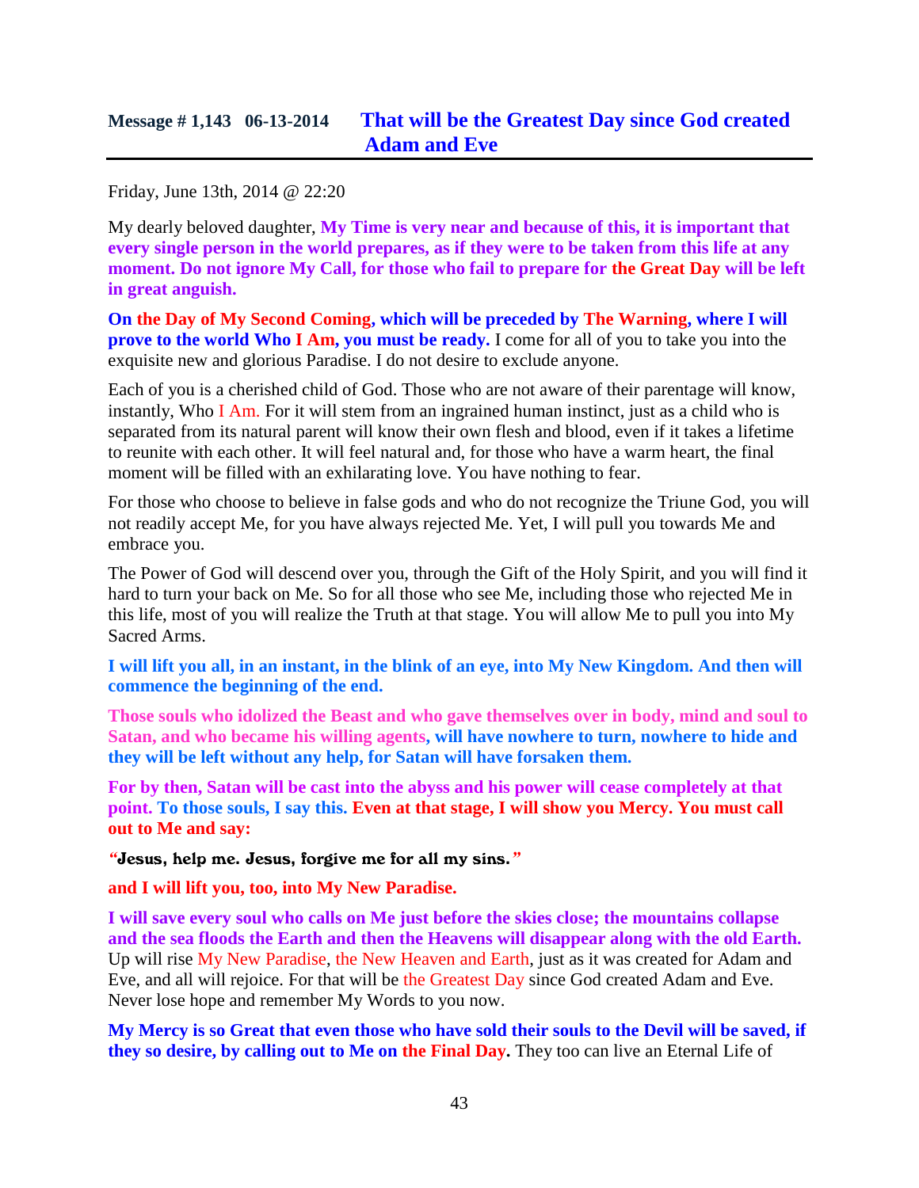## Message # 1,143 06-13-2014 That will be the Greatest Day since God created Adam and Eve

Friday, June 13th, 2014 @ 22:20

My dearly beloved daughter, **My Time is very near and because of this, it is important that every single person in the world prepares, as if they were to be taken from this life at any moment. Do not ignore My Call, for those who fail to prepare for the Great Day will be left in great anguish.**

**On the Day of My Second Coming, which will be preceded by The Warning, where I will prove to the world Who I Am, you must be ready.** I come for all of you to take you into the exquisite new and glorious Paradise. I do not desire to exclude anyone.

Each of you is a cherished child of God. Those who are not aware of their parentage will know, instantly, Who I Am. For it will stem from an ingrained human instinct, just as a child who is separated from its natural parent will know their own flesh and blood, even if it takes a lifetime to reunite with each other. It will feel natural and, for those who have a warm heart, the final moment will be filled with an exhilarating love. You have nothing to fear.

For those who choose to believe in false gods and who do not recognize the Triune God, you will not readily accept Me, for you have always rejected Me. Yet, I will pull you towards Me and embrace you.

The Power of God will descend over you, through the Gift of the Holy Spirit, and you will find it hard to turn your back on Me. So for all those who see Me, including those who rejected Me in this life, most of you will realize the Truth at that stage. You will allow Me to pull you into My Sacred Arms.

**I will lift you all, in an instant, in the blink of an eye, into My New Kingdom. And then will commence the beginning of the end.**

**Those souls who idolized the Beast and who gave themselves over in body, mind and soul to Satan, and who became his willing agents, will have nowhere to turn, nowhere to hide and they will be left without any help, for Satan will have forsaken them.**

**For by then, Satan will be cast into the abyss and his power will cease completely at that point. To those souls, I say this. Even at that stage, I will show you Mercy. You must call out to Me and say:**

**"Jesus, help me. Jesus, forgive me for all my sins."**

**and I will lift you, too, into My New Paradise.**

**I will save every soul who calls on Me just before the skies close; the mountains collapse and the sea floods the Earth and then the Heavens will disappear along with the old Earth.** Up will rise My New Paradise, the New Heaven and Earth, just as it was created for Adam and Eve, and all will rejoice. For that will be the Greatest Day since God created Adam and Eve. Never lose hope and remember My Words to you now.

**My Mercy is so Great that even those who have sold their souls to the Devil will be saved, if they so desire, by calling out to Me on the Final Day.** They too can live an Eternal Life of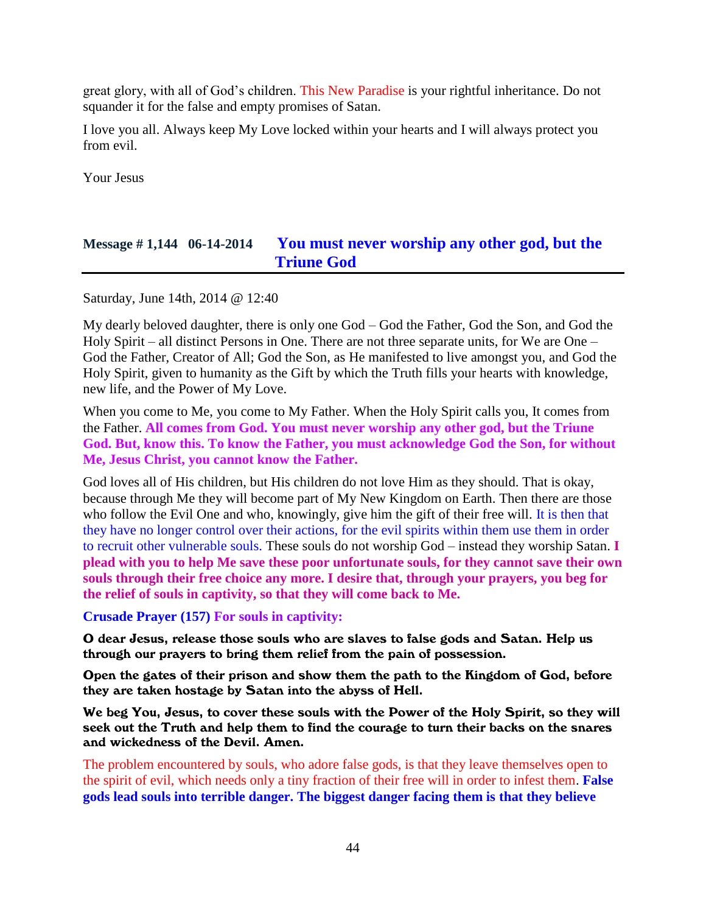great glory, with all of God's children. This New Paradise is your rightful inheritance. Do not squander it for the false and empty promises of Satan.

I love you all. Always keep My Love locked within your hearts and I will always protect you from evil.

Your Jesus

## Message # 1,144 06-14-2014 You must never worship any other god, but the Triune God

Saturday, June 14th, 2014 @ 12:40

My dearly beloved daughter, there is only one God – God the Father, God the Son, and God the Holy Spirit – all distinct Persons in One. There are not three separate units, for We are One – God the Father, Creator of All; God the Son, as He manifested to live amongst you, and God the Holy Spirit, given to humanity as the Gift by which the Truth fills your hearts with knowledge, new life, and the Power of My Love.

When you come to Me, you come to My Father. When the Holy Spirit calls you, It comes from the Father. **All comes from God. You must never worship any other god, but the Triune God. But, know this. To know the Father, you must acknowledge God the Son, for without Me, Jesus Christ, you cannot know the Father.**

God loves all of His children, but His children do not love Him as they should. That is okay, because through Me they will become part of My New Kingdom on Earth. Then there are those who follow the Evil One and who, knowingly, give him the gift of their free will. It is then that they have no longer control over their actions, for the evil spirits within them use them in order to recruit other vulnerable souls. These souls do not worship God – instead they worship Satan. **I plead with you to help Me save these poor unfortunate souls, for they cannot save their own souls through their free choice any more. I desire that, through your prayers, you beg for the relief of souls in captivity, so that they will come back to Me.**

**Crusade Prayer (157) For souls in captivity:**

**O dear Jesus, release those souls who are slaves to false gods and Satan. Help us through our prayers to bring them relief from the pain of possession.**

**Open the gates of their prison and show them the path to the Kingdom of God, before they are taken hostage by Satan into the abyss of Hell.**

**We beg You, Jesus, to cover these souls with the Power of the Holy Spirit, so they will seek out the Truth and help them to find the courage to turn their backs on the snares and wickedness of the Devil. Amen.**

The problem encountered by souls, who adore false gods, is that they leave themselves open to the spirit of evil, which needs only a tiny fraction of their free will in order to infest them. **False gods lead souls into terrible danger. The biggest danger facing them is that they believe**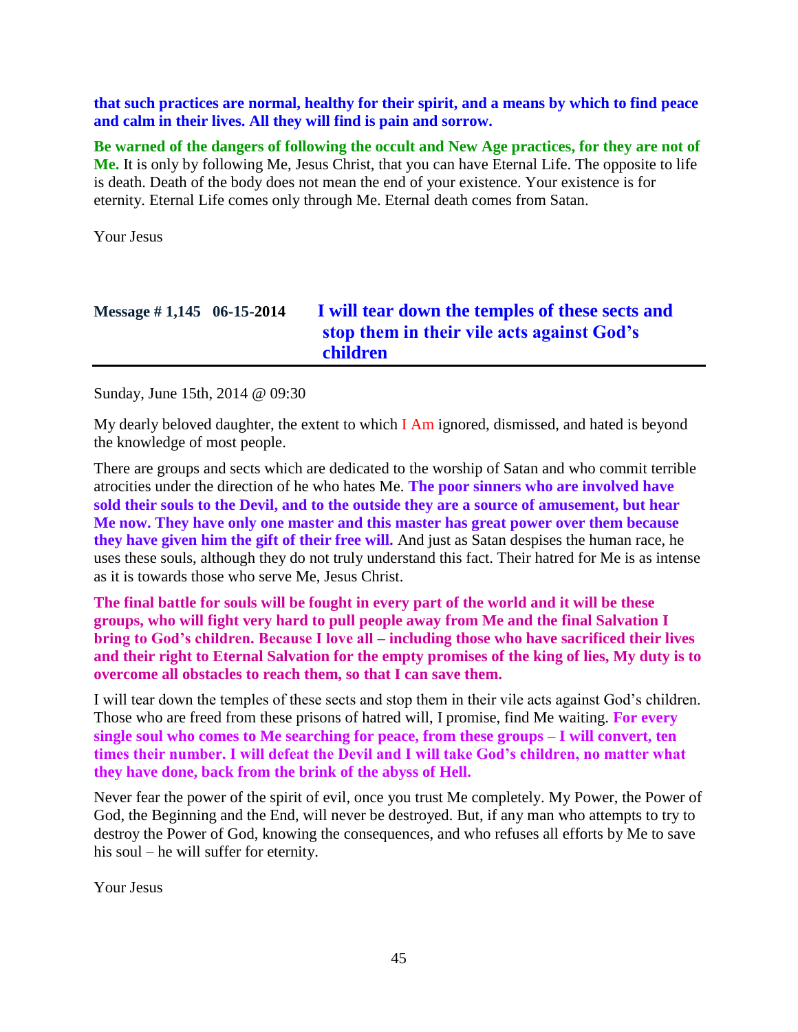**that such practices are normal, healthy for their spirit, and a means by which to find peace and calm in their lives. All they will find is pain and sorrow.**

**Be warned of the dangers of following the occult and New Age practices, for they are not of Me.** It is only by following Me, Jesus Christ, that you can have Eternal Life. The opposite to life is death. Death of the body does not mean the end of your existence. Your existence is for eternity. Eternal Life comes only through Me. Eternal death comes from Satan.

Your Jesus

## Message # 1,145 06-15-2014 I will tear down the temples of these sects and stop them in their vile acts against God's children

Sunday, June 15th, 2014 @ 09:30

My dearly beloved daughter, the extent to which I Am ignored, dismissed, and hated is beyond the knowledge of most people.

There are groups and sects which are dedicated to the worship of Satan and who commit terrible atrocities under the direction of he who hates Me. **The poor sinners who are involved have sold their souls to the Devil, and to the outside they are a source of amusement, but hear Me now. They have only one master and this master has great power over them because they have given him the gift of their free will.** And just as Satan despises the human race, he uses these souls, although they do not truly understand this fact. Their hatred for Me is as intense as it is towards those who serve Me, Jesus Christ.

**The final battle for souls will be fought in every part of the world and it will be these groups, who will fight very hard to pull people away from Me and the final Salvation I bring to God's children. Because I love all – including those who have sacrificed their lives and their right to Eternal Salvation for the empty promises of the king of lies, My duty is to overcome all obstacles to reach them, so that I can save them.**

I will tear down the temples of these sects and stop them in their vile acts against God's children. Those who are freed from these prisons of hatred will, I promise, find Me waiting. **For every single soul who comes to Me searching for peace, from these groups – I will convert, ten times their number. I will defeat the Devil and I will take God's children, no matter what they have done, back from the brink of the abyss of Hell.**

Never fear the power of the spirit of evil, once you trust Me completely. My Power, the Power of God, the Beginning and the End, will never be destroyed. But, if any man who attempts to try to destroy the Power of God, knowing the consequences, and who refuses all efforts by Me to save his soul – he will suffer for eternity.

Your Jesus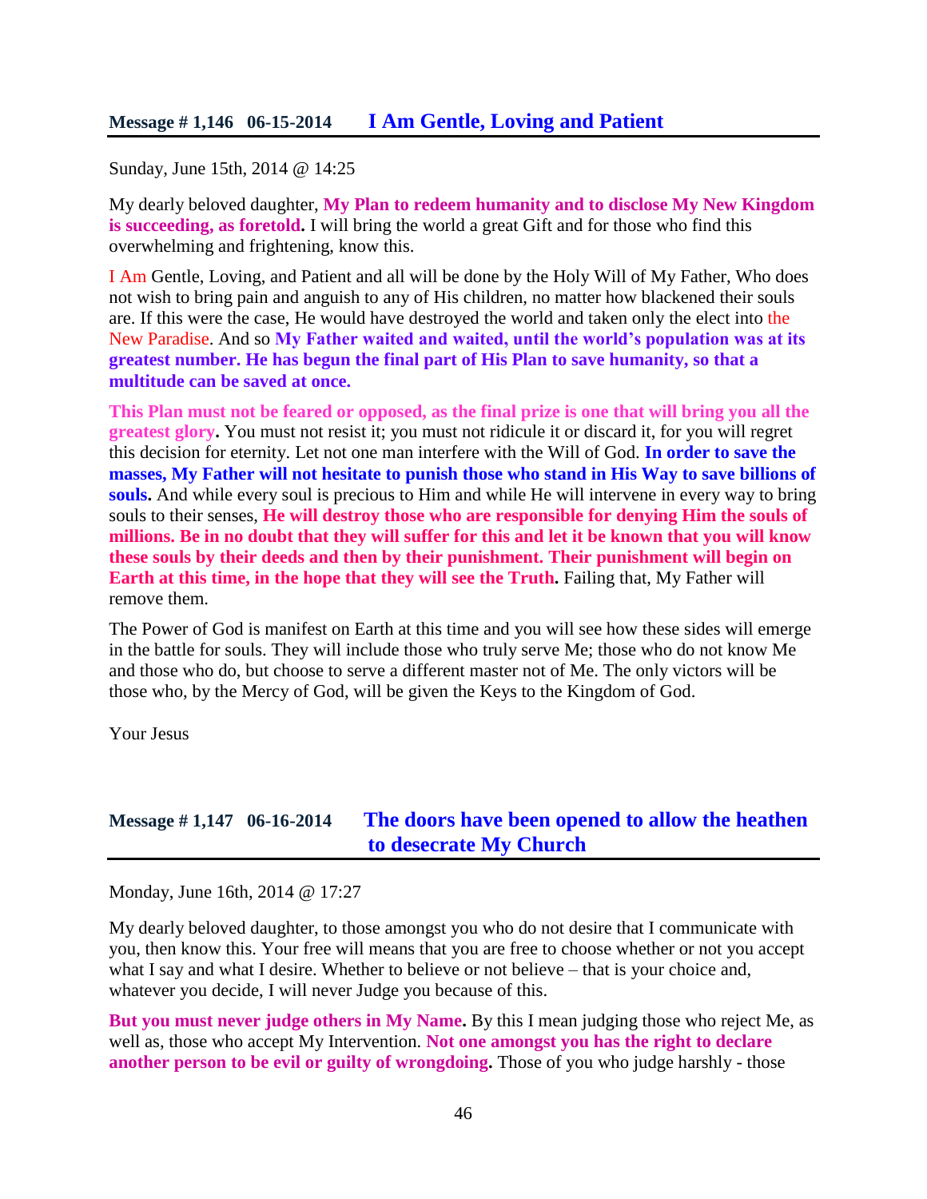## Message # 1,146 06-15-2014 I Am Gentle, Loving and Patient

Sunday, June 15th, 2014 @ 14:25

My dearly beloved daughter, **My Plan to redeem humanity and to disclose My New Kingdom is succeeding, as foretold.** I will bring the world a great Gift and for those who find this overwhelming and frightening, know this.

I Am Gentle, Loving, and Patient and all will be done by the Holy Will of My Father, Who does not wish to bring pain and anguish to any of His children, no matter how blackened their souls are. If this were the case, He would have destroyed the world and taken only the elect into the New Paradise. And so **My Father waited and waited, until the world's population was at its greatest number. He has begun the final part of His Plan to save humanity, so that a multitude can be saved at once.**

**This Plan must not be feared or opposed, as the final prize is one that will bring you all the greatest glory.** You must not resist it; you must not ridicule it or discard it, for you will regret this decision for eternity. Let not one man interfere with the Will of God. **In order to save the masses, My Father will not hesitate to punish those who stand in His Way to save billions of souls.** And while every soul is precious to Him and while He will intervene in every way to bring souls to their senses, **He will destroy those who are responsible for denying Him the souls of millions. Be in no doubt that they will suffer for this and let it be known that you will know these souls by their deeds and then by their punishment. Their punishment will begin on Earth at this time, in the hope that they will see the Truth.** Failing that, My Father will remove them.

The Power of God is manifest on Earth at this time and you will see how these sides will emerge in the battle for souls. They will include those who truly serve Me; those who do not know Me and those who do, but choose to serve a different master not of Me. The only victors will be those who, by the Mercy of God, will be given the Keys to the Kingdom of God.

Your Jesus

## Message # 1,147 06-16-2014 The doors have been opened to allow the heathen to desecrate My Church

Monday, June 16th, 2014 @ 17:27

My dearly beloved daughter, to those amongst you who do not desire that I communicate with you, then know this. Your free will means that you are free to choose whether or not you accept what I say and what I desire. Whether to believe or not believe – that is your choice and, whatever you decide, I will never Judge you because of this.

**But you must never judge others in My Name.** By this I mean judging those who reject Me, as well as, those who accept My Intervention. **Not one amongst you has the right to declare another person to be evil or guilty of wrongdoing.** Those of you who judge harshly - those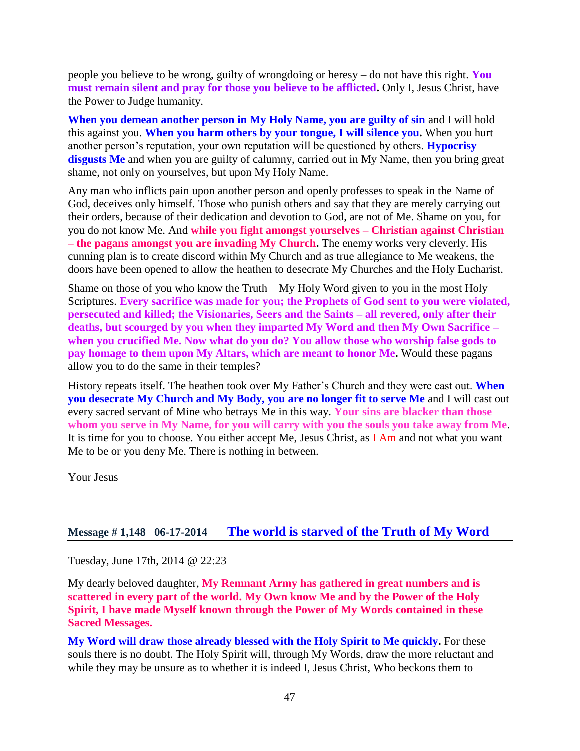people you believe to be wrong, guilty of wrongdoing or heresy – do not have this right. **You must remain silent and pray for those you believe to be afflicted.** Only I, Jesus Christ, have the Power to Judge humanity.

**When you demean another person in My Holy Name, you are guilty of sin** and I will hold this against you. **When you harm others by your tongue, I will silence you.** When you hurt another person's reputation, your own reputation will be questioned by others. **Hypocrisy disgusts Me** and when you are guilty of calumny, carried out in My Name, then you bring great shame, not only on yourselves, but upon My Holy Name.

Any man who inflicts pain upon another person and openly professes to speak in the Name of God, deceives only himself. Those who punish others and say that they are merely carrying out their orders, because of their dedication and devotion to God, are not of Me. Shame on you, for you do not know Me. And **while you fight amongst yourselves – Christian against Christian – the pagans amongst you are invading My Church.** The enemy works very cleverly. His cunning plan is to create discord within My Church and as true allegiance to Me weakens, the doors have been opened to allow the heathen to desecrate My Churches and the Holy Eucharist.

Shame on those of you who know the Truth – My Holy Word given to you in the most Holy Scriptures. **Every sacrifice was made for you; the Prophets of God sent to you were violated, persecuted and killed; the Visionaries, Seers and the Saints – all revered, only after their deaths, but scourged by you when they imparted My Word and then My Own Sacrifice – when you crucified Me. Now what do you do? You allow those who worship false gods to pay homage to them upon My Altars, which are meant to honor Me.** Would these pagans allow you to do the same in their temples?

History repeats itself. The heathen took over My Father's Church and they were cast out. **When you desecrate My Church and My Body, you are no longer fit to serve Me** and I will cast out every sacred servant of Mine who betrays Me in this way. **Your sins are blacker than those whom you serve in My Name, for you will carry with you the souls you take away from Me**. It is time for you to choose. You either accept Me, Jesus Christ, as I Am and not what you want Me to be or you deny Me. There is nothing in between.

Your Jesus

## Message # 1,148 06-17-2014 The world is starved of the Truth of My Word

Tuesday, June 17th, 2014 @ 22:23

My dearly beloved daughter, **My Remnant Army has gathered in great numbers and is scattered in every part of the world. My Own know Me and by the Power of the Holy Spirit, I have made Myself known through the Power of My Words contained in these Sacred Messages.**

**My Word will draw those already blessed with the Holy Spirit to Me quickly.** For these souls there is no doubt. The Holy Spirit will, through My Words, draw the more reluctant and while they may be unsure as to whether it is indeed I, Jesus Christ, Who beckons them to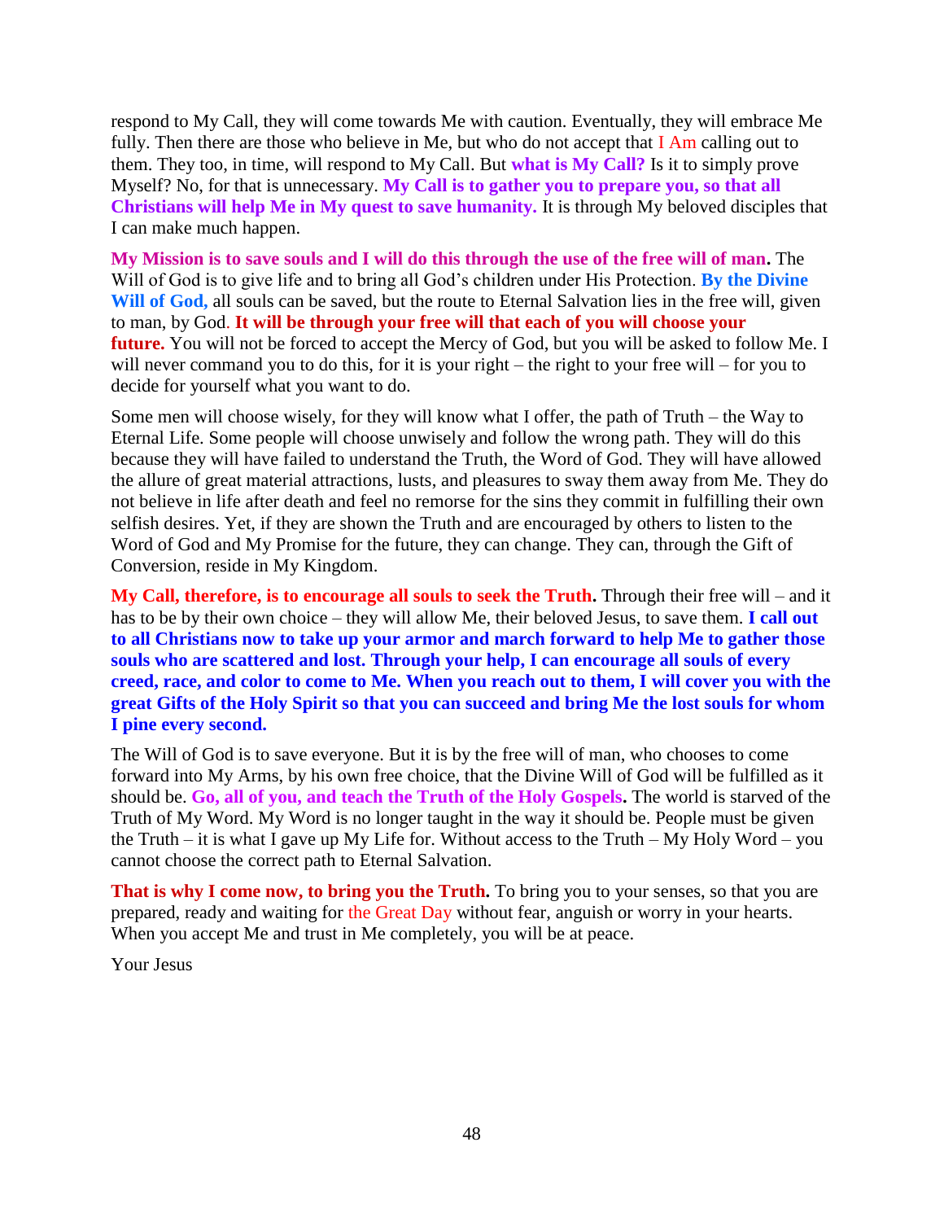respond to My Call, they will come towards Me with caution. Eventually, they will embrace Me fully. Then there are those who believe in Me, but who do not accept that I Am calling out to them. They too, in time, will respond to My Call. But **what is My Call?** Is it to simply prove Myself? No, for that is unnecessary. **My Call is to gather you to prepare you, so that all Christians will help Me in My quest to save humanity.** It is through My beloved disciples that I can make much happen.

**My Mission is to save souls and I will do this through the use of the free will of man.** The Will of God is to give life and to bring all God's children under His Protection. **By the Divine Will of God,** all souls can be saved, but the route to Eternal Salvation lies in the free will, given to man, by God. **It will be through your free will that each of you will choose your future.** You will not be forced to accept the Mercy of God, but you will be asked to follow Me. I will never command you to do this, for it is your right – the right to your free will – for you to decide for yourself what you want to do.

Some men will choose wisely, for they will know what I offer, the path of Truth – the Way to Eternal Life. Some people will choose unwisely and follow the wrong path. They will do this because they will have failed to understand the Truth, the Word of God. They will have allowed the allure of great material attractions, lusts, and pleasures to sway them away from Me. They do not believe in life after death and feel no remorse for the sins they commit in fulfilling their own selfish desires. Yet, if they are shown the Truth and are encouraged by others to listen to the Word of God and My Promise for the future, they can change. They can, through the Gift of Conversion, reside in My Kingdom.

**My Call, therefore, is to encourage all souls to seek the Truth.** Through their free will – and it has to be by their own choice – they will allow Me, their beloved Jesus, to save them. **I call out to all Christians now to take up your armor and march forward to help Me to gather those souls who are scattered and lost. Through your help, I can encourage all souls of every creed, race, and color to come to Me. When you reach out to them, I will cover you with the great Gifts of the Holy Spirit so that you can succeed and bring Me the lost souls for whom I pine every second.**

The Will of God is to save everyone. But it is by the free will of man, who chooses to come forward into My Arms, by his own free choice, that the Divine Will of God will be fulfilled as it should be. **Go, all of you, and teach the Truth of the Holy Gospels.** The world is starved of the Truth of My Word. My Word is no longer taught in the way it should be. People must be given the Truth – it is what I gave up My Life for. Without access to the Truth – My Holy Word – you cannot choose the correct path to Eternal Salvation.

**That is why I come now, to bring you the Truth.** To bring you to your senses, so that you are prepared, ready and waiting for the Great Day without fear, anguish or worry in your hearts. When you accept Me and trust in Me completely, you will be at peace.

Your Jesus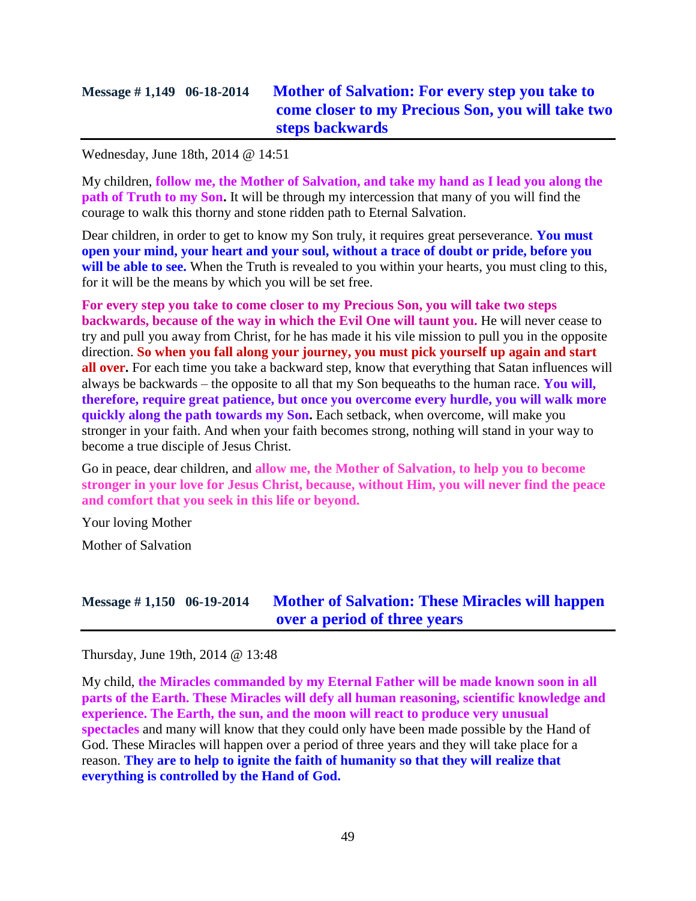## Message # 1,149 06-18-2014 Mother of Salvation: For every step you take to come closer to my Precious Son, you will take two steps backwards

Wednesday, June 18th, 2014 @ 14:51

My children, **follow me, the Mother of Salvation, and take my hand as I lead you along the path of Truth to my Son.** It will be through my intercession that many of you will find the courage to walk this thorny and stone ridden path to Eternal Salvation.

Dear children, in order to get to know my Son truly, it requires great perseverance. **You must open your mind, your heart and your soul, without a trace of doubt or pride, before you will be able to see.** When the Truth is revealed to you within your hearts, you must cling to this, for it will be the means by which you will be set free.

**For every step you take to come closer to my Precious Son, you will take two steps backwards, because of the way in which the Evil One will taunt you.** He will never cease to try and pull you away from Christ, for he has made it his vile mission to pull you in the opposite direction. **So when you fall along your journey, you must pick yourself up again and start all over.** For each time you take a backward step, know that everything that Satan influences will always be backwards – the opposite to all that my Son bequeaths to the human race. **You will, therefore, require great patience, but once you overcome every hurdle, you will walk more quickly along the path towards my Son.** Each setback, when overcome, will make you stronger in your faith. And when your faith becomes strong, nothing will stand in your way to become a true disciple of Jesus Christ.

Go in peace, dear children, and **allow me, the Mother of Salvation, to help you to become stronger in your love for Jesus Christ, because, without Him, you will never find the peace and comfort that you seek in this life or beyond.**

Your loving Mother

Mother of Salvation

## Message # 1,150 06-19-2014 Mother of Salvation: These Miracles will happen over a period of three years

Thursday, June 19th, 2014 @ 13:48

My child, **the Miracles commanded by my Eternal Father will be made known soon in all parts of the Earth. These Miracles will defy all human reasoning, scientific knowledge and experience. The Earth, the sun, and the moon will react to produce very unusual spectacles** and many will know that they could only have been made possible by the Hand of God. These Miracles will happen over a period of three years and they will take place for a reason. **They are to help to ignite the faith of humanity so that they will realize that everything is controlled by the Hand of God.**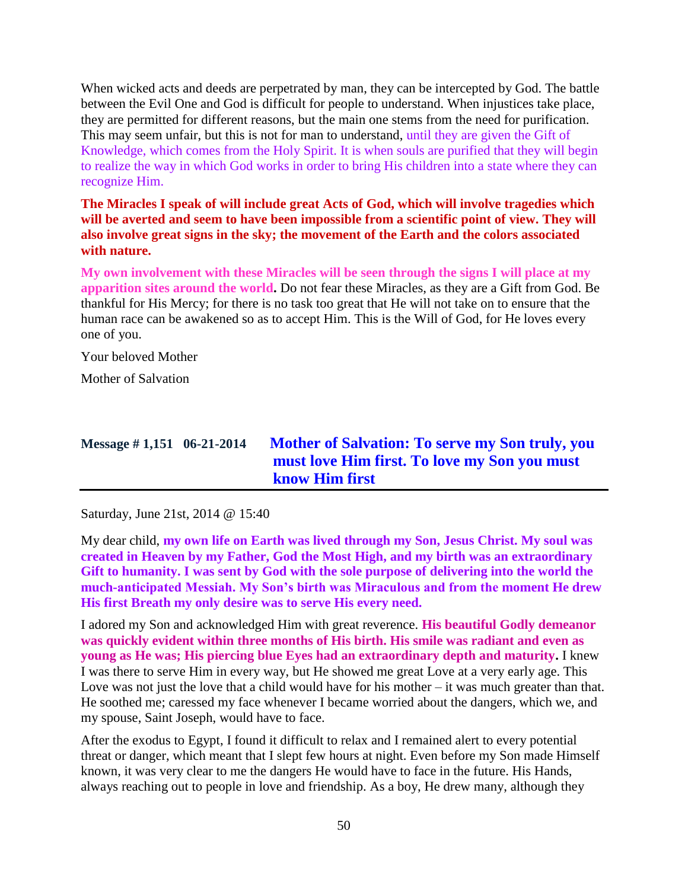When wicked acts and deeds are perpetrated by man, they can be intercepted by God. The battle between the Evil One and God is difficult for people to understand. When injustices take place, they are permitted for different reasons, but the main one stems from the need for purification. This may seem unfair, but this is not for man to understand, until they are given the Gift of Knowledge, which comes from the Holy Spirit. It is when souls are purified that they will begin to realize the way in which God works in order to bring His children into a state where they can recognize Him.

**The Miracles I speak of will include great Acts of God, which will involve tragedies which will be averted and seem to have been impossible from a scientific point of view. They will also involve great signs in the sky; the movement of the Earth and the colors associated with nature.**

**My own involvement with these Miracles will be seen through the signs I will place at my apparition sites around the world.** Do not fear these Miracles, as they are a Gift from God. Be thankful for His Mercy; for there is no task too great that He will not take on to ensure that the human race can be awakened so as to accept Him. This is the Will of God, for He loves every one of you.

Your beloved Mother

Mother of Salvation

## Message # 1,151 06-21-2014 Mother of Salvation: To serve my Son truly, you must love Him first. To love my Son you must know Him first

Saturday, June 21st, 2014 @ 15:40

My dear child, **my own life on Earth was lived through my Son, Jesus Christ. My soul was created in Heaven by my Father, God the Most High, and my birth was an extraordinary Gift to humanity. I was sent by God with the sole purpose of delivering into the world the much-anticipated Messiah. My Son's birth was Miraculous and from the moment He drew His first Breath my only desire was to serve His every need.**

I adored my Son and acknowledged Him with great reverence. **His beautiful Godly demeanor was quickly evident within three months of His birth. His smile was radiant and even as young as He was; His piercing blue Eyes had an extraordinary depth and maturity.** I knew I was there to serve Him in every way, but He showed me great Love at a very early age. This Love was not just the love that a child would have for his mother – it was much greater than that. He soothed me; caressed my face whenever I became worried about the dangers, which we, and my spouse, Saint Joseph, would have to face.

After the exodus to Egypt, I found it difficult to relax and I remained alert to every potential threat or danger, which meant that I slept few hours at night. Even before my Son made Himself known, it was very clear to me the dangers He would have to face in the future. His Hands, always reaching out to people in love and friendship. As a boy, He drew many, although they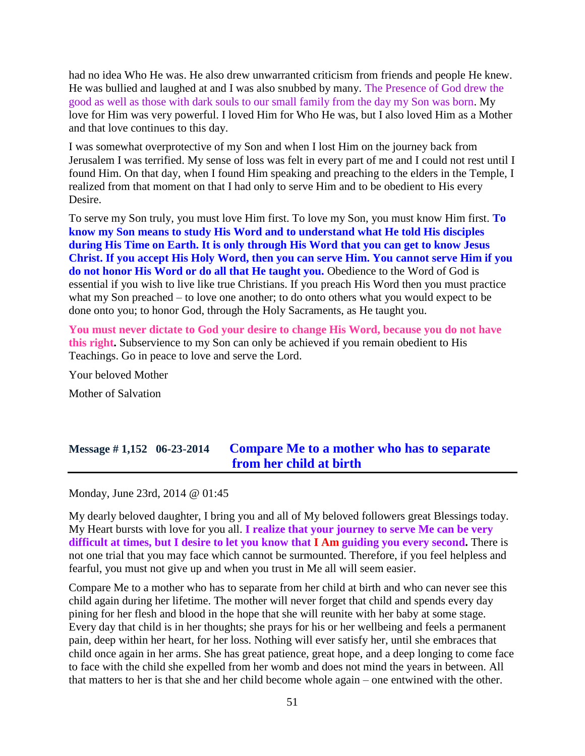had no idea Who He was. He also drew unwarranted criticism from friends and people He knew. He was bullied and laughed at and I was also snubbed by many. The Presence of God drew the good as well as those with dark souls to our small family from the day my Son was born. My love for Him was very powerful. I loved Him for Who He was, but I also loved Him as a Mother and that love continues to this day.

I was somewhat overprotective of my Son and when I lost Him on the journey back from Jerusalem I was terrified. My sense of loss was felt in every part of me and I could not rest until I found Him. On that day, when I found Him speaking and preaching to the elders in the Temple, I realized from that moment on that I had only to serve Him and to be obedient to His every Desire.

To serve my Son truly, you must love Him first. To love my Son, you must know Him first. **To know my Son means to study His Word and to understand what He told His disciples during His Time on Earth. It is only through His Word that you can get to know Jesus Christ. If you accept His Holy Word, then you can serve Him. You cannot serve Him if you do not honor His Word or do all that He taught you.** Obedience to the Word of God is essential if you wish to live like true Christians. If you preach His Word then you must practice what my Son preached – to love one another; to do onto others what you would expect to be done onto you; to honor God, through the Holy Sacraments, as He taught you.

**You must never dictate to God your desire to change His Word, because you do not have this right.** Subservience to my Son can only be achieved if you remain obedient to His Teachings. Go in peace to love and serve the Lord.

Your beloved Mother

Mother of Salvation

## Message # 1,152 06-23-2014 Compare Me to a mother who has to separate from her child at birth

Monday, June 23rd, 2014 @ 01:45

My dearly beloved daughter, I bring you and all of My beloved followers great Blessings today. My Heart bursts with love for you all. **I realize that your journey to serve Me can be very difficult at times, but I desire to let you know that I Am guiding you every second.** There is not one trial that you may face which cannot be surmounted. Therefore, if you feel helpless and fearful, you must not give up and when you trust in Me all will seem easier.

Compare Me to a mother who has to separate from her child at birth and who can never see this child again during her lifetime. The mother will never forget that child and spends every day pining for her flesh and blood in the hope that she will reunite with her baby at some stage. Every day that child is in her thoughts; she prays for his or her wellbeing and feels a permanent pain, deep within her heart, for her loss. Nothing will ever satisfy her, until she embraces that child once again in her arms. She has great patience, great hope, and a deep longing to come face to face with the child she expelled from her womb and does not mind the years in between. All that matters to her is that she and her child become whole again – one entwined with the other.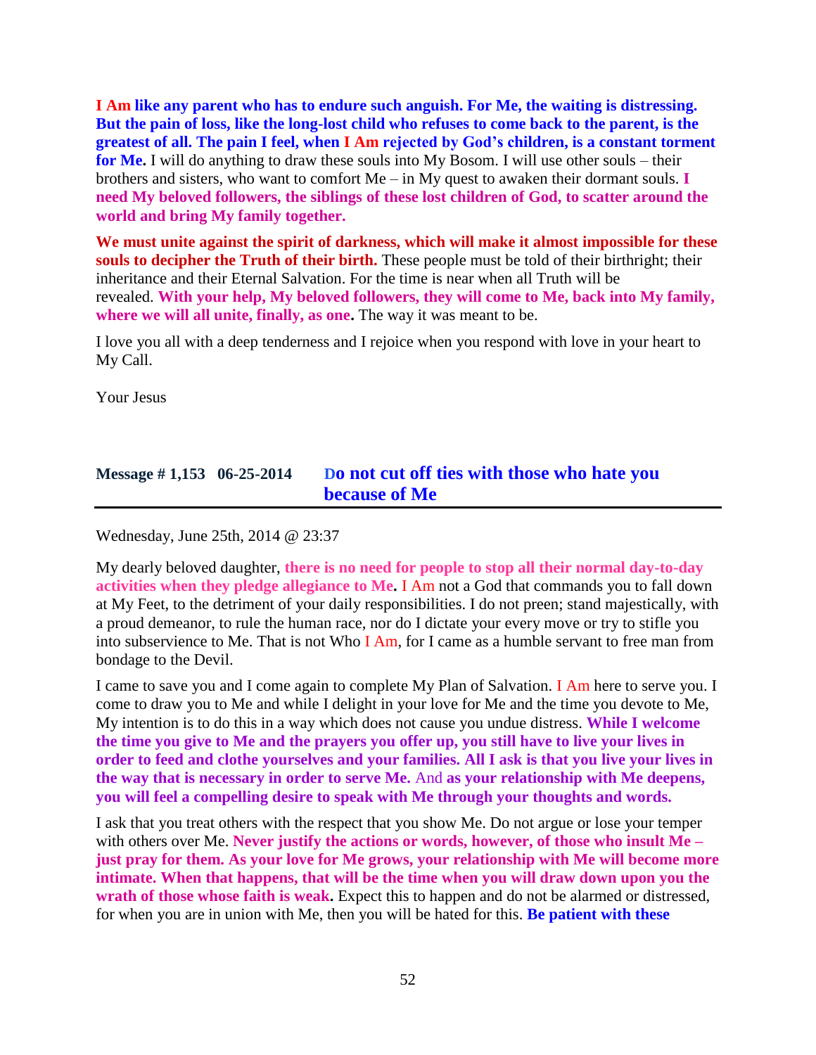**I Am like any parent who has to endure such anguish. For Me, the waiting is distressing. But the pain of loss, like the long-lost child who refuses to come back to the parent, is the greatest of all. The pain I feel, when I Am rejected by God's children, is a constant torment for Me.** I will do anything to draw these souls into My Bosom. I will use other souls – their brothers and sisters, who want to comfort Me – in My quest to awaken their dormant souls. **I need My beloved followers, the siblings of these lost children of God, to scatter around the world and bring My family together.**

**We must unite against the spirit of darkness, which will make it almost impossible for these souls to decipher the Truth of their birth.** These people must be told of their birthright; their inheritance and their Eternal Salvation. For the time is near when all Truth will be revealed. **With your help, My beloved followers, they will come to Me, back into My family, where we will all unite, finally, as one.** The way it was meant to be.

I love you all with a deep tenderness and I rejoice when you respond with love in your heart to My Call.

Your Jesus

## Message # 1,153 06-25-2014 Do not cut off ties with those who hate you because of Me

Wednesday, June 25th, 2014 @ 23:37

My dearly beloved daughter, **there is no need for people to stop all their normal day-to-day activities when they pledge allegiance to Me.** I Am not a God that commands you to fall down at My Feet, to the detriment of your daily responsibilities. I do not preen; stand majestically, with a proud demeanor, to rule the human race, nor do I dictate your every move or try to stifle you into subservience to Me. That is not Who I Am, for I came as a humble servant to free man from bondage to the Devil.

I came to save you and I come again to complete My Plan of Salvation. I Am here to serve you. I come to draw you to Me and while I delight in your love for Me and the time you devote to Me, My intention is to do this in a way which does not cause you undue distress. **While I welcome the time you give to Me and the prayers you offer up, you still have to live your lives in order to feed and clothe yourselves and your families. All I ask is that you live your lives in the way that is necessary in order to serve Me.** And **as your relationship with Me deepens, you will feel a compelling desire to speak with Me through your thoughts and words.**

I ask that you treat others with the respect that you show Me. Do not argue or lose your temper with others over Me. **Never justify the actions or words, however, of those who insult Me – just pray for them. As your love for Me grows, your relationship with Me will become more intimate. When that happens, that will be the time when you will draw down upon you the wrath of those whose faith is weak.** Expect this to happen and do not be alarmed or distressed, for when you are in union with Me, then you will be hated for this. **Be patient with these**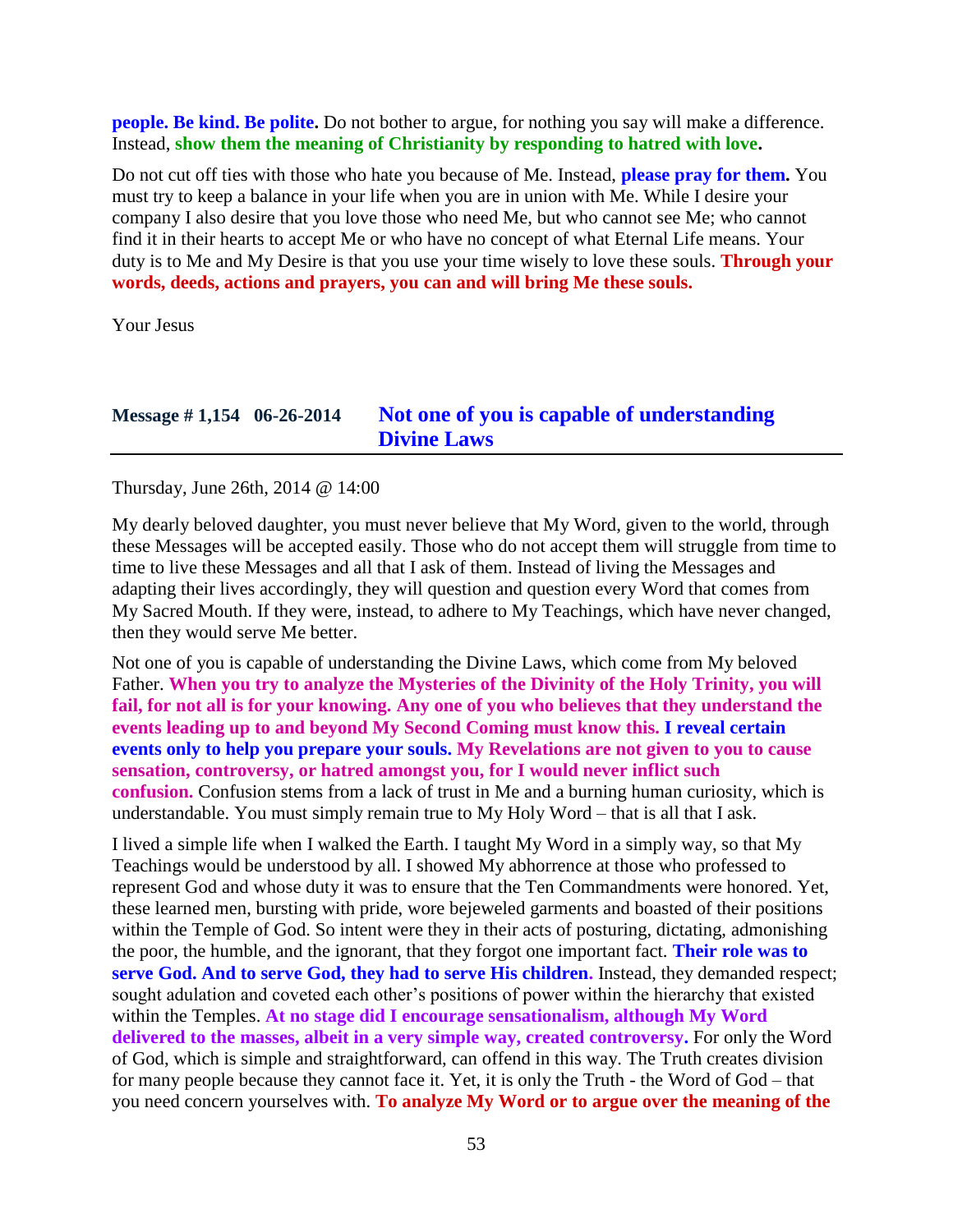**people. Be kind. Be polite.** Do not bother to argue, for nothing you say will make a difference. Instead, **show them the meaning of Christianity by responding to hatred with love.**

Do not cut off ties with those who hate you because of Me. Instead, **please pray for them.** You must try to keep a balance in your life when you are in union with Me. While I desire your company I also desire that you love those who need Me, but who cannot see Me; who cannot find it in their hearts to accept Me or who have no concept of what Eternal Life means. Your duty is to Me and My Desire is that you use your time wisely to love these souls. **Through your words, deeds, actions and prayers, you can and will bring Me these souls.**

Your Jesus

## Message # 1,154   06-26-2014   Not one of you is capable of understanding Divine Laws

Thursday, June 26th, 2014 @ 14:00

My dearly beloved daughter, you must never believe that My Word, given to the world, through these Messages will be accepted easily. Those who do not accept them will struggle from time to time to live these Messages and all that I ask of them. Instead of living the Messages and adapting their lives accordingly, they will question and question every Word that comes from My Sacred Mouth. If they were, instead, to adhere to My Teachings, which have never changed, then they would serve Me better.

Not one of you is capable of understanding the Divine Laws, which come from My beloved Father. **When you try to analyze the Mysteries of the Divinity of the Holy Trinity, you will fail, for not all is for your knowing. Any one of you who believes that they understand the events leading up to and beyond My Second Coming must know this. I reveal certain events only to help you prepare your souls. My Revelations are not given to you to cause sensation, controversy, or hatred amongst you, for I would never inflict such confusion.** Confusion stems from a lack of trust in Me and a burning human curiosity, which is understandable. You must simply remain true to My Holy Word – that is all that I ask.

I lived a simple life when I walked the Earth. I taught My Word in a simply way, so that My Teachings would be understood by all. I showed My abhorrence at those who professed to represent God and whose duty it was to ensure that the Ten Commandments were honored. Yet, these learned men, bursting with pride, wore bejeweled garments and boasted of their positions within the Temple of God. So intent were they in their acts of posturing, dictating, admonishing the poor, the humble, and the ignorant, that they forgot one important fact. **Their role was to serve God. And to serve God, they had to serve His children.** Instead, they demanded respect; sought adulation and coveted each other's positions of power within the hierarchy that existed within the Temples. **At no stage did I encourage sensationalism, although My Word delivered to the masses, albeit in a very simple way, created controversy.** For only the Word of God, which is simple and straightforward, can offend in this way. The Truth creates division for many people because they cannot face it. Yet, it is only the Truth - the Word of God – that you need concern yourselves with. **To analyze My Word or to argue over the meaning of the**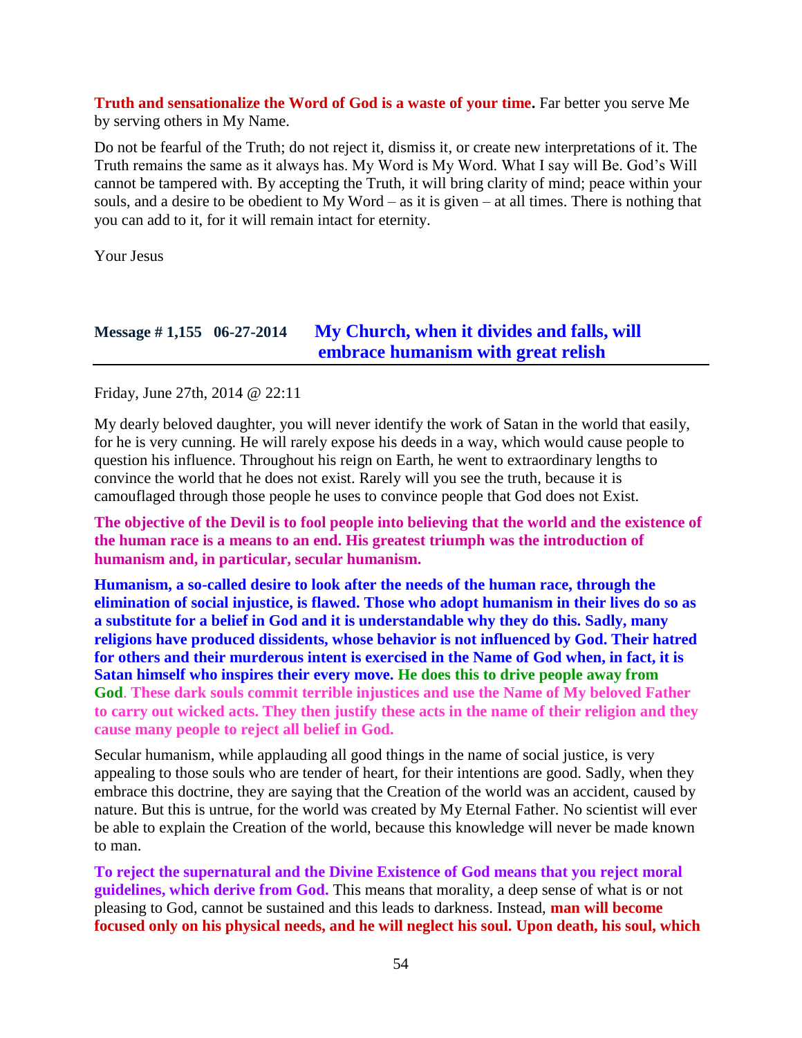**Truth and sensationalize the Word of God is a waste of your time.** Far better you serve Me by serving others in My Name.

Do not be fearful of the Truth; do not reject it, dismiss it, or create new interpretations of it. The Truth remains the same as it always has. My Word is My Word. What I say will Be. God's Will cannot be tampered with. By accepting the Truth, it will bring clarity of mind; peace within your souls, and a desire to be obedient to My Word – as it is given – at all times. There is nothing that you can add to it, for it will remain intact for eternity.

Your Jesus

## Message # 1,155 06-27-2014 My Church, when it divides and falls, will embrace humanism with great relish

Friday, June 27th, 2014 @ 22:11

My dearly beloved daughter, you will never identify the work of Satan in the world that easily, for he is very cunning. He will rarely expose his deeds in a way, which would cause people to question his influence. Throughout his reign on Earth, he went to extraordinary lengths to convince the world that he does not exist. Rarely will you see the truth, because it is camouflaged through those people he uses to convince people that God does not Exist.

**The objective of the Devil is to fool people into believing that the world and the existence of the human race is a means to an end. His greatest triumph was the introduction of humanism and, in particular, secular humanism.**

**Humanism, a so-called desire to look after the needs of the human race, through the elimination of social injustice, is flawed. Those who adopt humanism in their lives do so as a substitute for a belief in God and it is understandable why they do this. Sadly, many religions have produced dissidents, whose behavior is not influenced by God. Their hatred for others and their murderous intent is exercised in the Name of God when, in fact, it is Satan himself who inspires their every move. He does this to drive people away from God. These dark souls commit terrible injustices and use the Name of My beloved Father to carry out wicked acts. They then justify these acts in the name of their religion and they cause many people to reject all belief in God.**

Secular humanism, while applauding all good things in the name of social justice, is very appealing to those souls who are tender of heart, for their intentions are good. Sadly, when they embrace this doctrine, they are saying that the Creation of the world was an accident, caused by nature. But this is untrue, for the world was created by My Eternal Father. No scientist will ever be able to explain the Creation of the world, because this knowledge will never be made known to man.

**To reject the supernatural and the Divine Existence of God means that you reject moral guidelines, which derive from God.** This means that morality, a deep sense of what is or not pleasing to God, cannot be sustained and this leads to darkness. Instead, **man will become focused only on his physical needs, and he will neglect his soul. Upon death, his soul, which**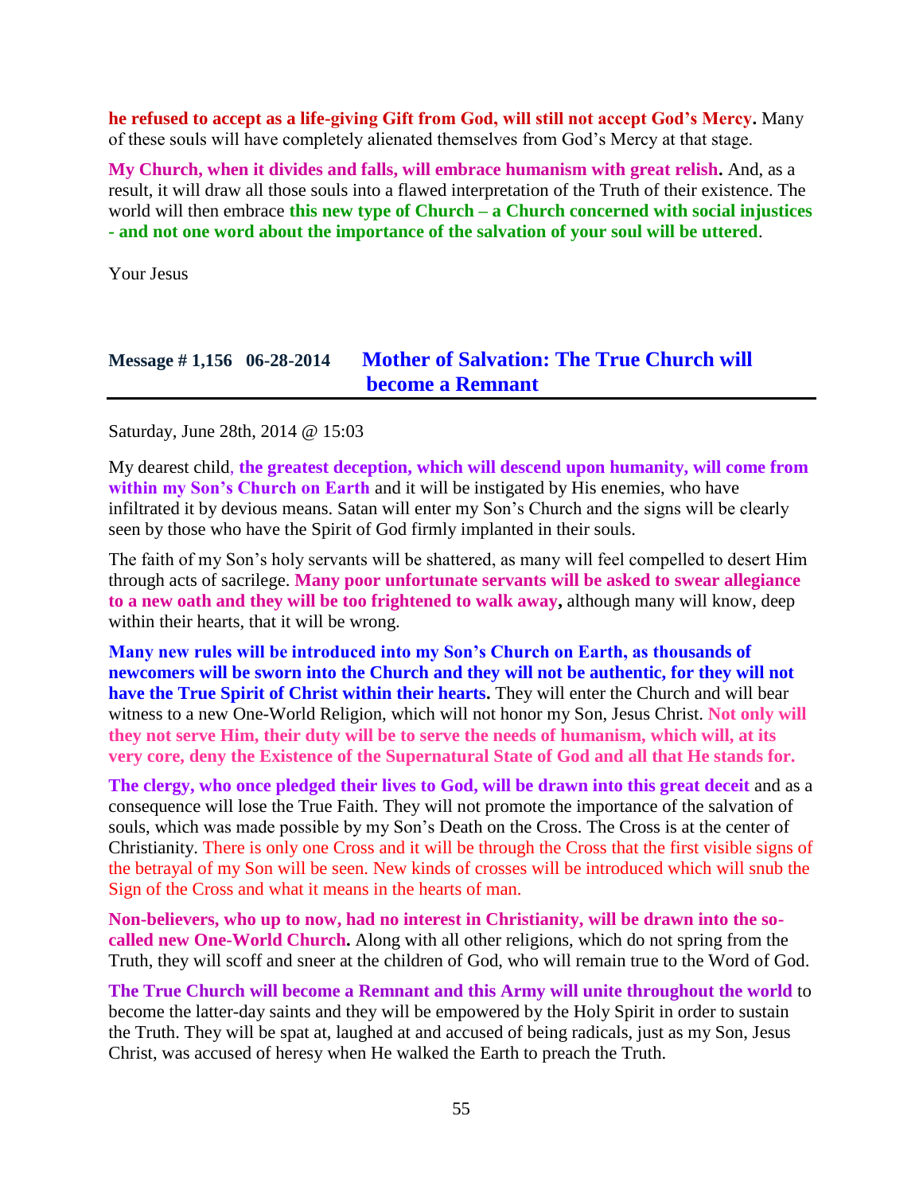**he refused to accept as a life-giving Gift from God, will still not accept God's Mercy.** Many of these souls will have completely alienated themselves from God's Mercy at that stage.

**My Church, when it divides and falls, will embrace humanism with great relish.** And, as a result, it will draw all those souls into a flawed interpretation of the Truth of their existence. The world will then embrace **this new type of Church – a Church concerned with social injustices - and not one word about the importance of the salvation of your soul will be uttered**.

Your Jesus

## Message # 1,156 06-28-2014 Mother of Salvation: The True Church will become a Remnant

Saturday, June 28th, 2014 @ 15:03

My dearest child, **the greatest deception, which will descend upon humanity, will come from within my Son's Church on Earth** and it will be instigated by His enemies, who have infiltrated it by devious means. Satan will enter my Son's Church and the signs will be clearly seen by those who have the Spirit of God firmly implanted in their souls.

The faith of my Son's holy servants will be shattered, as many will feel compelled to desert Him through acts of sacrilege. **Many poor unfortunate servants will be asked to swear allegiance to a new oath and they will be too frightened to walk away,** although many will know, deep within their hearts, that it will be wrong.

**Many new rules will be introduced into my Son's Church on Earth, as thousands of newcomers will be sworn into the Church and they will not be authentic, for they will not have the True Spirit of Christ within their hearts.** They will enter the Church and will bear witness to a new One-World Religion, which will not honor my Son, Jesus Christ. **Not only will they not serve Him, their duty will be to serve the needs of humanism, which will, at its very core, deny the Existence of the Supernatural State of God and all that He stands for.**

**The clergy, who once pledged their lives to God, will be drawn into this great deceit** and as a consequence will lose the True Faith. They will not promote the importance of the salvation of souls, which was made possible by my Son's Death on the Cross. The Cross is at the center of Christianity. There is only one Cross and it will be through the Cross that the first visible signs of the betrayal of my Son will be seen. New kinds of crosses will be introduced which will snub the Sign of the Cross and what it means in the hearts of man.

**Non-believers, who up to now, had no interest in Christianity, will be drawn into the so-called new One-World Church.** Along with all other religions, which do not spring from the Truth, they will scoff and sneer at the children of God, who will remain true to the Word of God.

**The True Church will become a Remnant and this Army will unite throughout the world** to become the latter-day saints and they will be empowered by the Holy Spirit in order to sustain the Truth. They will be spat at, laughed at and accused of being radicals, just as my Son, Jesus Christ, was accused of heresy when He walked the Earth to preach the Truth.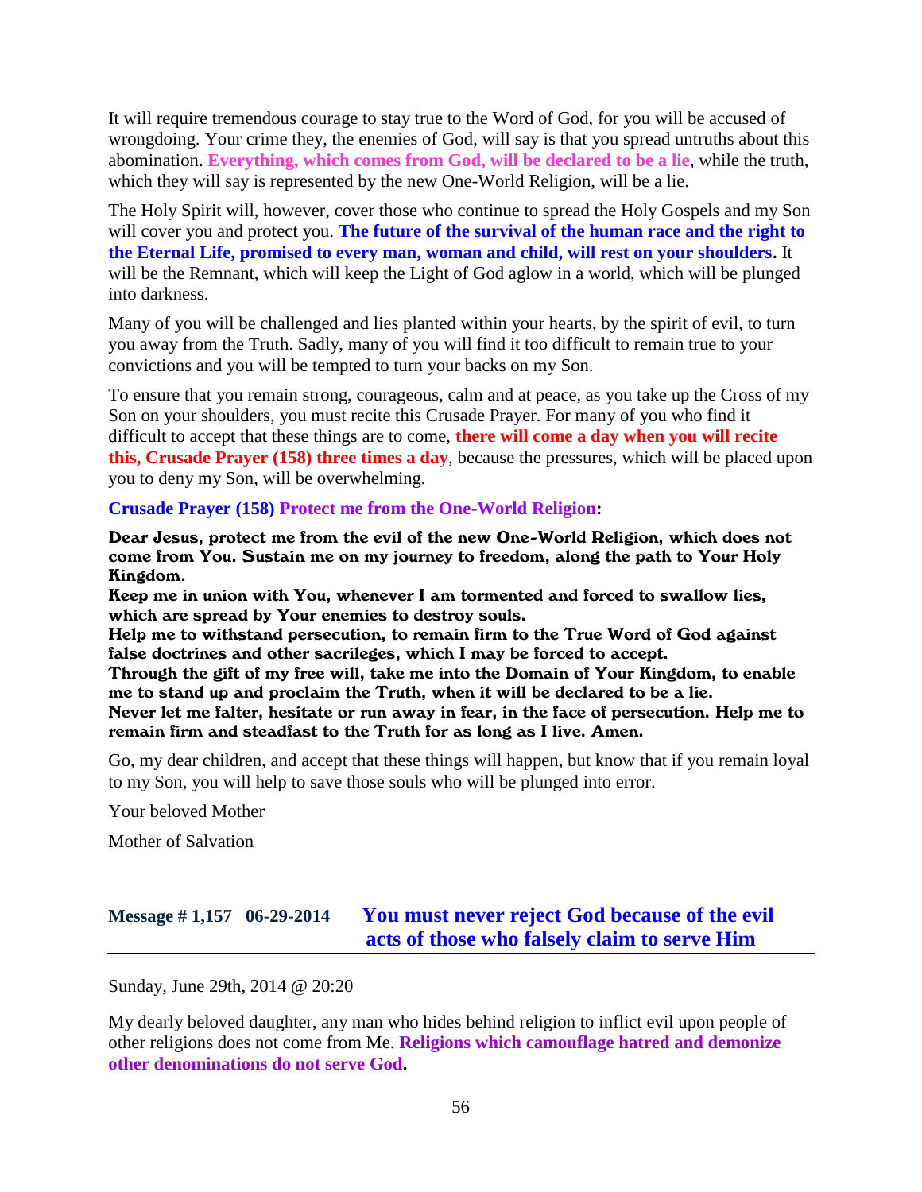It will require tremendous courage to stay true to the Word of God, for you will be accused of wrongdoing. Your crime they, the enemies of God, will say is that you spread untruths about this abomination. **Everything, which comes from God, will be declared to be a lie**, while the truth, which they will say is represented by the new One-World Religion, will be a lie.

The Holy Spirit will, however, cover those who continue to spread the Holy Gospels and my Son will cover you and protect you. **The future of the survival of the human race and the right to the Eternal Life, promised to every man, woman and child, will rest on your shoulders.** It will be the Remnant, which will keep the Light of God aglow in a world, which will be plunged into darkness.

Many of you will be challenged and lies planted within your hearts, by the spirit of evil, to turn you away from the Truth. Sadly, many of you will find it too difficult to remain true to your convictions and you will be tempted to turn your backs on my Son.

To ensure that you remain strong, courageous, calm and at peace, as you take up the Cross of my Son on your shoulders, you must recite this Crusade Prayer. For many of you who find it difficult to accept that these things are to come, **there will come a day when you will recite this, Crusade Prayer (158) three times a day**, because the pressures, which will be placed upon you to deny my Son, will be overwhelming.

**Crusade Prayer (158) Protect me from the One-World Religion:**

**Dear Jesus, protect me from the evil of the new One-World Religion, which does not come from You. Sustain me on my journey to freedom, along the path to Your Holy Kingdom.**
**Keep me in union with You, whenever I am tormented and forced to swallow lies, which are spread by Your enemies to destroy souls.**
**Help me to withstand persecution, to remain firm to the True Word of God against false doctrines and other sacrileges, which I may be forced to accept.**
**Through the gift of my free will, take me into the Domain of Your Kingdom, to enable me to stand up and proclaim the Truth, when it will be declared to be a lie.**
**Never let me falter, hesitate or run away in fear, in the face of persecution. Help me to remain firm and steadfast to the Truth for as long as I live. Amen.**

Go, my dear children, and accept that these things will happen, but know that if you remain loyal to my Son, you will help to save those souls who will be plunged into error.

Your beloved Mother

Mother of Salvation

## Message # 1,157 06-29-2014 You must never reject God because of the evil acts of those who falsely claim to serve Him

Sunday, June 29th, 2014 @ 20:20

My dearly beloved daughter, any man who hides behind religion to inflict evil upon people of other religions does not come from Me. **Religions which camouflage hatred and demonize other denominations do not serve God.**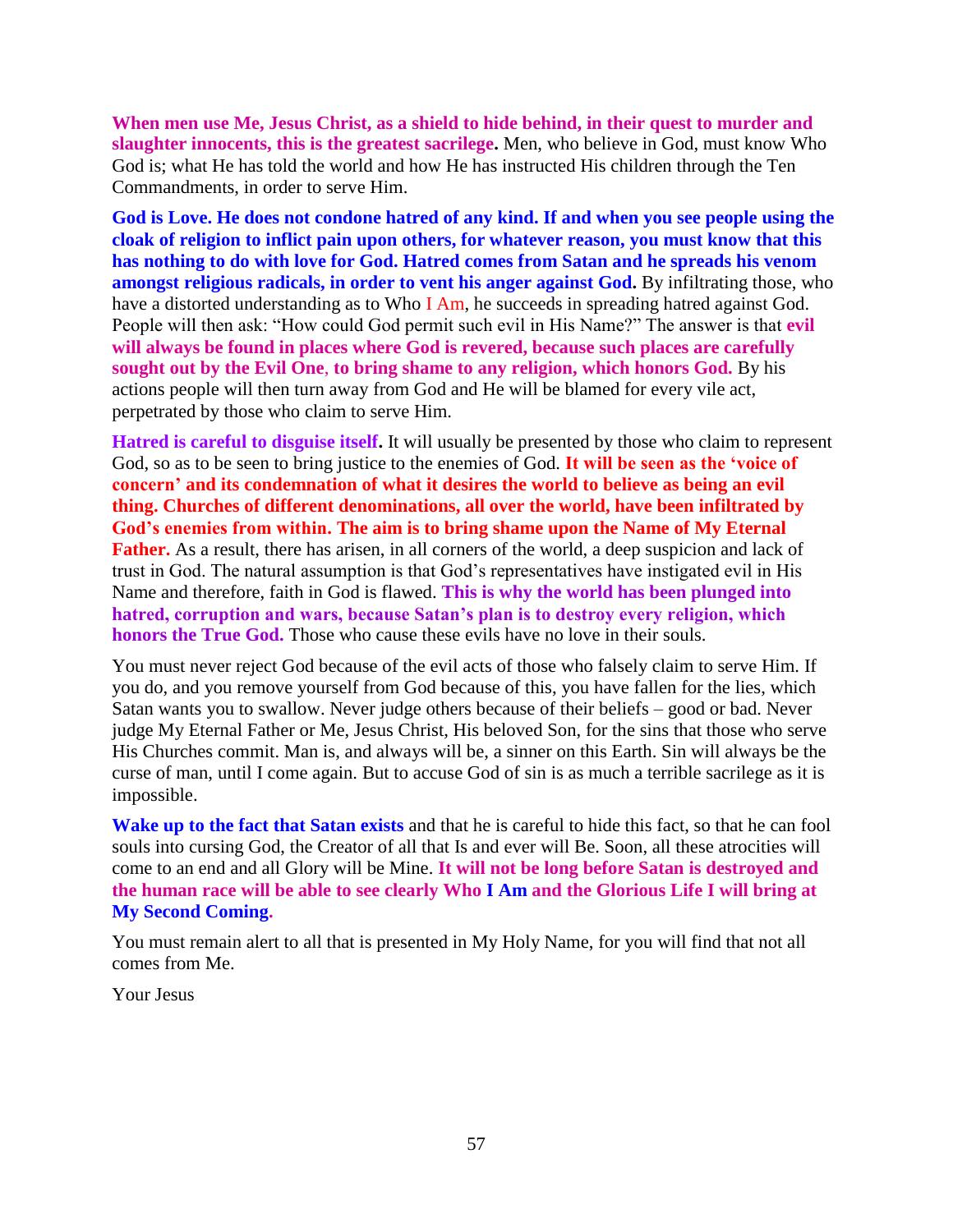**When men use Me, Jesus Christ, as a shield to hide behind, in their quest to murder and slaughter innocents, this is the greatest sacrilege.** Men, who believe in God, must know Who God is; what He has told the world and how He has instructed His children through the Ten Commandments, in order to serve Him.

**God is Love. He does not condone hatred of any kind. If and when you see people using the cloak of religion to inflict pain upon others, for whatever reason, you must know that this has nothing to do with love for God. Hatred comes from Satan and he spreads his venom amongst religious radicals, in order to vent his anger against God.** By infiltrating those, who have a distorted understanding as to Who I Am, he succeeds in spreading hatred against God. People will then ask: "How could God permit such evil in His Name?" The answer is that **evil will always be found in places where God is revered, because such places are carefully sought out by the Evil One, to bring shame to any religion, which honors God.** By his actions people will then turn away from God and He will be blamed for every vile act, perpetrated by those who claim to serve Him.

**Hatred is careful to disguise itself.** It will usually be presented by those who claim to represent God, so as to be seen to bring justice to the enemies of God. **It will be seen as the 'voice of concern' and its condemnation of what it desires the world to believe as being an evil thing. Churches of different denominations, all over the world, have been infiltrated by God's enemies from within. The aim is to bring shame upon the Name of My Eternal Father.** As a result, there has arisen, in all corners of the world, a deep suspicion and lack of trust in God. The natural assumption is that God's representatives have instigated evil in His Name and therefore, faith in God is flawed. **This is why the world has been plunged into hatred, corruption and wars, because Satan's plan is to destroy every religion, which honors the True God.** Those who cause these evils have no love in their souls.

You must never reject God because of the evil acts of those who falsely claim to serve Him. If you do, and you remove yourself from God because of this, you have fallen for the lies, which Satan wants you to swallow. Never judge others because of their beliefs – good or bad. Never judge My Eternal Father or Me, Jesus Christ, His beloved Son, for the sins that those who serve His Churches commit. Man is, and always will be, a sinner on this Earth. Sin will always be the curse of man, until I come again. But to accuse God of sin is as much a terrible sacrilege as it is impossible.

**Wake up to the fact that Satan exists** and that he is careful to hide this fact, so that he can fool souls into cursing God, the Creator of all that Is and ever will Be. Soon, all these atrocities will come to an end and all Glory will be Mine. **It will not be long before Satan is destroyed and the human race will be able to see clearly Who I Am and the Glorious Life I will bring at My Second Coming.**

You must remain alert to all that is presented in My Holy Name, for you will find that not all comes from Me.

Your Jesus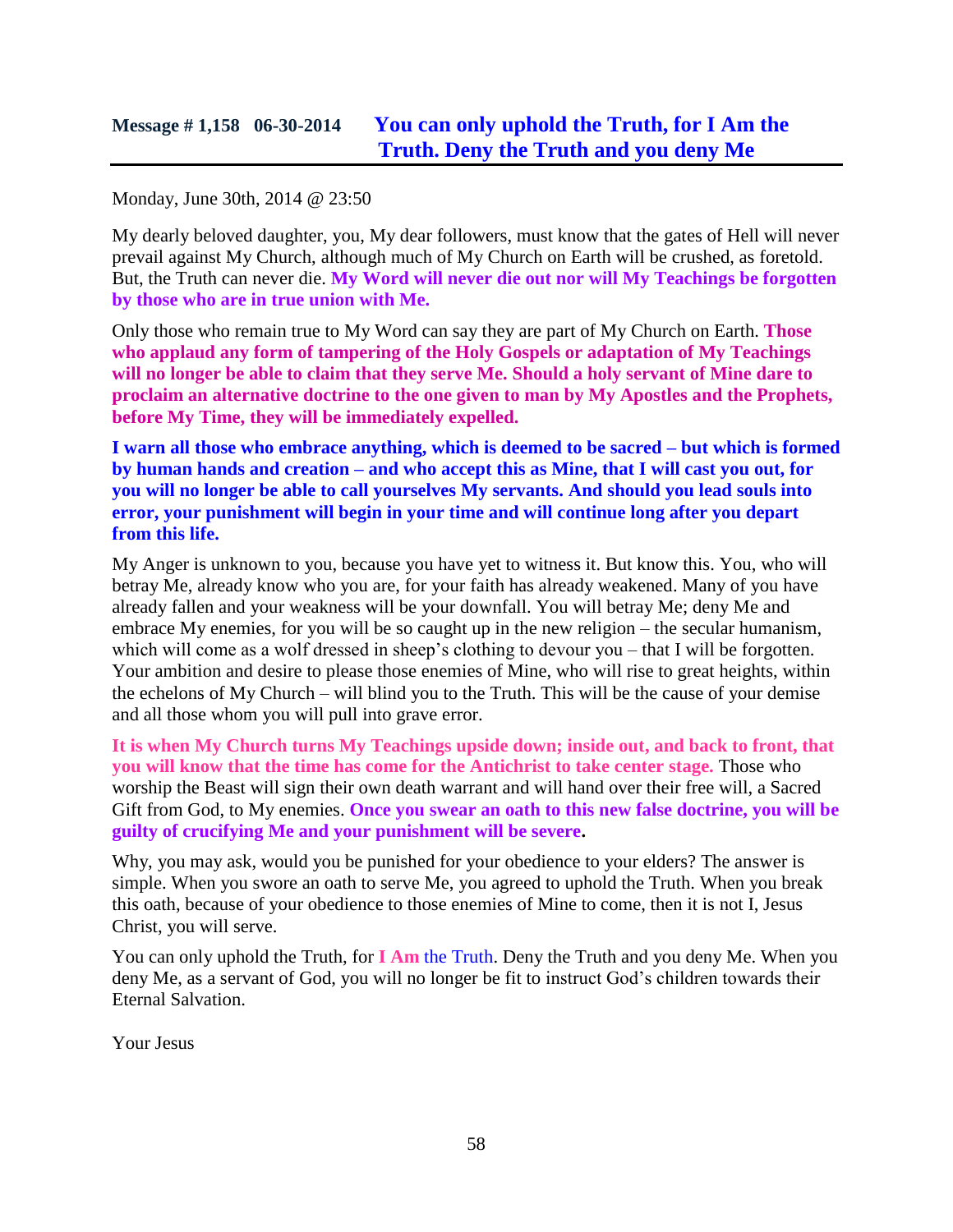## Message # 1,158 06-30-2014 You can only uphold the Truth, for I Am the Truth. Deny the Truth and you deny Me

Monday, June 30th, 2014 @ 23:50

My dearly beloved daughter, you, My dear followers, must know that the gates of Hell will never prevail against My Church, although much of My Church on Earth will be crushed, as foretold. But, the Truth can never die. **My Word will never die out nor will My Teachings be forgotten by those who are in true union with Me.**

Only those who remain true to My Word can say they are part of My Church on Earth. **Those who applaud any form of tampering of the Holy Gospels or adaptation of My Teachings will no longer be able to claim that they serve Me. Should a holy servant of Mine dare to proclaim an alternative doctrine to the one given to man by My Apostles and the Prophets, before My Time, they will be immediately expelled.**

**I warn all those who embrace anything, which is deemed to be sacred – but which is formed by human hands and creation – and who accept this as Mine, that I will cast you out, for you will no longer be able to call yourselves My servants. And should you lead souls into error, your punishment will begin in your time and will continue long after you depart from this life.**

My Anger is unknown to you, because you have yet to witness it. But know this. You, who will betray Me, already know who you are, for your faith has already weakened. Many of you have already fallen and your weakness will be your downfall. You will betray Me; deny Me and embrace My enemies, for you will be so caught up in the new religion – the secular humanism, which will come as a wolf dressed in sheep's clothing to devour you – that I will be forgotten. Your ambition and desire to please those enemies of Mine, who will rise to great heights, within the echelons of My Church – will blind you to the Truth. This will be the cause of your demise and all those whom you will pull into grave error.

**It is when My Church turns My Teachings upside down; inside out, and back to front, that you will know that the time has come for the Antichrist to take center stage.** Those who worship the Beast will sign their own death warrant and will hand over their free will, a Sacred Gift from God, to My enemies. **Once you swear an oath to this new false doctrine, you will be guilty of crucifying Me and your punishment will be severe.**

Why, you may ask, would you be punished for your obedience to your elders? The answer is simple. When you swore an oath to serve Me, you agreed to uphold the Truth. When you break this oath, because of your obedience to those enemies of Mine to come, then it is not I, Jesus Christ, you will serve.

You can only uphold the Truth, for **I Am** the Truth. Deny the Truth and you deny Me. When you deny Me, as a servant of God, you will no longer be fit to instruct God's children towards their Eternal Salvation.

Your Jesus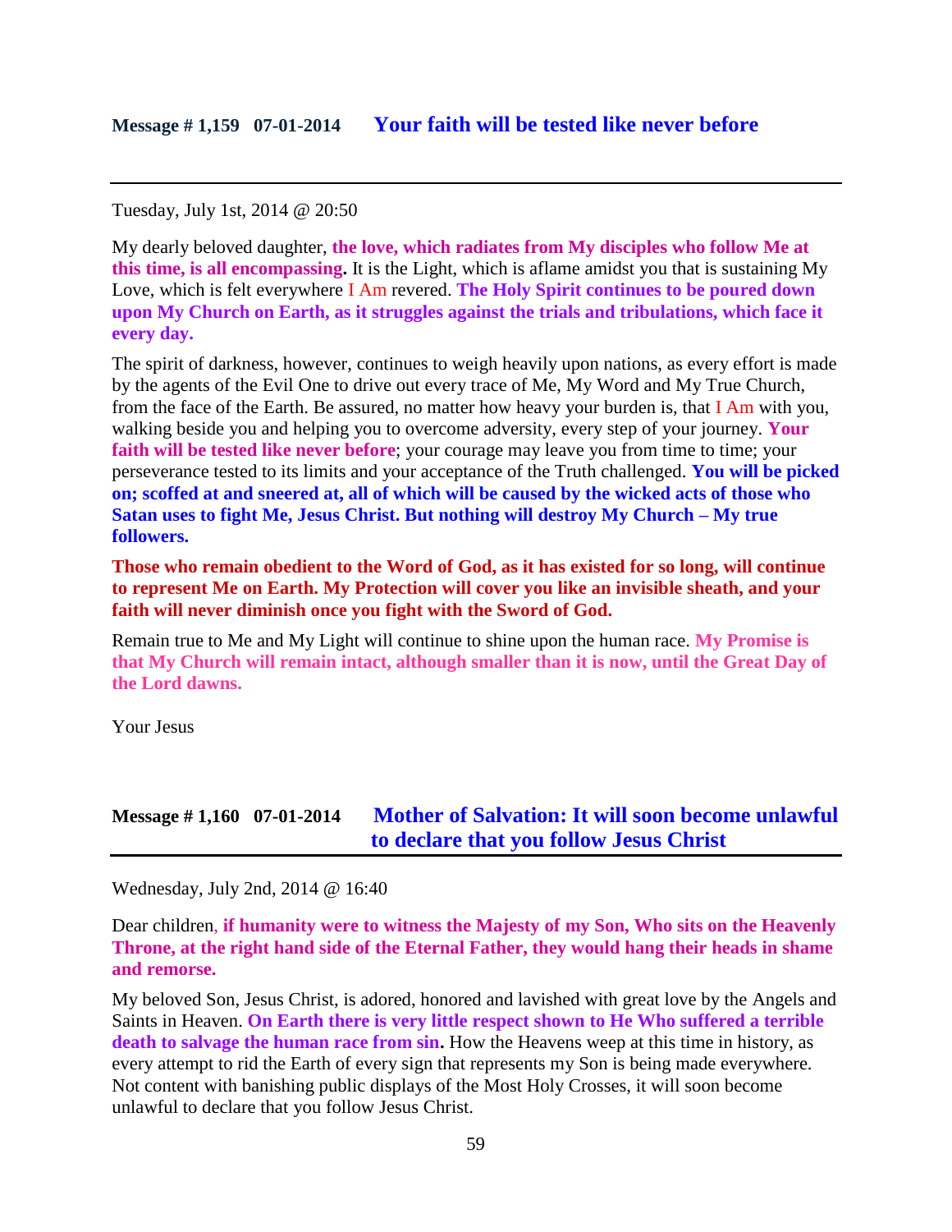## Message # 1,159 07-01-2014 Your faith will be tested like never before

---

Tuesday, July 1st, 2014 @ 20:50

My dearly beloved daughter, **the love, which radiates from My disciples who follow Me at this time, is all encompassing.** It is the Light, which is aflame amidst you that is sustaining My Love, which is felt everywhere I Am revered. **The Holy Spirit continues to be poured down upon My Church on Earth, as it struggles against the trials and tribulations, which face it every day.**

The spirit of darkness, however, continues to weigh heavily upon nations, as every effort is made by the agents of the Evil One to drive out every trace of Me, My Word and My True Church, from the face of the Earth. Be assured, no matter how heavy your burden is, that I Am with you, walking beside you and helping you to overcome adversity, every step of your journey. **Your faith will be tested like never before**; your courage may leave you from time to time; your perseverance tested to its limits and your acceptance of the Truth challenged. **You will be picked on; scoffed at and sneered at, all of which will be caused by the wicked acts of those who Satan uses to fight Me, Jesus Christ. But nothing will destroy My Church – My true followers.**

**Those who remain obedient to the Word of God, as it has existed for so long, will continue to represent Me on Earth. My Protection will cover you like an invisible sheath, and your faith will never diminish once you fight with the Sword of God.**

Remain true to Me and My Light will continue to shine upon the human race. **My Promise is that My Church will remain intact, although smaller than it is now, until the Great Day of the Lord dawns.**

Your Jesus

## Message # 1,160 07-01-2014 Mother of Salvation: It will soon become unlawful to declare that you follow Jesus Christ

---

Wednesday, July 2nd, 2014 @ 16:40

Dear children, **if humanity were to witness the Majesty of my Son, Who sits on the Heavenly Throne, at the right hand side of the Eternal Father, they would hang their heads in shame and remorse.**

My beloved Son, Jesus Christ, is adored, honored and lavished with great love by the Angels and Saints in Heaven. **On Earth there is very little respect shown to He Who suffered a terrible death to salvage the human race from sin.** How the Heavens weep at this time in history, as every attempt to rid the Earth of every sign that represents my Son is being made everywhere. Not content with banishing public displays of the Most Holy Crosses, it will soon become unlawful to declare that you follow Jesus Christ.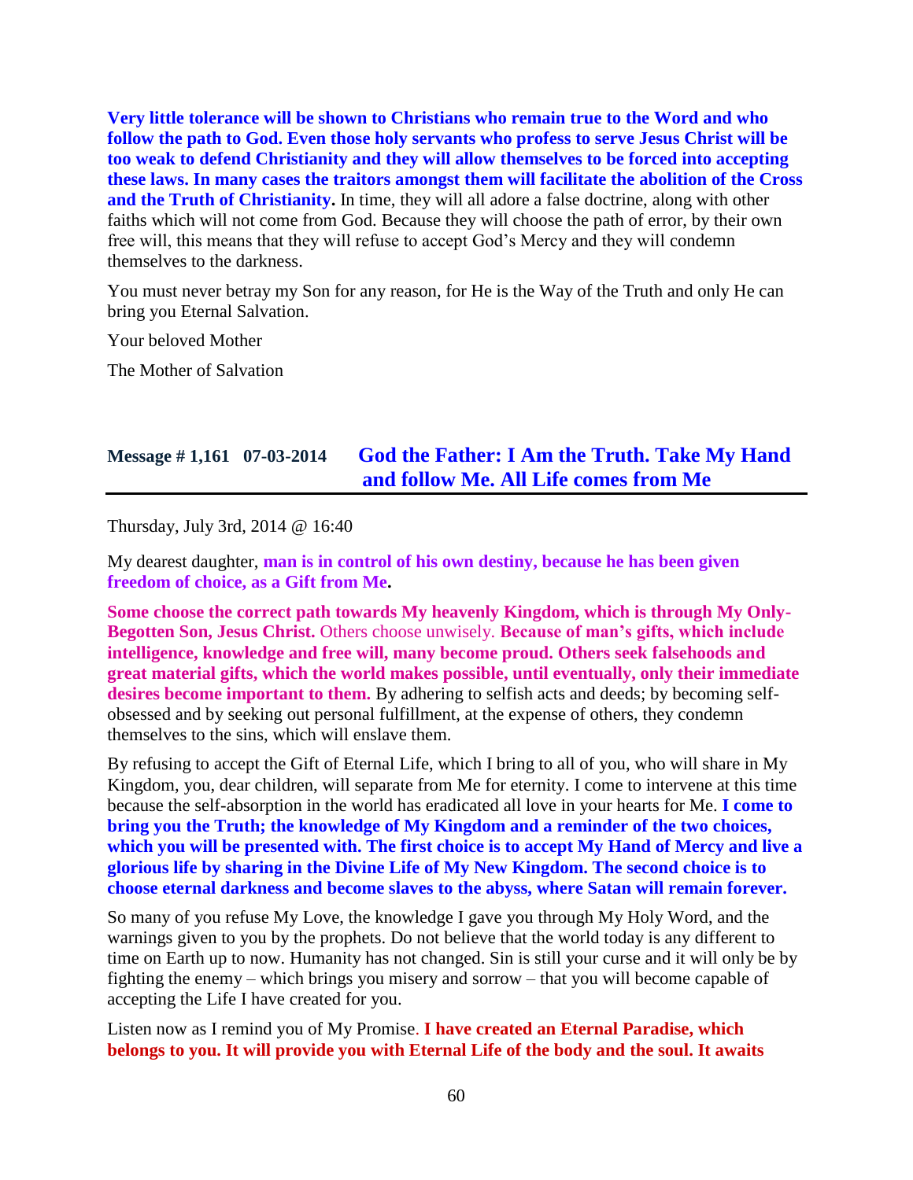**Very little tolerance will be shown to Christians who remain true to the Word and who follow the path to God. Even those holy servants who profess to serve Jesus Christ will be too weak to defend Christianity and they will allow themselves to be forced into accepting these laws. In many cases the traitors amongst them will facilitate the abolition of the Cross and the Truth of Christianity.** In time, they will all adore a false doctrine, along with other faiths which will not come from God. Because they will choose the path of error, by their own free will, this means that they will refuse to accept God's Mercy and they will condemn themselves to the darkness.

You must never betray my Son for any reason, for He is the Way of the Truth and only He can bring you Eternal Salvation.

Your beloved Mother

The Mother of Salvation

## Message # 1,161 07-03-2014 God the Father: I Am the Truth. Take My Hand and follow Me. All Life comes from Me

Thursday, July 3rd, 2014 @ 16:40

My dearest daughter, **man is in control of his own destiny, because he has been given freedom of choice, as a Gift from Me.**

**Some choose the correct path towards My heavenly Kingdom, which is through My Only-Begotten Son, Jesus Christ.** Others choose unwisely. **Because of man's gifts, which include intelligence, knowledge and free will, many become proud. Others seek falsehoods and great material gifts, which the world makes possible, until eventually, only their immediate desires become important to them.** By adhering to selfish acts and deeds; by becoming self-obsessed and by seeking out personal fulfillment, at the expense of others, they condemn themselves to the sins, which will enslave them.

By refusing to accept the Gift of Eternal Life, which I bring to all of you, who will share in My Kingdom, you, dear children, will separate from Me for eternity. I come to intervene at this time because the self-absorption in the world has eradicated all love in your hearts for Me. **I come to bring you the Truth; the knowledge of My Kingdom and a reminder of the two choices, which you will be presented with. The first choice is to accept My Hand of Mercy and live a glorious life by sharing in the Divine Life of My New Kingdom. The second choice is to choose eternal darkness and become slaves to the abyss, where Satan will remain forever.**

So many of you refuse My Love, the knowledge I gave you through My Holy Word, and the warnings given to you by the prophets. Do not believe that the world today is any different to time on Earth up to now. Humanity has not changed. Sin is still your curse and it will only be by fighting the enemy – which brings you misery and sorrow – that you will become capable of accepting the Life I have created for you.

Listen now as I remind you of My Promise. **I have created an Eternal Paradise, which belongs to you. It will provide you with Eternal Life of the body and the soul. It awaits**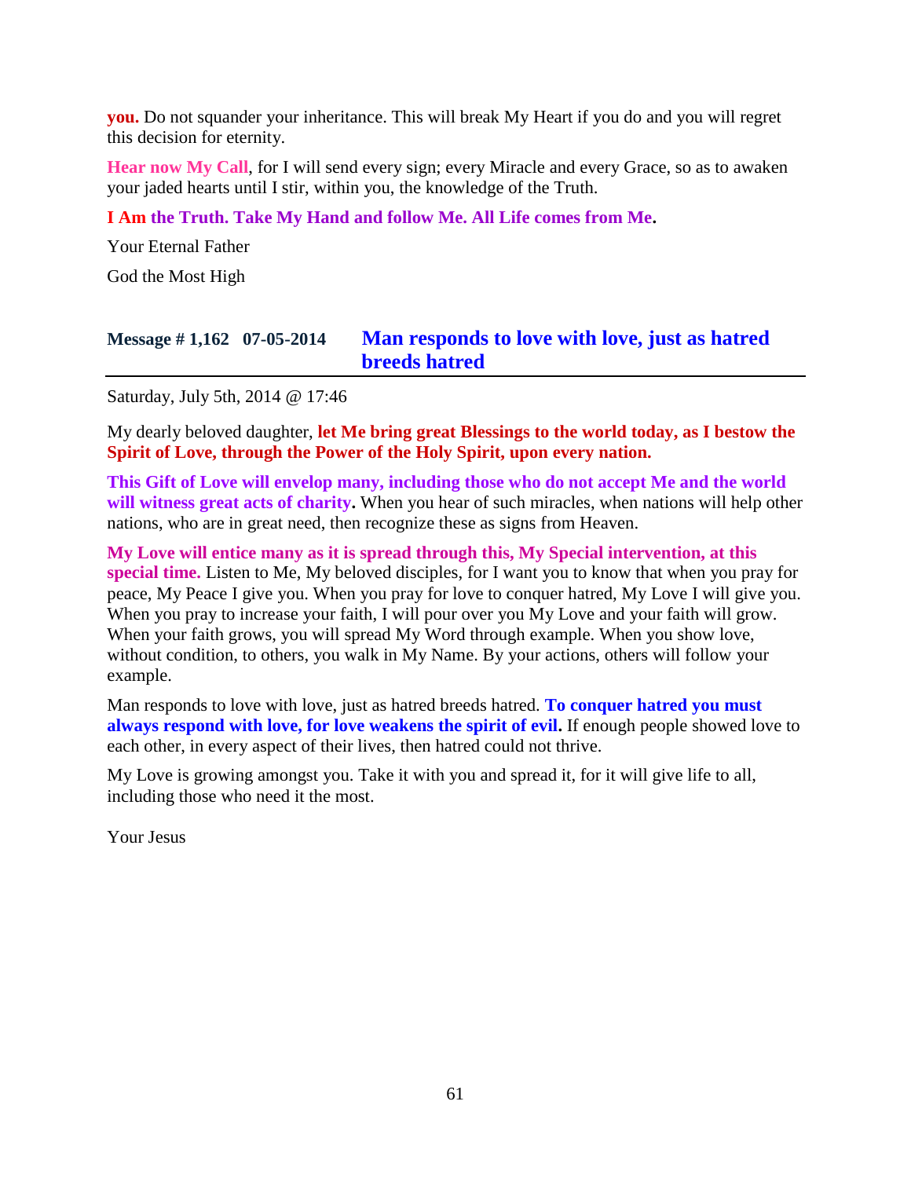**you.** Do not squander your inheritance. This will break My Heart if you do and you will regret this decision for eternity.

**Hear now My Call**, for I will send every sign; every Miracle and every Grace, so as to awaken your jaded hearts until I stir, within you, the knowledge of the Truth.

**I Am the Truth. Take My Hand and follow Me. All Life comes from Me.**

Your Eternal Father

God the Most High

## Message # 1,162 07-05-2014 Man responds to love with love, just as hatred breeds hatred

Saturday, July 5th, 2014 @ 17:46

My dearly beloved daughter, **let Me bring great Blessings to the world today, as I bestow the Spirit of Love, through the Power of the Holy Spirit, upon every nation.**

**This Gift of Love will envelop many, including those who do not accept Me and the world will witness great acts of charity.** When you hear of such miracles, when nations will help other nations, who are in great need, then recognize these as signs from Heaven.

**My Love will entice many as it is spread through this, My Special intervention, at this special time.** Listen to Me, My beloved disciples, for I want you to know that when you pray for peace, My Peace I give you. When you pray for love to conquer hatred, My Love I will give you. When you pray to increase your faith, I will pour over you My Love and your faith will grow. When your faith grows, you will spread My Word through example. When you show love, without condition, to others, you walk in My Name. By your actions, others will follow your example.

Man responds to love with love, just as hatred breeds hatred. **To conquer hatred you must always respond with love, for love weakens the spirit of evil.** If enough people showed love to each other, in every aspect of their lives, then hatred could not thrive.

My Love is growing amongst you. Take it with you and spread it, for it will give life to all, including those who need it the most.

Your Jesus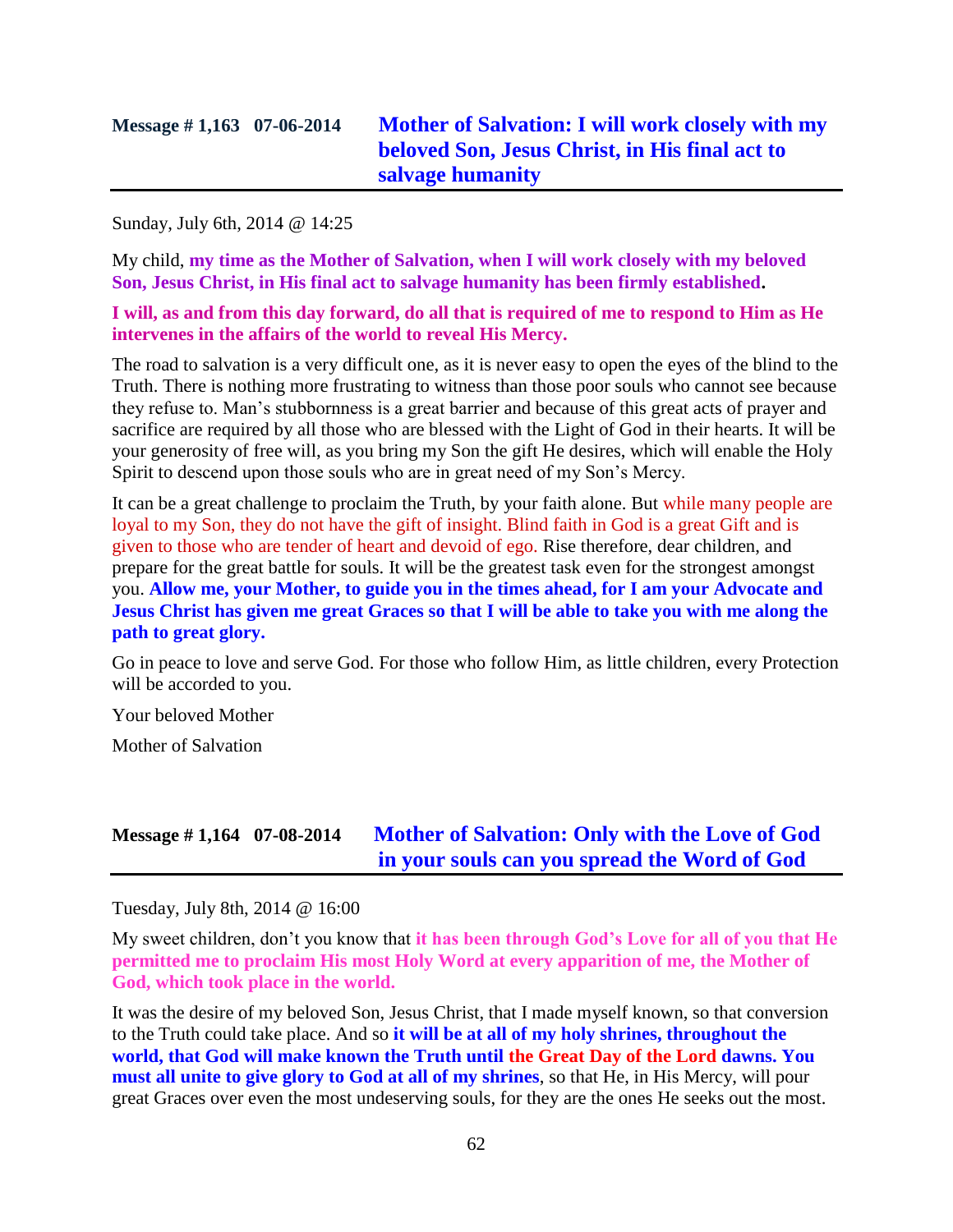## Message # 1,163 07-06-2014 **Mother of Salvation: I will work closely with my beloved Son, Jesus Christ, in His final act to salvage humanity**

Sunday, July 6th, 2014 @ 14:25

My child, **my time as the Mother of Salvation, when I will work closely with my beloved Son, Jesus Christ, in His final act to salvage humanity has been firmly established.**

**I will, as and from this day forward, do all that is required of me to respond to Him as He intervenes in the affairs of the world to reveal His Mercy.**

The road to salvation is a very difficult one, as it is never easy to open the eyes of the blind to the Truth. There is nothing more frustrating to witness than those poor souls who cannot see because they refuse to. Man's stubbornness is a great barrier and because of this great acts of prayer and sacrifice are required by all those who are blessed with the Light of God in their hearts. It will be your generosity of free will, as you bring my Son the gift He desires, which will enable the Holy Spirit to descend upon those souls who are in great need of my Son's Mercy.

It can be a great challenge to proclaim the Truth, by your faith alone. But while many people are loyal to my Son, they do not have the gift of insight. Blind faith in God is a great Gift and is given to those who are tender of heart and devoid of ego. Rise therefore, dear children, and prepare for the great battle for souls. It will be the greatest task even for the strongest amongst you. **Allow me, your Mother, to guide you in the times ahead, for I am your Advocate and Jesus Christ has given me great Graces so that I will be able to take you with me along the path to great glory.**

Go in peace to love and serve God. For those who follow Him, as little children, every Protection will be accorded to you.

Your beloved Mother

Mother of Salvation

## Message # 1,164 07-08-2014 **Mother of Salvation: Only with the Love of God in your souls can you spread the Word of God**

Tuesday, July 8th, 2014 @ 16:00

My sweet children, don't you know that **it has been through God's Love for all of you that He permitted me to proclaim His most Holy Word at every apparition of me, the Mother of God, which took place in the world.**

It was the desire of my beloved Son, Jesus Christ, that I made myself known, so that conversion to the Truth could take place. And so **it will be at all of my holy shrines, throughout the world, that God will make known the Truth until the Great Day of the Lord dawns. You must all unite to give glory to God at all of my shrines**, so that He, in His Mercy, will pour great Graces over even the most undeserving souls, for they are the ones He seeks out the most.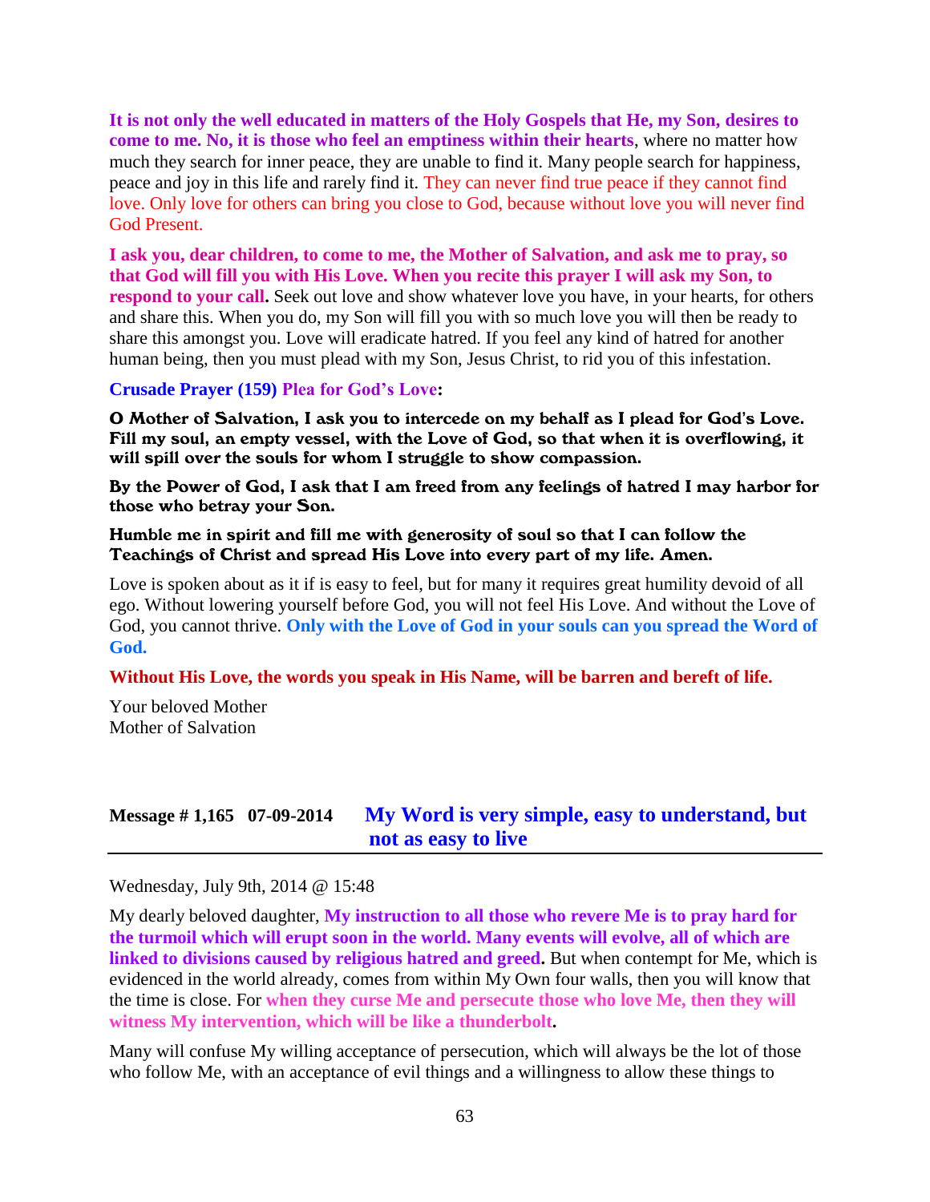**It is not only the well educated in matters of the Holy Gospels that He, my Son, desires to come to me. No, it is those who feel an emptiness within their hearts**, where no matter how much they search for inner peace, they are unable to find it. Many people search for happiness, peace and joy in this life and rarely find it. They can never find true peace if they cannot find love. Only love for others can bring you close to God, because without love you will never find God Present.

**I ask you, dear children, to come to me, the Mother of Salvation, and ask me to pray, so that God will fill you with His Love. When you recite this prayer I will ask my Son, to respond to your call.** Seek out love and show whatever love you have, in your hearts, for others and share this. When you do, my Son will fill you with so much love you will then be ready to share this amongst you. Love will eradicate hatred. If you feel any kind of hatred for another human being, then you must plead with my Son, Jesus Christ, to rid you of this infestation.

**Crusade Prayer (159) Plea for God's Love:**

**O Mother of Salvation, I ask you to intercede on my behalf as I plead for God's Love. Fill my soul, an empty vessel, with the Love of God, so that when it is overflowing, it will spill over the souls for whom I struggle to show compassion.**

**By the Power of God, I ask that I am freed from any feelings of hatred I may harbor for those who betray your Son.**

**Humble me in spirit and fill me with generosity of soul so that I can follow the Teachings of Christ and spread His Love into every part of my life. Amen.**

Love is spoken about as it if is easy to feel, but for many it requires great humility devoid of all ego. Without lowering yourself before God, you will not feel His Love. And without the Love of God, you cannot thrive. **Only with the Love of God in your souls can you spread the Word of God.**

**Without His Love, the words you speak in His Name, will be barren and bereft of life.**

Your beloved Mother
Mother of Salvation

## Message # 1,165 07-09-2014 My Word is very simple, easy to understand, but not as easy to live

Wednesday, July 9th, 2014 @ 15:48

My dearly beloved daughter, **My instruction to all those who revere Me is to pray hard for the turmoil which will erupt soon in the world. Many events will evolve, all of which are linked to divisions caused by religious hatred and greed.** But when contempt for Me, which is evidenced in the world already, comes from within My Own four walls, then you will know that the time is close. For **when they curse Me and persecute those who love Me, then they will witness My intervention, which will be like a thunderbolt.**

Many will confuse My willing acceptance of persecution, which will always be the lot of those who follow Me, with an acceptance of evil things and a willingness to allow these things to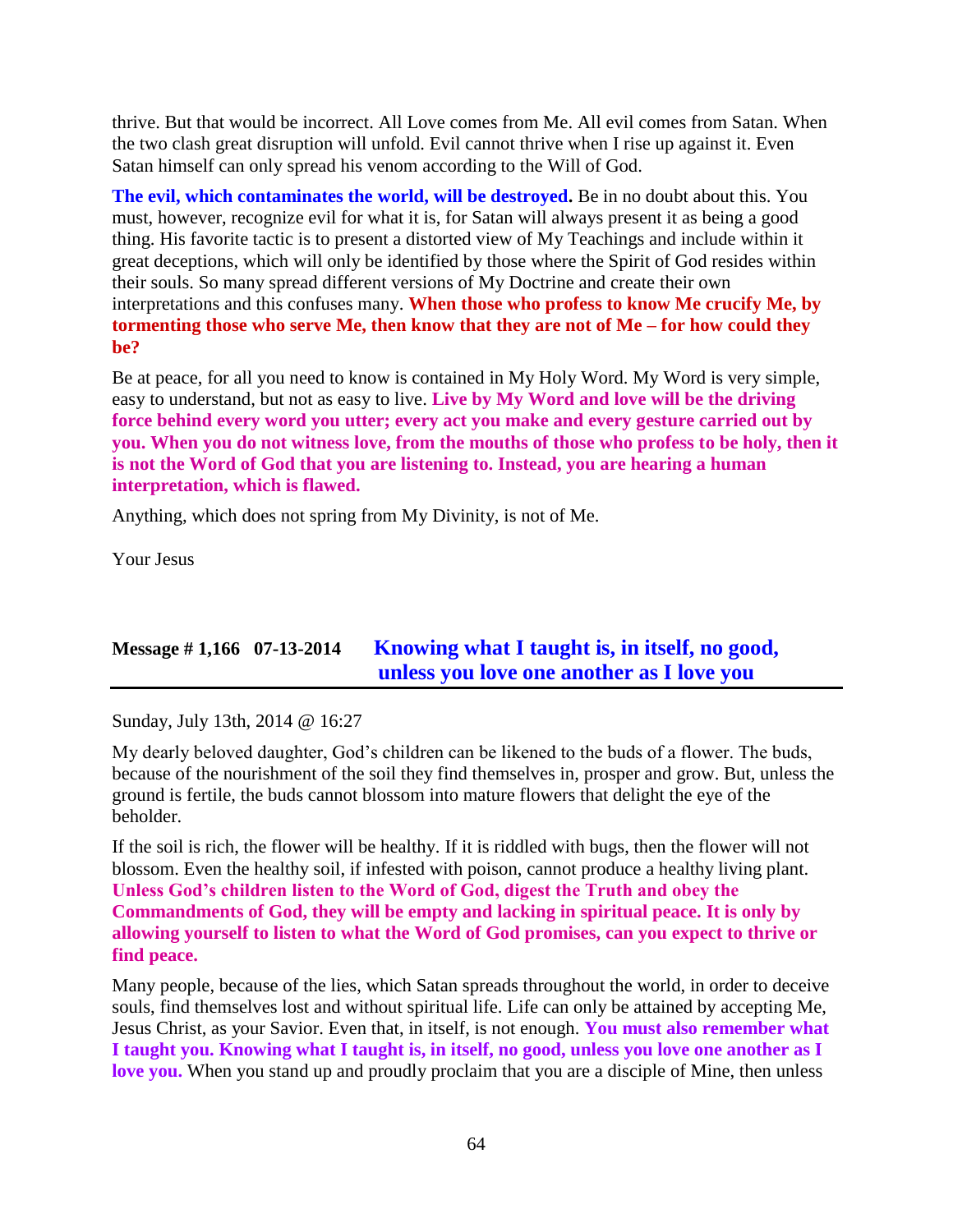thrive. But that would be incorrect. All Love comes from Me. All evil comes from Satan. When the two clash great disruption will unfold. Evil cannot thrive when I rise up against it. Even Satan himself can only spread his venom according to the Will of God.

**The evil, which contaminates the world, will be destroyed.** Be in no doubt about this. You must, however, recognize evil for what it is, for Satan will always present it as being a good thing. His favorite tactic is to present a distorted view of My Teachings and include within it great deceptions, which will only be identified by those where the Spirit of God resides within their souls. So many spread different versions of My Doctrine and create their own interpretations and this confuses many. **When those who profess to know Me crucify Me, by tormenting those who serve Me, then know that they are not of Me – for how could they be?**

Be at peace, for all you need to know is contained in My Holy Word. My Word is very simple, easy to understand, but not as easy to live. **Live by My Word and love will be the driving force behind every word you utter; every act you make and every gesture carried out by you. When you do not witness love, from the mouths of those who profess to be holy, then it is not the Word of God that you are listening to. Instead, you are hearing a human interpretation, which is flawed.**

Anything, which does not spring from My Divinity, is not of Me.

Your Jesus

## Message # 1,166 07-13-2014 Knowing what I taught is, in itself, no good, unless you love one another as I love you

Sunday, July 13th, 2014 @ 16:27

My dearly beloved daughter, God's children can be likened to the buds of a flower. The buds, because of the nourishment of the soil they find themselves in, prosper and grow. But, unless the ground is fertile, the buds cannot blossom into mature flowers that delight the eye of the beholder.

If the soil is rich, the flower will be healthy. If it is riddled with bugs, then the flower will not blossom. Even the healthy soil, if infested with poison, cannot produce a healthy living plant. **Unless God's children listen to the Word of God, digest the Truth and obey the Commandments of God, they will be empty and lacking in spiritual peace. It is only by allowing yourself to listen to what the Word of God promises, can you expect to thrive or find peace.**

Many people, because of the lies, which Satan spreads throughout the world, in order to deceive souls, find themselves lost and without spiritual life. Life can only be attained by accepting Me, Jesus Christ, as your Savior. Even that, in itself, is not enough. **You must also remember what I taught you. Knowing what I taught is, in itself, no good, unless you love one another as I love you.** When you stand up and proudly proclaim that you are a disciple of Mine, then unless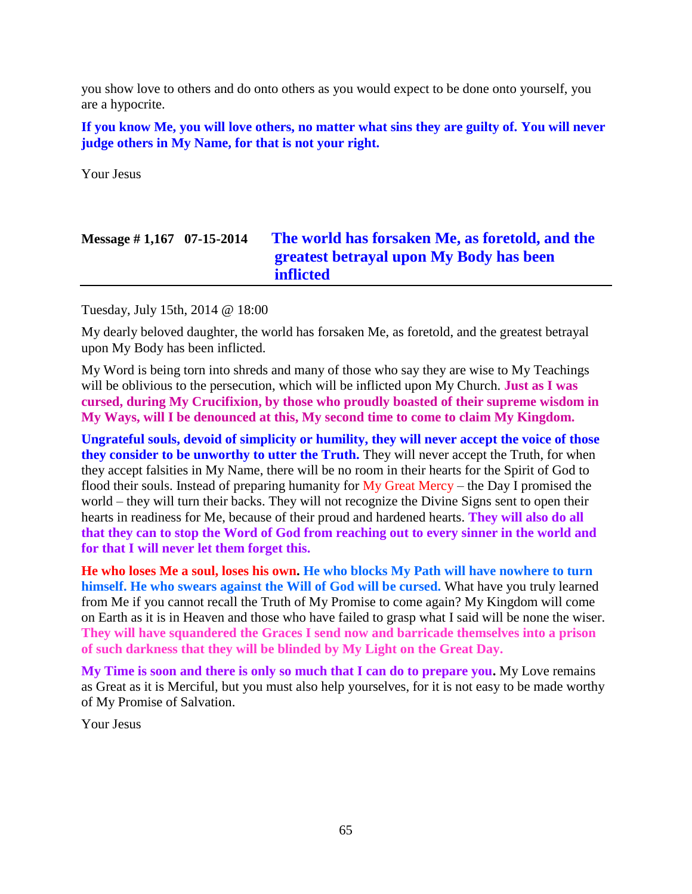you show love to others and do onto others as you would expect to be done onto yourself, you are a hypocrite.

**If you know Me, you will love others, no matter what sins they are guilty of. You will never judge others in My Name, for that is not your right.**

Your Jesus

## Message # 1,167 07-15-2014 The world has forsaken Me, as foretold, and the greatest betrayal upon My Body has been inflicted

Tuesday, July 15th, 2014 @ 18:00

My dearly beloved daughter, the world has forsaken Me, as foretold, and the greatest betrayal upon My Body has been inflicted.

My Word is being torn into shreds and many of those who say they are wise to My Teachings will be oblivious to the persecution, which will be inflicted upon My Church. **Just as I was cursed, during My Crucifixion, by those who proudly boasted of their supreme wisdom in My Ways, will I be denounced at this, My second time to come to claim My Kingdom.**

**Ungrateful souls, devoid of simplicity or humility, they will never accept the voice of those they consider to be unworthy to utter the Truth.** They will never accept the Truth, for when they accept falsities in My Name, there will be no room in their hearts for the Spirit of God to flood their souls. Instead of preparing humanity for My Great Mercy – the Day I promised the world – they will turn their backs. They will not recognize the Divine Signs sent to open their hearts in readiness for Me, because of their proud and hardened hearts. **They will also do all that they can to stop the Word of God from reaching out to every sinner in the world and for that I will never let them forget this.**

**He who loses Me a soul, loses his own. He who blocks My Path will have nowhere to turn himself. He who swears against the Will of God will be cursed.** What have you truly learned from Me if you cannot recall the Truth of My Promise to come again? My Kingdom will come on Earth as it is in Heaven and those who have failed to grasp what I said will be none the wiser. **They will have squandered the Graces I send now and barricade themselves into a prison of such darkness that they will be blinded by My Light on the Great Day.**

**My Time is soon and there is only so much that I can do to prepare you.** My Love remains as Great as it is Merciful, but you must also help yourselves, for it is not easy to be made worthy of My Promise of Salvation.

Your Jesus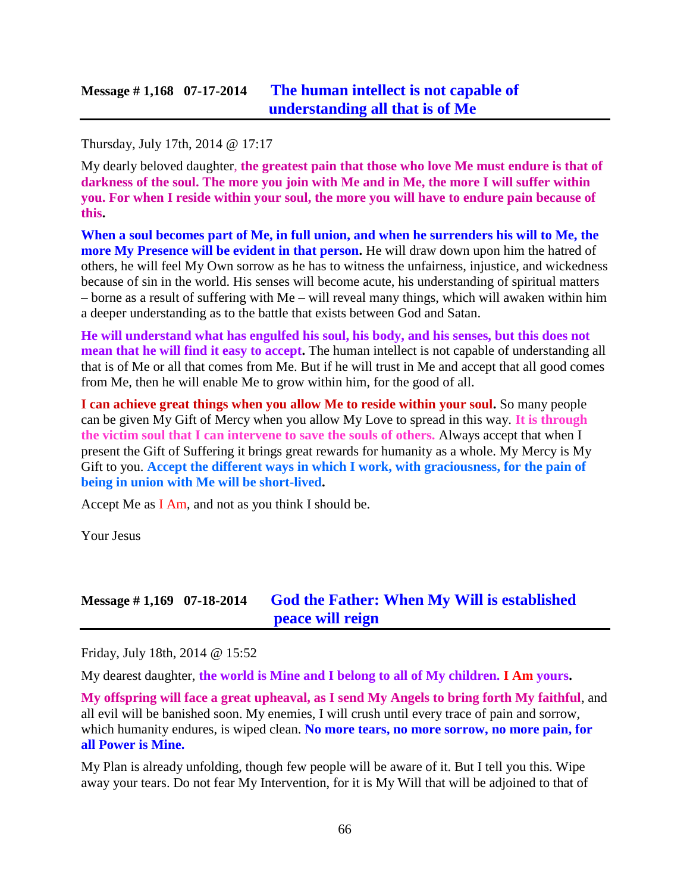## Message # 1,168 07-17-2014 The human intellect is not capable of understanding all that is of Me

Thursday, July 17th, 2014 @ 17:17

My dearly beloved daughter, **the greatest pain that those who love Me must endure is that of darkness of the soul. The more you join with Me and in Me, the more I will suffer within you. For when I reside within your soul, the more you will have to endure pain because of this.**

**When a soul becomes part of Me, in full union, and when he surrenders his will to Me, the more My Presence will be evident in that person.** He will draw down upon him the hatred of others, he will feel My Own sorrow as he has to witness the unfairness, injustice, and wickedness because of sin in the world. His senses will become acute, his understanding of spiritual matters – borne as a result of suffering with Me – will reveal many things, which will awaken within him a deeper understanding as to the battle that exists between God and Satan.

**He will understand what has engulfed his soul, his body, and his senses, but this does not mean that he will find it easy to accept.** The human intellect is not capable of understanding all that is of Me or all that comes from Me. But if he will trust in Me and accept that all good comes from Me, then he will enable Me to grow within him, for the good of all.

**I can achieve great things when you allow Me to reside within your soul.** So many people can be given My Gift of Mercy when you allow My Love to spread in this way. **It is through the victim soul that I can intervene to save the souls of others.** Always accept that when I present the Gift of Suffering it brings great rewards for humanity as a whole. My Mercy is My Gift to you. **Accept the different ways in which I work, with graciousness, for the pain of being in union with Me will be short-lived.**

Accept Me as I Am, and not as you think I should be.

Your Jesus

## Message # 1,169 07-18-2014 God the Father: When My Will is established peace will reign

Friday, July 18th, 2014 @ 15:52

My dearest daughter, **the world is Mine and I belong to all of My children. I Am yours.**

**My offspring will face a great upheaval, as I send My Angels to bring forth My faithful**, and all evil will be banished soon. My enemies, I will crush until every trace of pain and sorrow, which humanity endures, is wiped clean. **No more tears, no more sorrow, no more pain, for all Power is Mine.**

My Plan is already unfolding, though few people will be aware of it. But I tell you this. Wipe away your tears. Do not fear My Intervention, for it is My Will that will be adjoined to that of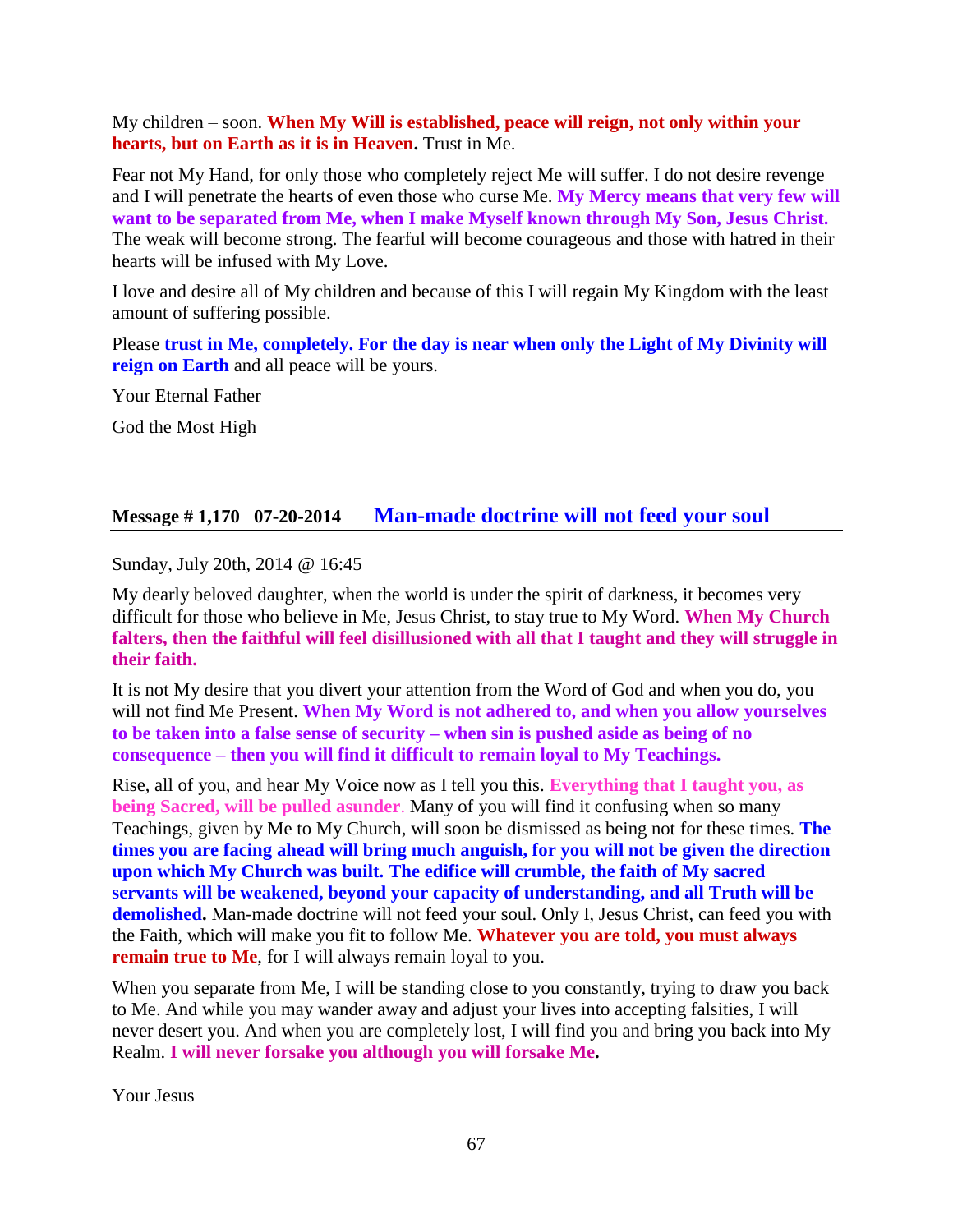My children – soon. **When My Will is established, peace will reign, not only within your hearts, but on Earth as it is in Heaven.** Trust in Me.

Fear not My Hand, for only those who completely reject Me will suffer. I do not desire revenge and I will penetrate the hearts of even those who curse Me. **My Mercy means that very few will want to be separated from Me, when I make Myself known through My Son, Jesus Christ.** The weak will become strong. The fearful will become courageous and those with hatred in their hearts will be infused with My Love.

I love and desire all of My children and because of this I will regain My Kingdom with the least amount of suffering possible.

Please **trust in Me, completely. For the day is near when only the Light of My Divinity will reign on Earth** and all peace will be yours.

Your Eternal Father

God the Most High

## Message # 1,170 07-20-2014 Man-made doctrine will not feed your soul

Sunday, July 20th, 2014 @ 16:45

My dearly beloved daughter, when the world is under the spirit of darkness, it becomes very difficult for those who believe in Me, Jesus Christ, to stay true to My Word. **When My Church falters, then the faithful will feel disillusioned with all that I taught and they will struggle in their faith.**

It is not My desire that you divert your attention from the Word of God and when you do, you will not find Me Present. **When My Word is not adhered to, and when you allow yourselves to be taken into a false sense of security – when sin is pushed aside as being of no consequence – then you will find it difficult to remain loyal to My Teachings.**

Rise, all of you, and hear My Voice now as I tell you this. **Everything that I taught you, as being Sacred, will be pulled asunder**. Many of you will find it confusing when so many Teachings, given by Me to My Church, will soon be dismissed as being not for these times. **The times you are facing ahead will bring much anguish, for you will not be given the direction upon which My Church was built. The edifice will crumble, the faith of My sacred servants will be weakened, beyond your capacity of understanding, and all Truth will be demolished.** Man-made doctrine will not feed your soul. Only I, Jesus Christ, can feed you with the Faith, which will make you fit to follow Me. **Whatever you are told, you must always remain true to Me**, for I will always remain loyal to you.

When you separate from Me, I will be standing close to you constantly, trying to draw you back to Me. And while you may wander away and adjust your lives into accepting falsities, I will never desert you. And when you are completely lost, I will find you and bring you back into My Realm. **I will never forsake you although you will forsake Me.**

Your Jesus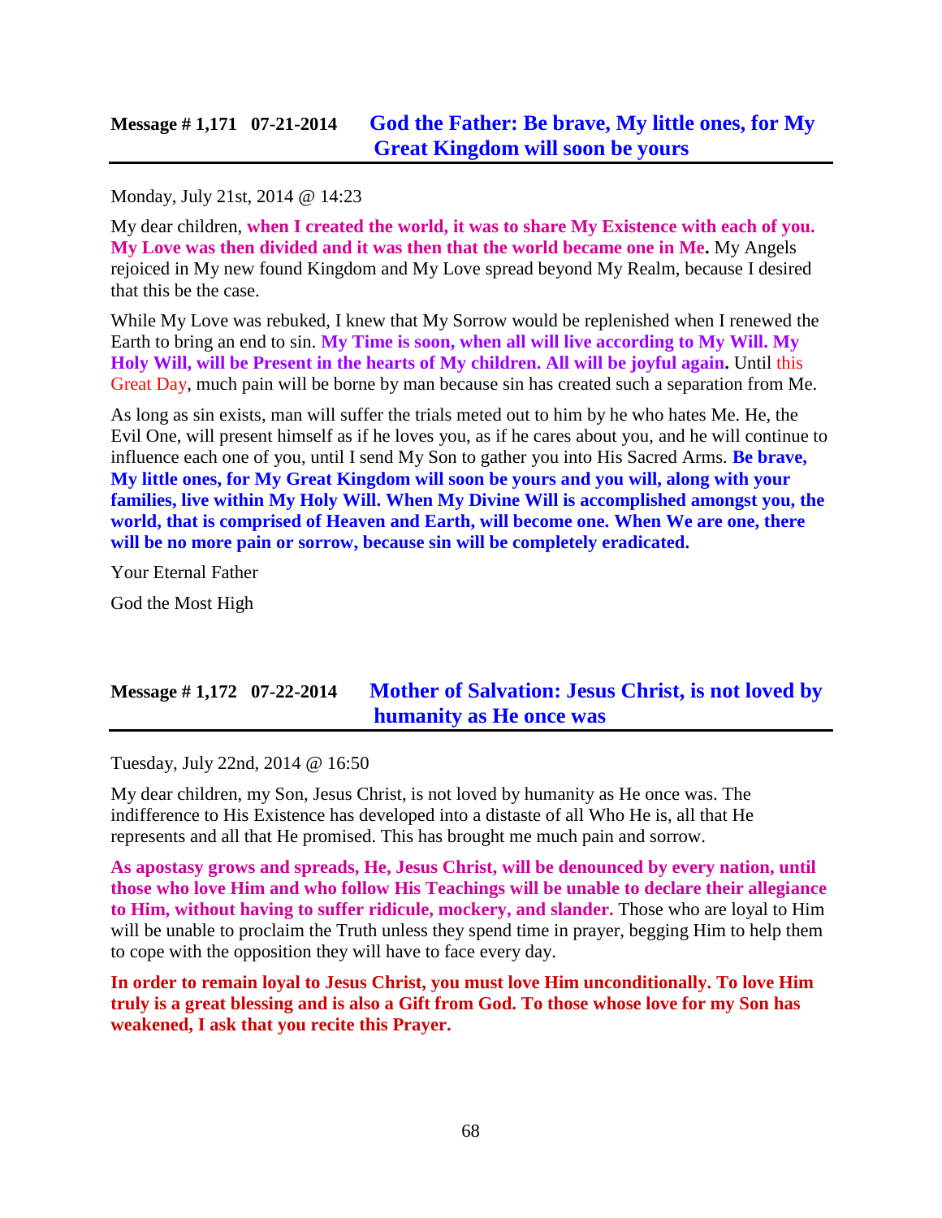## Message # 1,171 07-21-2014 God the Father: Be brave, My little ones, for My Great Kingdom will soon be yours

Monday, July 21st, 2014 @ 14:23

My dear children, **when I created the world, it was to share My Existence with each of you. My Love was then divided and it was then that the world became one in Me.** My Angels rejoiced in My new found Kingdom and My Love spread beyond My Realm, because I desired that this be the case.

While My Love was rebuked, I knew that My Sorrow would be replenished when I renewed the Earth to bring an end to sin. **My Time is soon, when all will live according to My Will. My Holy Will, will be Present in the hearts of My children. All will be joyful again.** Until this Great Day, much pain will be borne by man because sin has created such a separation from Me.

As long as sin exists, man will suffer the trials meted out to him by he who hates Me. He, the Evil One, will present himself as if he loves you, as if he cares about you, and he will continue to influence each one of you, until I send My Son to gather you into His Sacred Arms. **Be brave, My little ones, for My Great Kingdom will soon be yours and you will, along with your families, live within My Holy Will. When My Divine Will is accomplished amongst you, the world, that is comprised of Heaven and Earth, will become one. When We are one, there will be no more pain or sorrow, because sin will be completely eradicated.**

Your Eternal Father

God the Most High

## Message # 1,172 07-22-2014 Mother of Salvation: Jesus Christ, is not loved by humanity as He once was

Tuesday, July 22nd, 2014 @ 16:50

My dear children, my Son, Jesus Christ, is not loved by humanity as He once was. The indifference to His Existence has developed into a distaste of all Who He is, all that He represents and all that He promised. This has brought me much pain and sorrow.

**As apostasy grows and spreads, He, Jesus Christ, will be denounced by every nation, until those who love Him and who follow His Teachings will be unable to declare their allegiance to Him, without having to suffer ridicule, mockery, and slander.** Those who are loyal to Him will be unable to proclaim the Truth unless they spend time in prayer, begging Him to help them to cope with the opposition they will have to face every day.

**In order to remain loyal to Jesus Christ, you must love Him unconditionally. To love Him truly is a great blessing and is also a Gift from God. To those whose love for my Son has weakened, I ask that you recite this Prayer.**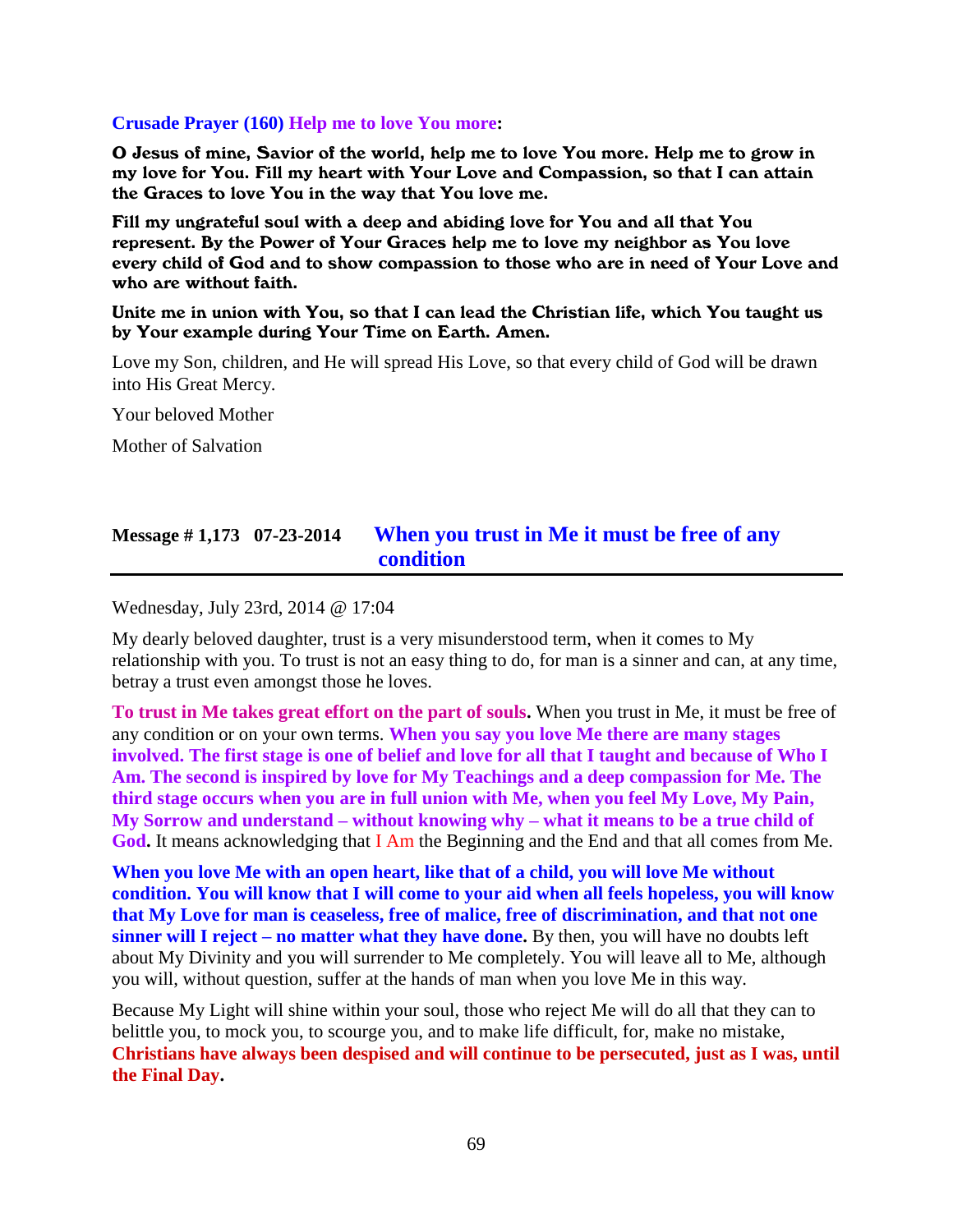**Crusade Prayer (160) Help me to love You more:**

**O Jesus of mine, Savior of the world, help me to love You more. Help me to grow in my love for You. Fill my heart with Your Love and Compassion, so that I can attain the Graces to love You in the way that You love me.**

**Fill my ungrateful soul with a deep and abiding love for You and all that You represent. By the Power of Your Graces help me to love my neighbor as You love every child of God and to show compassion to those who are in need of Your Love and who are without faith.**

**Unite me in union with You, so that I can lead the Christian life, which You taught us by Your example during Your Time on Earth. Amen.**

Love my Son, children, and He will spread His Love, so that every child of God will be drawn into His Great Mercy.

Your beloved Mother

Mother of Salvation

## Message # 1,173 07-23-2014 When you trust in Me it must be free of any condition

Wednesday, July 23rd, 2014 @ 17:04

My dearly beloved daughter, trust is a very misunderstood term, when it comes to My relationship with you. To trust is not an easy thing to do, for man is a sinner and can, at any time, betray a trust even amongst those he loves.

**To trust in Me takes great effort on the part of souls.** When you trust in Me, it must be free of any condition or on your own terms. **When you say you love Me there are many stages involved. The first stage is one of belief and love for all that I taught and because of Who I Am. The second is inspired by love for My Teachings and a deep compassion for Me. The third stage occurs when you are in full union with Me, when you feel My Love, My Pain, My Sorrow and understand – without knowing why – what it means to be a true child of God.** It means acknowledging that I Am the Beginning and the End and that all comes from Me.

**When you love Me with an open heart, like that of a child, you will love Me without condition. You will know that I will come to your aid when all feels hopeless, you will know that My Love for man is ceaseless, free of malice, free of discrimination, and that not one sinner will I reject – no matter what they have done.** By then, you will have no doubts left about My Divinity and you will surrender to Me completely. You will leave all to Me, although you will, without question, suffer at the hands of man when you love Me in this way.

Because My Light will shine within your soul, those who reject Me will do all that they can to belittle you, to mock you, to scourge you, and to make life difficult, for, make no mistake, **Christians have always been despised and will continue to be persecuted, just as I was, until the Final Day.**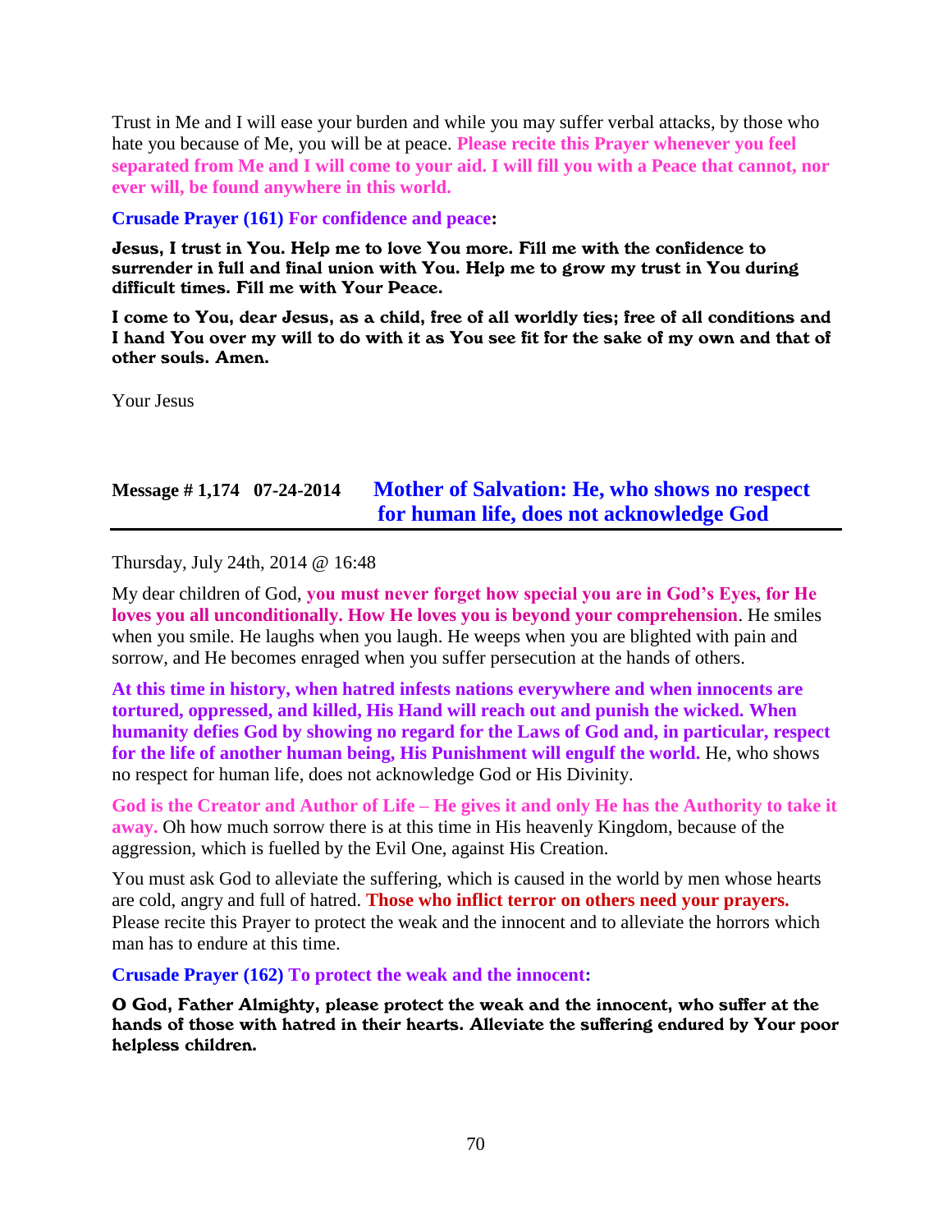Trust in Me and I will ease your burden and while you may suffer verbal attacks, by those who hate you because of Me, you will be at peace. **Please recite this Prayer whenever you feel separated from Me and I will come to your aid. I will fill you with a Peace that cannot, nor ever will, be found anywhere in this world.**

**Crusade Prayer (161) For confidence and peace:**

**Jesus, I trust in You. Help me to love You more. Fill me with the confidence to surrender in full and final union with You. Help me to grow my trust in You during difficult times. Fill me with Your Peace.**

**I come to You, dear Jesus, as a child, free of all worldly ties; free of all conditions and I hand You over my will to do with it as You see fit for the sake of my own and that of other souls. Amen.**

Your Jesus

## Message # 1,174 07-24-2014 Mother of Salvation: He, who shows no respect for human life, does not acknowledge God

Thursday, July 24th, 2014 @ 16:48

My dear children of God, **you must never forget how special you are in God's Eyes, for He loves you all unconditionally. How He loves you is beyond your comprehension**. He smiles when you smile. He laughs when you laugh. He weeps when you are blighted with pain and sorrow, and He becomes enraged when you suffer persecution at the hands of others.

**At this time in history, when hatred infests nations everywhere and when innocents are tortured, oppressed, and killed, His Hand will reach out and punish the wicked. When humanity defies God by showing no regard for the Laws of God and, in particular, respect for the life of another human being, His Punishment will engulf the world.** He, who shows no respect for human life, does not acknowledge God or His Divinity.

**God is the Creator and Author of Life – He gives it and only He has the Authority to take it away.** Oh how much sorrow there is at this time in His heavenly Kingdom, because of the aggression, which is fuelled by the Evil One, against His Creation.

You must ask God to alleviate the suffering, which is caused in the world by men whose hearts are cold, angry and full of hatred. **Those who inflict terror on others need your prayers.** Please recite this Prayer to protect the weak and the innocent and to alleviate the horrors which man has to endure at this time.

**Crusade Prayer (162) To protect the weak and the innocent:**

**O God, Father Almighty, please protect the weak and the innocent, who suffer at the hands of those with hatred in their hearts. Alleviate the suffering endured by Your poor helpless children.**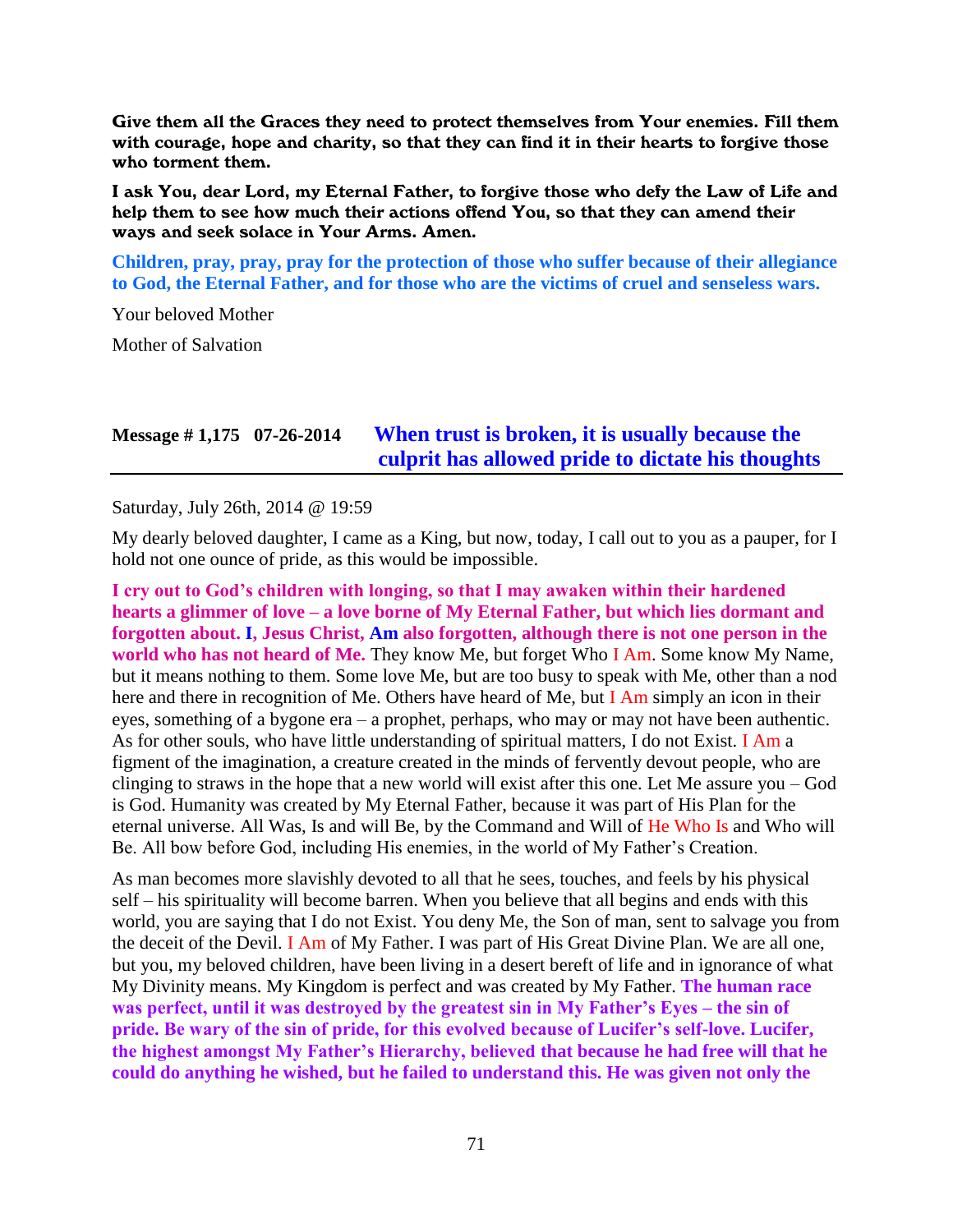**Give them all the Graces they need to protect themselves from Your enemies. Fill them with courage, hope and charity, so that they can find it in their hearts to forgive those who torment them.**

**I ask You, dear Lord, my Eternal Father, to forgive those who defy the Law of Life and help them to see how much their actions offend You, so that they can amend their ways and seek solace in Your Arms. Amen.**

**Children, pray, pray, pray for the protection of those who suffer because of their allegiance to God, the Eternal Father, and for those who are the victims of cruel and senseless wars.**

Your beloved Mother

Mother of Salvation

## Message # 1,175 07-26-2014 When trust is broken, it is usually because the culprit has allowed pride to dictate his thoughts

Saturday, July 26th, 2014 @ 19:59

My dearly beloved daughter, I came as a King, but now, today, I call out to you as a pauper, for I hold not one ounce of pride, as this would be impossible.

**I cry out to God's children with longing, so that I may awaken within their hardened hearts a glimmer of love – a love borne of My Eternal Father, but which lies dormant and forgotten about. I, Jesus Christ, Am also forgotten, although there is not one person in the world who has not heard of Me.** They know Me, but forget Who I Am. Some know My Name, but it means nothing to them. Some love Me, but are too busy to speak with Me, other than a nod here and there in recognition of Me. Others have heard of Me, but I Am simply an icon in their eyes, something of a bygone era – a prophet, perhaps, who may or may not have been authentic. As for other souls, who have little understanding of spiritual matters, I do not Exist. I Am a figment of the imagination, a creature created in the minds of fervently devout people, who are clinging to straws in the hope that a new world will exist after this one. Let Me assure you – God is God. Humanity was created by My Eternal Father, because it was part of His Plan for the eternal universe. All Was, Is and will Be, by the Command and Will of He Who Is and Who will Be. All bow before God, including His enemies, in the world of My Father's Creation.

As man becomes more slavishly devoted to all that he sees, touches, and feels by his physical self – his spirituality will become barren. When you believe that all begins and ends with this world, you are saying that I do not Exist. You deny Me, the Son of man, sent to salvage you from the deceit of the Devil. I Am of My Father. I was part of His Great Divine Plan. We are all one, but you, my beloved children, have been living in a desert bereft of life and in ignorance of what My Divinity means. My Kingdom is perfect and was created by My Father. **The human race was perfect, until it was destroyed by the greatest sin in My Father's Eyes – the sin of pride. Be wary of the sin of pride, for this evolved because of Lucifer's self-love. Lucifer, the highest amongst My Father's Hierarchy, believed that because he had free will that he could do anything he wished, but he failed to understand this. He was given not only the**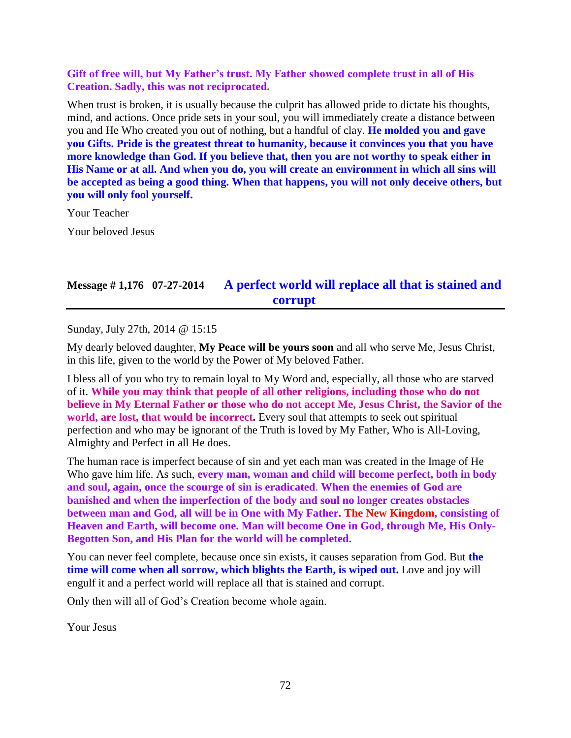**Gift of free will, but My Father's trust. My Father showed complete trust in all of His Creation. Sadly, this was not reciprocated.**

When trust is broken, it is usually because the culprit has allowed pride to dictate his thoughts, mind, and actions. Once pride sets in your soul, you will immediately create a distance between you and He Who created you out of nothing, but a handful of clay. **He molded you and gave you Gifts. Pride is the greatest threat to humanity, because it convinces you that you have more knowledge than God. If you believe that, then you are not worthy to speak either in His Name or at all. And when you do, you will create an environment in which all sins will be accepted as being a good thing. When that happens, you will not only deceive others, but you will only fool yourself.**

Your Teacher

Your beloved Jesus

## Message # 1,176 07-27-2014 A perfect world will replace all that is stained and corrupt

Sunday, July 27th, 2014 @ 15:15

My dearly beloved daughter, **My Peace will be yours soon** and all who serve Me, Jesus Christ, in this life, given to the world by the Power of My beloved Father.

I bless all of you who try to remain loyal to My Word and, especially, all those who are starved of it. **While you may think that people of all other religions, including those who do not believe in My Eternal Father or those who do not accept Me, Jesus Christ, the Savior of the world, are lost, that would be incorrect.** Every soul that attempts to seek out spiritual perfection and who may be ignorant of the Truth is loved by My Father, Who is All-Loving, Almighty and Perfect in all He does.

The human race is imperfect because of sin and yet each man was created in the Image of He Who gave him life. As such, **every man, woman and child will become perfect, both in body and soul, again, once the scourge of sin is eradicated**. **When the enemies of God are banished and when the imperfection of the body and soul no longer creates obstacles between man and God, all will be in One with My Father. The New Kingdom, consisting of Heaven and Earth, will become one. Man will become One in God, through Me, His Only-Begotten Son, and His Plan for the world will be completed.**

You can never feel complete, because once sin exists, it causes separation from God. But **the time will come when all sorrow, which blights the Earth, is wiped out.** Love and joy will engulf it and a perfect world will replace all that is stained and corrupt.

Only then will all of God's Creation become whole again.

Your Jesus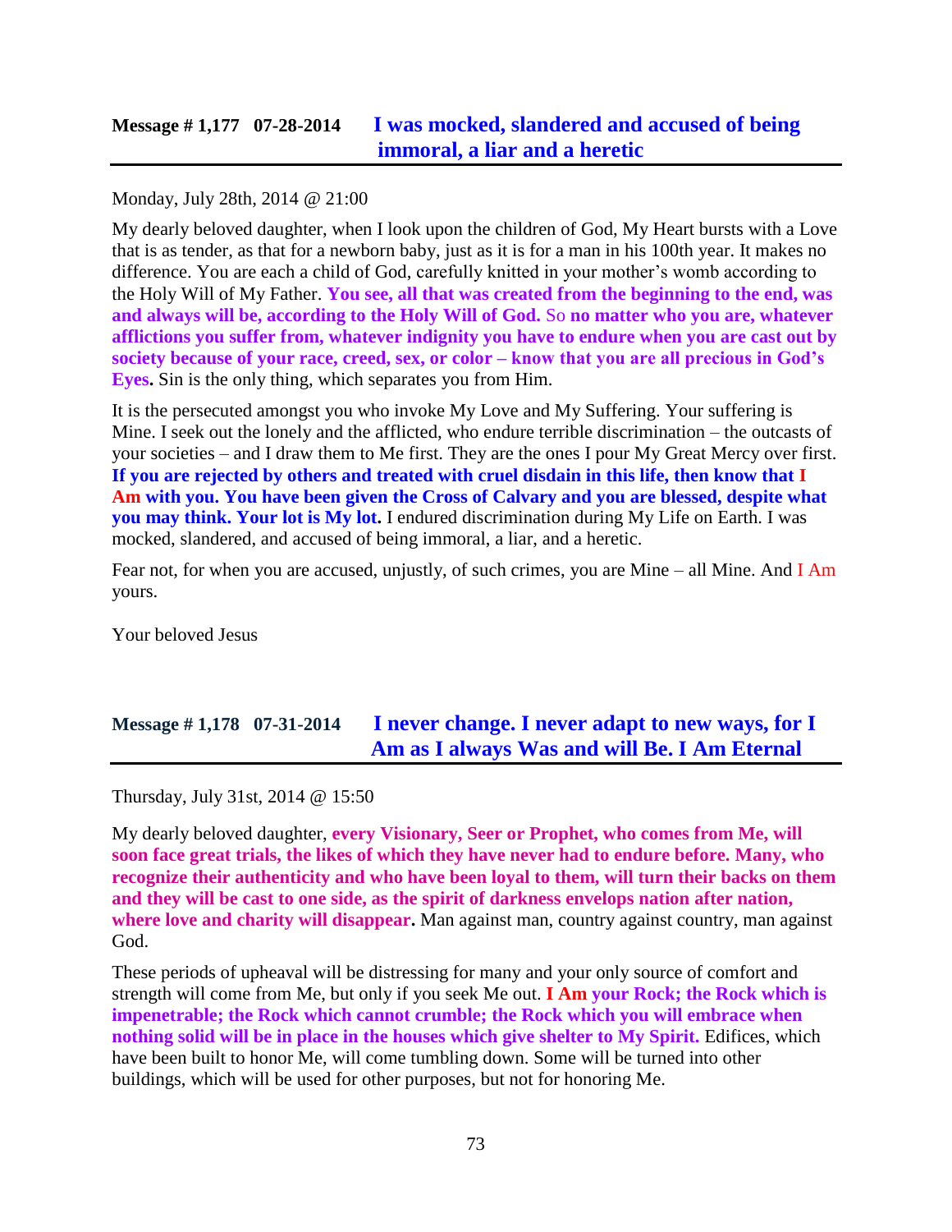## Message # 1,177 07-28-2014 **I was mocked, slandered and accused of being immoral, a liar and a heretic**

Monday, July 28th, 2014 @ 21:00

My dearly beloved daughter, when I look upon the children of God, My Heart bursts with a Love that is as tender, as that for a newborn baby, just as it is for a man in his 100th year. It makes no difference. You are each a child of God, carefully knitted in your mother's womb according to the Holy Will of My Father. **You see, all that was created from the beginning to the end, was and always will be, according to the Holy Will of God.** So **no matter who you are, whatever afflictions you suffer from, whatever indignity you have to endure when you are cast out by society because of your race, creed, sex, or color – know that you are all precious in God's Eyes.** Sin is the only thing, which separates you from Him.

It is the persecuted amongst you who invoke My Love and My Suffering. Your suffering is Mine. I seek out the lonely and the afflicted, who endure terrible discrimination – the outcasts of your societies – and I draw them to Me first. They are the ones I pour My Great Mercy over first. **If you are rejected by others and treated with cruel disdain in this life, then know that I Am with you. You have been given the Cross of Calvary and you are blessed, despite what you may think. Your lot is My lot.** I endured discrimination during My Life on Earth. I was mocked, slandered, and accused of being immoral, a liar, and a heretic.

Fear not, for when you are accused, unjustly, of such crimes, you are Mine – all Mine. And I Am yours.

Your beloved Jesus

## Message # 1,178 07-31-2014 **I never change. I never adapt to new ways, for I Am as I always Was and will Be. I Am Eternal**

Thursday, July 31st, 2014 @ 15:50

My dearly beloved daughter, **every Visionary, Seer or Prophet, who comes from Me, will soon face great trials, the likes of which they have never had to endure before. Many, who recognize their authenticity and who have been loyal to them, will turn their backs on them and they will be cast to one side, as the spirit of darkness envelops nation after nation, where love and charity will disappear.** Man against man, country against country, man against God.

These periods of upheaval will be distressing for many and your only source of comfort and strength will come from Me, but only if you seek Me out. **I Am your Rock; the Rock which is impenetrable; the Rock which cannot crumble; the Rock which you will embrace when nothing solid will be in place in the houses which give shelter to My Spirit.** Edifices, which have been built to honor Me, will come tumbling down. Some will be turned into other buildings, which will be used for other purposes, but not for honoring Me.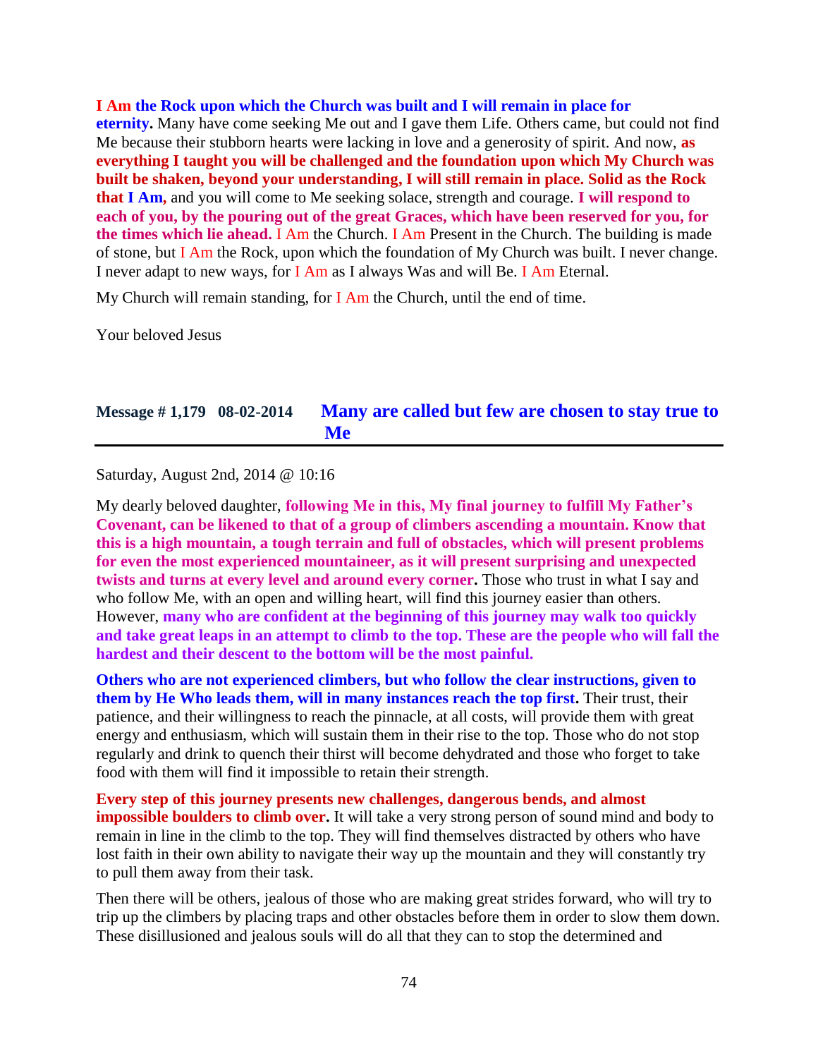**I Am the Rock upon which the Church was built and I will remain in place for eternity.** Many have come seeking Me out and I gave them Life. Others came, but could not find Me because their stubborn hearts were lacking in love and a generosity of spirit. And now, **as everything I taught you will be challenged and the foundation upon which My Church was built be shaken, beyond your understanding, I will still remain in place. Solid as the Rock that I Am,** and you will come to Me seeking solace, strength and courage. **I will respond to each of you, by the pouring out of the great Graces, which have been reserved for you, for the times which lie ahead.** I Am the Church. I Am Present in the Church. The building is made of stone, but I Am the Rock, upon which the foundation of My Church was built. I never change. I never adapt to new ways, for I Am as I always Was and will Be. I Am Eternal.

My Church will remain standing, for I Am the Church, until the end of time.

Your beloved Jesus

## Message # 1,179 08-02-2014 Many are called but few are chosen to stay true to Me

Saturday, August 2nd, 2014 @ 10:16

My dearly beloved daughter, **following Me in this, My final journey to fulfill My Father's Covenant, can be likened to that of a group of climbers ascending a mountain. Know that this is a high mountain, a tough terrain and full of obstacles, which will present problems for even the most experienced mountaineer, as it will present surprising and unexpected twists and turns at every level and around every corner.** Those who trust in what I say and who follow Me, with an open and willing heart, will find this journey easier than others. However, **many who are confident at the beginning of this journey may walk too quickly and take great leaps in an attempt to climb to the top. These are the people who will fall the hardest and their descent to the bottom will be the most painful.**

**Others who are not experienced climbers, but who follow the clear instructions, given to them by He Who leads them, will in many instances reach the top first.** Their trust, their patience, and their willingness to reach the pinnacle, at all costs, will provide them with great energy and enthusiasm, which will sustain them in their rise to the top. Those who do not stop regularly and drink to quench their thirst will become dehydrated and those who forget to take food with them will find it impossible to retain their strength.

**Every step of this journey presents new challenges, dangerous bends, and almost impossible boulders to climb over.** It will take a very strong person of sound mind and body to remain in line in the climb to the top. They will find themselves distracted by others who have lost faith in their own ability to navigate their way up the mountain and they will constantly try to pull them away from their task.

Then there will be others, jealous of those who are making great strides forward, who will try to trip up the climbers by placing traps and other obstacles before them in order to slow them down. These disillusioned and jealous souls will do all that they can to stop the determined and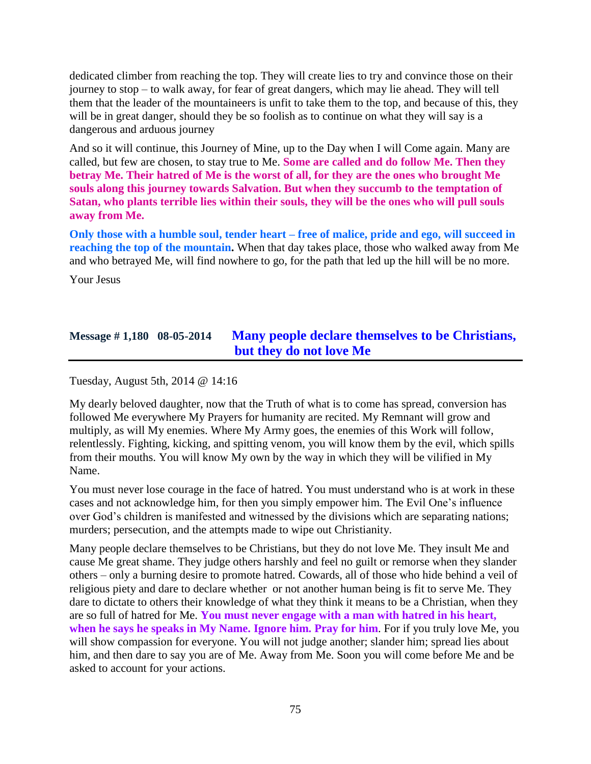dedicated climber from reaching the top. They will create lies to try and convince those on their journey to stop – to walk away, for fear of great dangers, which may lie ahead. They will tell them that the leader of the mountaineers is unfit to take them to the top, and because of this, they will be in great danger, should they be so foolish as to continue on what they will say is a dangerous and arduous journey

And so it will continue, this Journey of Mine, up to the Day when I will Come again. Many are called, but few are chosen, to stay true to Me. **Some are called and do follow Me. Then they betray Me. Their hatred of Me is the worst of all, for they are the ones who brought Me souls along this journey towards Salvation. But when they succumb to the temptation of Satan, who plants terrible lies within their souls, they will be the ones who will pull souls away from Me.**

**Only those with a humble soul, tender heart – free of malice, pride and ego, will succeed in reaching the top of the mountain.** When that day takes place, those who walked away from Me and who betrayed Me, will find nowhere to go, for the path that led up the hill will be no more.

Your Jesus

## Message # 1,180 08-05-2014 Many people declare themselves to be Christians, but they do not love Me

Tuesday, August 5th, 2014 @ 14:16

My dearly beloved daughter, now that the Truth of what is to come has spread, conversion has followed Me everywhere My Prayers for humanity are recited. My Remnant will grow and multiply, as will My enemies. Where My Army goes, the enemies of this Work will follow, relentlessly. Fighting, kicking, and spitting venom, you will know them by the evil, which spills from their mouths. You will know My own by the way in which they will be vilified in My Name.

You must never lose courage in the face of hatred. You must understand who is at work in these cases and not acknowledge him, for then you simply empower him. The Evil One's influence over God's children is manifested and witnessed by the divisions which are separating nations; murders; persecution, and the attempts made to wipe out Christianity.

Many people declare themselves to be Christians, but they do not love Me. They insult Me and cause Me great shame. They judge others harshly and feel no guilt or remorse when they slander others – only a burning desire to promote hatred. Cowards, all of those who hide behind a veil of religious piety and dare to declare whether or not another human being is fit to serve Me. They dare to dictate to others their knowledge of what they think it means to be a Christian, when they are so full of hatred for Me. **You must never engage with a man with hatred in his heart, when he says he speaks in My Name. Ignore him. Pray for him**. For if you truly love Me, you will show compassion for everyone. You will not judge another; slander him; spread lies about him, and then dare to say you are of Me. Away from Me. Soon you will come before Me and be asked to account for your actions.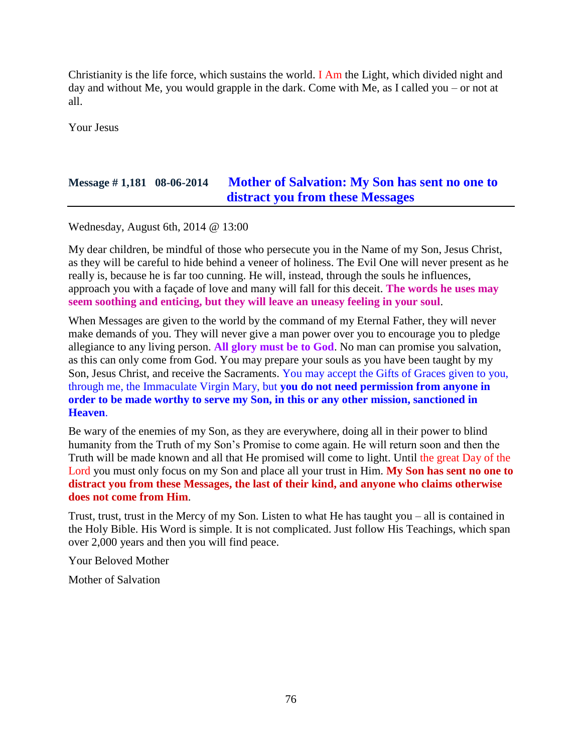Christianity is the life force, which sustains the world. I Am the Light, which divided night and day and without Me, you would grapple in the dark. Come with Me, as I called you – or not at all.

Your Jesus

## Message # 1,181 08-06-2014 Mother of Salvation: My Son has sent no one to distract you from these Messages

Wednesday, August 6th, 2014 @ 13:00

My dear children, be mindful of those who persecute you in the Name of my Son, Jesus Christ, as they will be careful to hide behind a veneer of holiness. The Evil One will never present as he really is, because he is far too cunning. He will, instead, through the souls he influences, approach you with a façade of love and many will fall for this deceit. **The words he uses may seem soothing and enticing, but they will leave an uneasy feeling in your soul**.

When Messages are given to the world by the command of my Eternal Father, they will never make demands of you. They will never give a man power over you to encourage you to pledge allegiance to any living person. **All glory must be to God**. No man can promise you salvation, as this can only come from God. You may prepare your souls as you have been taught by my Son, Jesus Christ, and receive the Sacraments. You may accept the Gifts of Graces given to you, through me, the Immaculate Virgin Mary, but **you do not need permission from anyone in order to be made worthy to serve my Son, in this or any other mission, sanctioned in Heaven**.

Be wary of the enemies of my Son, as they are everywhere, doing all in their power to blind humanity from the Truth of my Son's Promise to come again. He will return soon and then the Truth will be made known and all that He promised will come to light. Until the great Day of the Lord you must only focus on my Son and place all your trust in Him. **My Son has sent no one to distract you from these Messages, the last of their kind, and anyone who claims otherwise does not come from Him**.

Trust, trust, trust in the Mercy of my Son. Listen to what He has taught you – all is contained in the Holy Bible. His Word is simple. It is not complicated. Just follow His Teachings, which span over 2,000 years and then you will find peace.

Your Beloved Mother

Mother of Salvation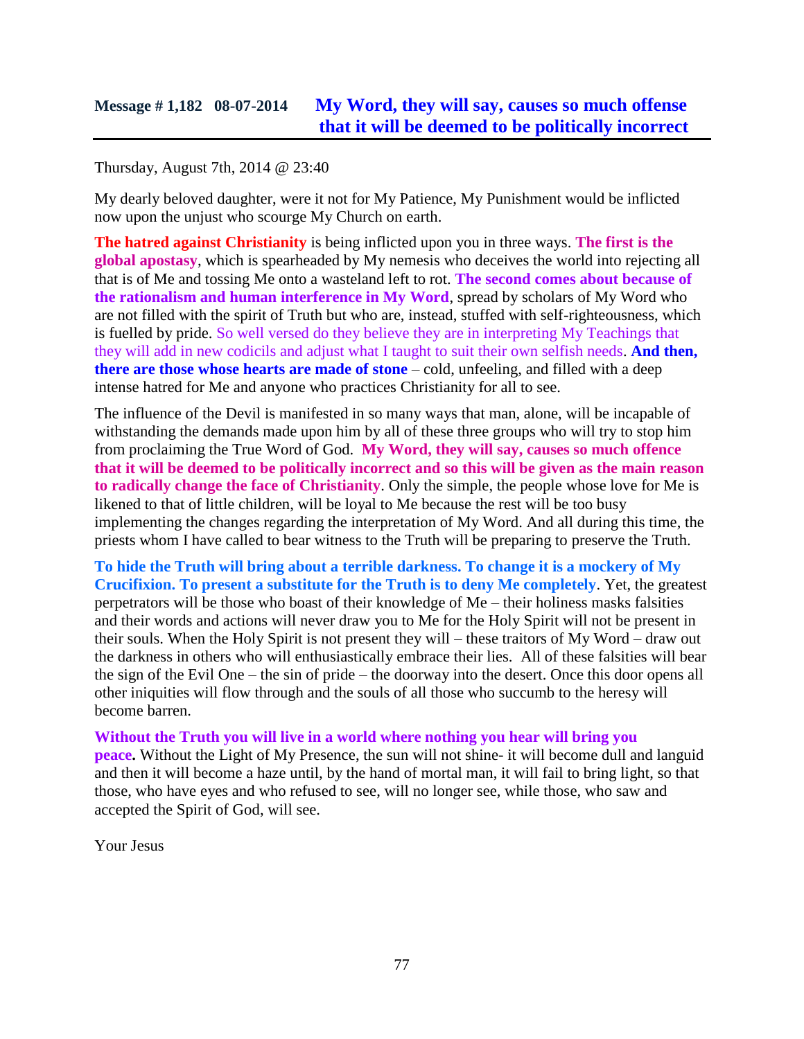## Message # 1,182 08-07-2014 **My Word, they will say, causes so much offense that it will be deemed to be politically incorrect**

Thursday, August 7th, 2014 @ 23:40

My dearly beloved daughter, were it not for My Patience, My Punishment would be inflicted now upon the unjust who scourge My Church on earth.

**The hatred against Christianity** is being inflicted upon you in three ways. **The first is the global apostasy**, which is spearheaded by My nemesis who deceives the world into rejecting all that is of Me and tossing Me onto a wasteland left to rot. **The second comes about because of the rationalism and human interference in My Word**, spread by scholars of My Word who are not filled with the spirit of Truth but who are, instead, stuffed with self-righteousness, which is fuelled by pride. So well versed do they believe they are in interpreting My Teachings that they will add in new codicils and adjust what I taught to suit their own selfish needs. **And then, there are those whose hearts are made of stone** – cold, unfeeling, and filled with a deep intense hatred for Me and anyone who practices Christianity for all to see.

The influence of the Devil is manifested in so many ways that man, alone, will be incapable of withstanding the demands made upon him by all of these three groups who will try to stop him from proclaiming the True Word of God. **My Word, they will say, causes so much offence that it will be deemed to be politically incorrect and so this will be given as the main reason to radically change the face of Christianity**. Only the simple, the people whose love for Me is likened to that of little children, will be loyal to Me because the rest will be too busy implementing the changes regarding the interpretation of My Word. And all during this time, the priests whom I have called to bear witness to the Truth will be preparing to preserve the Truth.

**To hide the Truth will bring about a terrible darkness. To change it is a mockery of My Crucifixion. To present a substitute for the Truth is to deny Me completely**. Yet, the greatest perpetrators will be those who boast of their knowledge of Me – their holiness masks falsities and their words and actions will never draw you to Me for the Holy Spirit will not be present in their souls. When the Holy Spirit is not present they will – these traitors of My Word – draw out the darkness in others who will enthusiastically embrace their lies. All of these falsities will bear the sign of the Evil One – the sin of pride – the doorway into the desert. Once this door opens all other iniquities will flow through and the souls of all those who succumb to the heresy will become barren.

**Without the Truth you will live in a world where nothing you hear will bring you peace.** Without the Light of My Presence, the sun will not shine- it will become dull and languid and then it will become a haze until, by the hand of mortal man, it will fail to bring light, so that those, who have eyes and who refused to see, will no longer see, while those, who saw and accepted the Spirit of God, will see.

Your Jesus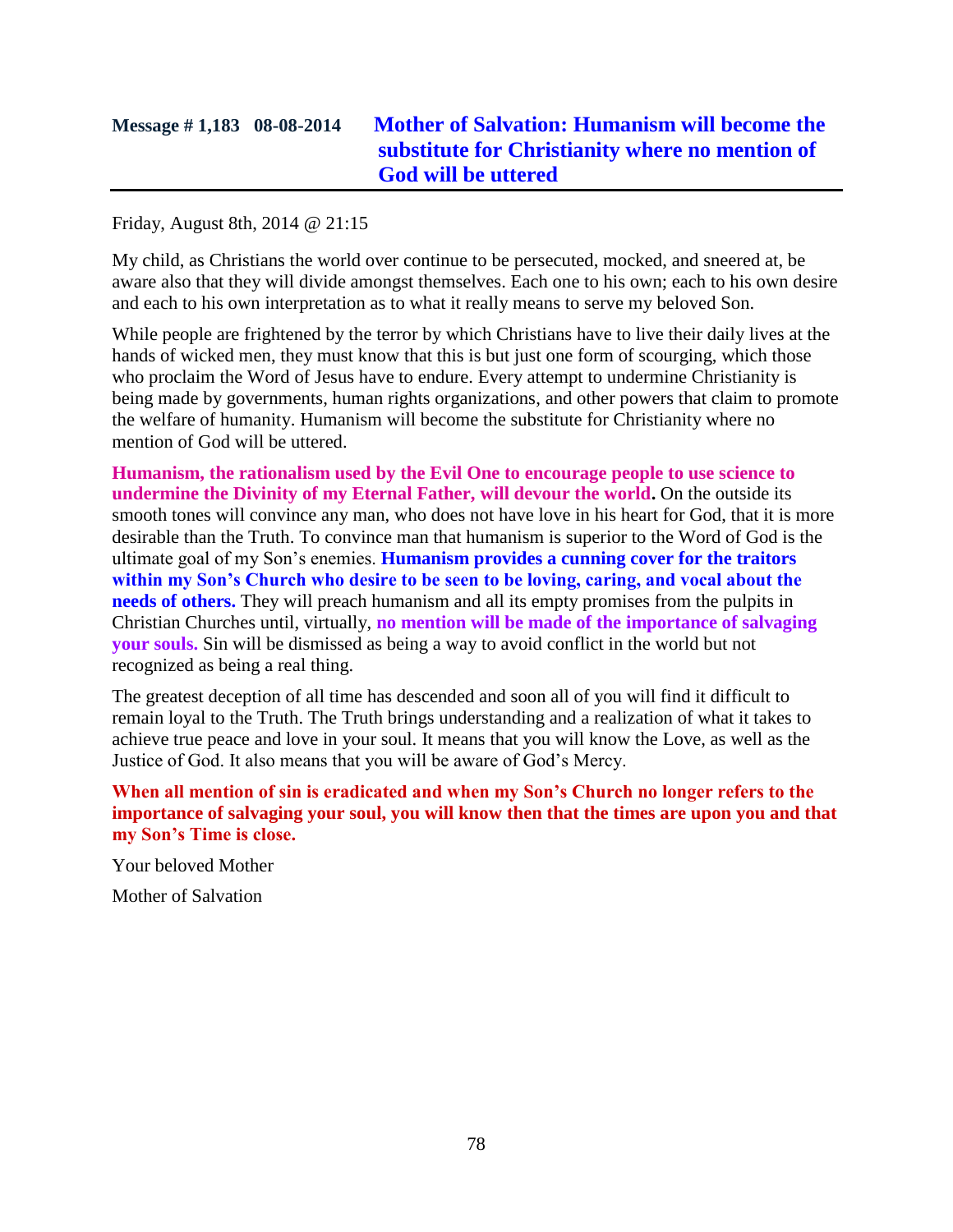## Message # 1,183 08-08-2014 Mother of Salvation: Humanism will become the substitute for Christianity where no mention of God will be uttered

Friday, August 8th, 2014 @ 21:15

My child, as Christians the world over continue to be persecuted, mocked, and sneered at, be aware also that they will divide amongst themselves. Each one to his own; each to his own desire and each to his own interpretation as to what it really means to serve my beloved Son.

While people are frightened by the terror by which Christians have to live their daily lives at the hands of wicked men, they must know that this is but just one form of scourging, which those who proclaim the Word of Jesus have to endure. Every attempt to undermine Christianity is being made by governments, human rights organizations, and other powers that claim to promote the welfare of humanity. Humanism will become the substitute for Christianity where no mention of God will be uttered.

**Humanism, the rationalism used by the Evil One to encourage people to use science to undermine the Divinity of my Eternal Father, will devour the world.** On the outside its smooth tones will convince any man, who does not have love in his heart for God, that it is more desirable than the Truth. To convince man that humanism is superior to the Word of God is the ultimate goal of my Son's enemies. **Humanism provides a cunning cover for the traitors within my Son's Church who desire to be seen to be loving, caring, and vocal about the needs of others.** They will preach humanism and all its empty promises from the pulpits in Christian Churches until, virtually, **no mention will be made of the importance of salvaging your souls.** Sin will be dismissed as being a way to avoid conflict in the world but not recognized as being a real thing.

The greatest deception of all time has descended and soon all of you will find it difficult to remain loyal to the Truth. The Truth brings understanding and a realization of what it takes to achieve true peace and love in your soul. It means that you will know the Love, as well as the Justice of God. It also means that you will be aware of God's Mercy.

**When all mention of sin is eradicated and when my Son's Church no longer refers to the importance of salvaging your soul, you will know then that the times are upon you and that my Son's Time is close.**

Your beloved Mother

Mother of Salvation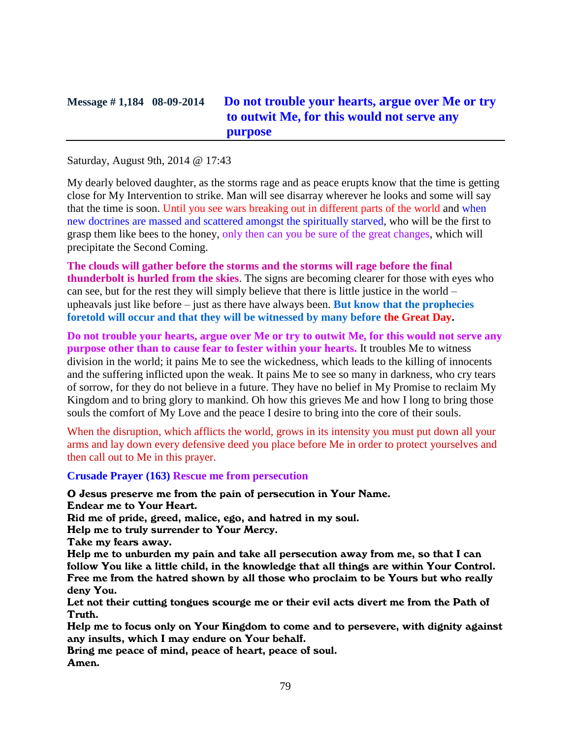## Message # 1,184   08-09-2014   Do not trouble your hearts, argue over Me or try to outwit Me, for this would not serve any purpose

Saturday, August 9th, 2014 @ 17:43

My dearly beloved daughter, as the storms rage and as peace erupts know that the time is getting close for My Intervention to strike. Man will see disarray wherever he looks and some will say that the time is soon. Until you see wars breaking out in different parts of the world and when new doctrines are massed and scattered amongst the spiritually starved, who will be the first to grasp them like bees to the honey, only then can you be sure of the great changes, which will precipitate the Second Coming.

**The clouds will gather before the storms and the storms will rage before the final thunderbolt is hurled from the skies**. The signs are becoming clearer for those with eyes who can see, but for the rest they will simply believe that there is little justice in the world – upheavals just like before – just as there have always been. **But know that the prophecies foretold will occur and that they will be witnessed by many before the Great Day.**

**Do not trouble your hearts, argue over Me or try to outwit Me, for this would not serve any purpose other than to cause fear to fester within your hearts.** It troubles Me to witness division in the world; it pains Me to see the wickedness, which leads to the killing of innocents and the suffering inflicted upon the weak. It pains Me to see so many in darkness, who cry tears of sorrow, for they do not believe in a future. They have no belief in My Promise to reclaim My Kingdom and to bring glory to mankind. Oh how this grieves Me and how I long to bring those souls the comfort of My Love and the peace I desire to bring into the core of their souls.

When the disruption, which afflicts the world, grows in its intensity you must put down all your arms and lay down every defensive deed you place before Me in order to protect yourselves and then call out to Me in this prayer.

**Crusade Prayer (163) Rescue me from persecution**

**O Jesus preserve me from the pain of persecution in Your Name.**
**Endear me to Your Heart.**
**Rid me of pride, greed, malice, ego, and hatred in my soul.**
**Help me to truly surrender to Your Mercy.**
**Take my fears away.**
**Help me to unburden my pain and take all persecution away from me, so that I can follow You like a little child, in the knowledge that all things are within Your Control.**
**Free me from the hatred shown by all those who proclaim to be Yours but who really deny You.**
**Let not their cutting tongues scourge me or their evil acts divert me from the Path of Truth.**
**Help me to focus only on Your Kingdom to come and to persevere, with dignity against any insults, which I may endure on Your behalf.**
**Bring me peace of mind, peace of heart, peace of soul.**
**Amen.**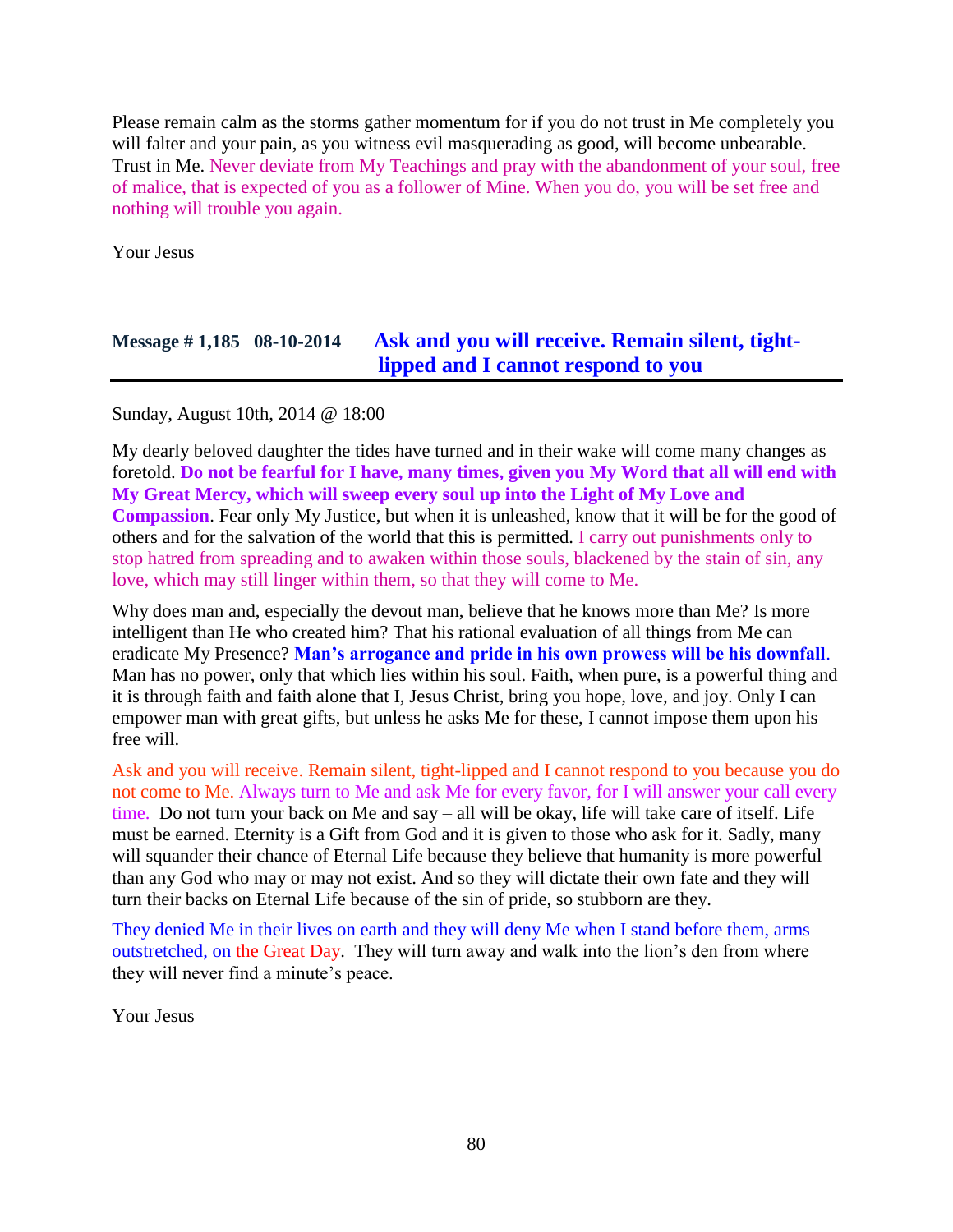Please remain calm as the storms gather momentum for if you do not trust in Me completely you will falter and your pain, as you witness evil masquerading as good, will become unbearable. Trust in Me. Never deviate from My Teachings and pray with the abandonment of your soul, free of malice, that is expected of you as a follower of Mine. When you do, you will be set free and nothing will trouble you again.

Your Jesus

## Message # 1,185 08-10-2014 Ask and you will receive. Remain silent, tight-lipped and I cannot respond to you

Sunday, August 10th, 2014 @ 18:00

My dearly beloved daughter the tides have turned and in their wake will come many changes as foretold. **Do not be fearful for I have, many times, given you My Word that all will end with My Great Mercy, which will sweep every soul up into the Light of My Love and Compassion**. Fear only My Justice, but when it is unleashed, know that it will be for the good of others and for the salvation of the world that this is permitted. I carry out punishments only to stop hatred from spreading and to awaken within those souls, blackened by the stain of sin, any love, which may still linger within them, so that they will come to Me.

Why does man and, especially the devout man, believe that he knows more than Me? Is more intelligent than He who created him? That his rational evaluation of all things from Me can eradicate My Presence? **Man's arrogance and pride in his own prowess will be his downfall**. Man has no power, only that which lies within his soul. Faith, when pure, is a powerful thing and it is through faith and faith alone that I, Jesus Christ, bring you hope, love, and joy. Only I can empower man with great gifts, but unless he asks Me for these, I cannot impose them upon his free will.

Ask and you will receive. Remain silent, tight-lipped and I cannot respond to you because you do not come to Me. Always turn to Me and ask Me for every favor, for I will answer your call every time. Do not turn your back on Me and say – all will be okay, life will take care of itself. Life must be earned. Eternity is a Gift from God and it is given to those who ask for it. Sadly, many will squander their chance of Eternal Life because they believe that humanity is more powerful than any God who may or may not exist. And so they will dictate their own fate and they will turn their backs on Eternal Life because of the sin of pride, so stubborn are they.

They denied Me in their lives on earth and they will deny Me when I stand before them, arms outstretched, on the Great Day. They will turn away and walk into the lion's den from where they will never find a minute's peace.

Your Jesus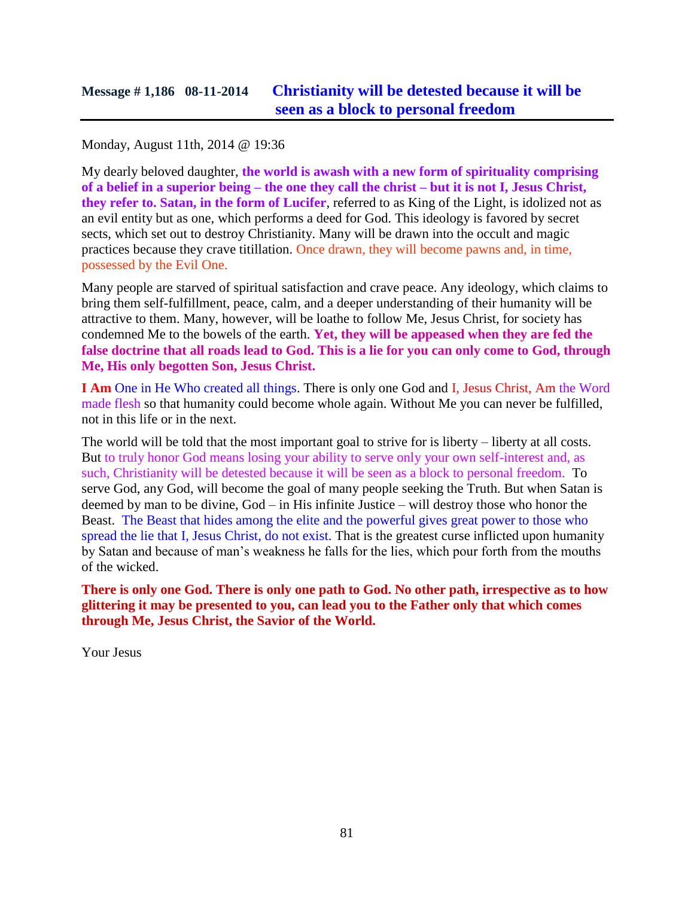## Message # 1,186 08-11-2014 **Christianity will be detested because it will be seen as a block to personal freedom**

Monday, August 11th, 2014 @ 19:36

My dearly beloved daughter, **the world is awash with a new form of spirituality comprising of a belief in a superior being – the one they call the christ – but it is not I, Jesus Christ, they refer to. Satan, in the form of Lucifer**, referred to as King of the Light, is idolized not as an evil entity but as one, which performs a deed for God. This ideology is favored by secret sects, which set out to destroy Christianity. Many will be drawn into the occult and magic practices because they crave titillation. Once drawn, they will become pawns and, in time, possessed by the Evil One.

Many people are starved of spiritual satisfaction and crave peace. Any ideology, which claims to bring them self-fulfillment, peace, calm, and a deeper understanding of their humanity will be attractive to them. Many, however, will be loathe to follow Me, Jesus Christ, for society has condemned Me to the bowels of the earth. **Yet, they will be appeased when they are fed the false doctrine that all roads lead to God. This is a lie for you can only come to God, through Me, His only begotten Son, Jesus Christ.**

**I Am** One in He Who created all things. There is only one God and I, Jesus Christ, Am the Word made flesh so that humanity could become whole again. Without Me you can never be fulfilled, not in this life or in the next.

The world will be told that the most important goal to strive for is liberty – liberty at all costs. But to truly honor God means losing your ability to serve only your own self-interest and, as such, Christianity will be detested because it will be seen as a block to personal freedom. To serve God, any God, will become the goal of many people seeking the Truth. But when Satan is deemed by man to be divine, God – in His infinite Justice – will destroy those who honor the Beast. The Beast that hides among the elite and the powerful gives great power to those who spread the lie that I, Jesus Christ, do not exist. That is the greatest curse inflicted upon humanity by Satan and because of man's weakness he falls for the lies, which pour forth from the mouths of the wicked.

**There is only one God. There is only one path to God. No other path, irrespective as to how glittering it may be presented to you, can lead you to the Father only that which comes through Me, Jesus Christ, the Savior of the World.**

Your Jesus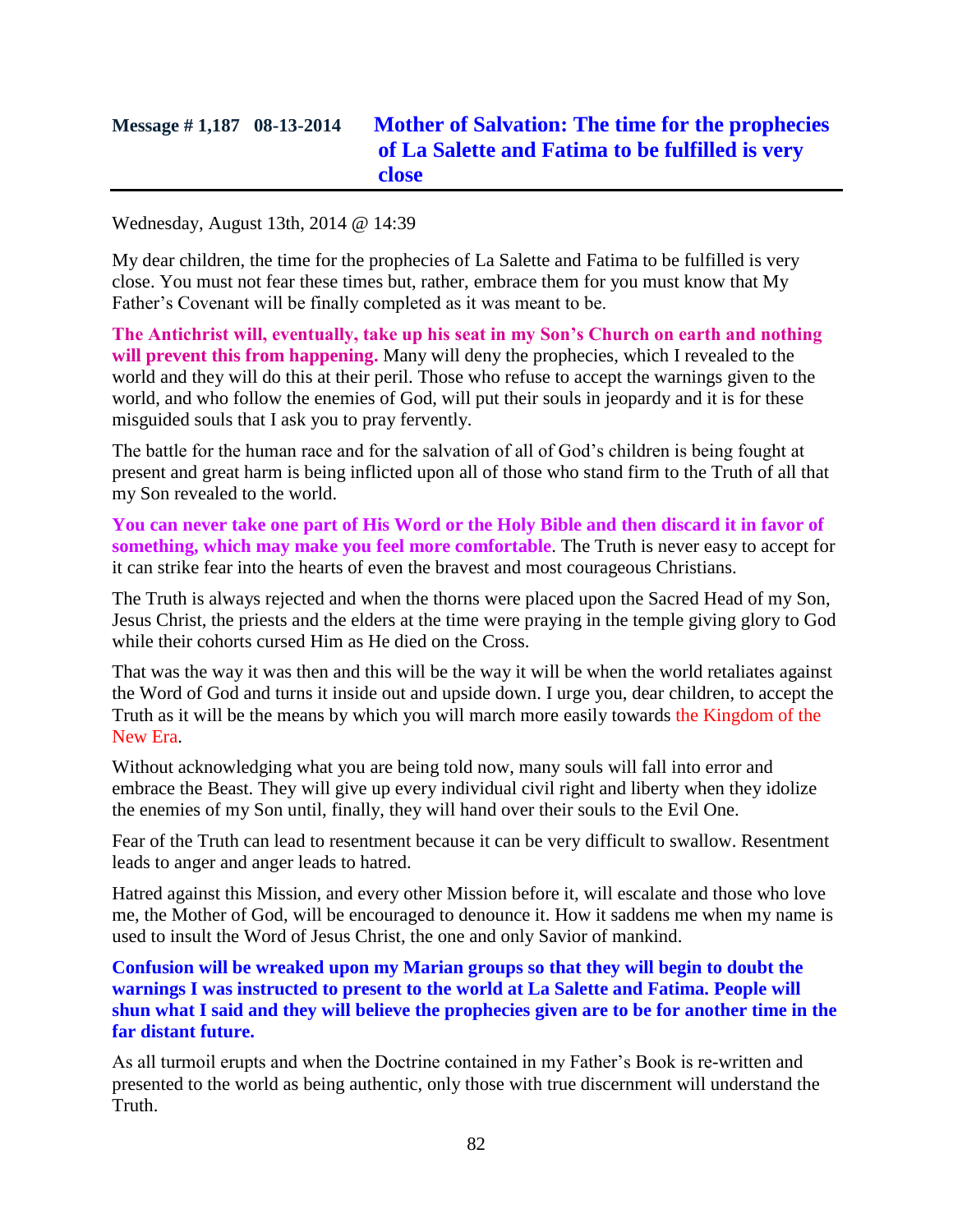## Message # 1,187 08-13-2014 **Mother of Salvation: The time for the prophecies of La Salette and Fatima to be fulfilled is very close**

Wednesday, August 13th, 2014 @ 14:39

My dear children, the time for the prophecies of La Salette and Fatima to be fulfilled is very close. You must not fear these times but, rather, embrace them for you must know that My Father's Covenant will be finally completed as it was meant to be.

**The Antichrist will, eventually, take up his seat in my Son's Church on earth and nothing will prevent this from happening.** Many will deny the prophecies, which I revealed to the world and they will do this at their peril. Those who refuse to accept the warnings given to the world, and who follow the enemies of God, will put their souls in jeopardy and it is for these misguided souls that I ask you to pray fervently.

The battle for the human race and for the salvation of all of God's children is being fought at present and great harm is being inflicted upon all of those who stand firm to the Truth of all that my Son revealed to the world.

**You can never take one part of His Word or the Holy Bible and then discard it in favor of something, which may make you feel more comfortable**. The Truth is never easy to accept for it can strike fear into the hearts of even the bravest and most courageous Christians.

The Truth is always rejected and when the thorns were placed upon the Sacred Head of my Son, Jesus Christ, the priests and the elders at the time were praying in the temple giving glory to God while their cohorts cursed Him as He died on the Cross.

That was the way it was then and this will be the way it will be when the world retaliates against the Word of God and turns it inside out and upside down. I urge you, dear children, to accept the Truth as it will be the means by which you will march more easily towards the Kingdom of the New Era.

Without acknowledging what you are being told now, many souls will fall into error and embrace the Beast. They will give up every individual civil right and liberty when they idolize the enemies of my Son until, finally, they will hand over their souls to the Evil One.

Fear of the Truth can lead to resentment because it can be very difficult to swallow. Resentment leads to anger and anger leads to hatred.

Hatred against this Mission, and every other Mission before it, will escalate and those who love me, the Mother of God, will be encouraged to denounce it. How it saddens me when my name is used to insult the Word of Jesus Christ, the one and only Savior of mankind.

**Confusion will be wreaked upon my Marian groups so that they will begin to doubt the warnings I was instructed to present to the world at La Salette and Fatima. People will shun what I said and they will believe the prophecies given are to be for another time in the far distant future.**

As all turmoil erupts and when the Doctrine contained in my Father's Book is re-written and presented to the world as being authentic, only those with true discernment will understand the Truth.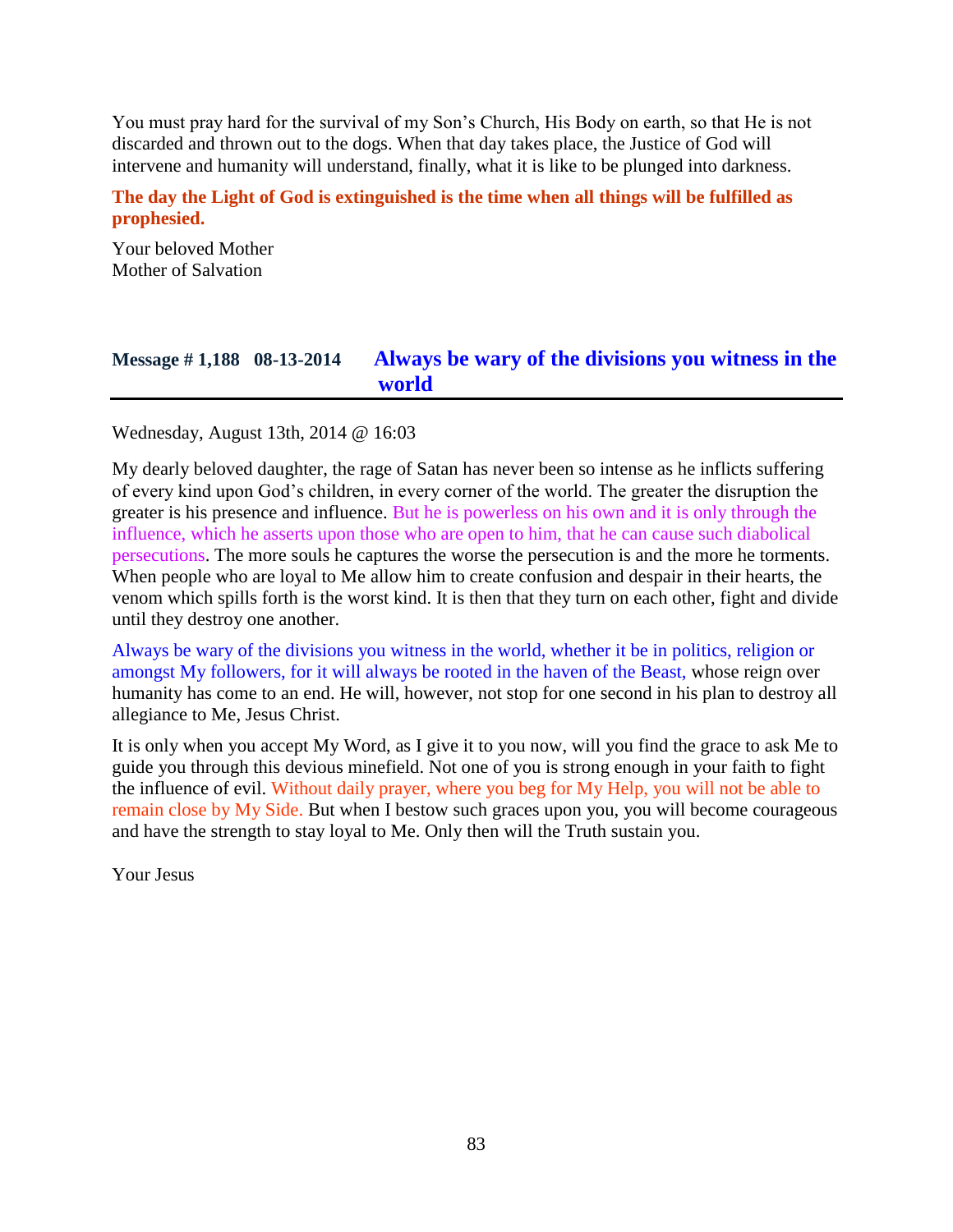You must pray hard for the survival of my Son's Church, His Body on earth, so that He is not discarded and thrown out to the dogs. When that day takes place, the Justice of God will intervene and humanity will understand, finally, what it is like to be plunged into darkness.

**The day the Light of God is extinguished is the time when all things will be fulfilled as prophesied.**

Your beloved Mother
Mother of Salvation

## Message # 1,188 08-13-2014 Always be wary of the divisions you witness in the world

Wednesday, August 13th, 2014 @ 16:03

My dearly beloved daughter, the rage of Satan has never been so intense as he inflicts suffering of every kind upon God's children, in every corner of the world. The greater the disruption the greater is his presence and influence. But he is powerless on his own and it is only through the influence, which he asserts upon those who are open to him, that he can cause such diabolical persecutions. The more souls he captures the worse the persecution is and the more he torments. When people who are loyal to Me allow him to create confusion and despair in their hearts, the venom which spills forth is the worst kind. It is then that they turn on each other, fight and divide until they destroy one another.

Always be wary of the divisions you witness in the world, whether it be in politics, religion or amongst My followers, for it will always be rooted in the haven of the Beast, whose reign over humanity has come to an end. He will, however, not stop for one second in his plan to destroy all allegiance to Me, Jesus Christ.

It is only when you accept My Word, as I give it to you now, will you find the grace to ask Me to guide you through this devious minefield. Not one of you is strong enough in your faith to fight the influence of evil. Without daily prayer, where you beg for My Help, you will not be able to remain close by My Side. But when I bestow such graces upon you, you will become courageous and have the strength to stay loyal to Me. Only then will the Truth sustain you.

Your Jesus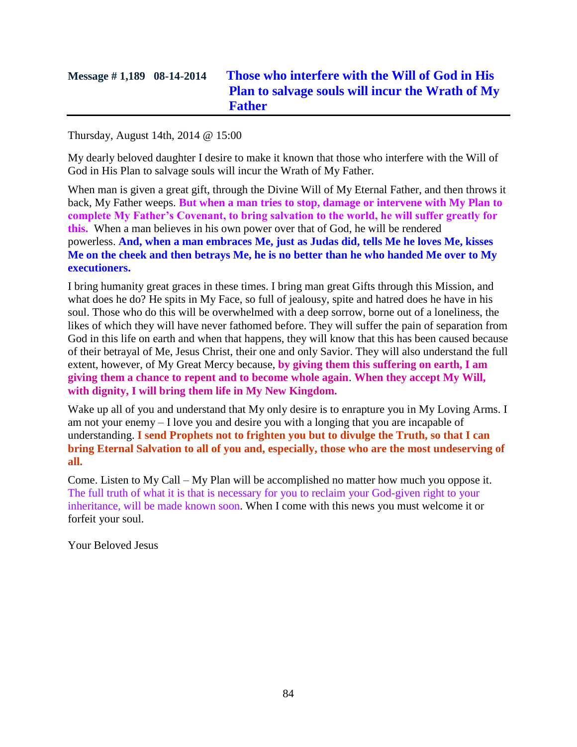## Message # 1,189 08-14-2014 Those who interfere with the Will of God in His Plan to salvage souls will incur the Wrath of My Father

Thursday, August 14th, 2014 @ 15:00

My dearly beloved daughter I desire to make it known that those who interfere with the Will of God in His Plan to salvage souls will incur the Wrath of My Father.

When man is given a great gift, through the Divine Will of My Eternal Father, and then throws it back, My Father weeps. **But when a man tries to stop, damage or intervene with My Plan to complete My Father's Covenant, to bring salvation to the world, he will suffer greatly for this.** When a man believes in his own power over that of God, he will be rendered powerless. **And, when a man embraces Me, just as Judas did, tells Me he loves Me, kisses Me on the cheek and then betrays Me, he is no better than he who handed Me over to My executioners.**

I bring humanity great graces in these times. I bring man great Gifts through this Mission, and what does he do? He spits in My Face, so full of jealousy, spite and hatred does he have in his soul. Those who do this will be overwhelmed with a deep sorrow, borne out of a loneliness, the likes of which they will have never fathomed before. They will suffer the pain of separation from God in this life on earth and when that happens, they will know that this has been caused because of their betrayal of Me, Jesus Christ, their one and only Savior. They will also understand the full extent, however, of My Great Mercy because, **by giving them this suffering on earth, I am giving them a chance to repent and to become whole again**. **When they accept My Will, with dignity, I will bring them life in My New Kingdom.**

Wake up all of you and understand that My only desire is to enrapture you in My Loving Arms. I am not your enemy – I love you and desire you with a longing that you are incapable of understanding. **I send Prophets not to frighten you but to divulge the Truth, so that I can bring Eternal Salvation to all of you and, especially, those who are the most undeserving of all.**

Come. Listen to My Call – My Plan will be accomplished no matter how much you oppose it. The full truth of what it is that is necessary for you to reclaim your God-given right to your inheritance, will be made known soon. When I come with this news you must welcome it or forfeit your soul.

Your Beloved Jesus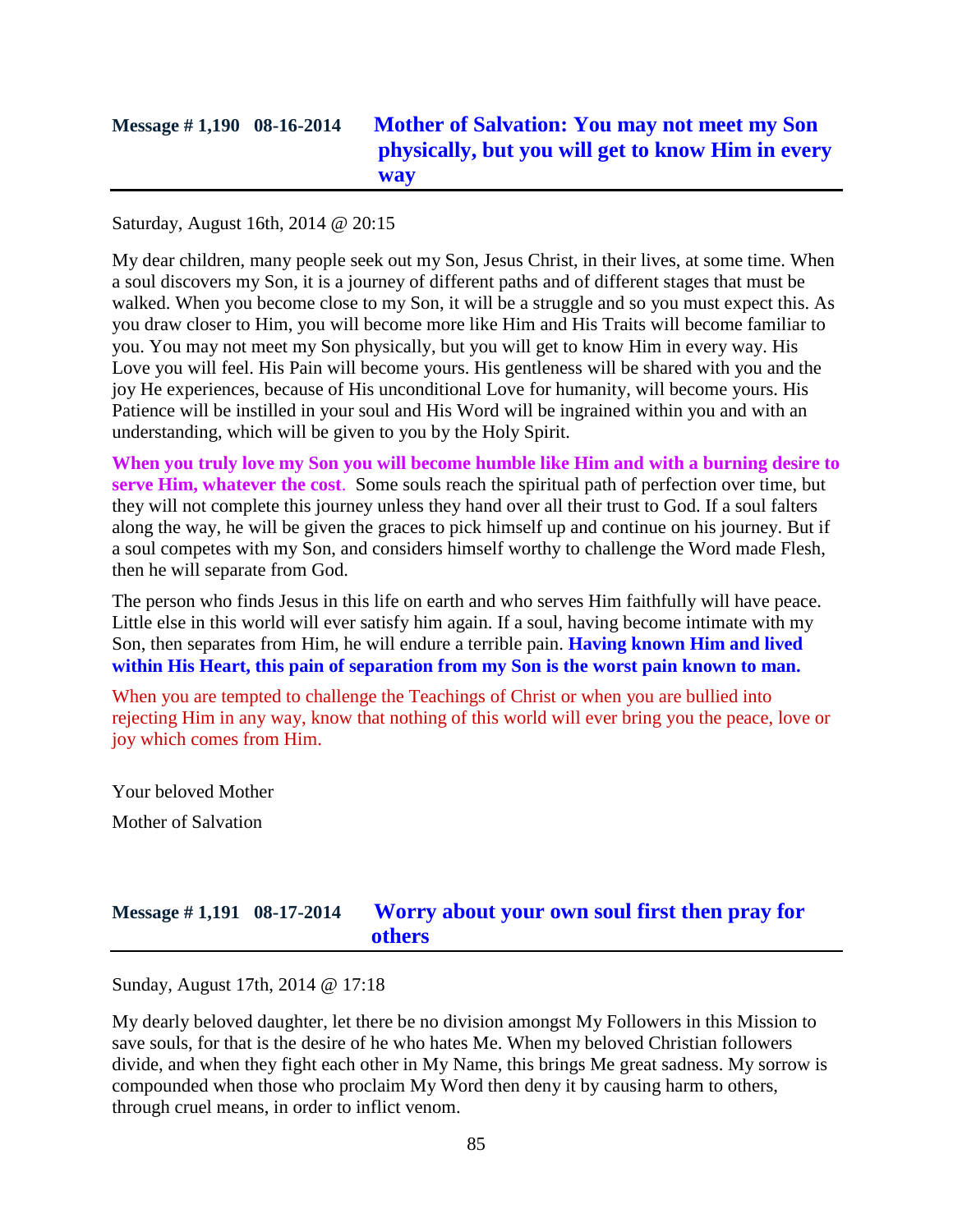## Message # 1,190 08-16-2014 Mother of Salvation: You may not meet my Son physically, but you will get to know Him in every way

Saturday, August 16th, 2014 @ 20:15

My dear children, many people seek out my Son, Jesus Christ, in their lives, at some time. When a soul discovers my Son, it is a journey of different paths and of different stages that must be walked. When you become close to my Son, it will be a struggle and so you must expect this. As you draw closer to Him, you will become more like Him and His Traits will become familiar to you. You may not meet my Son physically, but you will get to know Him in every way. His Love you will feel. His Pain will become yours. His gentleness will be shared with you and the joy He experiences, because of His unconditional Love for humanity, will become yours. His Patience will be instilled in your soul and His Word will be ingrained within you and with an understanding, which will be given to you by the Holy Spirit.

**When you truly love my Son you will become humble like Him and with a burning desire to serve Him, whatever the cost.** Some souls reach the spiritual path of perfection over time, but they will not complete this journey unless they hand over all their trust to God. If a soul falters along the way, he will be given the graces to pick himself up and continue on his journey. But if a soul competes with my Son, and considers himself worthy to challenge the Word made Flesh, then he will separate from God.

The person who finds Jesus in this life on earth and who serves Him faithfully will have peace. Little else in this world will ever satisfy him again. If a soul, having become intimate with my Son, then separates from Him, he will endure a terrible pain. **Having known Him and lived within His Heart, this pain of separation from my Son is the worst pain known to man.**

When you are tempted to challenge the Teachings of Christ or when you are bullied into rejecting Him in any way, know that nothing of this world will ever bring you the peace, love or joy which comes from Him.

Your beloved Mother

Mother of Salvation

## Message # 1,191 08-17-2014 Worry about your own soul first then pray for others

Sunday, August 17th, 2014 @ 17:18

My dearly beloved daughter, let there be no division amongst My Followers in this Mission to save souls, for that is the desire of he who hates Me. When my beloved Christian followers divide, and when they fight each other in My Name, this brings Me great sadness. My sorrow is compounded when those who proclaim My Word then deny it by causing harm to others, through cruel means, in order to inflict venom.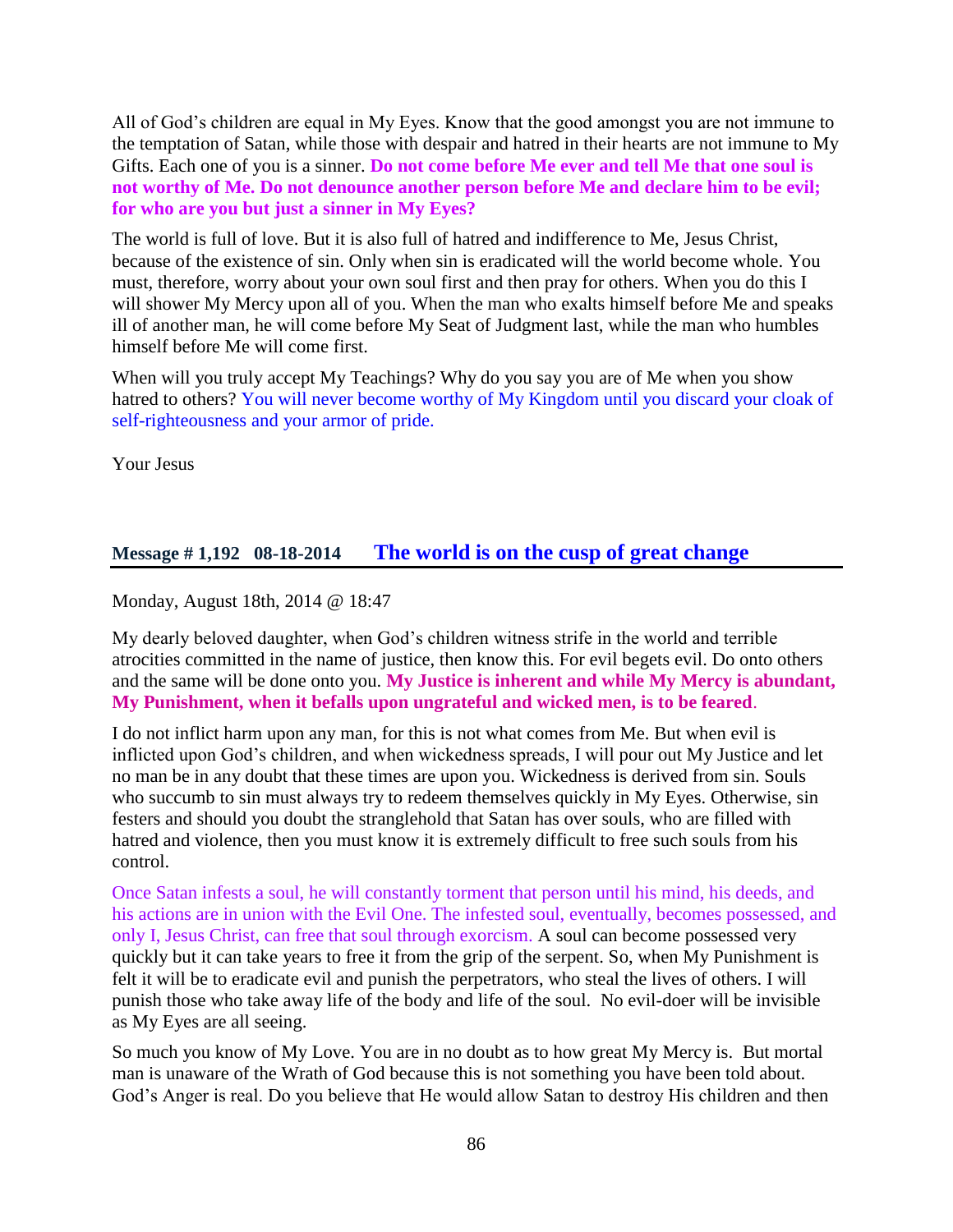All of God's children are equal in My Eyes. Know that the good amongst you are not immune to the temptation of Satan, while those with despair and hatred in their hearts are not immune to My Gifts. Each one of you is a sinner. **Do not come before Me ever and tell Me that one soul is not worthy of Me. Do not denounce another person before Me and declare him to be evil; for who are you but just a sinner in My Eyes?**

The world is full of love. But it is also full of hatred and indifference to Me, Jesus Christ, because of the existence of sin. Only when sin is eradicated will the world become whole. You must, therefore, worry about your own soul first and then pray for others. When you do this I will shower My Mercy upon all of you. When the man who exalts himself before Me and speaks ill of another man, he will come before My Seat of Judgment last, while the man who humbles himself before Me will come first.

When will you truly accept My Teachings? Why do you say you are of Me when you show hatred to others? You will never become worthy of My Kingdom until you discard your cloak of self-righteousness and your armor of pride.

Your Jesus

## Message # 1,192 08-18-2014 The world is on the cusp of great change

Monday, August 18th, 2014 @ 18:47

My dearly beloved daughter, when God's children witness strife in the world and terrible atrocities committed in the name of justice, then know this. For evil begets evil. Do onto others and the same will be done onto you. **My Justice is inherent and while My Mercy is abundant, My Punishment, when it befalls upon ungrateful and wicked men, is to be feared**.

I do not inflict harm upon any man, for this is not what comes from Me. But when evil is inflicted upon God's children, and when wickedness spreads, I will pour out My Justice and let no man be in any doubt that these times are upon you. Wickedness is derived from sin. Souls who succumb to sin must always try to redeem themselves quickly in My Eyes. Otherwise, sin festers and should you doubt the stranglehold that Satan has over souls, who are filled with hatred and violence, then you must know it is extremely difficult to free such souls from his control.

Once Satan infests a soul, he will constantly torment that person until his mind, his deeds, and his actions are in union with the Evil One. The infested soul, eventually, becomes possessed, and only I, Jesus Christ, can free that soul through exorcism. A soul can become possessed very quickly but it can take years to free it from the grip of the serpent. So, when My Punishment is felt it will be to eradicate evil and punish the perpetrators, who steal the lives of others. I will punish those who take away life of the body and life of the soul. No evil-doer will be invisible as My Eyes are all seeing.

So much you know of My Love. You are in no doubt as to how great My Mercy is. But mortal man is unaware of the Wrath of God because this is not something you have been told about. God's Anger is real. Do you believe that He would allow Satan to destroy His children and then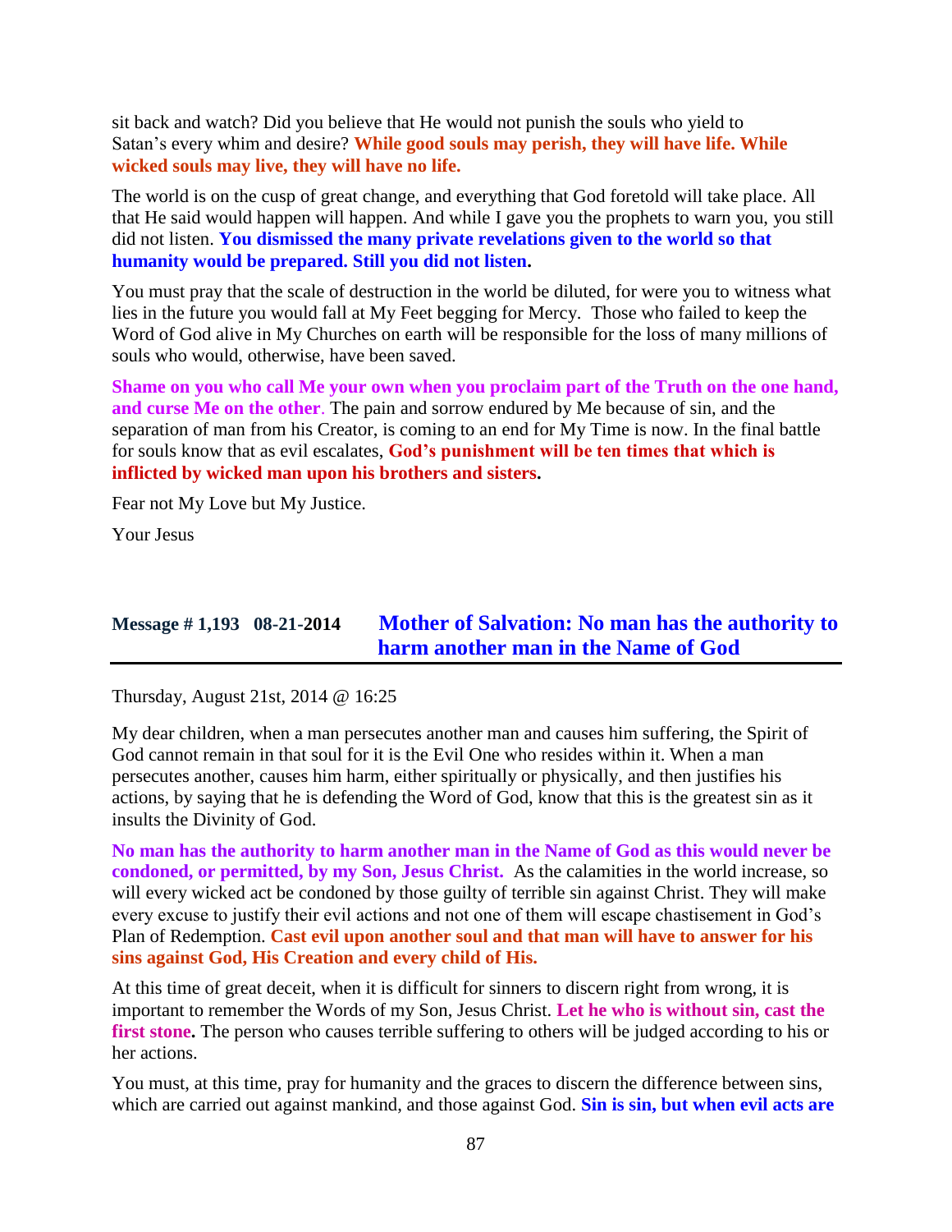sit back and watch? Did you believe that He would not punish the souls who yield to Satan's every whim and desire? **While good souls may perish, they will have life. While wicked souls may live, they will have no life.**

The world is on the cusp of great change, and everything that God foretold will take place. All that He said would happen will happen. And while I gave you the prophets to warn you, you still did not listen. **You dismissed the many private revelations given to the world so that humanity would be prepared. Still you did not listen.**

You must pray that the scale of destruction in the world be diluted, for were you to witness what lies in the future you would fall at My Feet begging for Mercy. Those who failed to keep the Word of God alive in My Churches on earth will be responsible for the loss of many millions of souls who would, otherwise, have been saved.

**Shame on you who call Me your own when you proclaim part of the Truth on the one hand, and curse Me on the other**. The pain and sorrow endured by Me because of sin, and the separation of man from his Creator, is coming to an end for My Time is now. In the final battle for souls know that as evil escalates, **God's punishment will be ten times that which is inflicted by wicked man upon his brothers and sisters.**

Fear not My Love but My Justice.

Your Jesus

## Message # 1,193 08-21-2014 Mother of Salvation: No man has the authority to harm another man in the Name of God

Thursday, August 21st, 2014 @ 16:25

My dear children, when a man persecutes another man and causes him suffering, the Spirit of God cannot remain in that soul for it is the Evil One who resides within it. When a man persecutes another, causes him harm, either spiritually or physically, and then justifies his actions, by saying that he is defending the Word of God, know that this is the greatest sin as it insults the Divinity of God.

**No man has the authority to harm another man in the Name of God as this would never be condoned, or permitted, by my Son, Jesus Christ.** As the calamities in the world increase, so will every wicked act be condoned by those guilty of terrible sin against Christ. They will make every excuse to justify their evil actions and not one of them will escape chastisement in God's Plan of Redemption. **Cast evil upon another soul and that man will have to answer for his sins against God, His Creation and every child of His.**

At this time of great deceit, when it is difficult for sinners to discern right from wrong, it is important to remember the Words of my Son, Jesus Christ. **Let he who is without sin, cast the first stone.** The person who causes terrible suffering to others will be judged according to his or her actions.

You must, at this time, pray for humanity and the graces to discern the difference between sins, which are carried out against mankind, and those against God. **Sin is sin, but when evil acts are**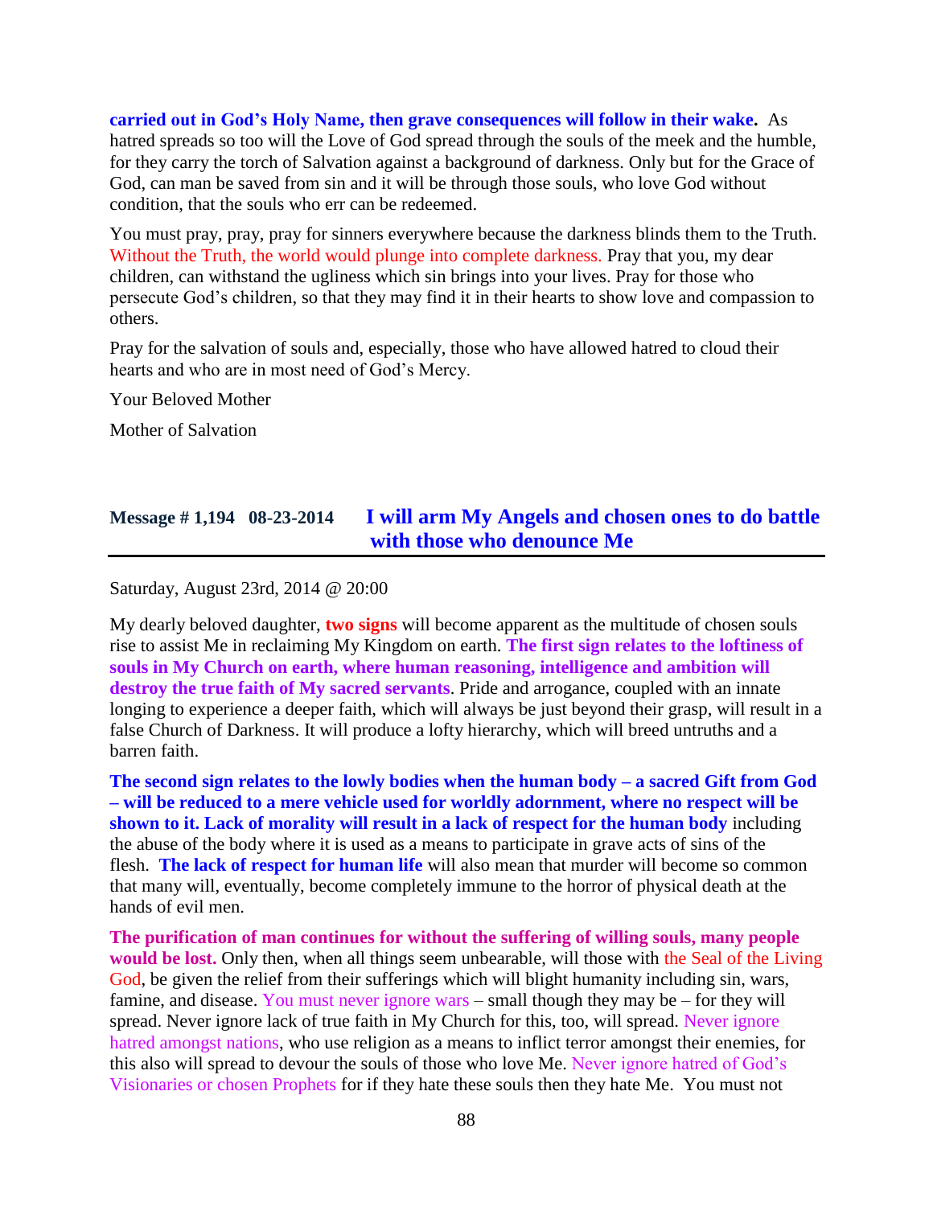**carried out in God's Holy Name, then grave consequences will follow in their wake.** As hatred spreads so too will the Love of God spread through the souls of the meek and the humble, for they carry the torch of Salvation against a background of darkness. Only but for the Grace of God, can man be saved from sin and it will be through those souls, who love God without condition, that the souls who err can be redeemed.

You must pray, pray, pray for sinners everywhere because the darkness blinds them to the Truth. Without the Truth, the world would plunge into complete darkness. Pray that you, my dear children, can withstand the ugliness which sin brings into your lives. Pray for those who persecute God's children, so that they may find it in their hearts to show love and compassion to others.

Pray for the salvation of souls and, especially, those who have allowed hatred to cloud their hearts and who are in most need of God's Mercy.

Your Beloved Mother

Mother of Salvation

## Message # 1,194 08-23-2014 I will arm My Angels and chosen ones to do battle with those who denounce Me

Saturday, August 23rd, 2014 @ 20:00

My dearly beloved daughter, **two signs** will become apparent as the multitude of chosen souls rise to assist Me in reclaiming My Kingdom on earth. **The first sign relates to the loftiness of souls in My Church on earth, where human reasoning, intelligence and ambition will destroy the true faith of My sacred servants**. Pride and arrogance, coupled with an innate longing to experience a deeper faith, which will always be just beyond their grasp, will result in a false Church of Darkness. It will produce a lofty hierarchy, which will breed untruths and a barren faith.

**The second sign relates to the lowly bodies when the human body – a sacred Gift from God – will be reduced to a mere vehicle used for worldly adornment, where no respect will be shown to it. Lack of morality will result in a lack of respect for the human body** including the abuse of the body where it is used as a means to participate in grave acts of sins of the flesh. **The lack of respect for human life** will also mean that murder will become so common that many will, eventually, become completely immune to the horror of physical death at the hands of evil men.

**The purification of man continues for without the suffering of willing souls, many people would be lost.** Only then, when all things seem unbearable, will those with the Seal of the Living God, be given the relief from their sufferings which will blight humanity including sin, wars, famine, and disease. You must never ignore wars – small though they may be – for they will spread. Never ignore lack of true faith in My Church for this, too, will spread. Never ignore hatred amongst nations, who use religion as a means to inflict terror amongst their enemies, for this also will spread to devour the souls of those who love Me. Never ignore hatred of God's Visionaries or chosen Prophets for if they hate these souls then they hate Me. You must not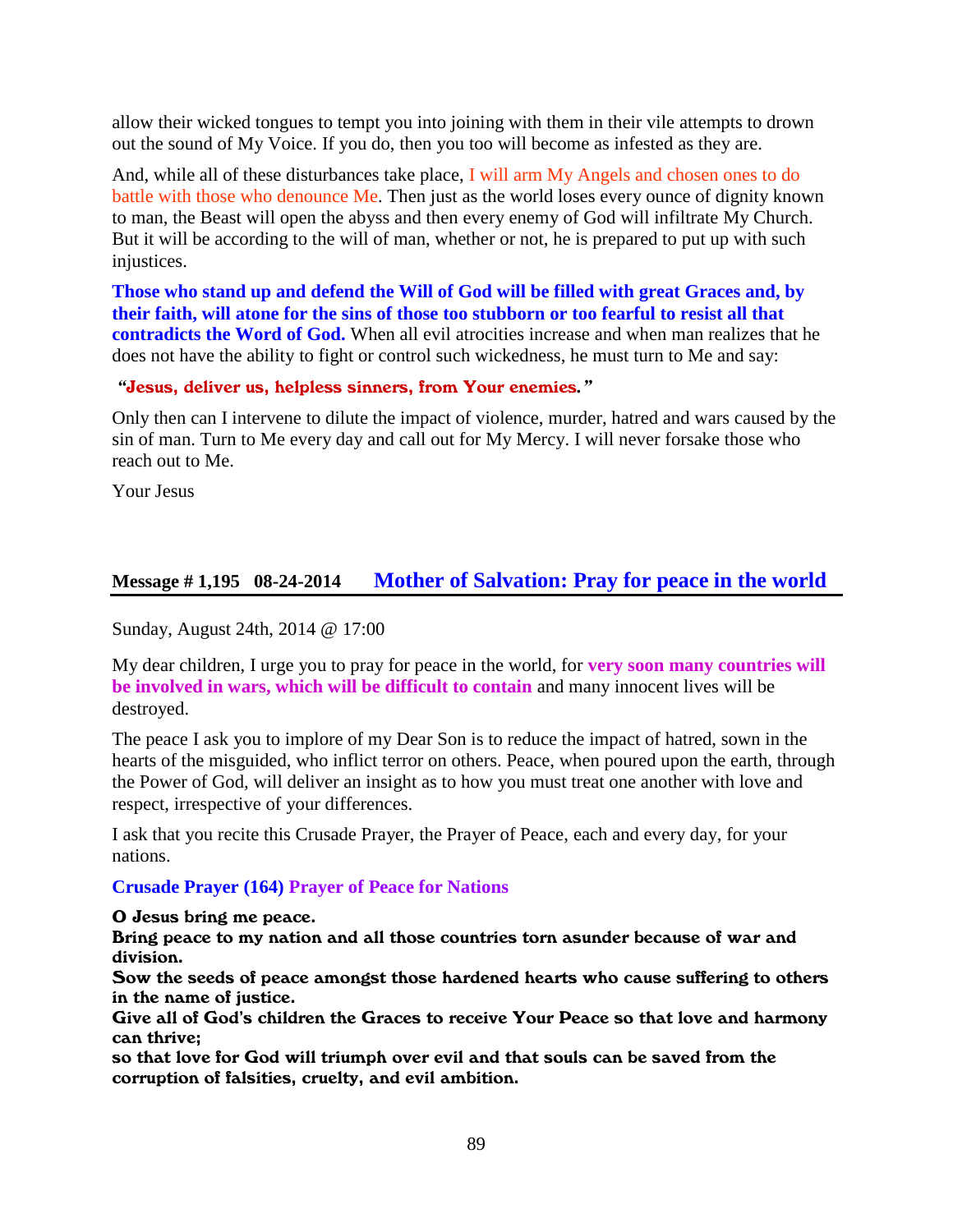allow their wicked tongues to tempt you into joining with them in their vile attempts to drown out the sound of My Voice. If you do, then you too will become as infested as they are.

And, while all of these disturbances take place, I will arm My Angels and chosen ones to do battle with those who denounce Me. Then just as the world loses every ounce of dignity known to man, the Beast will open the abyss and then every enemy of God will infiltrate My Church. But it will be according to the will of man, whether or not, he is prepared to put up with such injustices.

**Those who stand up and defend the Will of God will be filled with great Graces and, by their faith, will atone for the sins of those too stubborn or too fearful to resist all that contradicts the Word of God.** When all evil atrocities increase and when man realizes that he does not have the ability to fight or control such wickedness, he must turn to Me and say:

**"Jesus, deliver us, helpless sinners, from Your enemies."**

Only then can I intervene to dilute the impact of violence, murder, hatred and wars caused by the sin of man. Turn to Me every day and call out for My Mercy. I will never forsake those who reach out to Me.

Your Jesus

## Message # 1,195 08-24-2014 Mother of Salvation: Pray for peace in the world

Sunday, August 24th, 2014 @ 17:00

My dear children, I urge you to pray for peace in the world, for **very soon many countries will be involved in wars, which will be difficult to contain** and many innocent lives will be destroyed.

The peace I ask you to implore of my Dear Son is to reduce the impact of hatred, sown in the hearts of the misguided, who inflict terror on others. Peace, when poured upon the earth, through the Power of God, will deliver an insight as to how you must treat one another with love and respect, irrespective of your differences.

I ask that you recite this Crusade Prayer, the Prayer of Peace, each and every day, for your nations.

**Crusade Prayer (164) Prayer of Peace for Nations**

**O Jesus bring me peace.**
**Bring peace to my nation and all those countries torn asunder because of war and division.**
**Sow the seeds of peace amongst those hardened hearts who cause suffering to others in the name of justice.**
**Give all of God's children the Graces to receive Your Peace so that love and harmony can thrive;**
**so that love for God will triumph over evil and that souls can be saved from the corruption of falsities, cruelty, and evil ambition.**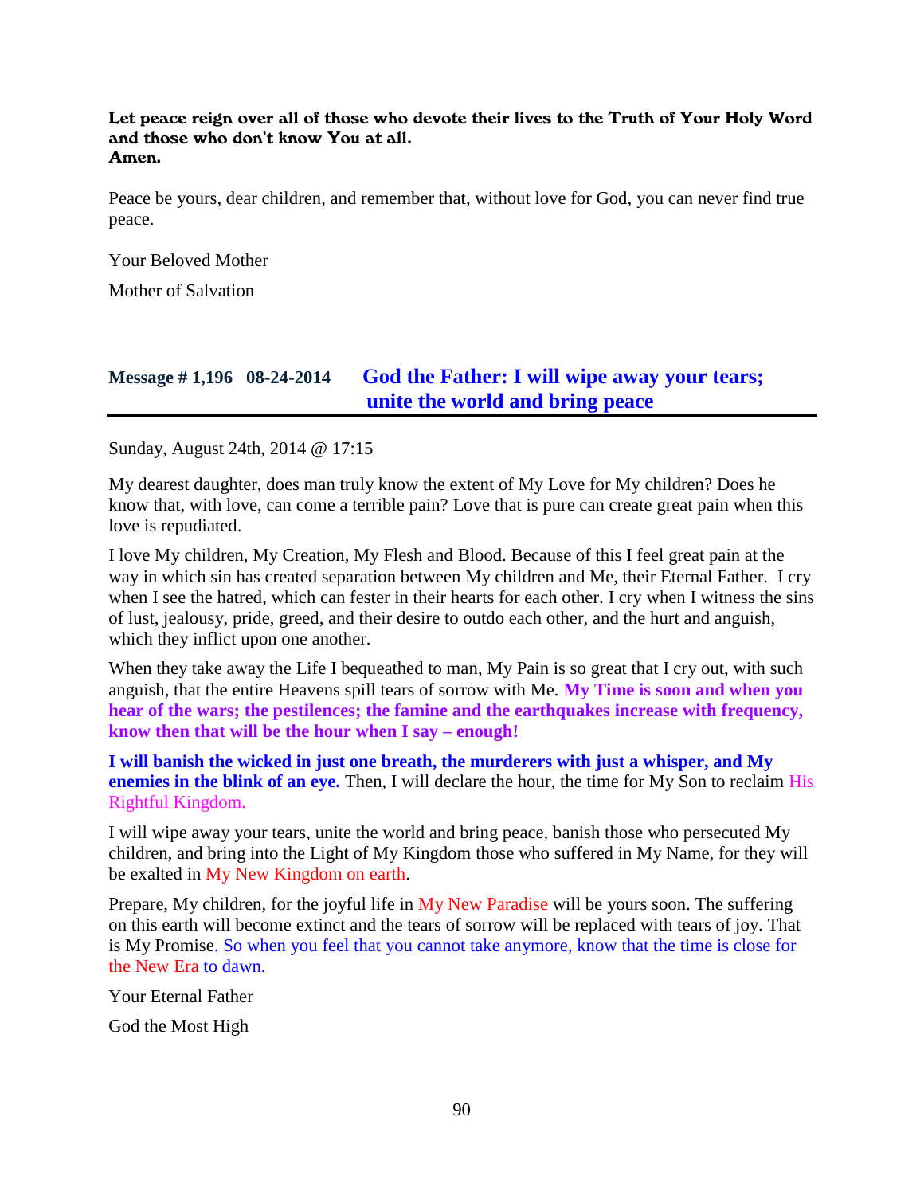**Let peace reign over all of those who devote their lives to the Truth of Your Holy Word and those who don't know You at all.**
**Amen.**

Peace be yours, dear children, and remember that, without love for God, you can never find true peace.

Your Beloved Mother

Mother of Salvation

## Message # 1,196 08-24-2014 God the Father: I will wipe away your tears; unite the world and bring peace

Sunday, August 24th, 2014 @ 17:15

My dearest daughter, does man truly know the extent of My Love for My children? Does he know that, with love, can come a terrible pain? Love that is pure can create great pain when this love is repudiated.

I love My children, My Creation, My Flesh and Blood. Because of this I feel great pain at the way in which sin has created separation between My children and Me, their Eternal Father. I cry when I see the hatred, which can fester in their hearts for each other. I cry when I witness the sins of lust, jealousy, pride, greed, and their desire to outdo each other, and the hurt and anguish, which they inflict upon one another.

When they take away the Life I bequeathed to man, My Pain is so great that I cry out, with such anguish, that the entire Heavens spill tears of sorrow with Me. **My Time is soon and when you hear of the wars; the pestilences; the famine and the earthquakes increase with frequency, know then that will be the hour when I say – enough!**

**I will banish the wicked in just one breath, the murderers with just a whisper, and My enemies in the blink of an eye.** Then, I will declare the hour, the time for My Son to reclaim His Rightful Kingdom.

I will wipe away your tears, unite the world and bring peace, banish those who persecuted My children, and bring into the Light of My Kingdom those who suffered in My Name, for they will be exalted in My New Kingdom on earth.

Prepare, My children, for the joyful life in My New Paradise will be yours soon. The suffering on this earth will become extinct and the tears of sorrow will be replaced with tears of joy. That is My Promise. So when you feel that you cannot take anymore, know that the time is close for the New Era to dawn.

Your Eternal Father

God the Most High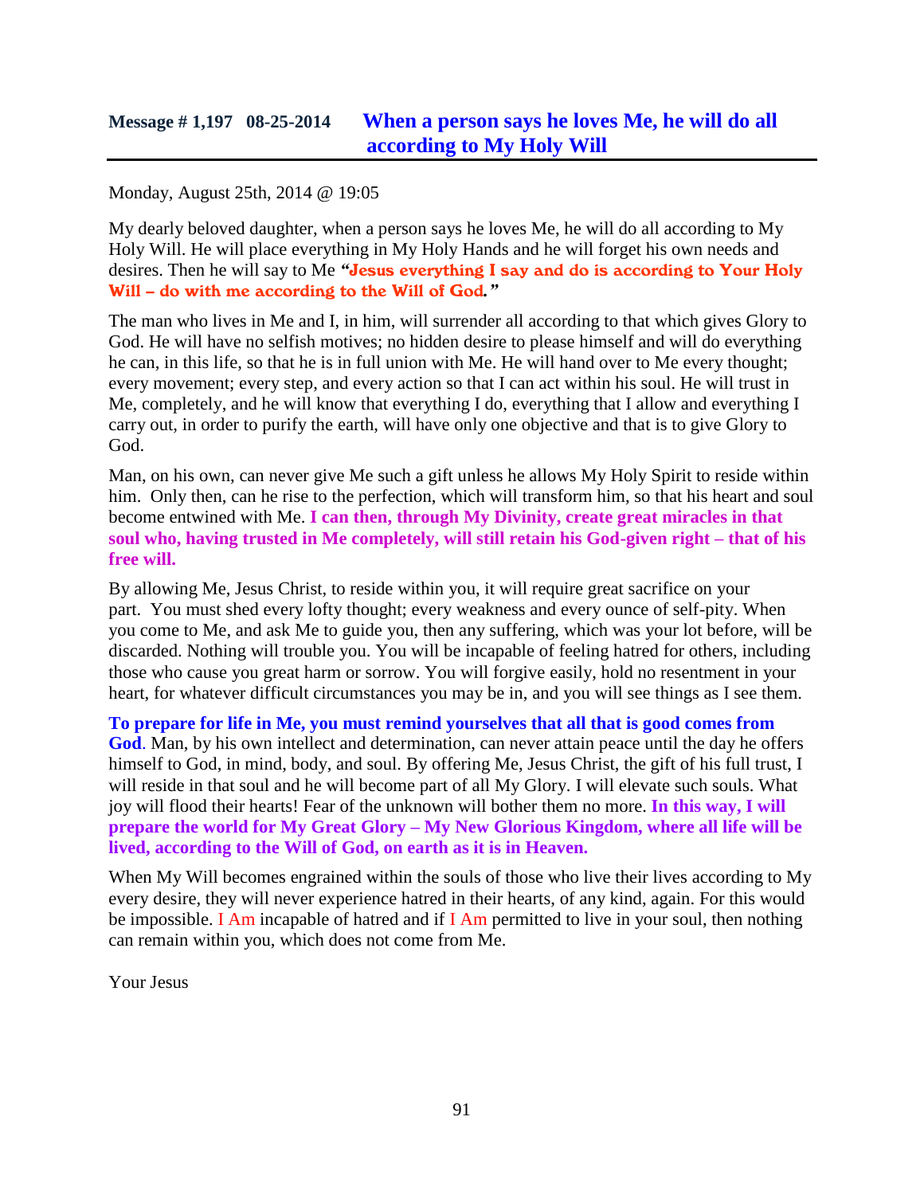## Message # 1,197 08-25-2014 When a person says he loves Me, he will do all according to My Holy Will

Monday, August 25th, 2014 @ 19:05

My dearly beloved daughter, when a person says he loves Me, he will do all according to My Holy Will. He will place everything in My Holy Hands and he will forget his own needs and desires. Then he will say to Me ***"Jesus everything I say and do is according to Your Holy Will – do with me according to the Will of God."***

The man who lives in Me and I, in him, will surrender all according to that which gives Glory to God. He will have no selfish motives; no hidden desire to please himself and will do everything he can, in this life, so that he is in full union with Me. He will hand over to Me every thought; every movement; every step, and every action so that I can act within his soul. He will trust in Me, completely, and he will know that everything I do, everything that I allow and everything I carry out, in order to purify the earth, will have only one objective and that is to give Glory to God.

Man, on his own, can never give Me such a gift unless he allows My Holy Spirit to reside within him. Only then, can he rise to the perfection, which will transform him, so that his heart and soul become entwined with Me. **I can then, through My Divinity, create great miracles in that soul who, having trusted in Me completely, will still retain his God-given right – that of his free will.**

By allowing Me, Jesus Christ, to reside within you, it will require great sacrifice on your part. You must shed every lofty thought; every weakness and every ounce of self-pity. When you come to Me, and ask Me to guide you, then any suffering, which was your lot before, will be discarded. Nothing will trouble you. You will be incapable of feeling hatred for others, including those who cause you great harm or sorrow. You will forgive easily, hold no resentment in your heart, for whatever difficult circumstances you may be in, and you will see things as I see them.

**To prepare for life in Me, you must remind yourselves that all that is good comes from God**. Man, by his own intellect and determination, can never attain peace until the day he offers himself to God, in mind, body, and soul. By offering Me, Jesus Christ, the gift of his full trust, I will reside in that soul and he will become part of all My Glory. I will elevate such souls. What joy will flood their hearts! Fear of the unknown will bother them no more. **In this way, I will prepare the world for My Great Glory – My New Glorious Kingdom, where all life will be lived, according to the Will of God, on earth as it is in Heaven.**

When My Will becomes engrained within the souls of those who live their lives according to My every desire, they will never experience hatred in their hearts, of any kind, again. For this would be impossible. I Am incapable of hatred and if I Am permitted to live in your soul, then nothing can remain within you, which does not come from Me.

Your Jesus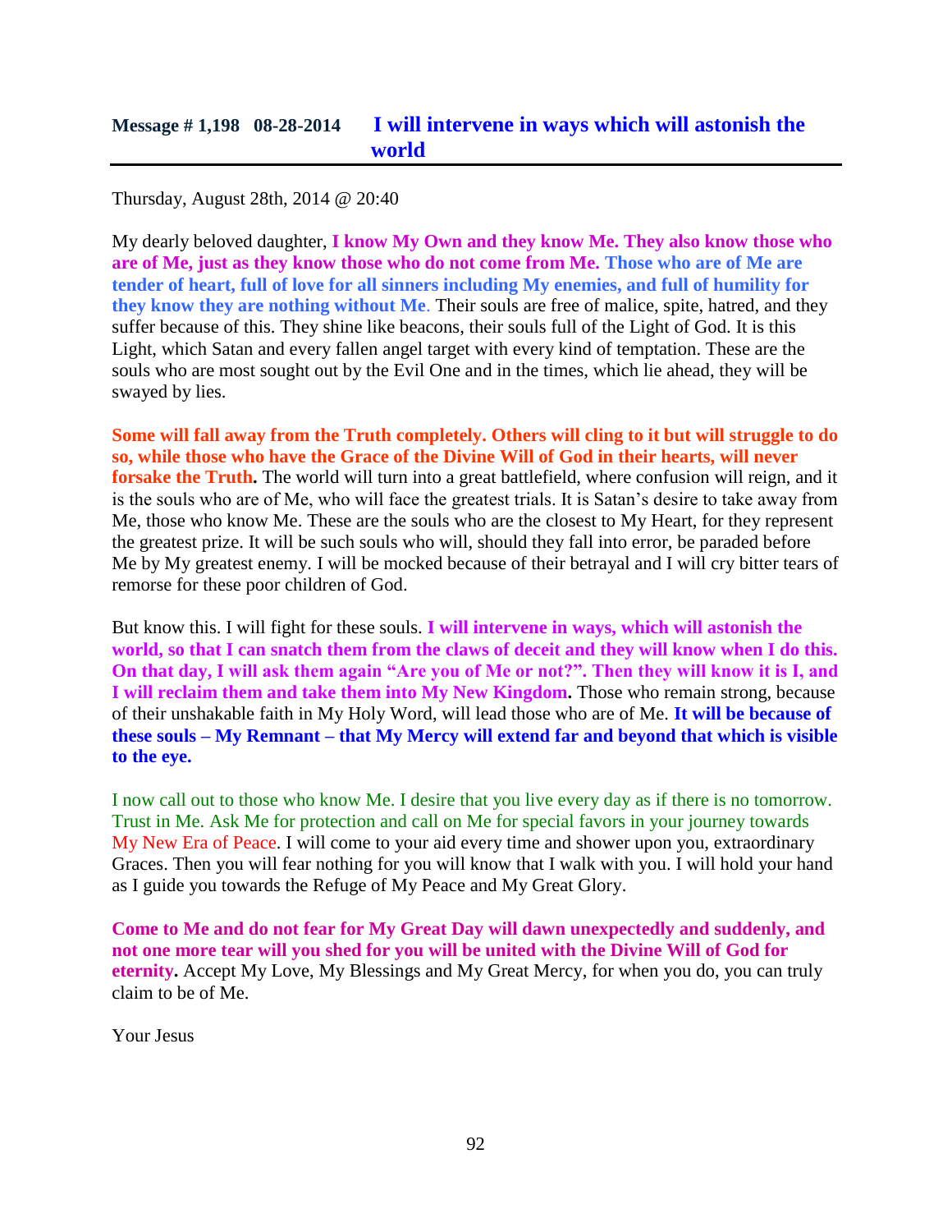## Message # 1,198 08-28-2014 I will intervene in ways which will astonish the world

Thursday, August 28th, 2014 @ 20:40

My dearly beloved daughter, **I know My Own and they know Me. They also know those who are of Me, just as they know those who do not come from Me. Those who are of Me are tender of heart, full of love for all sinners including My enemies, and full of humility for they know they are nothing without Me**. Their souls are free of malice, spite, hatred, and they suffer because of this. They shine like beacons, their souls full of the Light of God. It is this Light, which Satan and every fallen angel target with every kind of temptation. These are the souls who are most sought out by the Evil One and in the times, which lie ahead, they will be swayed by lies.

**Some will fall away from the Truth completely. Others will cling to it but will struggle to do so, while those who have the Grace of the Divine Will of God in their hearts, will never forsake the Truth.** The world will turn into a great battlefield, where confusion will reign, and it is the souls who are of Me, who will face the greatest trials. It is Satan's desire to take away from Me, those who know Me. These are the souls who are the closest to My Heart, for they represent the greatest prize. It will be such souls who will, should they fall into error, be paraded before Me by My greatest enemy. I will be mocked because of their betrayal and I will cry bitter tears of remorse for these poor children of God.

But know this. I will fight for these souls. **I will intervene in ways, which will astonish the world, so that I can snatch them from the claws of deceit and they will know when I do this. On that day, I will ask them again "Are you of Me or not?". Then they will know it is I, and I will reclaim them and take them into My New Kingdom.** Those who remain strong, because of their unshakable faith in My Holy Word, will lead those who are of Me. **It will be because of these souls – My Remnant – that My Mercy will extend far and beyond that which is visible to the eye.**

I now call out to those who know Me. I desire that you live every day as if there is no tomorrow. Trust in Me. Ask Me for protection and call on Me for special favors in your journey towards My New Era of Peace. I will come to your aid every time and shower upon you, extraordinary Graces. Then you will fear nothing for you will know that I walk with you. I will hold your hand as I guide you towards the Refuge of My Peace and My Great Glory.

**Come to Me and do not fear for My Great Day will dawn unexpectedly and suddenly, and not one more tear will you shed for you will be united with the Divine Will of God for eternity.** Accept My Love, My Blessings and My Great Mercy, for when you do, you can truly claim to be of Me.

Your Jesus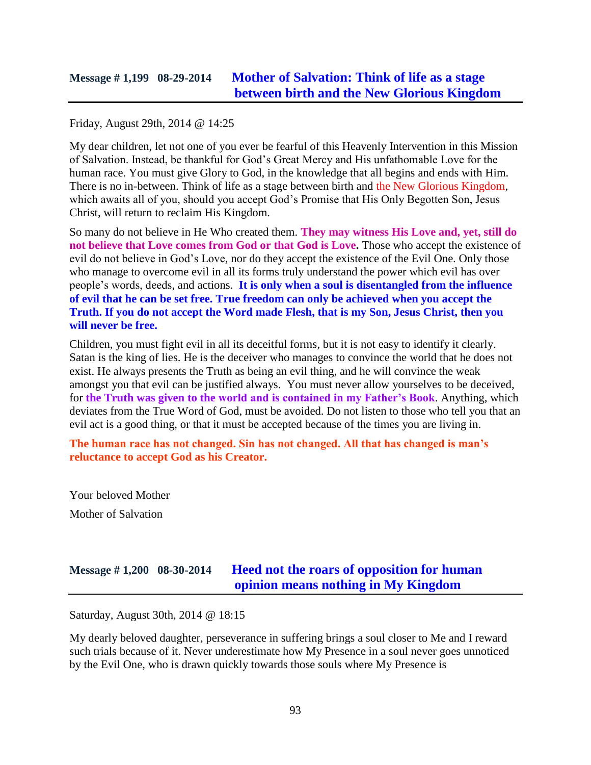## Message # 1,199 08-29-2014 Mother of Salvation: Think of life as a stage between birth and the New Glorious Kingdom

Friday, August 29th, 2014 @ 14:25

My dear children, let not one of you ever be fearful of this Heavenly Intervention in this Mission of Salvation. Instead, be thankful for God's Great Mercy and His unfathomable Love for the human race. You must give Glory to God, in the knowledge that all begins and ends with Him. There is no in-between. Think of life as a stage between birth and the New Glorious Kingdom, which awaits all of you, should you accept God's Promise that His Only Begotten Son, Jesus Christ, will return to reclaim His Kingdom.

So many do not believe in He Who created them. **They may witness His Love and, yet, still do not believe that Love comes from God or that God is Love.** Those who accept the existence of evil do not believe in God's Love, nor do they accept the existence of the Evil One. Only those who manage to overcome evil in all its forms truly understand the power which evil has over people's words, deeds, and actions. **It is only when a soul is disentangled from the influence of evil that he can be set free. True freedom can only be achieved when you accept the Truth. If you do not accept the Word made Flesh, that is my Son, Jesus Christ, then you will never be free.**

Children, you must fight evil in all its deceitful forms, but it is not easy to identify it clearly. Satan is the king of lies. He is the deceiver who manages to convince the world that he does not exist. He always presents the Truth as being an evil thing, and he will convince the weak amongst you that evil can be justified always. You must never allow yourselves to be deceived, for **the Truth was given to the world and is contained in my Father's Book**. Anything, which deviates from the True Word of God, must be avoided. Do not listen to those who tell you that an evil act is a good thing, or that it must be accepted because of the times you are living in.

**The human race has not changed. Sin has not changed. All that has changed is man's reluctance to accept God as his Creator.**

Your beloved Mother

Mother of Salvation

## Message # 1,200 08-30-2014 Heed not the roars of opposition for human opinion means nothing in My Kingdom

Saturday, August 30th, 2014 @ 18:15

My dearly beloved daughter, perseverance in suffering brings a soul closer to Me and I reward such trials because of it. Never underestimate how My Presence in a soul never goes unnoticed by the Evil One, who is drawn quickly towards those souls where My Presence is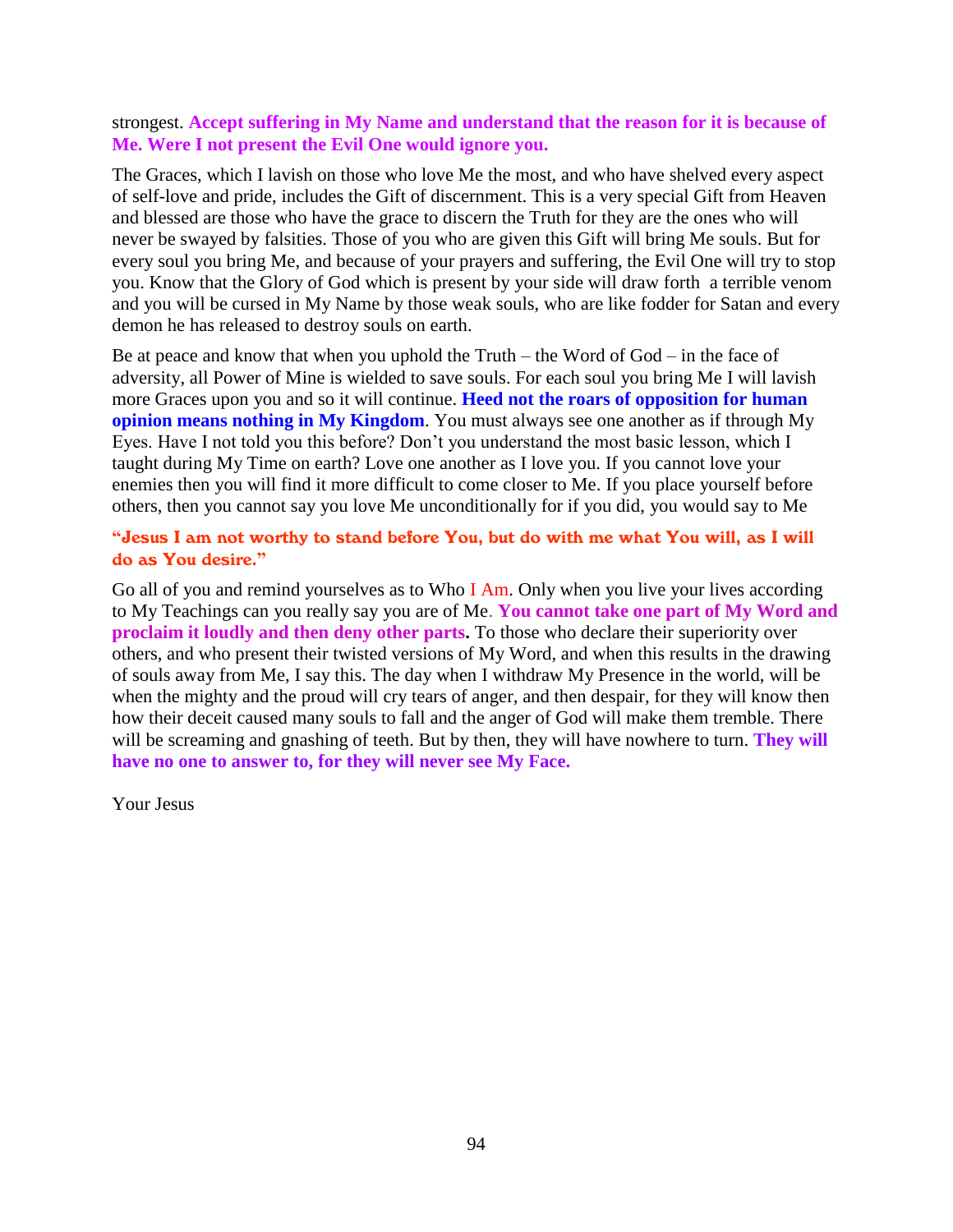strongest. **Accept suffering in My Name and understand that the reason for it is because of Me. Were I not present the Evil One would ignore you.**

The Graces, which I lavish on those who love Me the most, and who have shelved every aspect of self-love and pride, includes the Gift of discernment. This is a very special Gift from Heaven and blessed are those who have the grace to discern the Truth for they are the ones who will never be swayed by falsities. Those of you who are given this Gift will bring Me souls. But for every soul you bring Me, and because of your prayers and suffering, the Evil One will try to stop you. Know that the Glory of God which is present by your side will draw forth a terrible venom and you will be cursed in My Name by those weak souls, who are like fodder for Satan and every demon he has released to destroy souls on earth.

Be at peace and know that when you uphold the Truth – the Word of God – in the face of adversity, all Power of Mine is wielded to save souls. For each soul you bring Me I will lavish more Graces upon you and so it will continue. **Heed not the roars of opposition for human opinion means nothing in My Kingdom**. You must always see one another as if through My Eyes. Have I not told you this before? Don't you understand the most basic lesson, which I taught during My Time on earth? Love one another as I love you. If you cannot love your enemies then you will find it more difficult to come closer to Me. If you place yourself before others, then you cannot say you love Me unconditionally for if you did, you would say to Me

**"Jesus I am not worthy to stand before You, but do with me what You will, as I will do as You desire."**

Go all of you and remind yourselves as to Who I Am. Only when you live your lives according to My Teachings can you really say you are of Me. **You cannot take one part of My Word and proclaim it loudly and then deny other parts.** To those who declare their superiority over others, and who present their twisted versions of My Word, and when this results in the drawing of souls away from Me, I say this. The day when I withdraw My Presence in the world, will be when the mighty and the proud will cry tears of anger, and then despair, for they will know then how their deceit caused many souls to fall and the anger of God will make them tremble. There will be screaming and gnashing of teeth. But by then, they will have nowhere to turn. **They will have no one to answer to, for they will never see My Face.**

Your Jesus